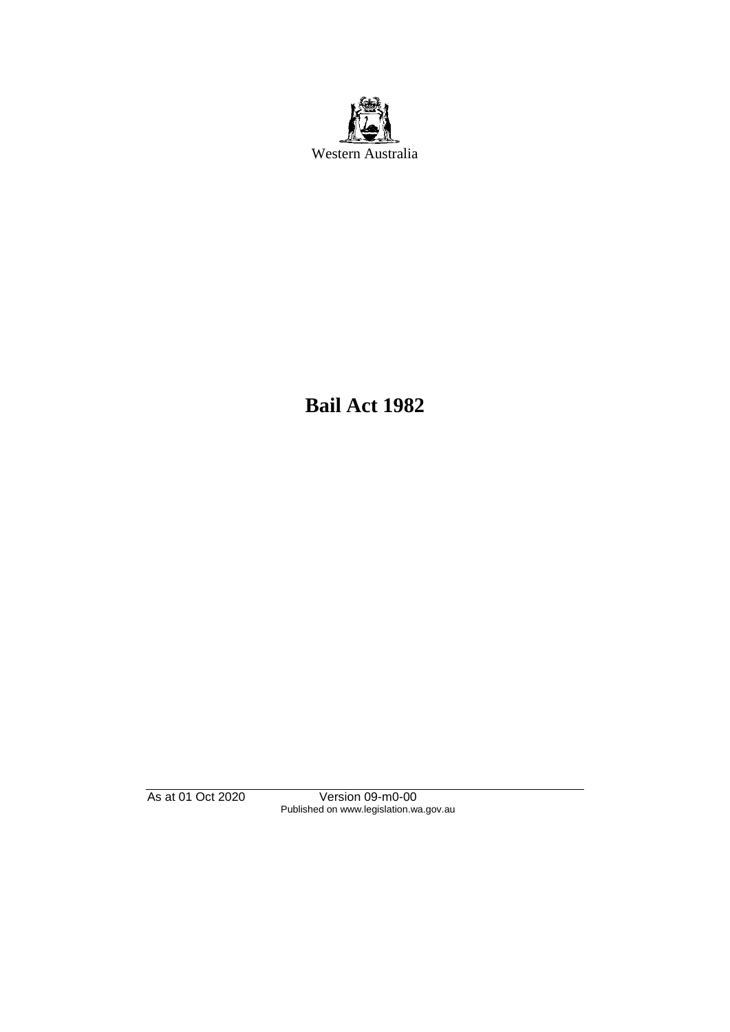Western Australia

# Bail Act 1982

As at 01 Oct 2020 Version 09-m0-00
Published on www.legislation.wa.gov.au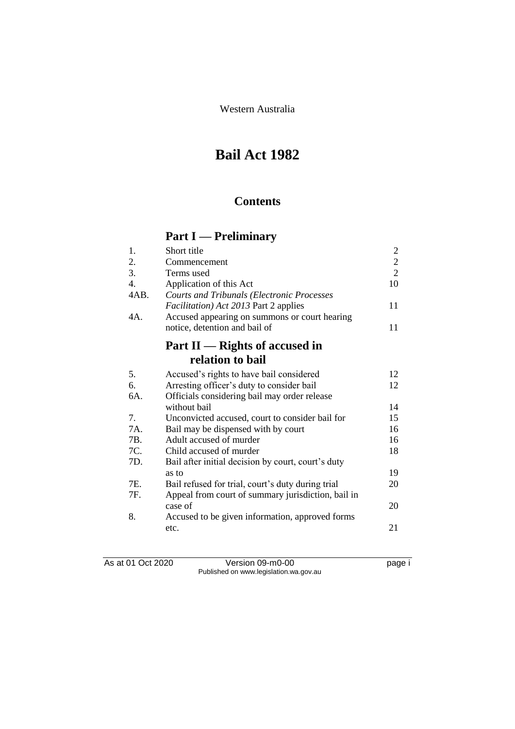Western Australia

# Bail Act 1982

## Contents

### Part I — Preliminary

| | | |
|---|---|---|
| 1. | Short title | 2 |
| 2. | Commencement | 2 |
| 3. | Terms used | 2 |
| 4. | Application of this Act | 10 |
| 4AB. | *Courts and Tribunals (Electronic Processes Facilitation) Act 2013* Part 2 applies | 11 |
| 4A. | Accused appearing on summons or court hearing notice, detention and bail of | 11 |

### Part II — Rights of accused in relation to bail

| | | |
|---|---|---|
| 5. | Accused's rights to have bail considered | 12 |
| 6. | Arresting officer's duty to consider bail | 12 |
| 6A. | Officials considering bail may order release without bail | 14 |
| 7. | Unconvicted accused, court to consider bail for | 15 |
| 7A. | Bail may be dispensed with by court | 16 |
| 7B. | Adult accused of murder | 16 |
| 7C. | Child accused of murder | 18 |
| 7D. | Bail after initial decision by court, court's duty as to | 19 |
| 7E. | Bail refused for trial, court's duty during trial | 20 |
| 7F. | Appeal from court of summary jurisdiction, bail in case of | 20 |
| 8. | Accused to be given information, approved forms etc. | 21 |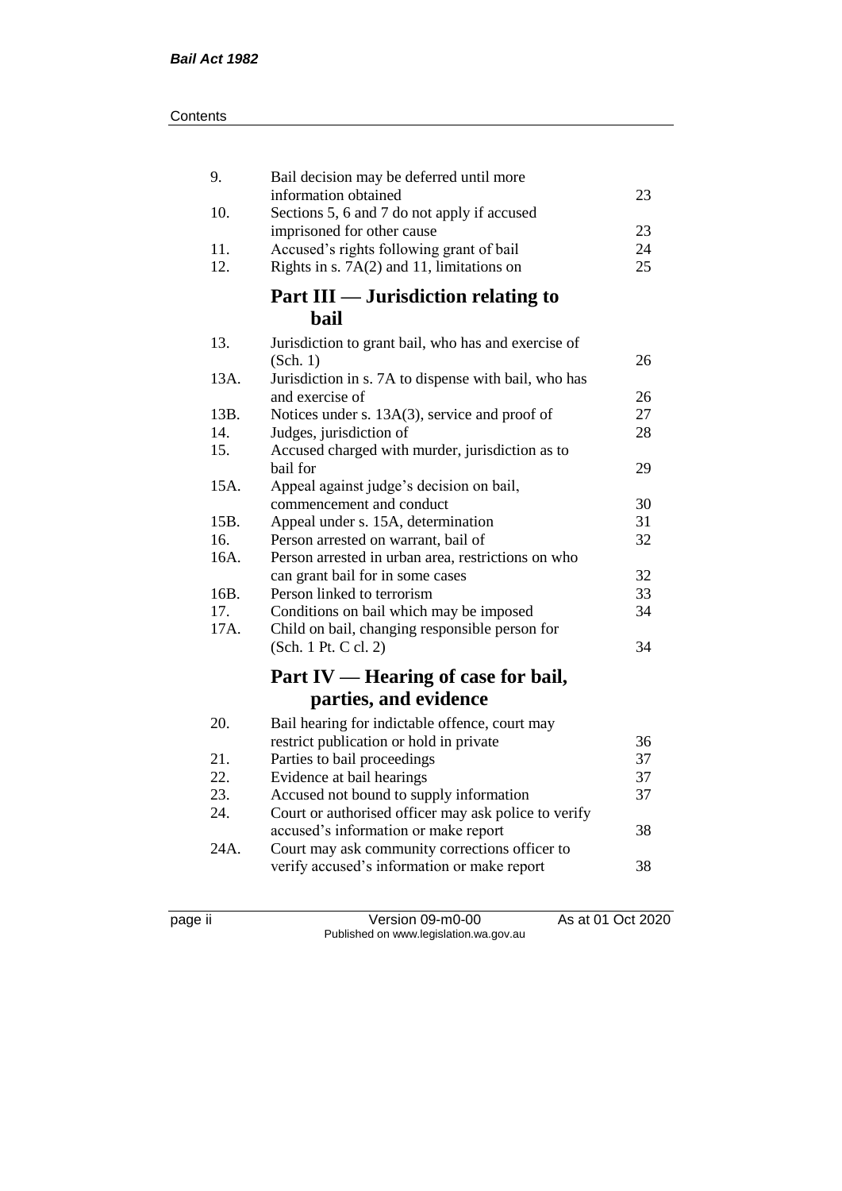| | | |
|---|---|---|
| 9. | Bail decision may be deferred until more information obtained | 23 |
| 10. | Sections 5, 6 and 7 do not apply if accused imprisoned for other cause | 23 |
| 11. | Accused's rights following grant of bail | 24 |
| 12. | Rights in s. 7A(2) and 11, limitations on | 25 |

## Part III — Jurisdiction relating to bail

| | | |
|---|---|---|
| 13. | Jurisdiction to grant bail, who has and exercise of (Sch. 1) | 26 |
| 13A. | Jurisdiction in s. 7A to dispense with bail, who has and exercise of | 26 |
| 13B. | Notices under s. 13A(3), service and proof of | 27 |
| 14. | Judges, jurisdiction of | 28 |
| 15. | Accused charged with murder, jurisdiction as to bail for | 29 |
| 15A. | Appeal against judge's decision on bail, commencement and conduct | 30 |
| 15B. | Appeal under s. 15A, determination | 31 |
| 16. | Person arrested on warrant, bail of | 32 |
| 16A. | Person arrested in urban area, restrictions on who can grant bail for in some cases | 32 |
| 16B. | Person linked to terrorism | 33 |
| 17. | Conditions on bail which may be imposed | 34 |
| 17A. | Child on bail, changing responsible person for (Sch. 1 Pt. C cl. 2) | 34 |

## Part IV — Hearing of case for bail, parties, and evidence

| | | |
|---|---|---|
| 20. | Bail hearing for indictable offence, court may restrict publication or hold in private | 36 |
| 21. | Parties to bail proceedings | 37 |
| 22. | Evidence at bail hearings | 37 |
| 23. | Accused not bound to supply information | 37 |
| 24. | Court or authorised officer may ask police to verify accused's information or make report | 38 |
| 24A. | Court may ask community corrections officer to verify accused's information or make report | 38 |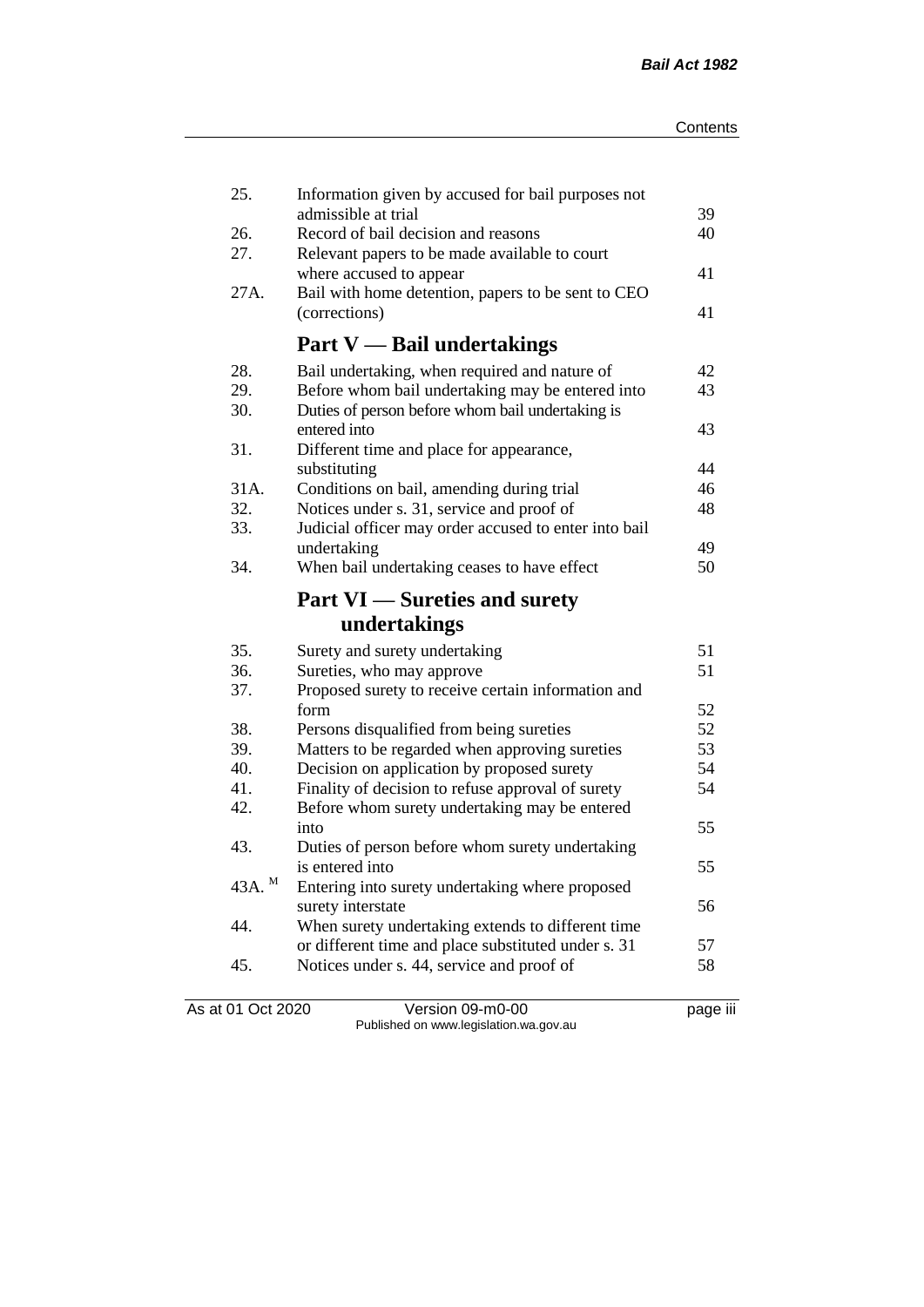| | | |
|---|---|---|
| 25. | Information given by accused for bail purposes not admissible at trial | 39 |
| 26. | Record of bail decision and reasons | 40 |
| 27. | Relevant papers to be made available to court where accused to appear | 41 |
| 27A. | Bail with home detention, papers to be sent to CEO (corrections) | 41 |

## Part V — Bail undertakings

| | | |
|---|---|---|
| 28. | Bail undertaking, when required and nature of | 42 |
| 29. | Before whom bail undertaking may be entered into | 43 |
| 30. | Duties of person before whom bail undertaking is entered into | 43 |
| 31. | Different time and place for appearance, substituting | 44 |
| 31A. | Conditions on bail, amending during trial | 46 |
| 32. | Notices under s. 31, service and proof of | 48 |
| 33. | Judicial officer may order accused to enter into bail undertaking | 49 |
| 34. | When bail undertaking ceases to have effect | 50 |

## Part VI — Sureties and surety undertakings

| | | |
|---|---|---|
| 35. | Surety and surety undertaking | 51 |
| 36. | Sureties, who may approve | 51 |
| 37. | Proposed surety to receive certain information and form | 52 |
| 38. | Persons disqualified from being sureties | 52 |
| 39. | Matters to be regarded when approving sureties | 53 |
| 40. | Decision on application by proposed surety | 54 |
| 41. | Finality of decision to refuse approval of surety | 54 |
| 42. | Before whom surety undertaking may be entered into | 55 |
| 43. | Duties of person before whom surety undertaking is entered into | 55 |
| 43A. [M] | Entering into surety undertaking where proposed surety interstate | 56 |
| 44. | When surety undertaking extends to different time or different time and place substituted under s. 31 | 57 |
| 45. | Notices under s. 44, service and proof of | 58 |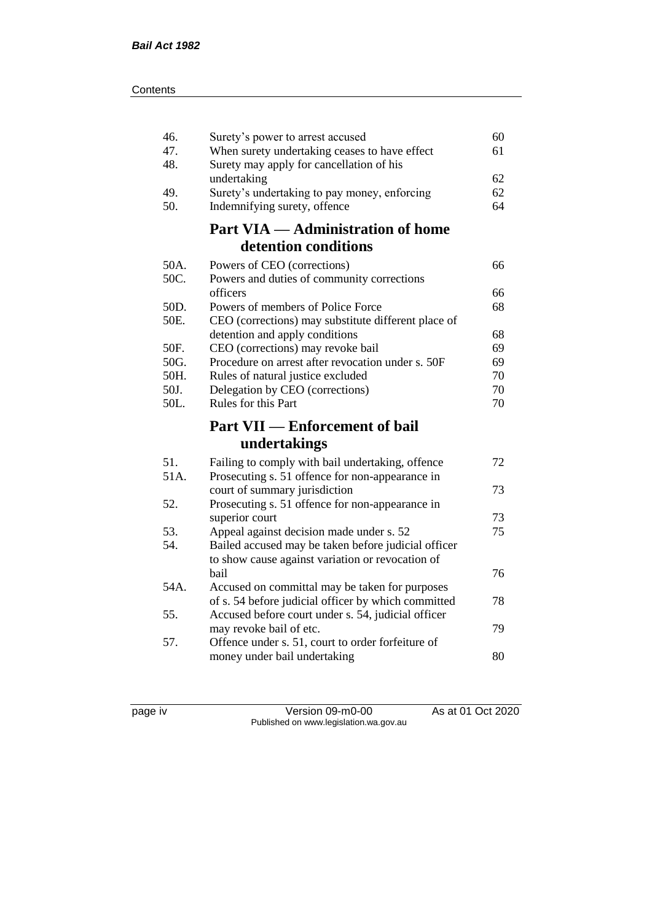| | | |
|---|---|---|
| 46. | Surety's power to arrest accused | 60 |
| 47. | When surety undertaking ceases to have effect | 61 |
| 48. | Surety may apply for cancellation of his undertaking | 62 |
| 49. | Surety's undertaking to pay money, enforcing | 62 |
| 50. | Indemnifying surety, offence | 64 |

## Part VIA — Administration of home detention conditions

| | | |
|---|---|---|
| 50A. | Powers of CEO (corrections) | 66 |
| 50C. | Powers and duties of community corrections officers | 66 |
| 50D. | Powers of members of Police Force | 68 |
| 50E. | CEO (corrections) may substitute different place of detention and apply conditions | 68 |
| 50F. | CEO (corrections) may revoke bail | 69 |
| 50G. | Procedure on arrest after revocation under s. 50F | 69 |
| 50H. | Rules of natural justice excluded | 70 |
| 50J. | Delegation by CEO (corrections) | 70 |
| 50L. | Rules for this Part | 70 |

## Part VII — Enforcement of bail undertakings

| | | |
|---|---|---|
| 51. | Failing to comply with bail undertaking, offence | 72 |
| 51A. | Prosecuting s. 51 offence for non-appearance in court of summary jurisdiction | 73 |
| 52. | Prosecuting s. 51 offence for non-appearance in superior court | 73 |
| 53. | Appeal against decision made under s. 52 | 75 |
| 54. | Bailed accused may be taken before judicial officer to show cause against variation or revocation of bail | 76 |
| 54A. | Accused on committal may be taken for purposes of s. 54 before judicial officer by which committed | 78 |
| 55. | Accused before court under s. 54, judicial officer may revoke bail of etc. | 79 |
| 57. | Offence under s. 51, court to order forfeiture of money under bail undertaking | 80 |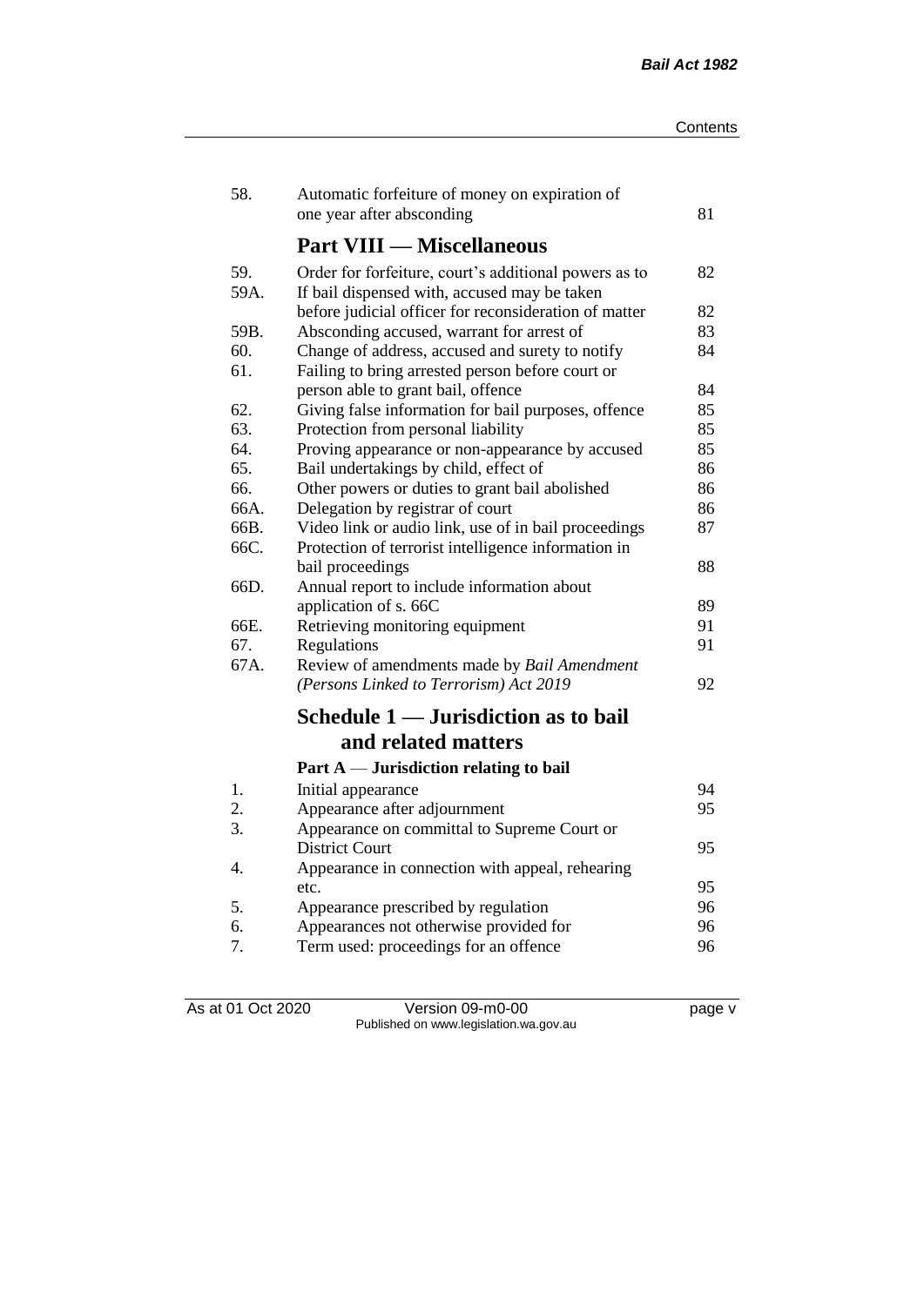| | | |
|---|---|---|
| 58. | Automatic forfeiture of money on expiration of one year after absconding | 81 |

## Part VIII — Miscellaneous

| | | |
|---|---|---|
| 59. | Order for forfeiture, court's additional powers as to | 82 |
| 59A. | If bail dispensed with, accused may be taken before judicial officer for reconsideration of matter | 82 |
| 59B. | Absconding accused, warrant for arrest of | 83 |
| 60. | Change of address, accused and surety to notify | 84 |
| 61. | Failing to bring arrested person before court or person able to grant bail, offence | 84 |
| 62. | Giving false information for bail purposes, offence | 85 |
| 63. | Protection from personal liability | 85 |
| 64. | Proving appearance or non-appearance by accused | 85 |
| 65. | Bail undertakings by child, effect of | 86 |
| 66. | Other powers or duties to grant bail abolished | 86 |
| 66A. | Delegation by registrar of court | 86 |
| 66B. | Video link or audio link, use of in bail proceedings | 87 |
| 66C. | Protection of terrorist intelligence information in bail proceedings | 88 |
| 66D. | Annual report to include information about application of s. 66C | 89 |
| 66E. | Retrieving monitoring equipment | 91 |
| 67. | Regulations | 91 |
| 67A. | Review of amendments made by *Bail Amendment (Persons Linked to Terrorism) Act 2019* | 92 |

## Schedule 1 — Jurisdiction as to bail and related matters

### Part A — Jurisdiction relating to bail

| | | |
|---|---|---|
| 1. | Initial appearance | 94 |
| 2. | Appearance after adjournment | 95 |
| 3. | Appearance on committal to Supreme Court or District Court | 95 |
| 4. | Appearance in connection with appeal, rehearing etc. | 95 |
| 5. | Appearance prescribed by regulation | 96 |
| 6. | Appearances not otherwise provided for | 96 |
| 7. | Term used: proceedings for an offence | 96 |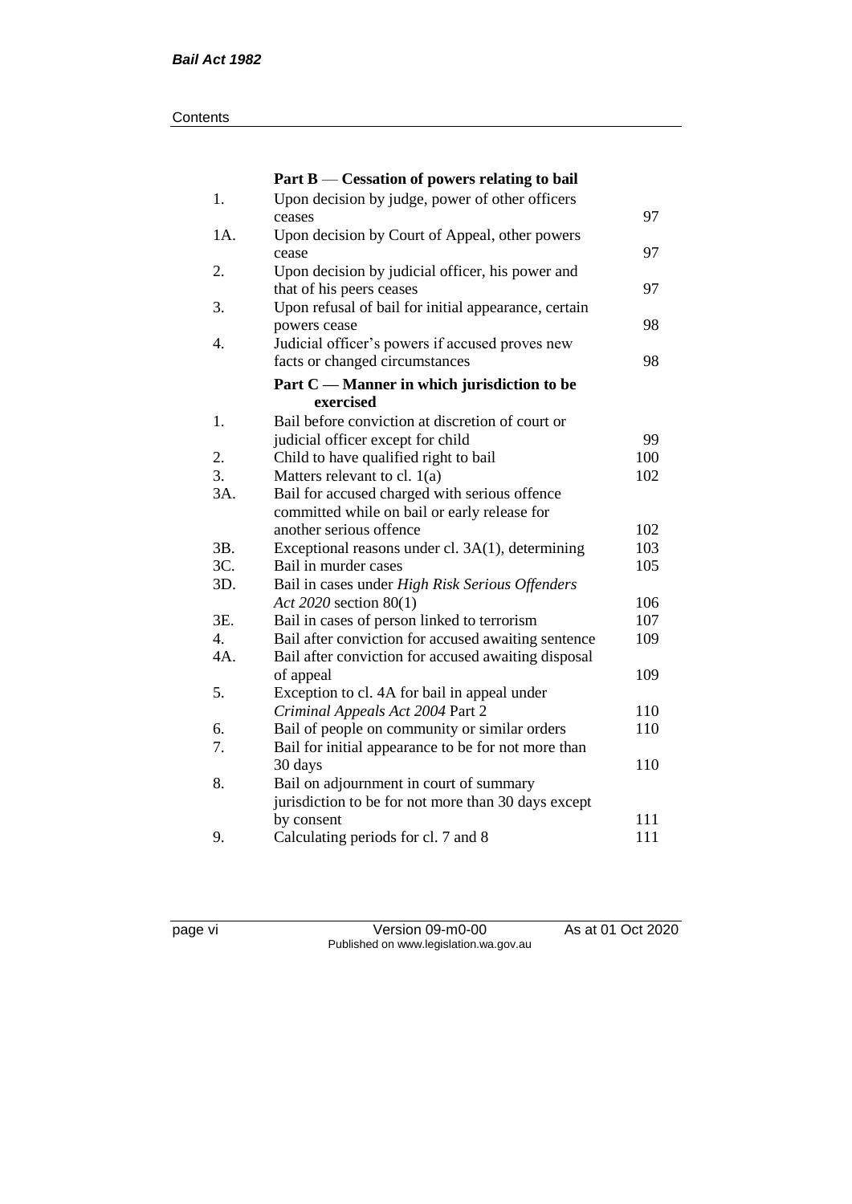**Part B — Cessation of powers relating to bail**

| | | |
|---|---|---|
| 1. | Upon decision by judge, power of other officers ceases | 97 |
| 1A. | Upon decision by Court of Appeal, other powers cease | 97 |
| 2. | Upon decision by judicial officer, his power and that of his peers ceases | 97 |
| 3. | Upon refusal of bail for initial appearance, certain powers cease | 98 |
| 4. | Judicial officer's powers if accused proves new facts or changed circumstances | 98 |

**Part C — Manner in which jurisdiction to be exercised**

| | | |
|---|---|---|
| 1. | Bail before conviction at discretion of court or judicial officer except for child | 99 |
| 2. | Child to have qualified right to bail | 100 |
| 3. | Matters relevant to cl. 1(a) | 102 |
| 3A. | Bail for accused charged with serious offence committed while on bail or early release for another serious offence | 102 |
| 3B. | Exceptional reasons under cl. 3A(1), determining | 103 |
| 3C. | Bail in murder cases | 105 |
| 3D. | Bail in cases under *High Risk Serious Offenders Act 2020* section 80(1) | 106 |
| 3E. | Bail in cases of person linked to terrorism | 107 |
| 4. | Bail after conviction for accused awaiting sentence | 109 |
| 4A. | Bail after conviction for accused awaiting disposal of appeal | 109 |
| 5. | Exception to cl. 4A for bail in appeal under *Criminal Appeals Act 2004* Part 2 | 110 |
| 6. | Bail of people on community or similar orders | 110 |
| 7. | Bail for initial appearance to be for not more than 30 days | 110 |
| 8. | Bail on adjournment in court of summary jurisdiction to be for not more than 30 days except by consent | 111 |
| 9. | Calculating periods for cl. 7 and 8 | 111 |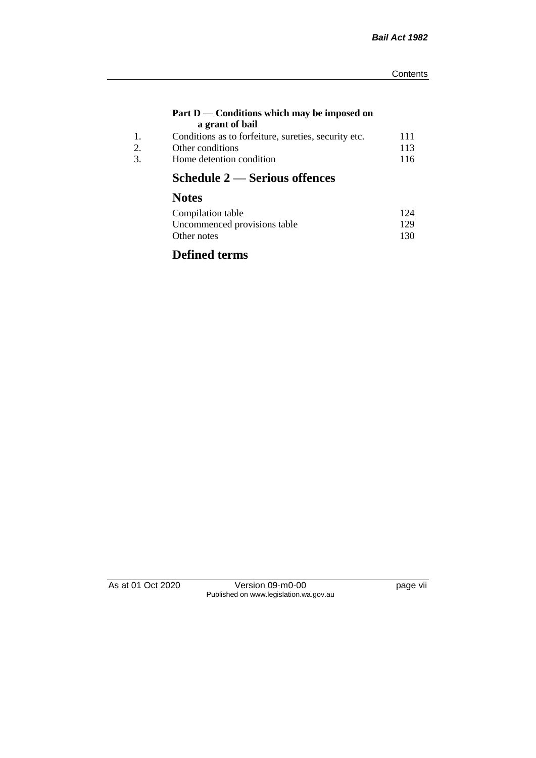**Part D — Conditions which may be imposed on a grant of bail**

| | | |
|---|---|---|
| 1. | Conditions as to forfeiture, sureties, security etc. | 111 |
| 2. | Other conditions | 113 |
| 3. | Home detention condition | 116 |

## Schedule 2 — Serious offences

## Notes

| | |
|---|---|
| Compilation table | 124 |
| Uncommenced provisions table | 129 |
| Other notes | 130 |

## Defined terms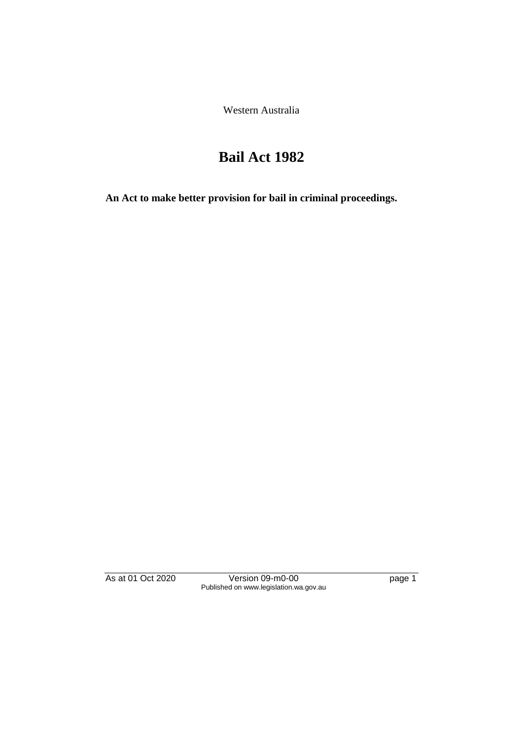Western Australia

# Bail Act 1982

**An Act to make better provision for bail in criminal proceedings.**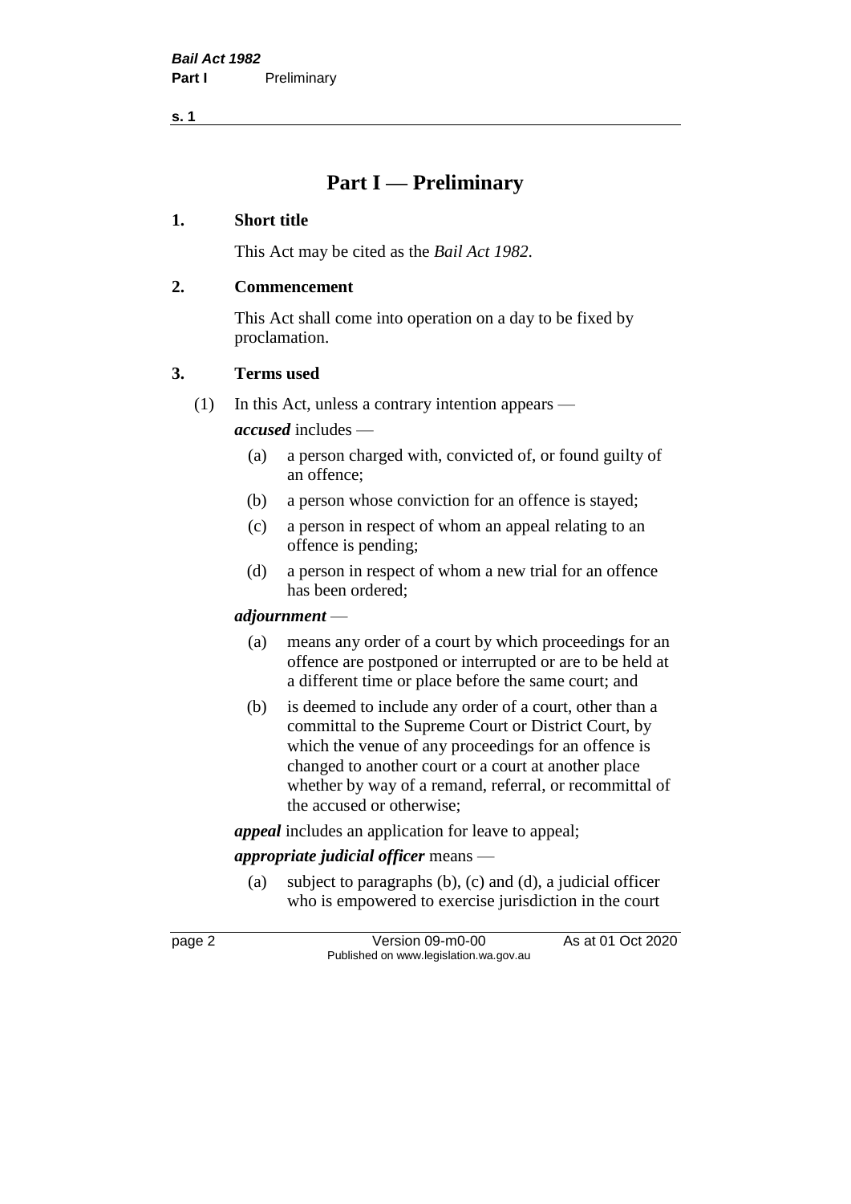# Part I — Preliminary

## 1. Short title

This Act may be cited as the *Bail Act 1982*.

## 2. Commencement

This Act shall come into operation on a day to be fixed by proclamation.

## 3. Terms used

(1) In this Act, unless a contrary intention appears —

***accused*** includes —

- (a) a person charged with, convicted of, or found guilty of an offence;
- (b) a person whose conviction for an offence is stayed;
- (c) a person in respect of whom an appeal relating to an offence is pending;
- (d) a person in respect of whom a new trial for an offence has been ordered;

***adjournment*** —

- (a) means any order of a court by which proceedings for an offence are postponed or interrupted or are to be held at a different time or place before the same court; and
- (b) is deemed to include any order of a court, other than a committal to the Supreme Court or District Court, by which the venue of any proceedings for an offence is changed to another court or a court at another place whether by way of a remand, referral, or recommittal of the accused or otherwise;

***appeal*** includes an application for leave to appeal;

***appropriate judicial officer*** means —

- (a) subject to paragraphs (b), (c) and (d), a judicial officer who is empowered to exercise jurisdiction in the court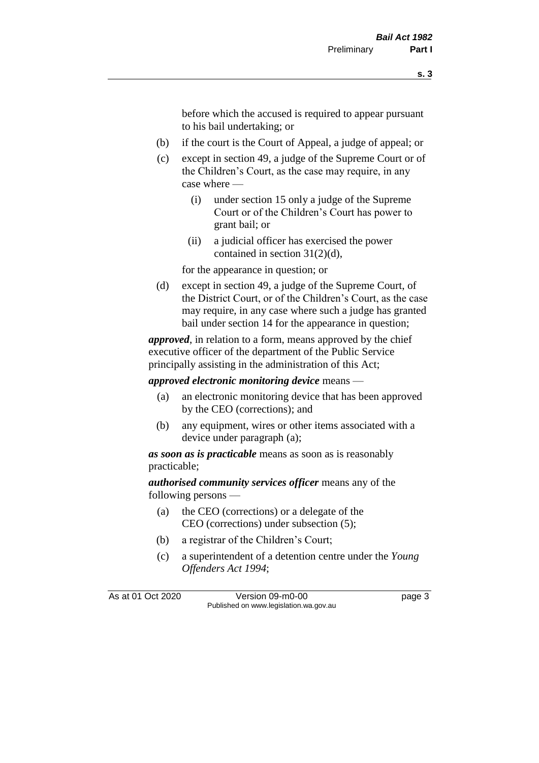before which the accused is required to appear pursuant to his bail undertaking; or

(b) if the court is the Court of Appeal, a judge of appeal; or

(c) except in section 49, a judge of the Supreme Court or of the Children's Court, as the case may require, in any case where —

  (i) under section 15 only a judge of the Supreme Court or of the Children's Court has power to grant bail; or

  (ii) a judicial officer has exercised the power contained in section 31(2)(d),

for the appearance in question; or

(d) except in section 49, a judge of the Supreme Court, of the District Court, or of the Children's Court, as the case may require, in any case where such a judge has granted bail under section 14 for the appearance in question;

***approved***, in relation to a form, means approved by the chief executive officer of the department of the Public Service principally assisting in the administration of this Act;

***approved electronic monitoring device*** means —

(a) an electronic monitoring device that has been approved by the CEO (corrections); and

(b) any equipment, wires or other items associated with a device under paragraph (a);

***as soon as is practicable*** means as soon as is reasonably practicable;

***authorised community services officer*** means any of the following persons —

(a) the CEO (corrections) or a delegate of the CEO (corrections) under subsection (5);

(b) a registrar of the Children's Court;

(c) a superintendent of a detention centre under the *Young Offenders Act 1994*;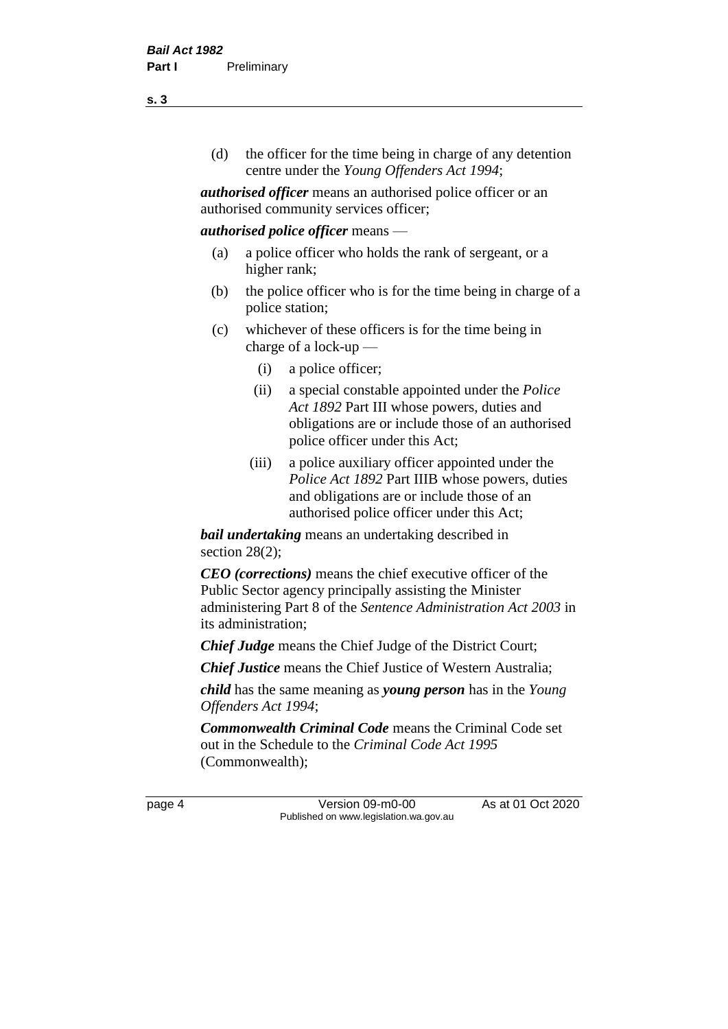(d) the officer for the time being in charge of any detention centre under the *Young Offenders Act 1994*;

***authorised officer*** means an authorised police officer or an authorised community services officer;

***authorised police officer*** means —

(a) a police officer who holds the rank of sergeant, or a higher rank;

(b) the police officer who is for the time being in charge of a police station;

(c) whichever of these officers is for the time being in charge of a lock-up —

(i) a police officer;

(ii) a special constable appointed under the *Police Act 1892* Part III whose powers, duties and obligations are or include those of an authorised police officer under this Act;

(iii) a police auxiliary officer appointed under the *Police Act 1892* Part IIIB whose powers, duties and obligations are or include those of an authorised police officer under this Act;

***bail undertaking*** means an undertaking described in section 28(2);

***CEO (corrections)*** means the chief executive officer of the Public Sector agency principally assisting the Minister administering Part 8 of the *Sentence Administration Act 2003* in its administration;

***Chief Judge*** means the Chief Judge of the District Court;

***Chief Justice*** means the Chief Justice of Western Australia;

***child*** has the same meaning as ***young person*** has in the *Young Offenders Act 1994*;

***Commonwealth Criminal Code*** means the Criminal Code set out in the Schedule to the *Criminal Code Act 1995* (Commonwealth);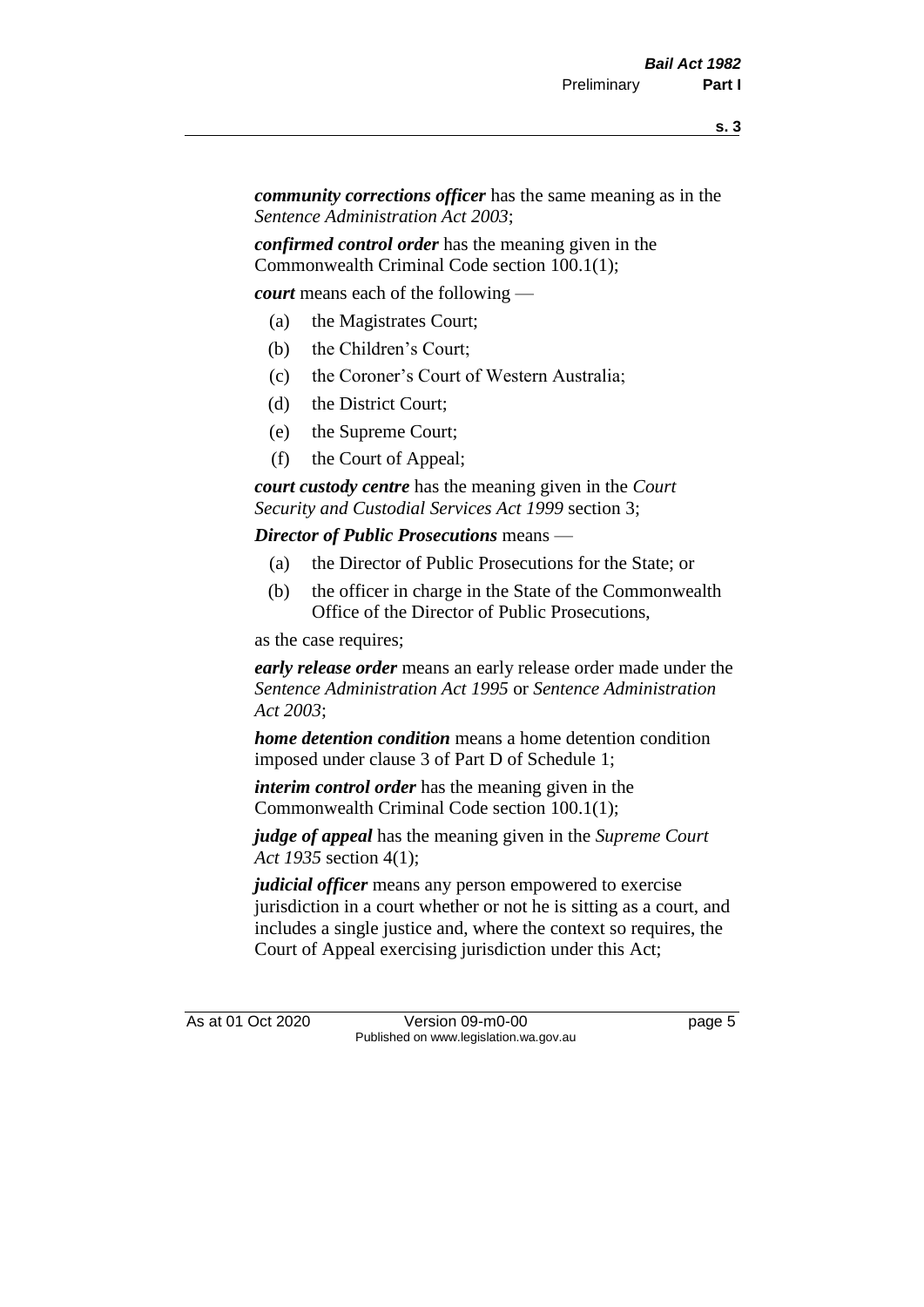***community corrections officer*** has the same meaning as in the *Sentence Administration Act 2003*;

***confirmed control order*** has the meaning given in the Commonwealth Criminal Code section 100.1(1);

***court*** means each of the following —

- (a) the Magistrates Court;
- (b) the Children's Court;
- (c) the Coroner's Court of Western Australia;
- (d) the District Court;
- (e) the Supreme Court;
- (f) the Court of Appeal;

***court custody centre*** has the meaning given in the *Court Security and Custodial Services Act 1999* section 3;

***Director of Public Prosecutions*** means —

- (a) the Director of Public Prosecutions for the State; or
- (b) the officer in charge in the State of the Commonwealth Office of the Director of Public Prosecutions,

as the case requires;

***early release order*** means an early release order made under the *Sentence Administration Act 1995* or *Sentence Administration Act 2003*;

***home detention condition*** means a home detention condition imposed under clause 3 of Part D of Schedule 1;

***interim control order*** has the meaning given in the Commonwealth Criminal Code section 100.1(1);

***judge of appeal*** has the meaning given in the *Supreme Court Act 1935* section 4(1);

***judicial officer*** means any person empowered to exercise jurisdiction in a court whether or not he is sitting as a court, and includes a single justice and, where the context so requires, the Court of Appeal exercising jurisdiction under this Act;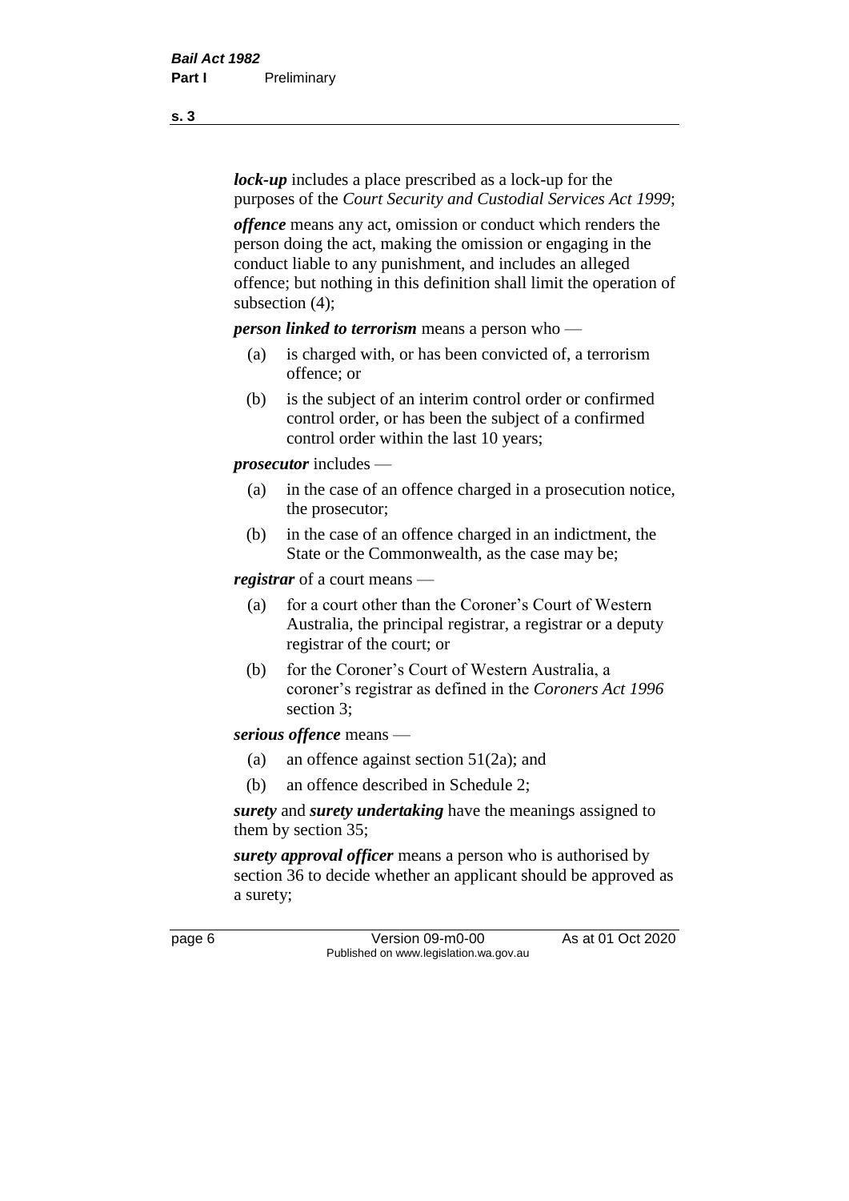***lock-up*** includes a place prescribed as a lock-up for the purposes of the *Court Security and Custodial Services Act 1999*;

***offence*** means any act, omission or conduct which renders the person doing the act, making the omission or engaging in the conduct liable to any punishment, and includes an alleged offence; but nothing in this definition shall limit the operation of subsection (4);

***person linked to terrorism*** means a person who —

- (a) is charged with, or has been convicted of, a terrorism offence; or
- (b) is the subject of an interim control order or confirmed control order, or has been the subject of a confirmed control order within the last 10 years;

***prosecutor*** includes —

- (a) in the case of an offence charged in a prosecution notice, the prosecutor;
- (b) in the case of an offence charged in an indictment, the State or the Commonwealth, as the case may be;

***registrar*** of a court means —

- (a) for a court other than the Coroner's Court of Western Australia, the principal registrar, a registrar or a deputy registrar of the court; or
- (b) for the Coroner's Court of Western Australia, a coroner's registrar as defined in the *Coroners Act 1996* section 3;

***serious offence*** means —

- (a) an offence against section 51(2a); and
- (b) an offence described in Schedule 2;

***surety*** and ***surety undertaking*** have the meanings assigned to them by section 35;

***surety approval officer*** means a person who is authorised by section 36 to decide whether an applicant should be approved as a surety;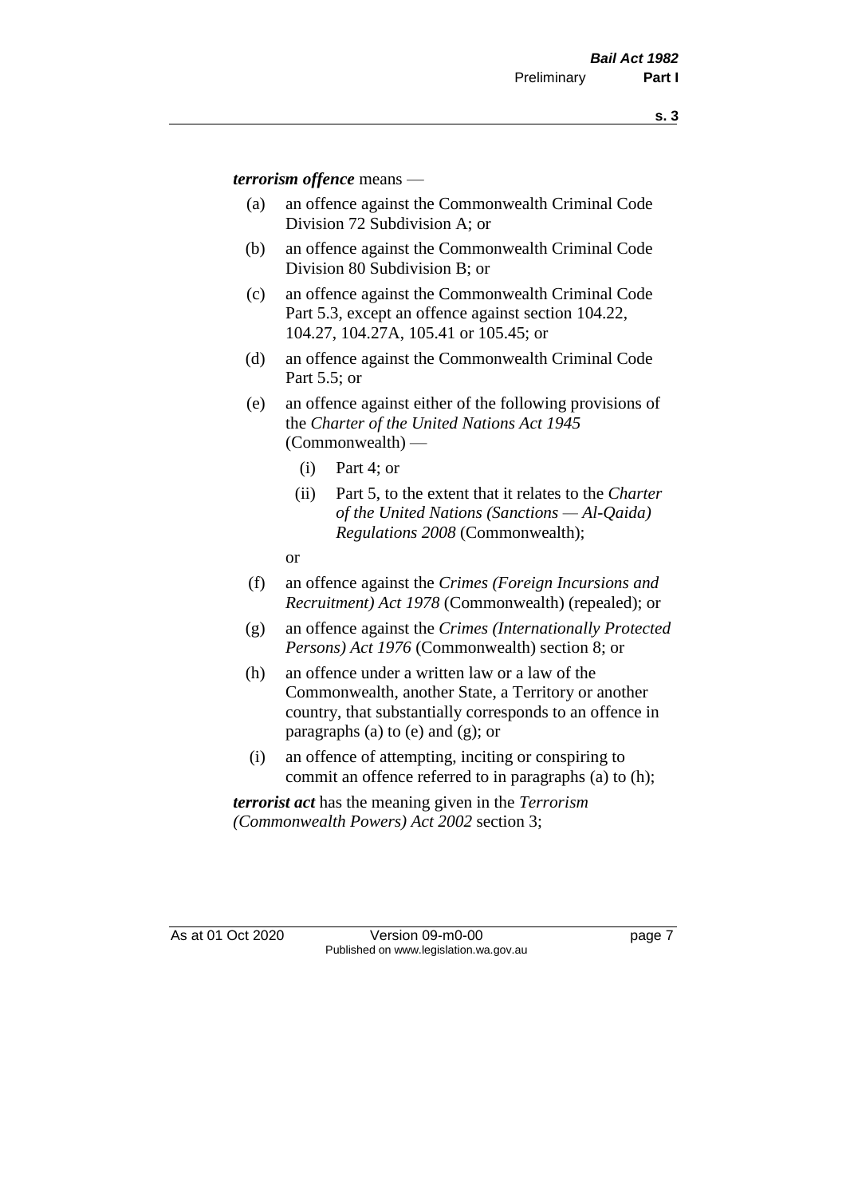***terrorism offence*** means —

(a) an offence against the Commonwealth Criminal Code Division 72 Subdivision A; or

(b) an offence against the Commonwealth Criminal Code Division 80 Subdivision B; or

(c) an offence against the Commonwealth Criminal Code Part 5.3, except an offence against section 104.22, 104.27, 104.27A, 105.41 or 105.45; or

(d) an offence against the Commonwealth Criminal Code Part 5.5; or

(e) an offence against either of the following provisions of the *Charter of the United Nations Act 1945* (Commonwealth) —

   (i) Part 4; or

   (ii) Part 5, to the extent that it relates to the *Charter of the United Nations (Sanctions — Al-Qaida) Regulations 2008* (Commonwealth);

   or

(f) an offence against the *Crimes (Foreign Incursions and Recruitment) Act 1978* (Commonwealth) (repealed); or

(g) an offence against the *Crimes (Internationally Protected Persons) Act 1976* (Commonwealth) section 8; or

(h) an offence under a written law or a law of the Commonwealth, another State, a Territory or another country, that substantially corresponds to an offence in paragraphs (a) to (e) and (g); or

(i) an offence of attempting, inciting or conspiring to commit an offence referred to in paragraphs (a) to (h);

***terrorist act*** has the meaning given in the *Terrorism (Commonwealth Powers) Act 2002* section 3;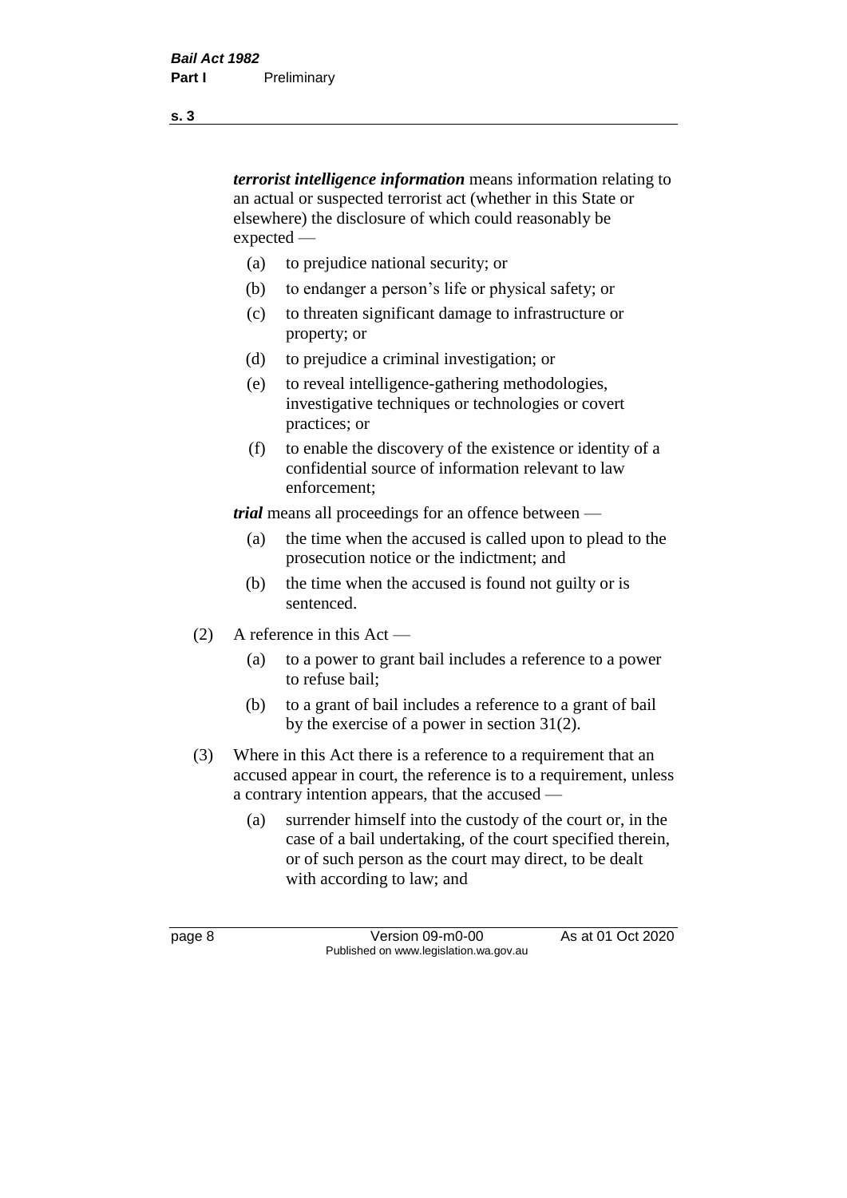***terrorist intelligence information*** means information relating to an actual or suspected terrorist act (whether in this State or elsewhere) the disclosure of which could reasonably be expected —

- (a) to prejudice national security; or
- (b) to endanger a person's life or physical safety; or
- (c) to threaten significant damage to infrastructure or property; or
- (d) to prejudice a criminal investigation; or
- (e) to reveal intelligence-gathering methodologies, investigative techniques or technologies or covert practices; or
- (f) to enable the discovery of the existence or identity of a confidential source of information relevant to law enforcement;

***trial*** means all proceedings for an offence between —

- (a) the time when the accused is called upon to plead to the prosecution notice or the indictment; and
- (b) the time when the accused is found not guilty or is sentenced.

(2) A reference in this Act —

- (a) to a power to grant bail includes a reference to a power to refuse bail;
- (b) to a grant of bail includes a reference to a grant of bail by the exercise of a power in section 31(2).

(3) Where in this Act there is a reference to a requirement that an accused appear in court, the reference is to a requirement, unless a contrary intention appears, that the accused —

- (a) surrender himself into the custody of the court or, in the case of a bail undertaking, of the court specified therein, or of such person as the court may direct, to be dealt with according to law; and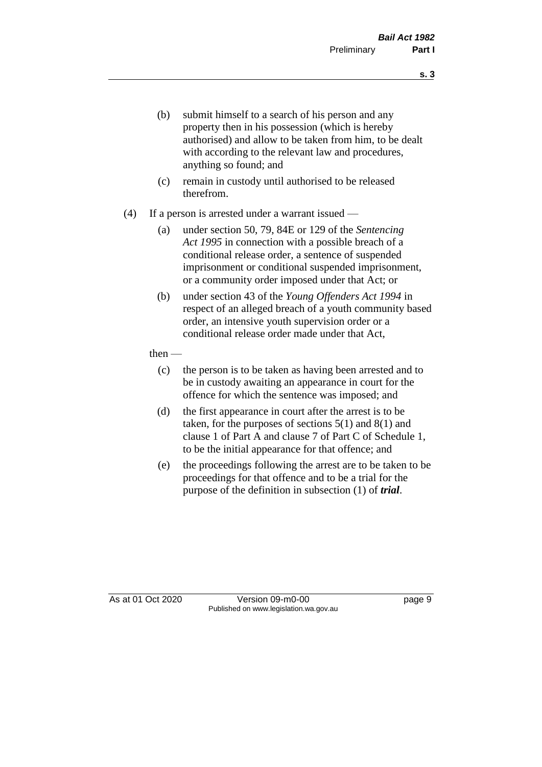(b) submit himself to a search of his person and any property then in his possession (which is hereby authorised) and allow to be taken from him, to be dealt with according to the relevant law and procedures, anything so found; and

(c) remain in custody until authorised to be released therefrom.

(4) If a person is arrested under a warrant issued —

(a) under section 50, 79, 84E or 129 of the *Sentencing Act 1995* in connection with a possible breach of a conditional release order, a sentence of suspended imprisonment or conditional suspended imprisonment, or a community order imposed under that Act; or

(b) under section 43 of the *Young Offenders Act 1994* in respect of an alleged breach of a youth community based order, an intensive youth supervision order or a conditional release order made under that Act,

then —

(c) the person is to be taken as having been arrested and to be in custody awaiting an appearance in court for the offence for which the sentence was imposed; and

(d) the first appearance in court after the arrest is to be taken, for the purposes of sections 5(1) and 8(1) and clause 1 of Part A and clause 7 of Part C of Schedule 1, to be the initial appearance for that offence; and

(e) the proceedings following the arrest are to be taken to be proceedings for that offence and to be a trial for the purpose of the definition in subsection (1) of ***trial***.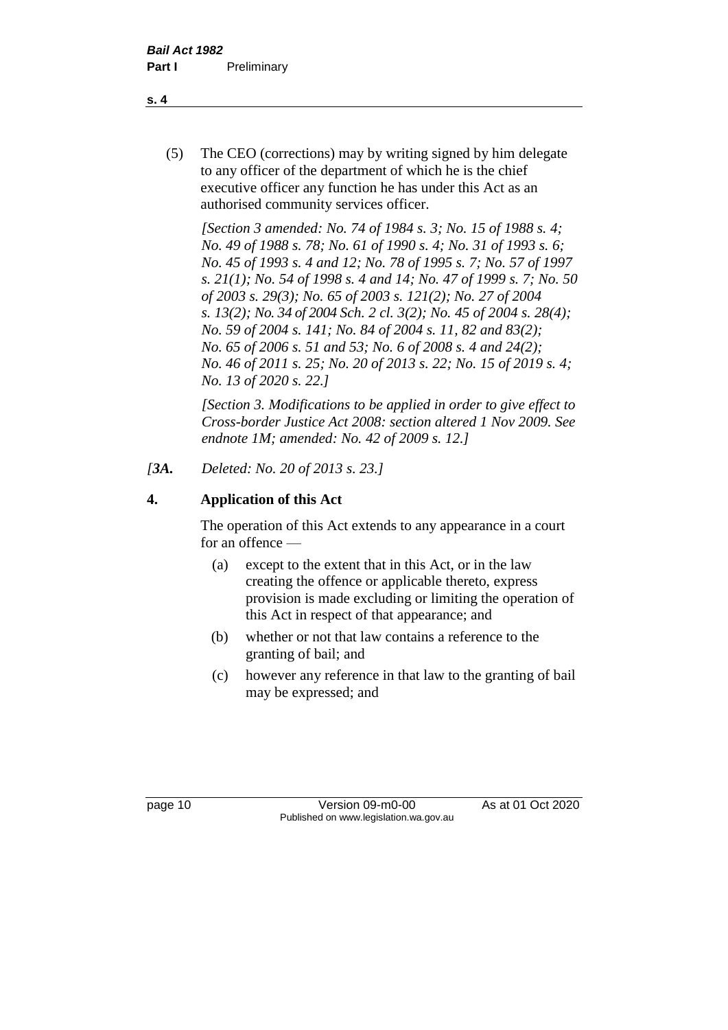(5) The CEO (corrections) may by writing signed by him delegate to any officer of the department of which he is the chief executive officer any function he has under this Act as an authorised community services officer.

*[Section 3 amended: No. 74 of 1984 s. 3; No. 15 of 1988 s. 4; No. 49 of 1988 s. 78; No. 61 of 1990 s. 4; No. 31 of 1993 s. 6; No. 45 of 1993 s. 4 and 12; No. 78 of 1995 s. 7; No. 57 of 1997 s. 21(1); No. 54 of 1998 s. 4 and 14; No. 47 of 1999 s. 7; No. 50 of 2003 s. 29(3); No. 65 of 2003 s. 121(2); No. 27 of 2004 s. 13(2); No. 34 of 2004 Sch. 2 cl. 3(2); No. 45 of 2004 s. 28(4); No. 59 of 2004 s. 141; No. 84 of 2004 s. 11, 82 and 83(2); No. 65 of 2006 s. 51 and 53; No. 6 of 2008 s. 4 and 24(2); No. 46 of 2011 s. 25; No. 20 of 2013 s. 22; No. 15 of 2019 s. 4; No. 13 of 2020 s. 22.]*

*[Section 3. Modifications to be applied in order to give effect to Cross-border Justice Act 2008: section altered 1 Nov 2009. See endnote 1M; amended: No. 42 of 2009 s. 12.]*

*[**3A.** Deleted: No. 20 of 2013 s. 23.]*

## 4. Application of this Act

The operation of this Act extends to any appearance in a court for an offence —

(a) except to the extent that in this Act, or in the law creating the offence or applicable thereto, express provision is made excluding or limiting the operation of this Act in respect of that appearance; and

(b) whether or not that law contains a reference to the granting of bail; and

(c) however any reference in that law to the granting of bail may be expressed; and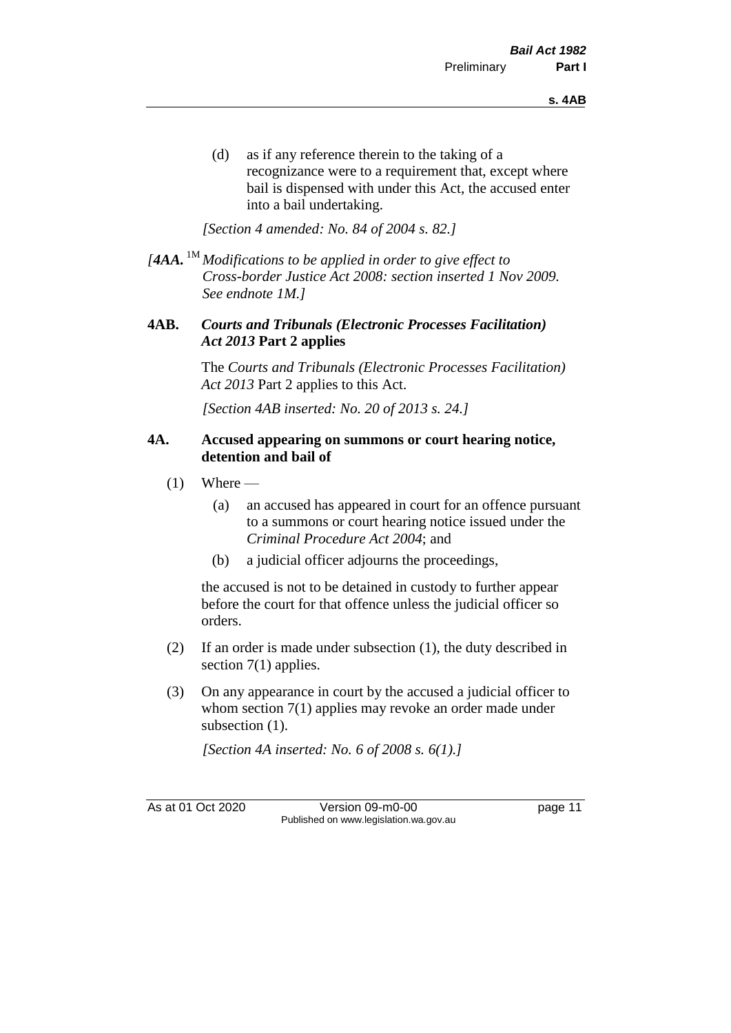(d) as if any reference therein to the taking of a recognizance were to a requirement that, except where bail is dispensed with under this Act, the accused enter into a bail undertaking.

*[Section 4 amended: No. 84 of 2004 s. 82.]*

*[**4AA.** [1M] Modifications to be applied in order to give effect to Cross-border Justice Act 2008: section inserted 1 Nov 2009. See endnote 1M.]*

**4AB.** ***Courts and Tribunals (Electronic Processes Facilitation) Act 2013* Part 2 applies**

The *Courts and Tribunals (Electronic Processes Facilitation) Act 2013* Part 2 applies to this Act.

*[Section 4AB inserted: No. 20 of 2013 s. 24.]*

**4A. Accused appearing on summons or court hearing notice, detention and bail of**

(1) Where —

(a) an accused has appeared in court for an offence pursuant to a summons or court hearing notice issued under the *Criminal Procedure Act 2004*; and

(b) a judicial officer adjourns the proceedings,

the accused is not to be detained in custody to further appear before the court for that offence unless the judicial officer so orders.

(2) If an order is made under subsection (1), the duty described in section 7(1) applies.

(3) On any appearance in court by the accused a judicial officer to whom section 7(1) applies may revoke an order made under subsection (1).

*[Section 4A inserted: No. 6 of 2008 s. 6(1).]*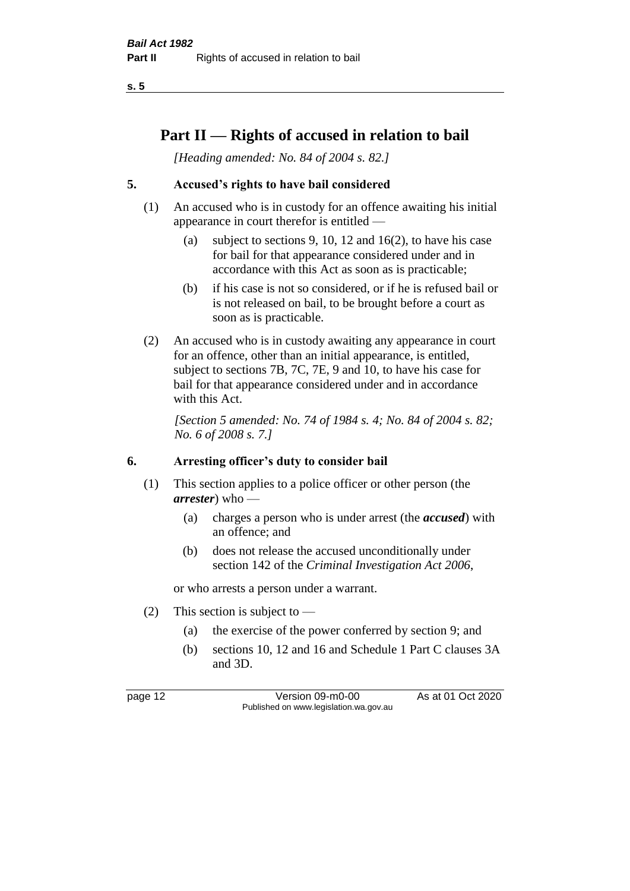# Part II — Rights of accused in relation to bail

*[Heading amended: No. 84 of 2004 s. 82.]*

## 5. Accused's rights to have bail considered

(1) An accused who is in custody for an offence awaiting his initial appearance in court therefor is entitled —

- (a) subject to sections 9, 10, 12 and 16(2), to have his case for bail for that appearance considered under and in accordance with this Act as soon as is practicable;
- (b) if his case is not so considered, or if he is refused bail or is not released on bail, to be brought before a court as soon as is practicable.

(2) An accused who is in custody awaiting any appearance in court for an offence, other than an initial appearance, is entitled, subject to sections 7B, 7C, 7E, 9 and 10, to have his case for bail for that appearance considered under and in accordance with this Act.

*[Section 5 amended: No. 74 of 1984 s. 4; No. 84 of 2004 s. 82; No. 6 of 2008 s. 7.]*

## 6. Arresting officer's duty to consider bail

(1) This section applies to a police officer or other person (the ***arrester***) who —

- (a) charges a person who is under arrest (the ***accused***) with an offence; and
- (b) does not release the accused unconditionally under section 142 of the *Criminal Investigation Act 2006*,

or who arrests a person under a warrant.

(2) This section is subject to —

- (a) the exercise of the power conferred by section 9; and
- (b) sections 10, 12 and 16 and Schedule 1 Part C clauses 3A and 3D.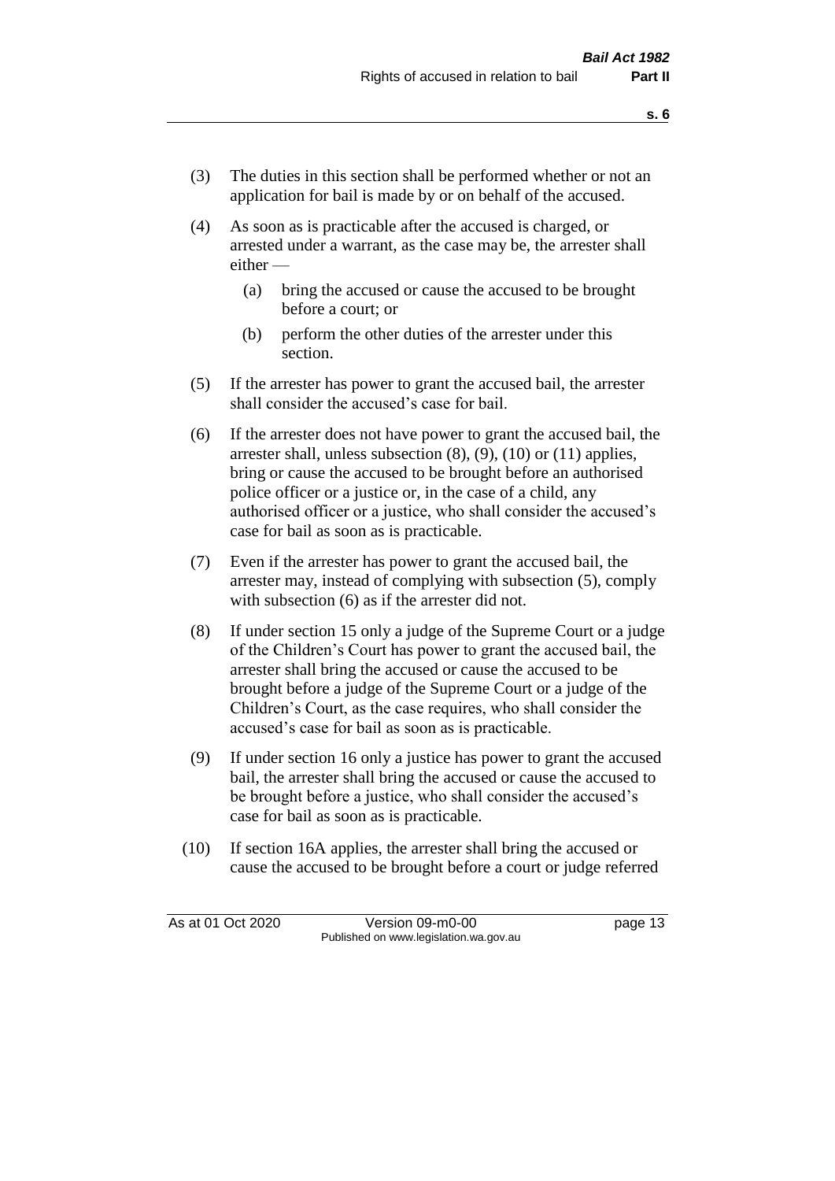(3) The duties in this section shall be performed whether or not an application for bail is made by or on behalf of the accused.

(4) As soon as is practicable after the accused is charged, or arrested under a warrant, as the case may be, the arrester shall either —

  (a) bring the accused or cause the accused to be brought before a court; or

  (b) perform the other duties of the arrester under this section.

(5) If the arrester has power to grant the accused bail, the arrester shall consider the accused's case for bail.

(6) If the arrester does not have power to grant the accused bail, the arrester shall, unless subsection (8), (9), (10) or (11) applies, bring or cause the accused to be brought before an authorised police officer or a justice or, in the case of a child, any authorised officer or a justice, who shall consider the accused's case for bail as soon as is practicable.

(7) Even if the arrester has power to grant the accused bail, the arrester may, instead of complying with subsection (5), comply with subsection (6) as if the arrester did not.

(8) If under section 15 only a judge of the Supreme Court or a judge of the Children's Court has power to grant the accused bail, the arrester shall bring the accused or cause the accused to be brought before a judge of the Supreme Court or a judge of the Children's Court, as the case requires, who shall consider the accused's case for bail as soon as is practicable.

(9) If under section 16 only a justice has power to grant the accused bail, the arrester shall bring the accused or cause the accused to be brought before a justice, who shall consider the accused's case for bail as soon as is practicable.

(10) If section 16A applies, the arrester shall bring the accused or cause the accused to be brought before a court or judge referred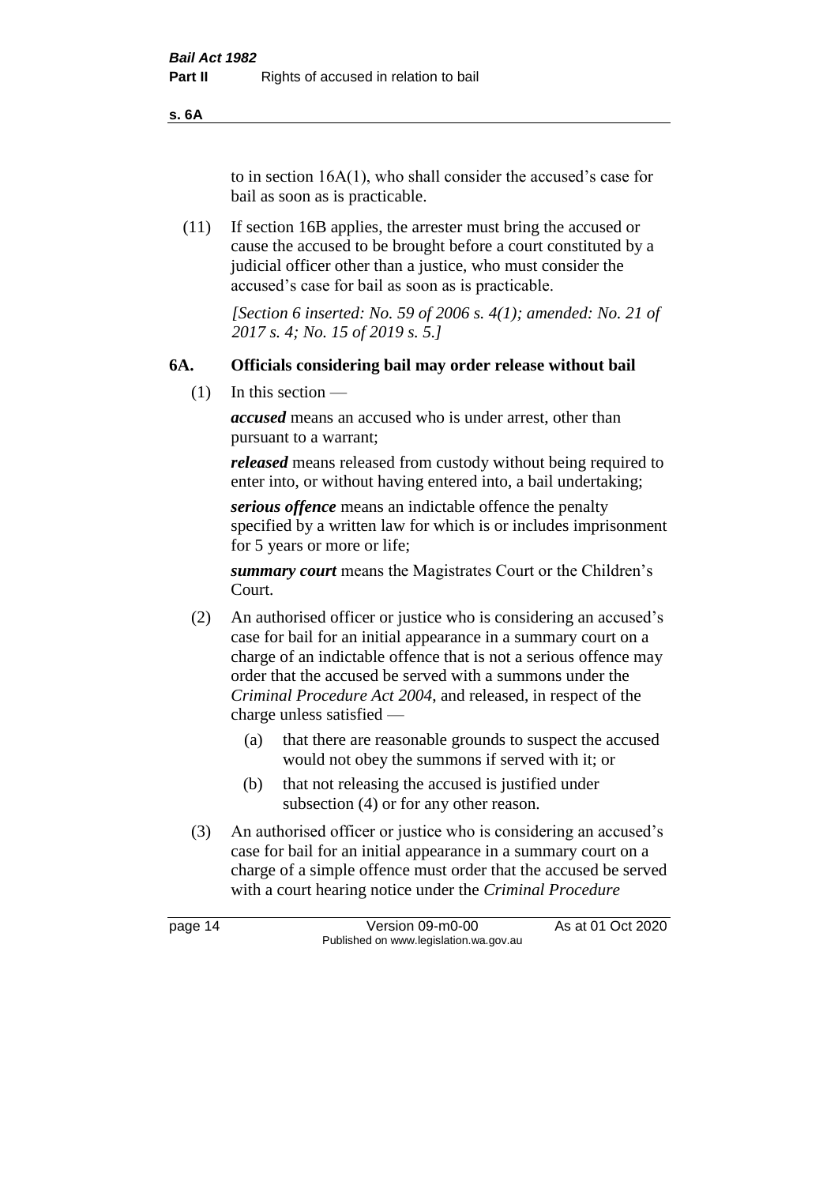to in section 16A(1), who shall consider the accused's case for bail as soon as is practicable.

(11) If section 16B applies, the arrester must bring the accused or cause the accused to be brought before a court constituted by a judicial officer other than a justice, who must consider the accused's case for bail as soon as is practicable.

*[Section 6 inserted: No. 59 of 2006 s. 4(1); amended: No. 21 of 2017 s. 4; No. 15 of 2019 s. 5.]*

## 6A. Officials considering bail may order release without bail

(1) In this section —

***accused*** means an accused who is under arrest, other than pursuant to a warrant;

***released*** means released from custody without being required to enter into, or without having entered into, a bail undertaking;

***serious offence*** means an indictable offence the penalty specified by a written law for which is or includes imprisonment for 5 years or more or life;

***summary court*** means the Magistrates Court or the Children's Court.

(2) An authorised officer or justice who is considering an accused's case for bail for an initial appearance in a summary court on a charge of an indictable offence that is not a serious offence may order that the accused be served with a summons under the *Criminal Procedure Act 2004*, and released, in respect of the charge unless satisfied —

(a) that there are reasonable grounds to suspect the accused would not obey the summons if served with it; or

(b) that not releasing the accused is justified under subsection (4) or for any other reason.

(3) An authorised officer or justice who is considering an accused's case for bail for an initial appearance in a summary court on a charge of a simple offence must order that the accused be served with a court hearing notice under the *Criminal Procedure*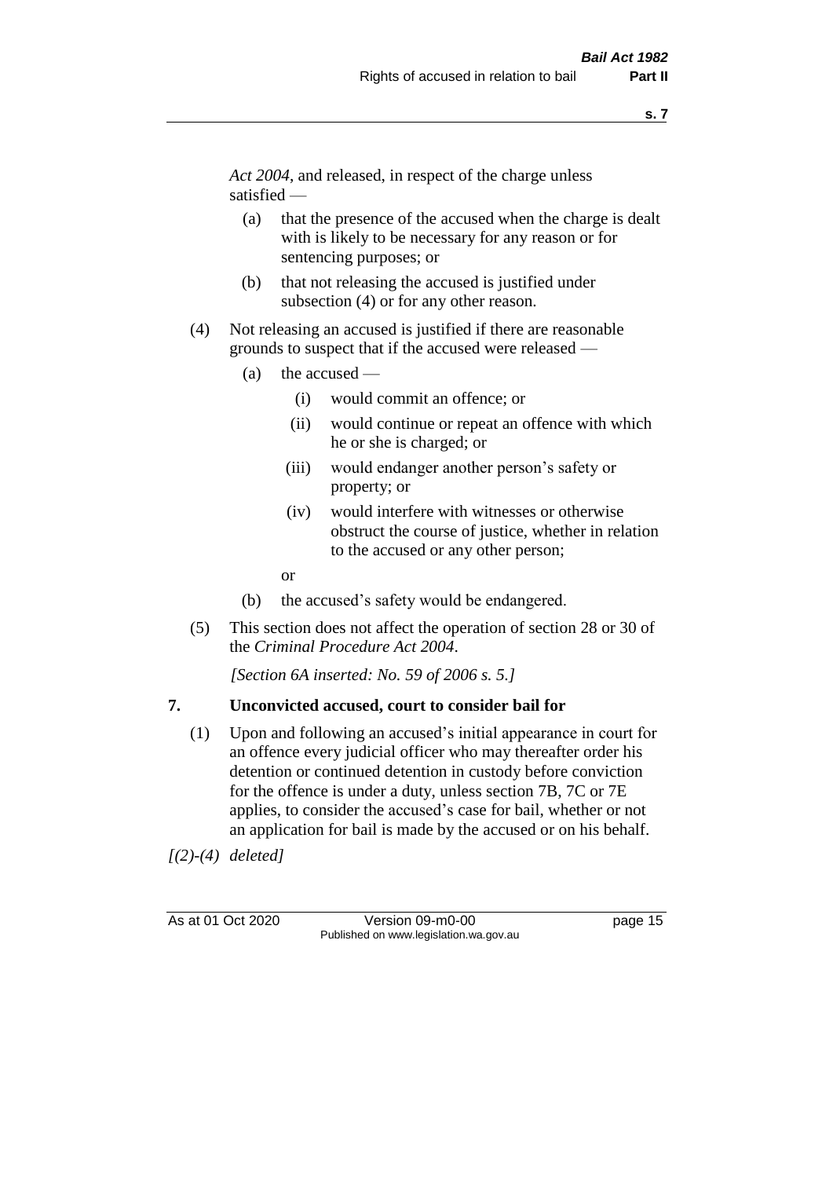*Act 2004*, and released, in respect of the charge unless satisfied —

(a) that the presence of the accused when the charge is dealt with is likely to be necessary for any reason or for sentencing purposes; or

(b) that not releasing the accused is justified under subsection (4) or for any other reason.

(4) Not releasing an accused is justified if there are reasonable grounds to suspect that if the accused were released —

(a) the accused —

(i) would commit an offence; or

(ii) would continue or repeat an offence with which he or she is charged; or

(iii) would endanger another person's safety or property; or

(iv) would interfere with witnesses or otherwise obstruct the course of justice, whether in relation to the accused or any other person;

or

(b) the accused's safety would be endangered.

(5) This section does not affect the operation of section 28 or 30 of the *Criminal Procedure Act 2004*.

*[Section 6A inserted: No. 59 of 2006 s. 5.]*

## 7. Unconvicted accused, court to consider bail for

(1) Upon and following an accused's initial appearance in court for an offence every judicial officer who may thereafter order his detention or continued detention in custody before conviction for the offence is under a duty, unless section 7B, 7C or 7E applies, to consider the accused's case for bail, whether or not an application for bail is made by the accused or on his behalf.

*[(2)-(4) deleted]*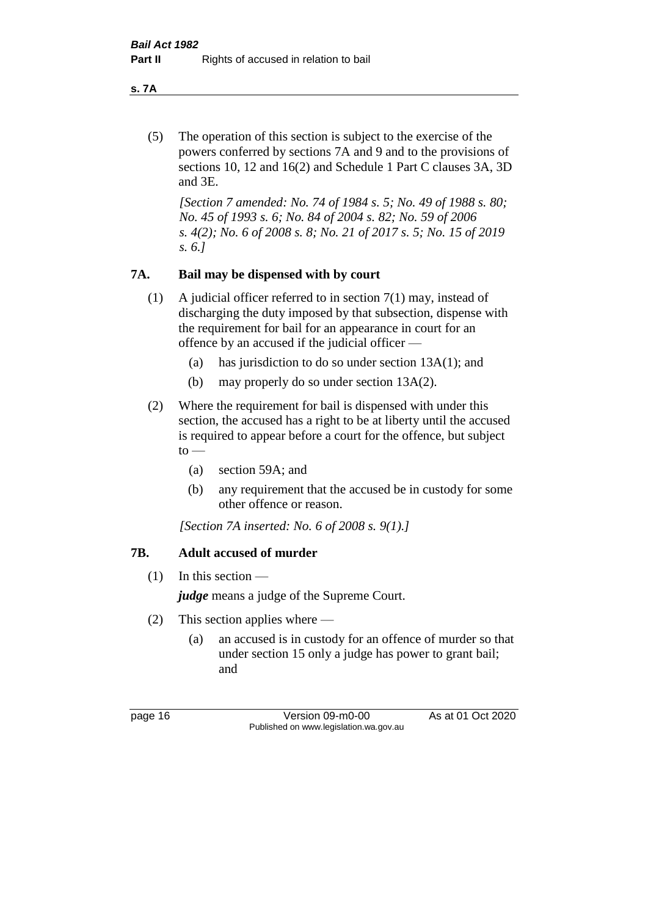(5) The operation of this section is subject to the exercise of the powers conferred by sections 7A and 9 and to the provisions of sections 10, 12 and 16(2) and Schedule 1 Part C clauses 3A, 3D and 3E.

*[Section 7 amended: No. 74 of 1984 s. 5; No. 49 of 1988 s. 80; No. 45 of 1993 s. 6; No. 84 of 2004 s. 82; No. 59 of 2006 s. 4(2); No. 6 of 2008 s. 8; No. 21 of 2017 s. 5; No. 15 of 2019 s. 6.]*

## 7A. Bail may be dispensed with by court

(1) A judicial officer referred to in section 7(1) may, instead of discharging the duty imposed by that subsection, dispense with the requirement for bail for an appearance in court for an offence by an accused if the judicial officer —

- (a) has jurisdiction to do so under section 13A(1); and
- (b) may properly do so under section 13A(2).

(2) Where the requirement for bail is dispensed with under this section, the accused has a right to be at liberty until the accused is required to appear before a court for the offence, but subject to —

- (a) section 59A; and
- (b) any requirement that the accused be in custody for some other offence or reason.

*[Section 7A inserted: No. 6 of 2008 s. 9(1).]*

## 7B. Adult accused of murder

(1) In this section —

***judge*** means a judge of the Supreme Court.

(2) This section applies where —

- (a) an accused is in custody for an offence of murder so that under section 15 only a judge has power to grant bail; and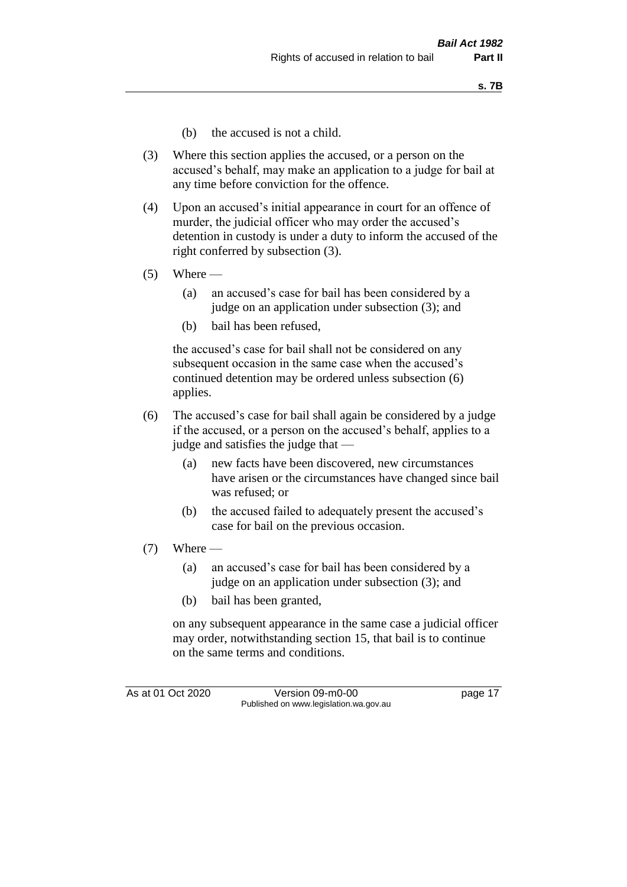(b) the accused is not a child.

(3) Where this section applies the accused, or a person on the accused's behalf, may make an application to a judge for bail at any time before conviction for the offence.

(4) Upon an accused's initial appearance in court for an offence of murder, the judicial officer who may order the accused's detention in custody is under a duty to inform the accused of the right conferred by subsection (3).

(5) Where —

   (a) an accused's case for bail has been considered by a judge on an application under subsection (3); and

   (b) bail has been refused,

   the accused's case for bail shall not be considered on any subsequent occasion in the same case when the accused's continued detention may be ordered unless subsection (6) applies.

(6) The accused's case for bail shall again be considered by a judge if the accused, or a person on the accused's behalf, applies to a judge and satisfies the judge that —

   (a) new facts have been discovered, new circumstances have arisen or the circumstances have changed since bail was refused; or

   (b) the accused failed to adequately present the accused's case for bail on the previous occasion.

(7) Where —

   (a) an accused's case for bail has been considered by a judge on an application under subsection (3); and

   (b) bail has been granted,

   on any subsequent appearance in the same case a judicial officer may order, notwithstanding section 15, that bail is to continue on the same terms and conditions.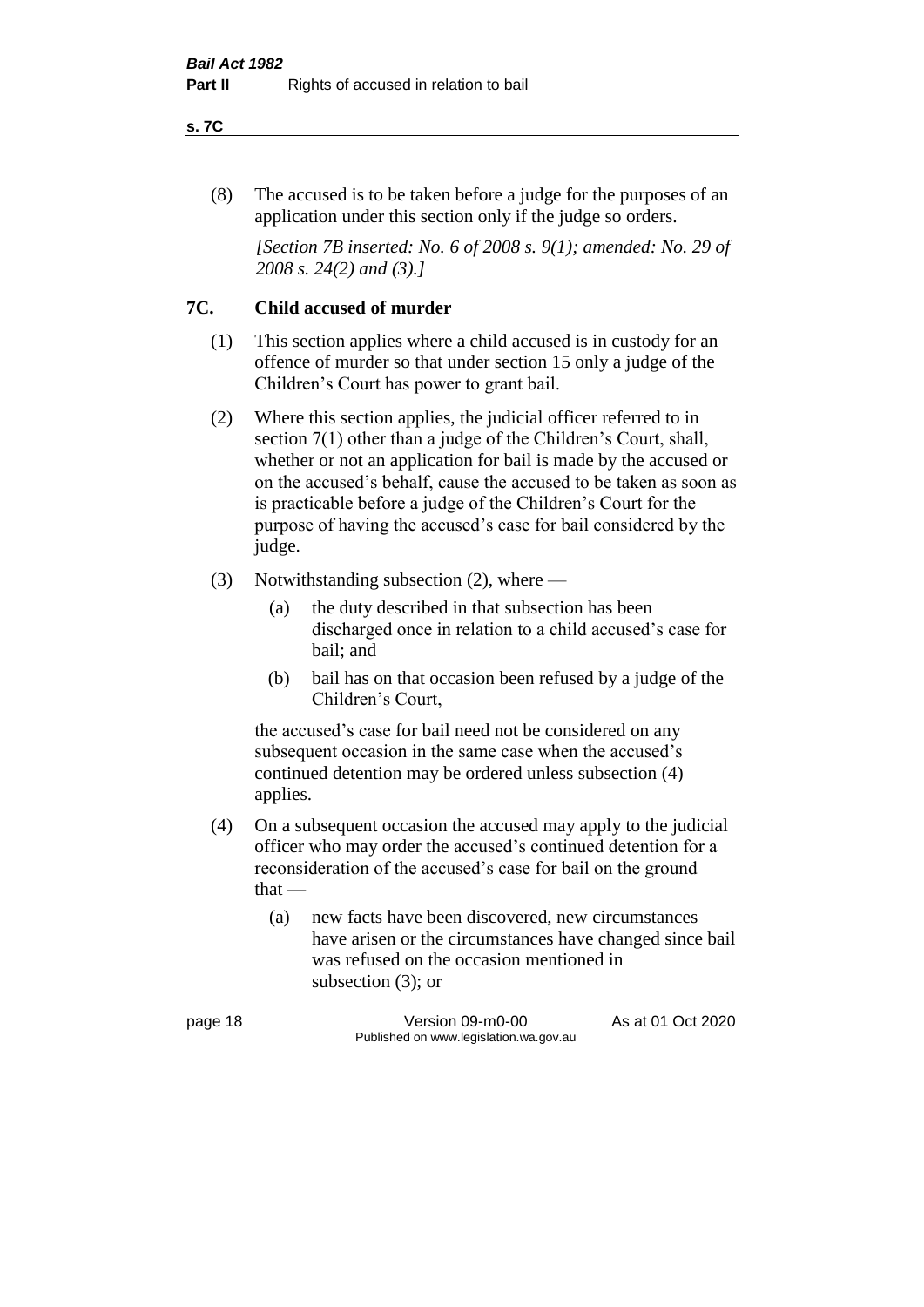(8) The accused is to be taken before a judge for the purposes of an application under this section only if the judge so orders.

*[Section 7B inserted: No. 6 of 2008 s. 9(1); amended: No. 29 of 2008 s. 24(2) and (3).]*

## 7C. Child accused of murder

(1) This section applies where a child accused is in custody for an offence of murder so that under section 15 only a judge of the Children's Court has power to grant bail.

(2) Where this section applies, the judicial officer referred to in section 7(1) other than a judge of the Children's Court, shall, whether or not an application for bail is made by the accused or on the accused's behalf, cause the accused to be taken as soon as is practicable before a judge of the Children's Court for the purpose of having the accused's case for bail considered by the judge.

(3) Notwithstanding subsection (2), where —

- (a) the duty described in that subsection has been discharged once in relation to a child accused's case for bail; and
- (b) bail has on that occasion been refused by a judge of the Children's Court,

the accused's case for bail need not be considered on any subsequent occasion in the same case when the accused's continued detention may be ordered unless subsection (4) applies.

(4) On a subsequent occasion the accused may apply to the judicial officer who may order the accused's continued detention for a reconsideration of the accused's case for bail on the ground that —

- (a) new facts have been discovered, new circumstances have arisen or the circumstances have changed since bail was refused on the occasion mentioned in subsection (3); or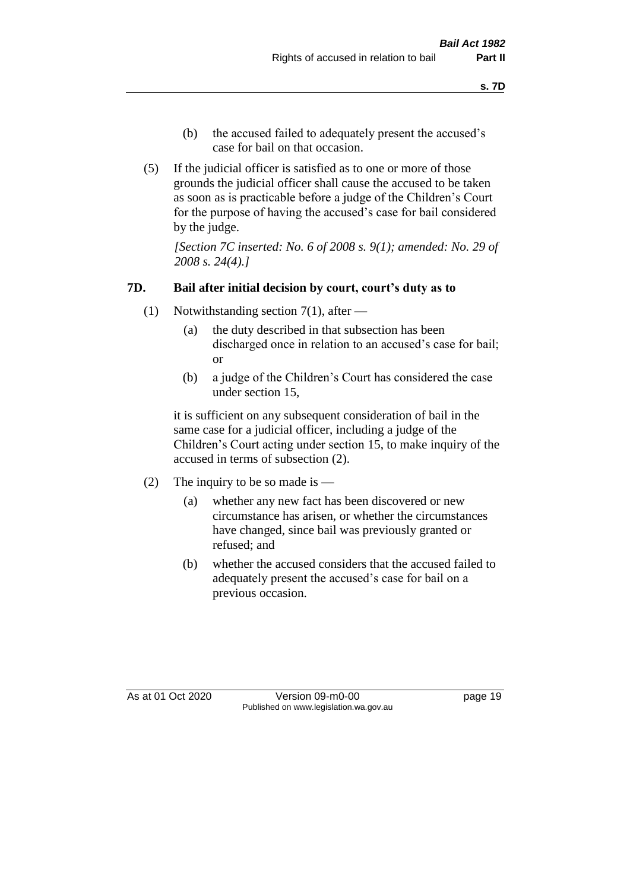(b) the accused failed to adequately present the accused's case for bail on that occasion.

(5) If the judicial officer is satisfied as to one or more of those grounds the judicial officer shall cause the accused to be taken as soon as is practicable before a judge of the Children's Court for the purpose of having the accused's case for bail considered by the judge.

*[Section 7C inserted: No. 6 of 2008 s. 9(1); amended: No. 29 of 2008 s. 24(4).]*

### 7D. Bail after initial decision by court, court's duty as to

(1) Notwithstanding section 7(1), after —

(a) the duty described in that subsection has been discharged once in relation to an accused's case for bail; or

(b) a judge of the Children's Court has considered the case under section 15,

it is sufficient on any subsequent consideration of bail in the same case for a judicial officer, including a judge of the Children's Court acting under section 15, to make inquiry of the accused in terms of subsection (2).

(2) The inquiry to be so made is —

(a) whether any new fact has been discovered or new circumstance has arisen, or whether the circumstances have changed, since bail was previously granted or refused; and

(b) whether the accused considers that the accused failed to adequately present the accused's case for bail on a previous occasion.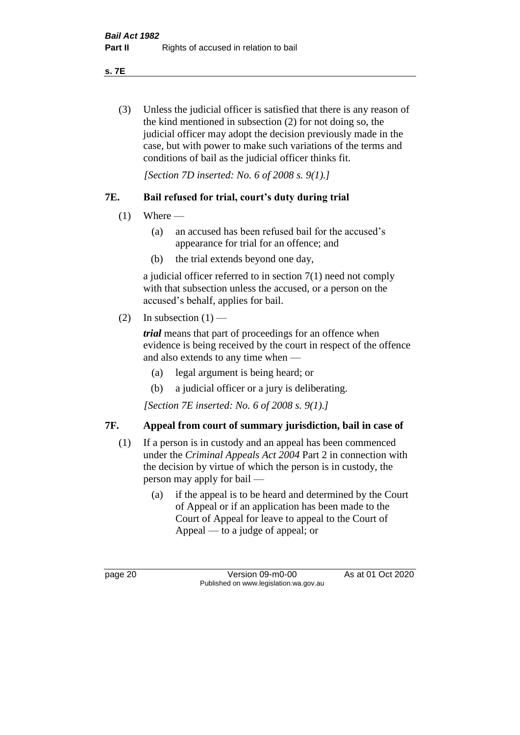(3) Unless the judicial officer is satisfied that there is any reason of the kind mentioned in subsection (2) for not doing so, the judicial officer may adopt the decision previously made in the case, but with power to make such variations of the terms and conditions of bail as the judicial officer thinks fit.

*[Section 7D inserted: No. 6 of 2008 s. 9(1).]*

## 7E. Bail refused for trial, court's duty during trial

(1) Where —

- (a) an accused has been refused bail for the accused's appearance for trial for an offence; and
- (b) the trial extends beyond one day,

a judicial officer referred to in section 7(1) need not comply with that subsection unless the accused, or a person on the accused's behalf, applies for bail.

(2) In subsection (1) —

***trial*** means that part of proceedings for an offence when evidence is being received by the court in respect of the offence and also extends to any time when —

- (a) legal argument is being heard; or
- (b) a judicial officer or a jury is deliberating.

*[Section 7E inserted: No. 6 of 2008 s. 9(1).]*

## 7F. Appeal from court of summary jurisdiction, bail in case of

(1) If a person is in custody and an appeal has been commenced under the *Criminal Appeals Act 2004* Part 2 in connection with the decision by virtue of which the person is in custody, the person may apply for bail —

- (a) if the appeal is to be heard and determined by the Court of Appeal or if an application has been made to the Court of Appeal for leave to appeal to the Court of Appeal — to a judge of appeal; or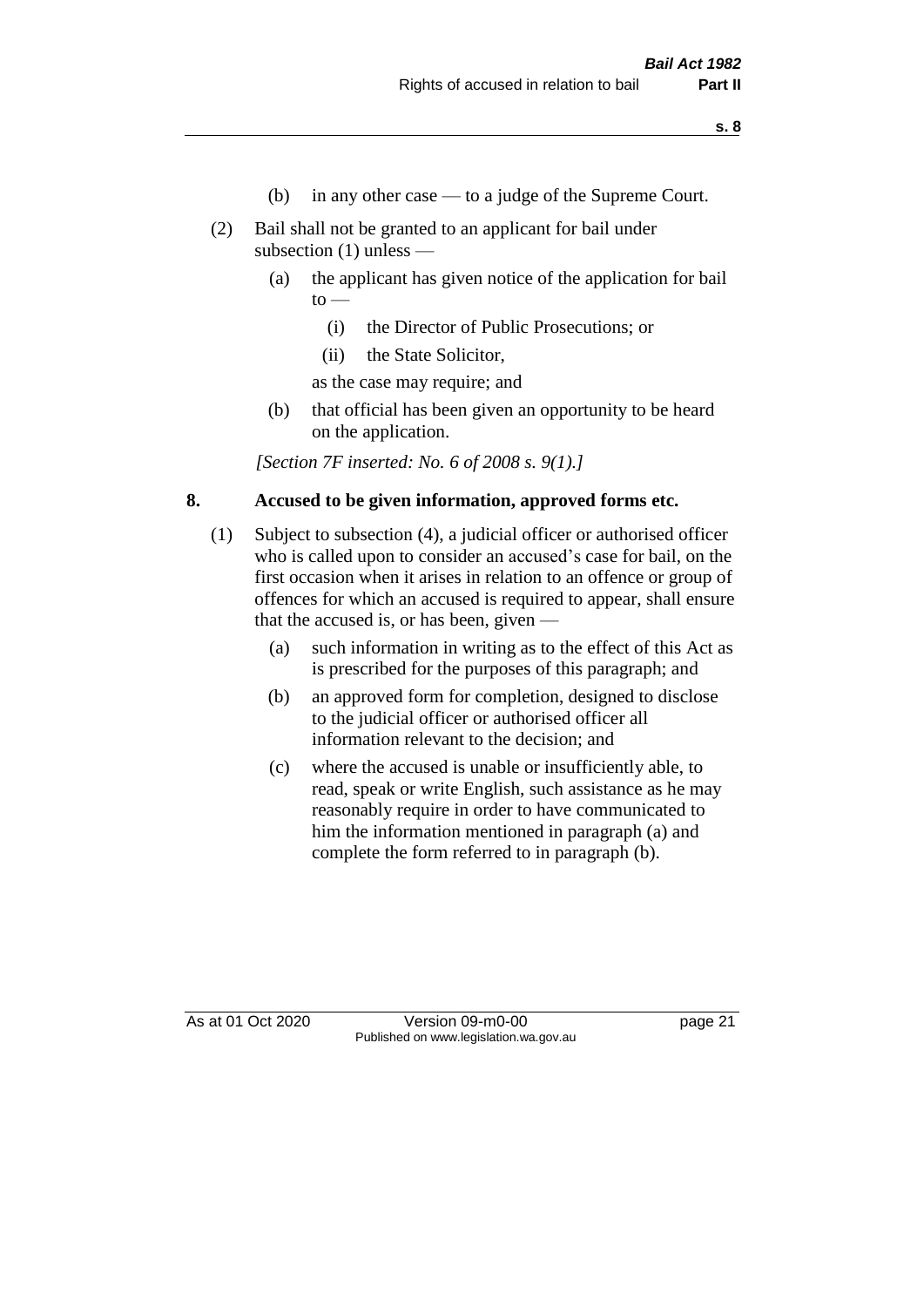(b) in any other case — to a judge of the Supreme Court.

(2) Bail shall not be granted to an applicant for bail under subsection (1) unless —

(a) the applicant has given notice of the application for bail to —

(i) the Director of Public Prosecutions; or

(ii) the State Solicitor,

as the case may require; and

(b) that official has been given an opportunity to be heard on the application.

*[Section 7F inserted: No. 6 of 2008 s. 9(1).]*

## 8. Accused to be given information, approved forms etc.

(1) Subject to subsection (4), a judicial officer or authorised officer who is called upon to consider an accused's case for bail, on the first occasion when it arises in relation to an offence or group of offences for which an accused is required to appear, shall ensure that the accused is, or has been, given —

(a) such information in writing as to the effect of this Act as is prescribed for the purposes of this paragraph; and

(b) an approved form for completion, designed to disclose to the judicial officer or authorised officer all information relevant to the decision; and

(c) where the accused is unable or insufficiently able, to read, speak or write English, such assistance as he may reasonably require in order to have communicated to him the information mentioned in paragraph (a) and complete the form referred to in paragraph (b).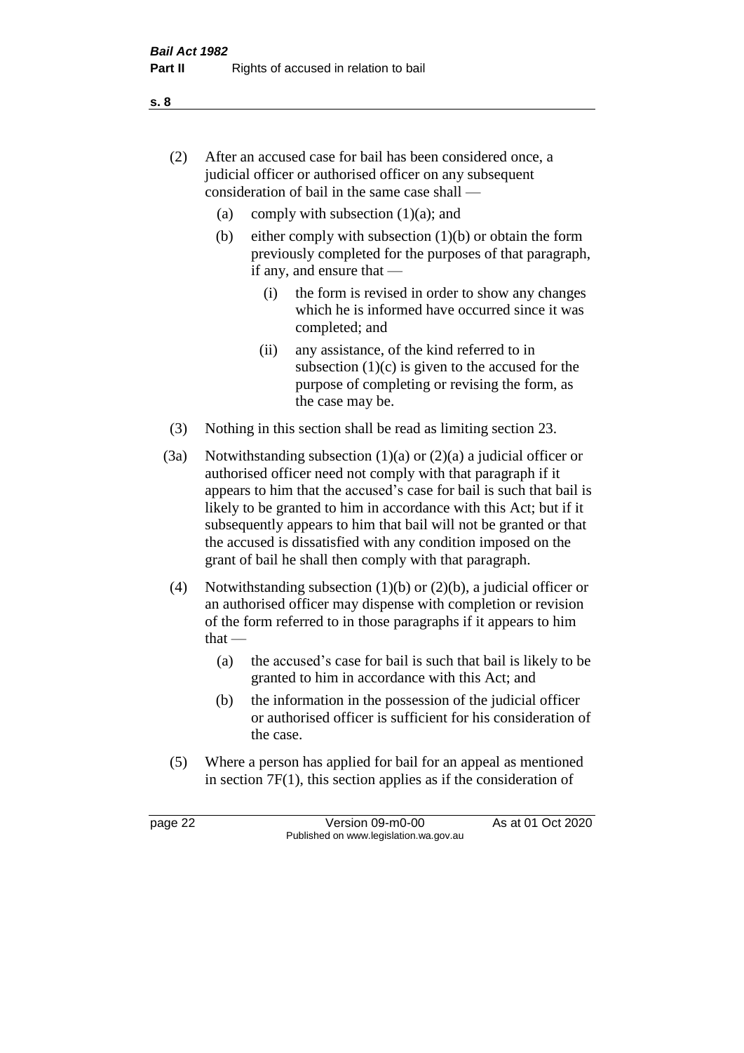(2) After an accused case for bail has been considered once, a judicial officer or authorised officer on any subsequent consideration of bail in the same case shall —

(a) comply with subsection (1)(a); and

(b) either comply with subsection (1)(b) or obtain the form previously completed for the purposes of that paragraph, if any, and ensure that —

(i) the form is revised in order to show any changes which he is informed have occurred since it was completed; and

(ii) any assistance, of the kind referred to in subsection (1)(c) is given to the accused for the purpose of completing or revising the form, as the case may be.

(3) Nothing in this section shall be read as limiting section 23.

(3a) Notwithstanding subsection (1)(a) or (2)(a) a judicial officer or authorised officer need not comply with that paragraph if it appears to him that the accused's case for bail is such that bail is likely to be granted to him in accordance with this Act; but if it subsequently appears to him that bail will not be granted or that the accused is dissatisfied with any condition imposed on the grant of bail he shall then comply with that paragraph.

(4) Notwithstanding subsection (1)(b) or (2)(b), a judicial officer or an authorised officer may dispense with completion or revision of the form referred to in those paragraphs if it appears to him that —

(a) the accused's case for bail is such that bail is likely to be granted to him in accordance with this Act; and

(b) the information in the possession of the judicial officer or authorised officer is sufficient for his consideration of the case.

(5) Where a person has applied for bail for an appeal as mentioned in section 7F(1), this section applies as if the consideration of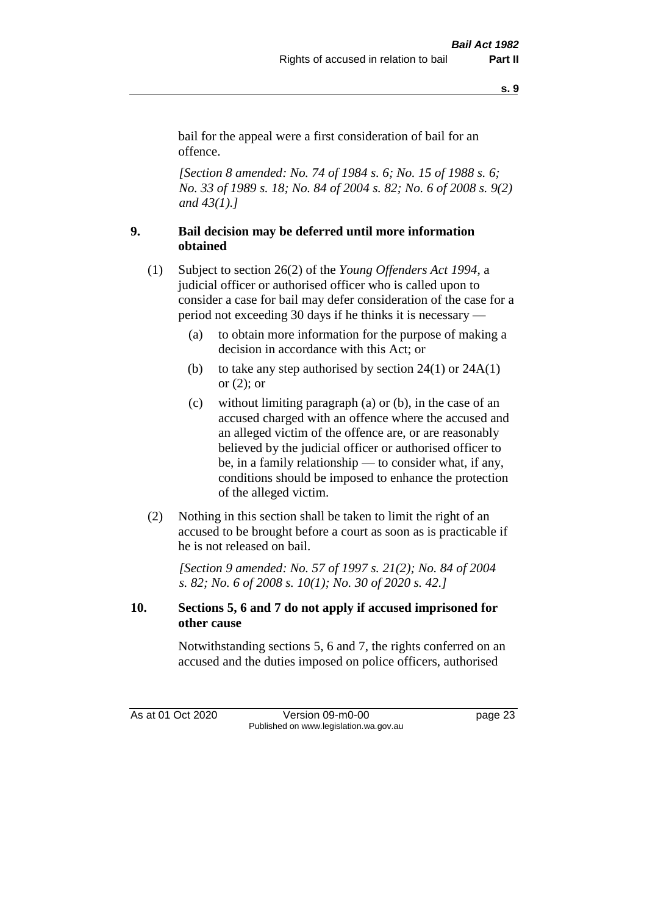bail for the appeal were a first consideration of bail for an offence.

*[Section 8 amended: No. 74 of 1984 s. 6; No. 15 of 1988 s. 6; No. 33 of 1989 s. 18; No. 84 of 2004 s. 82; No. 6 of 2008 s. 9(2) and 43(1).]*

## 9. Bail decision may be deferred until more information obtained

(1) Subject to section 26(2) of the *Young Offenders Act 1994*, a judicial officer or authorised officer who is called upon to consider a case for bail may defer consideration of the case for a period not exceeding 30 days if he thinks it is necessary —

- (a) to obtain more information for the purpose of making a decision in accordance with this Act; or
- (b) to take any step authorised by section 24(1) or 24A(1) or (2); or
- (c) without limiting paragraph (a) or (b), in the case of an accused charged with an offence where the accused and an alleged victim of the offence are, or are reasonably believed by the judicial officer or authorised officer to be, in a family relationship — to consider what, if any, conditions should be imposed to enhance the protection of the alleged victim.

(2) Nothing in this section shall be taken to limit the right of an accused to be brought before a court as soon as is practicable if he is not released on bail.

*[Section 9 amended: No. 57 of 1997 s. 21(2); No. 84 of 2004 s. 82; No. 6 of 2008 s. 10(1); No. 30 of 2020 s. 42.]*

## 10. Sections 5, 6 and 7 do not apply if accused imprisoned for other cause

Notwithstanding sections 5, 6 and 7, the rights conferred on an accused and the duties imposed on police officers, authorised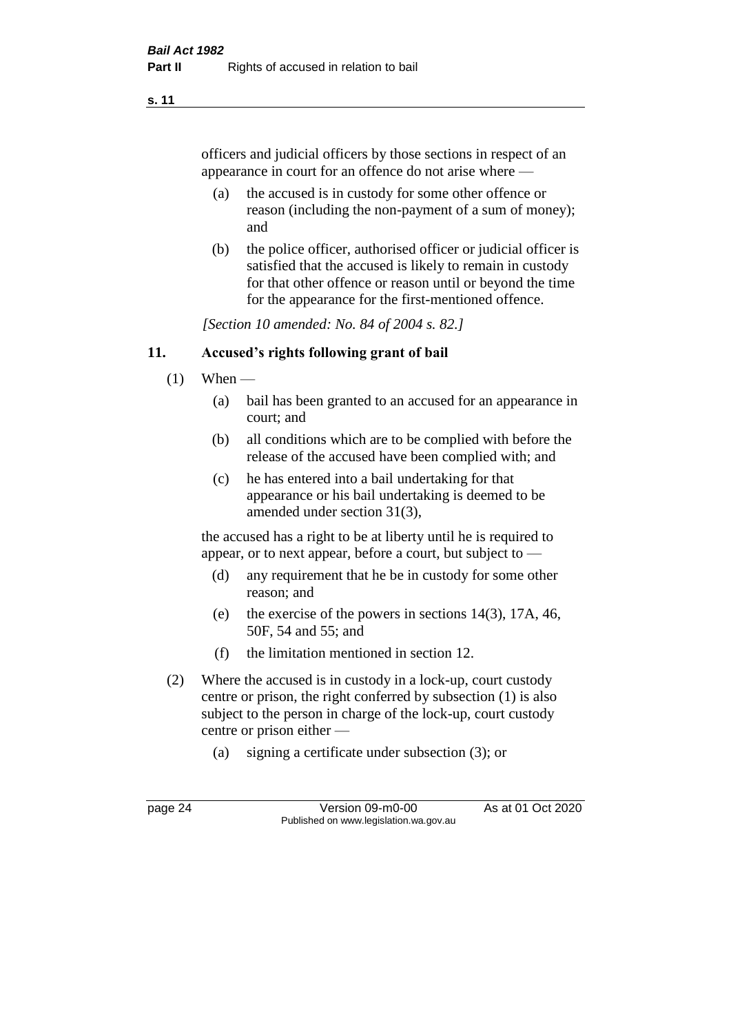officers and judicial officers by those sections in respect of an appearance in court for an offence do not arise where —

- (a) the accused is in custody for some other offence or reason (including the non-payment of a sum of money); and
- (b) the police officer, authorised officer or judicial officer is satisfied that the accused is likely to remain in custody for that other offence or reason until or beyond the time for the appearance for the first-mentioned offence.

*[Section 10 amended: No. 84 of 2004 s. 82.]*

## 11. Accused's rights following grant of bail

(1) When —

- (a) bail has been granted to an accused for an appearance in court; and
- (b) all conditions which are to be complied with before the release of the accused have been complied with; and
- (c) he has entered into a bail undertaking for that appearance or his bail undertaking is deemed to be amended under section 31(3),

the accused has a right to be at liberty until he is required to appear, or to next appear, before a court, but subject to —

- (d) any requirement that he be in custody for some other reason; and
- (e) the exercise of the powers in sections 14(3), 17A, 46, 50F, 54 and 55; and
- (f) the limitation mentioned in section 12.

(2) Where the accused is in custody in a lock-up, court custody centre or prison, the right conferred by subsection (1) is also subject to the person in charge of the lock-up, court custody centre or prison either —

- (a) signing a certificate under subsection (3); or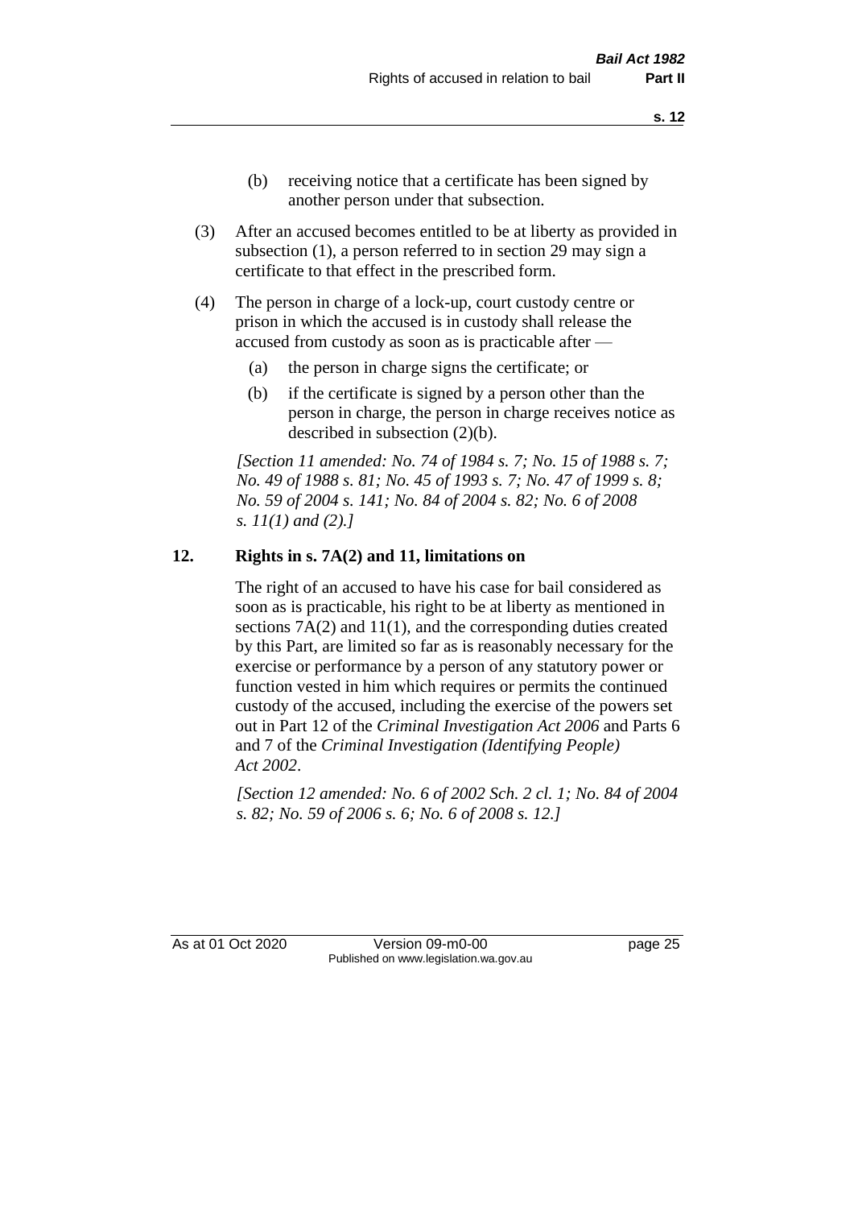(b) receiving notice that a certificate has been signed by another person under that subsection.

(3) After an accused becomes entitled to be at liberty as provided in subsection (1), a person referred to in section 29 may sign a certificate to that effect in the prescribed form.

(4) The person in charge of a lock-up, court custody centre or prison in which the accused is in custody shall release the accused from custody as soon as is practicable after —

(a) the person in charge signs the certificate; or

(b) if the certificate is signed by a person other than the person in charge, the person in charge receives notice as described in subsection (2)(b).

*[Section 11 amended: No. 74 of 1984 s. 7; No. 15 of 1988 s. 7; No. 49 of 1988 s. 81; No. 45 of 1993 s. 7; No. 47 of 1999 s. 8; No. 59 of 2004 s. 141; No. 84 of 2004 s. 82; No. 6 of 2008 s. 11(1) and (2).]*

## 12. Rights in s. 7A(2) and 11, limitations on

The right of an accused to have his case for bail considered as soon as is practicable, his right to be at liberty as mentioned in sections 7A(2) and 11(1), and the corresponding duties created by this Part, are limited so far as is reasonably necessary for the exercise or performance by a person of any statutory power or function vested in him which requires or permits the continued custody of the accused, including the exercise of the powers set out in Part 12 of the *Criminal Investigation Act 2006* and Parts 6 and 7 of the *Criminal Investigation (Identifying People) Act 2002*.

*[Section 12 amended: No. 6 of 2002 Sch. 2 cl. 1; No. 84 of 2004 s. 82; No. 59 of 2006 s. 6; No. 6 of 2008 s. 12.]*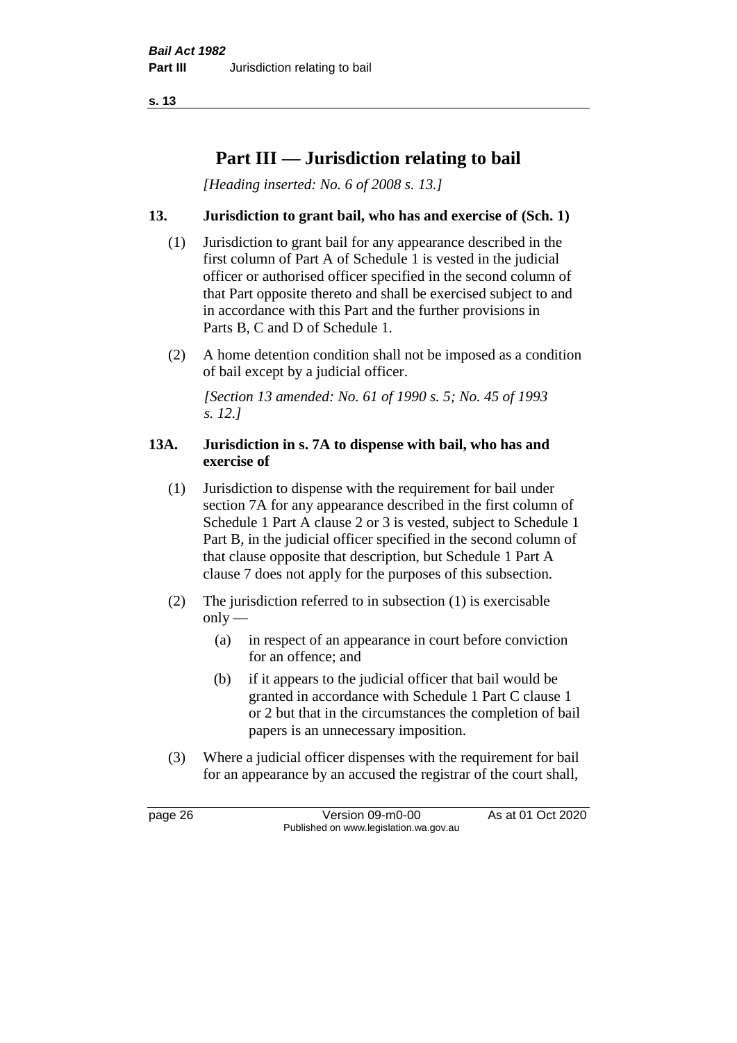# Part III — Jurisdiction relating to bail

*[Heading inserted: No. 6 of 2008 s. 13.]*

## 13. Jurisdiction to grant bail, who has and exercise of (Sch. 1)

(1) Jurisdiction to grant bail for any appearance described in the first column of Part A of Schedule 1 is vested in the judicial officer or authorised officer specified in the second column of that Part opposite thereto and shall be exercised subject to and in accordance with this Part and the further provisions in Parts B, C and D of Schedule 1.

(2) A home detention condition shall not be imposed as a condition of bail except by a judicial officer.

*[Section 13 amended: No. 61 of 1990 s. 5; No. 45 of 1993 s. 12.]*

## 13A. Jurisdiction in s. 7A to dispense with bail, who has and exercise of

(1) Jurisdiction to dispense with the requirement for bail under section 7A for any appearance described in the first column of Schedule 1 Part A clause 2 or 3 is vested, subject to Schedule 1 Part B, in the judicial officer specified in the second column of that clause opposite that description, but Schedule 1 Part A clause 7 does not apply for the purposes of this subsection.

(2) The jurisdiction referred to in subsection (1) is exercisable only —

- (a) in respect of an appearance in court before conviction for an offence; and
- (b) if it appears to the judicial officer that bail would be granted in accordance with Schedule 1 Part C clause 1 or 2 but that in the circumstances the completion of bail papers is an unnecessary imposition.

(3) Where a judicial officer dispenses with the requirement for bail for an appearance by an accused the registrar of the court shall,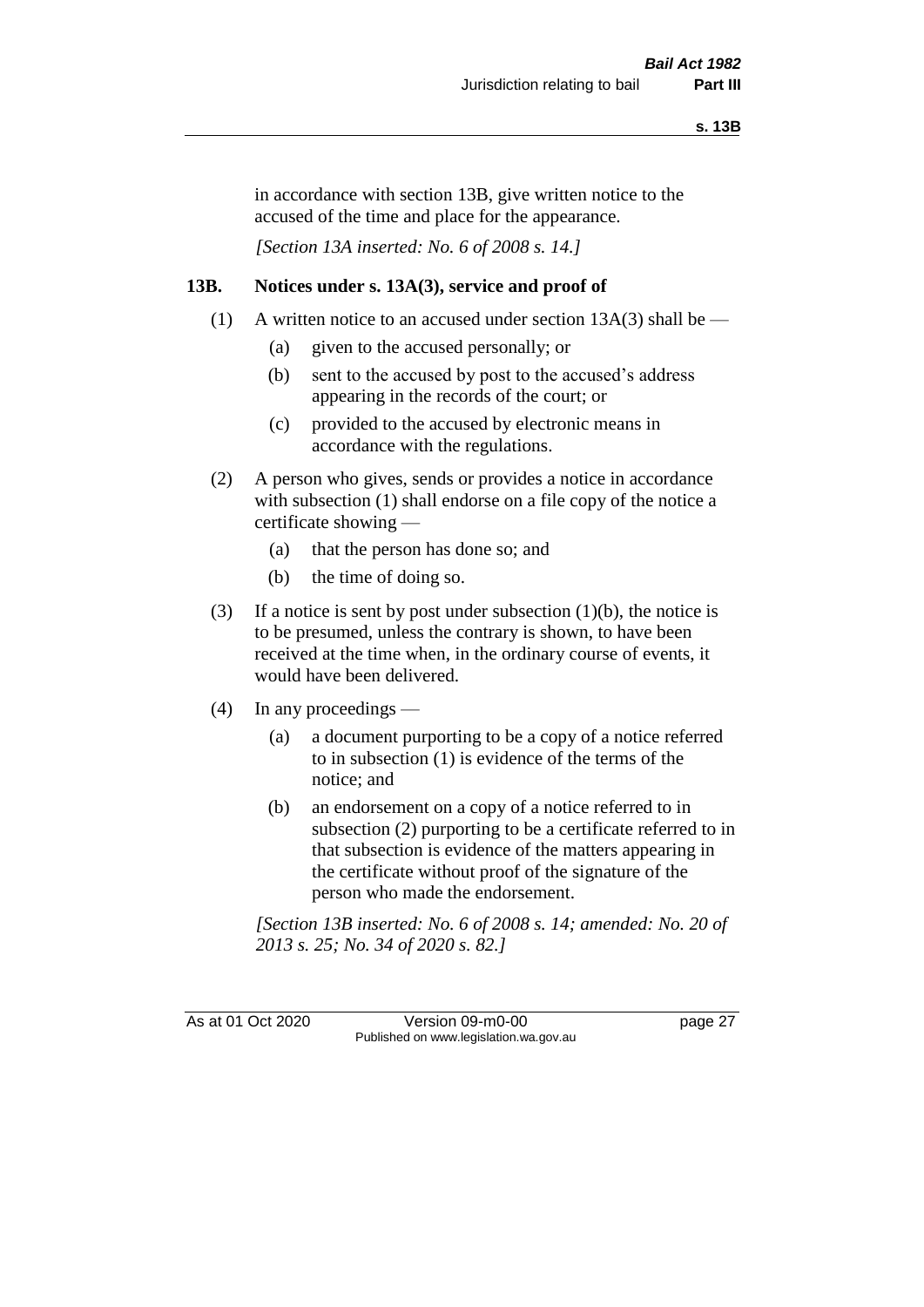in accordance with section 13B, give written notice to the accused of the time and place for the appearance.

*[Section 13A inserted: No. 6 of 2008 s. 14.]*

## 13B. Notices under s. 13A(3), service and proof of

(1) A written notice to an accused under section 13A(3) shall be —

(a) given to the accused personally; or

(b) sent to the accused by post to the accused's address appearing in the records of the court; or

(c) provided to the accused by electronic means in accordance with the regulations.

(2) A person who gives, sends or provides a notice in accordance with subsection (1) shall endorse on a file copy of the notice a certificate showing —

(a) that the person has done so; and

(b) the time of doing so.

(3) If a notice is sent by post under subsection (1)(b), the notice is to be presumed, unless the contrary is shown, to have been received at the time when, in the ordinary course of events, it would have been delivered.

(4) In any proceedings —

(a) a document purporting to be a copy of a notice referred to in subsection (1) is evidence of the terms of the notice; and

(b) an endorsement on a copy of a notice referred to in subsection (2) purporting to be a certificate referred to in that subsection is evidence of the matters appearing in the certificate without proof of the signature of the person who made the endorsement.

*[Section 13B inserted: No. 6 of 2008 s. 14; amended: No. 20 of 2013 s. 25; No. 34 of 2020 s. 82.]*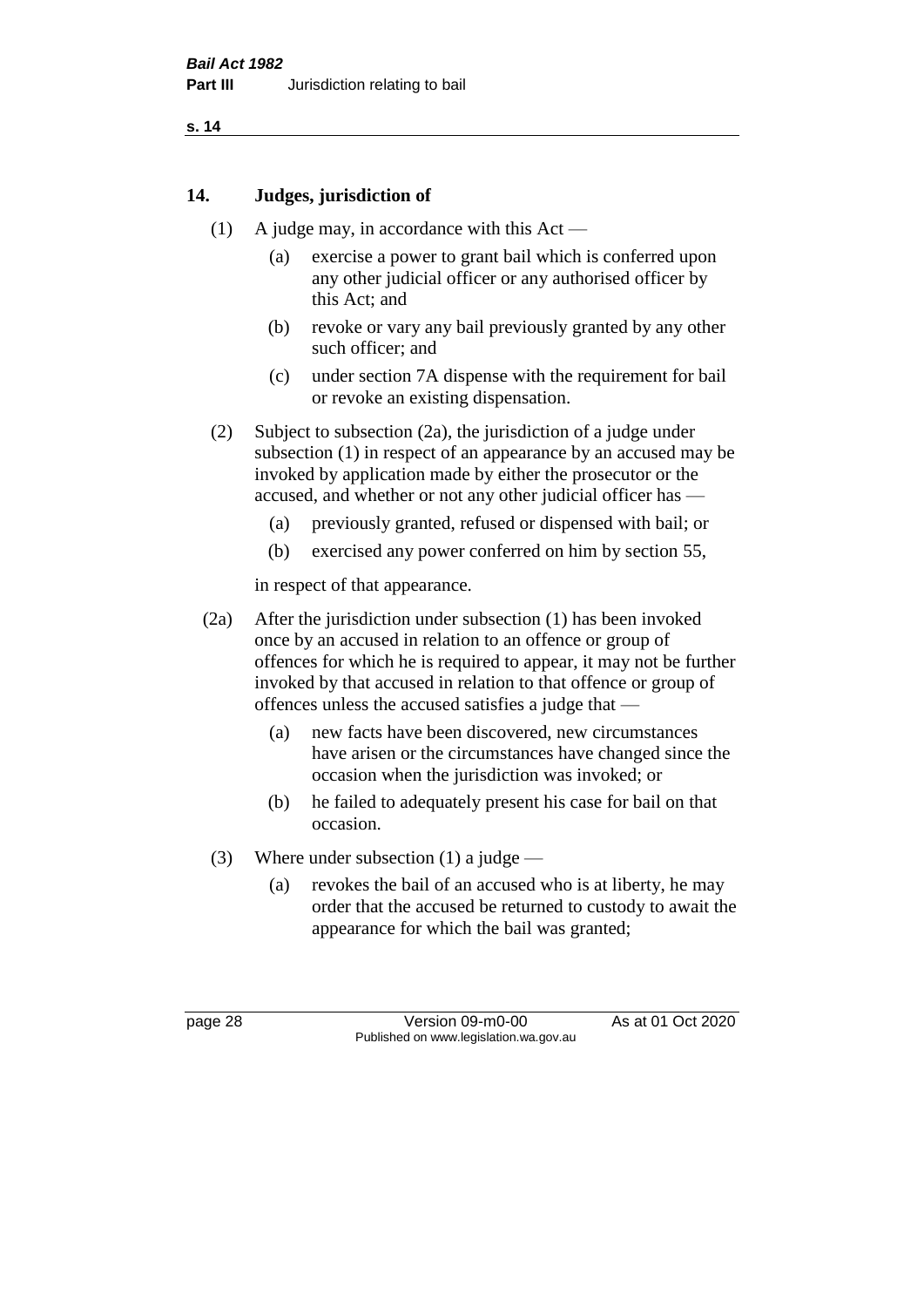## 14. Judges, jurisdiction of

(1) A judge may, in accordance with this Act —

(a) exercise a power to grant bail which is conferred upon any other judicial officer or any authorised officer by this Act; and

(b) revoke or vary any bail previously granted by any other such officer; and

(c) under section 7A dispense with the requirement for bail or revoke an existing dispensation.

(2) Subject to subsection (2a), the jurisdiction of a judge under subsection (1) in respect of an appearance by an accused may be invoked by application made by either the prosecutor or the accused, and whether or not any other judicial officer has —

(a) previously granted, refused or dispensed with bail; or

(b) exercised any power conferred on him by section 55,

in respect of that appearance.

(2a) After the jurisdiction under subsection (1) has been invoked once by an accused in relation to an offence or group of offences for which he is required to appear, it may not be further invoked by that accused in relation to that offence or group of offences unless the accused satisfies a judge that —

(a) new facts have been discovered, new circumstances have arisen or the circumstances have changed since the occasion when the jurisdiction was invoked; or

(b) he failed to adequately present his case for bail on that occasion.

(3) Where under subsection (1) a judge —

(a) revokes the bail of an accused who is at liberty, he may order that the accused be returned to custody to await the appearance for which the bail was granted;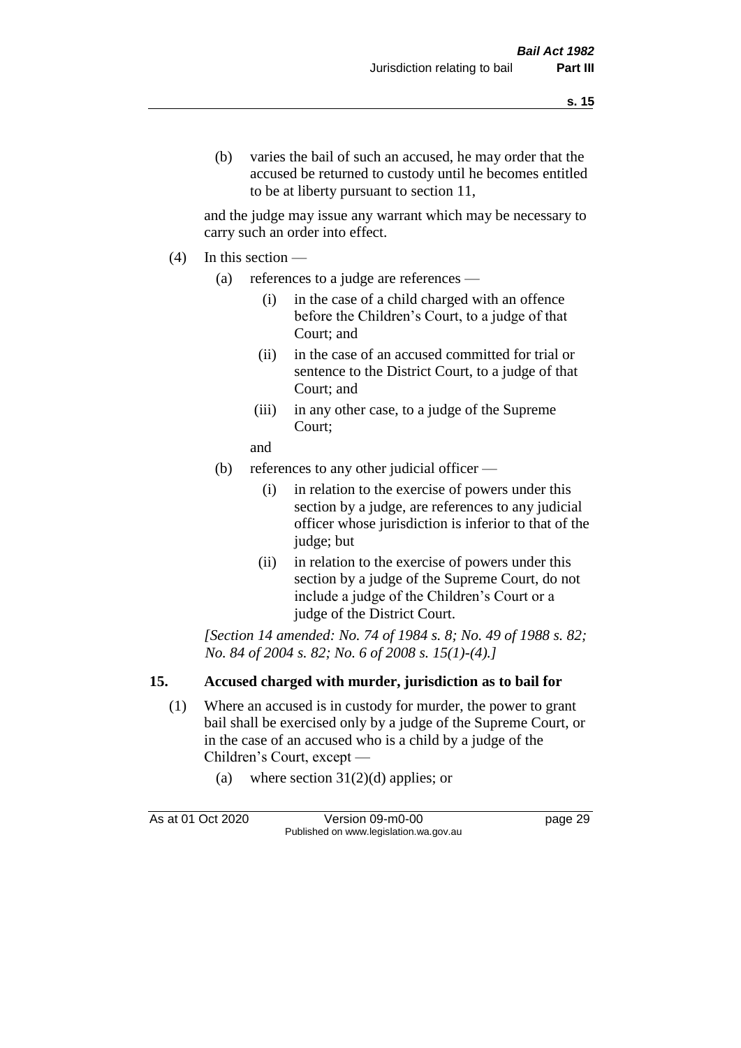(b) varies the bail of such an accused, he may order that the accused be returned to custody until he becomes entitled to be at liberty pursuant to section 11,

and the judge may issue any warrant which may be necessary to carry such an order into effect.

(4) In this section —

(a) references to a judge are references —

(i) in the case of a child charged with an offence before the Children's Court, to a judge of that Court; and

(ii) in the case of an accused committed for trial or sentence to the District Court, to a judge of that Court; and

(iii) in any other case, to a judge of the Supreme Court;

and

(b) references to any other judicial officer —

(i) in relation to the exercise of powers under this section by a judge, are references to any judicial officer whose jurisdiction is inferior to that of the judge; but

(ii) in relation to the exercise of powers under this section by a judge of the Supreme Court, do not include a judge of the Children's Court or a judge of the District Court.

*[Section 14 amended: No. 74 of 1984 s. 8; No. 49 of 1988 s. 82; No. 84 of 2004 s. 82; No. 6 of 2008 s. 15(1)-(4).]*

## 15. Accused charged with murder, jurisdiction as to bail for

(1) Where an accused is in custody for murder, the power to grant bail shall be exercised only by a judge of the Supreme Court, or in the case of an accused who is a child by a judge of the Children's Court, except —

(a) where section 31(2)(d) applies; or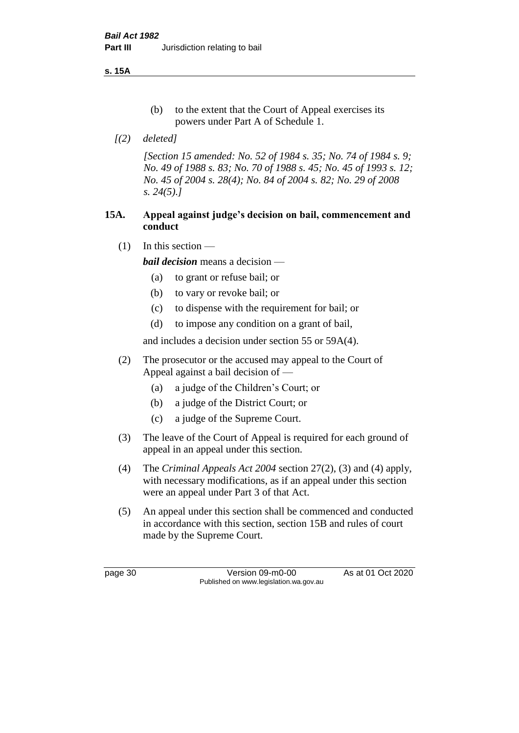(b) to the extent that the Court of Appeal exercises its powers under Part A of Schedule 1.

*[(2) deleted]*

*[Section 15 amended: No. 52 of 1984 s. 35; No. 74 of 1984 s. 9; No. 49 of 1988 s. 83; No. 70 of 1988 s. 45; No. 45 of 1993 s. 12; No. 45 of 2004 s. 28(4); No. 84 of 2004 s. 82; No. 29 of 2008 s. 24(5).]*

### 15A. Appeal against judge's decision on bail, commencement and conduct

(1) In this section —

***bail decision*** means a decision —

- (a) to grant or refuse bail; or
- (b) to vary or revoke bail; or
- (c) to dispense with the requirement for bail; or
- (d) to impose any condition on a grant of bail,

and includes a decision under section 55 or 59A(4).

(2) The prosecutor or the accused may appeal to the Court of Appeal against a bail decision of —

- (a) a judge of the Children's Court; or
- (b) a judge of the District Court; or
- (c) a judge of the Supreme Court.

(3) The leave of the Court of Appeal is required for each ground of appeal in an appeal under this section.

(4) The *Criminal Appeals Act 2004* section 27(2), (3) and (4) apply, with necessary modifications, as if an appeal under this section were an appeal under Part 3 of that Act.

(5) An appeal under this section shall be commenced and conducted in accordance with this section, section 15B and rules of court made by the Supreme Court.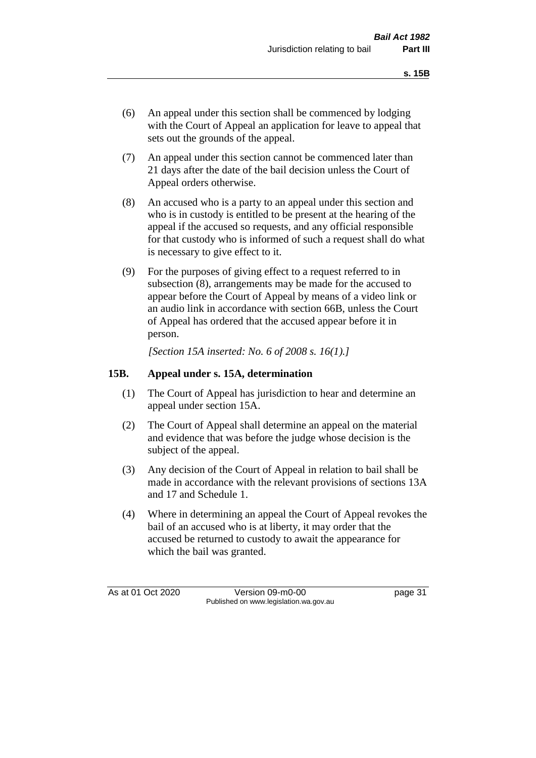(6) An appeal under this section shall be commenced by lodging with the Court of Appeal an application for leave to appeal that sets out the grounds of the appeal.

(7) An appeal under this section cannot be commenced later than 21 days after the date of the bail decision unless the Court of Appeal orders otherwise.

(8) An accused who is a party to an appeal under this section and who is in custody is entitled to be present at the hearing of the appeal if the accused so requests, and any official responsible for that custody who is informed of such a request shall do what is necessary to give effect to it.

(9) For the purposes of giving effect to a request referred to in subsection (8), arrangements may be made for the accused to appear before the Court of Appeal by means of a video link or an audio link in accordance with section 66B, unless the Court of Appeal has ordered that the accused appear before it in person.

*[Section 15A inserted: No. 6 of 2008 s. 16(1).]*

### 15B. Appeal under s. 15A, determination

(1) The Court of Appeal has jurisdiction to hear and determine an appeal under section 15A.

(2) The Court of Appeal shall determine an appeal on the material and evidence that was before the judge whose decision is the subject of the appeal.

(3) Any decision of the Court of Appeal in relation to bail shall be made in accordance with the relevant provisions of sections 13A and 17 and Schedule 1.

(4) Where in determining an appeal the Court of Appeal revokes the bail of an accused who is at liberty, it may order that the accused be returned to custody to await the appearance for which the bail was granted.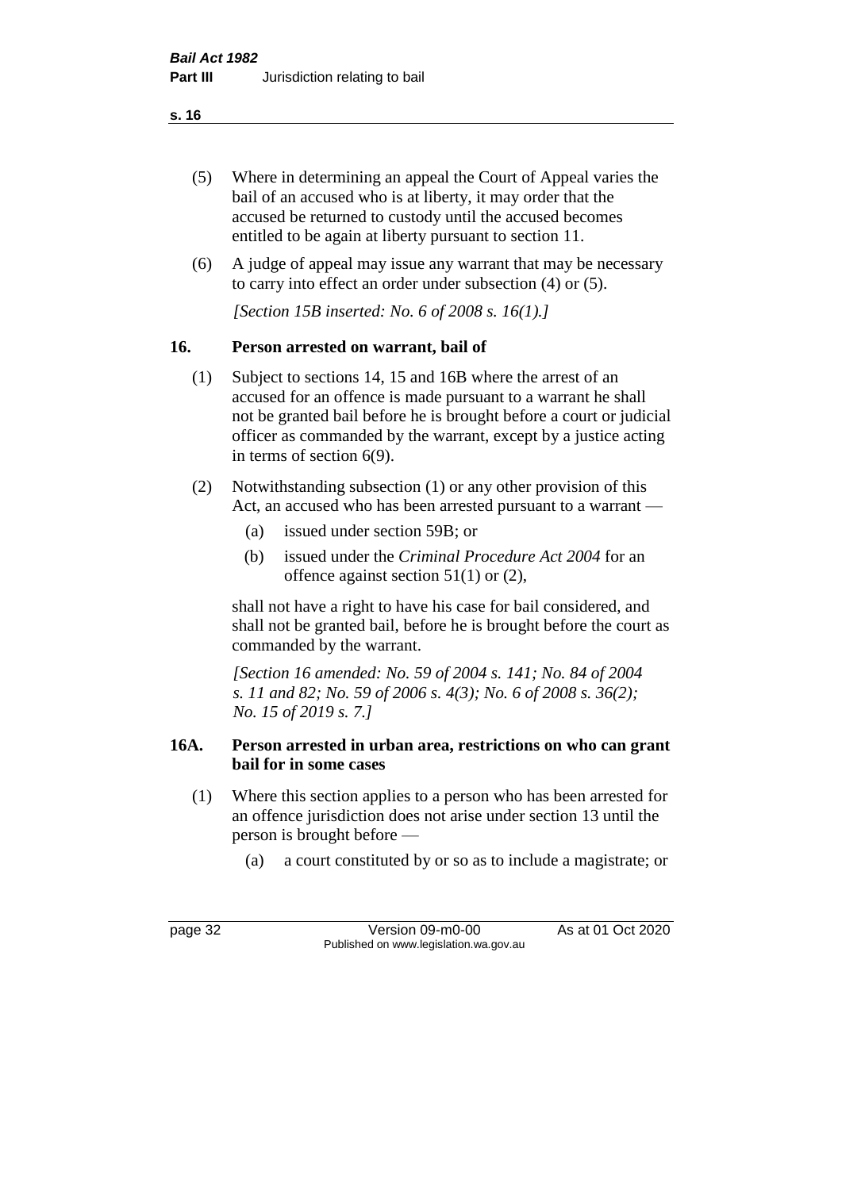(5) Where in determining an appeal the Court of Appeal varies the bail of an accused who is at liberty, it may order that the accused be returned to custody until the accused becomes entitled to be again at liberty pursuant to section 11.

(6) A judge of appeal may issue any warrant that may be necessary to carry into effect an order under subsection (4) or (5).

*[Section 15B inserted: No. 6 of 2008 s. 16(1).]*

## 16. Person arrested on warrant, bail of

(1) Subject to sections 14, 15 and 16B where the arrest of an accused for an offence is made pursuant to a warrant he shall not be granted bail before he is brought before a court or judicial officer as commanded by the warrant, except by a justice acting in terms of section 6(9).

(2) Notwithstanding subsection (1) or any other provision of this Act, an accused who has been arrested pursuant to a warrant —

(a) issued under section 59B; or

(b) issued under the *Criminal Procedure Act 2004* for an offence against section 51(1) or (2),

shall not have a right to have his case for bail considered, and shall not be granted bail, before he is brought before the court as commanded by the warrant.

*[Section 16 amended: No. 59 of 2004 s. 141; No. 84 of 2004 s. 11 and 82; No. 59 of 2006 s. 4(3); No. 6 of 2008 s. 36(2); No. 15 of 2019 s. 7.]*

## 16A. Person arrested in urban area, restrictions on who can grant bail for in some cases

(1) Where this section applies to a person who has been arrested for an offence jurisdiction does not arise under section 13 until the person is brought before —

(a) a court constituted by or so as to include a magistrate; or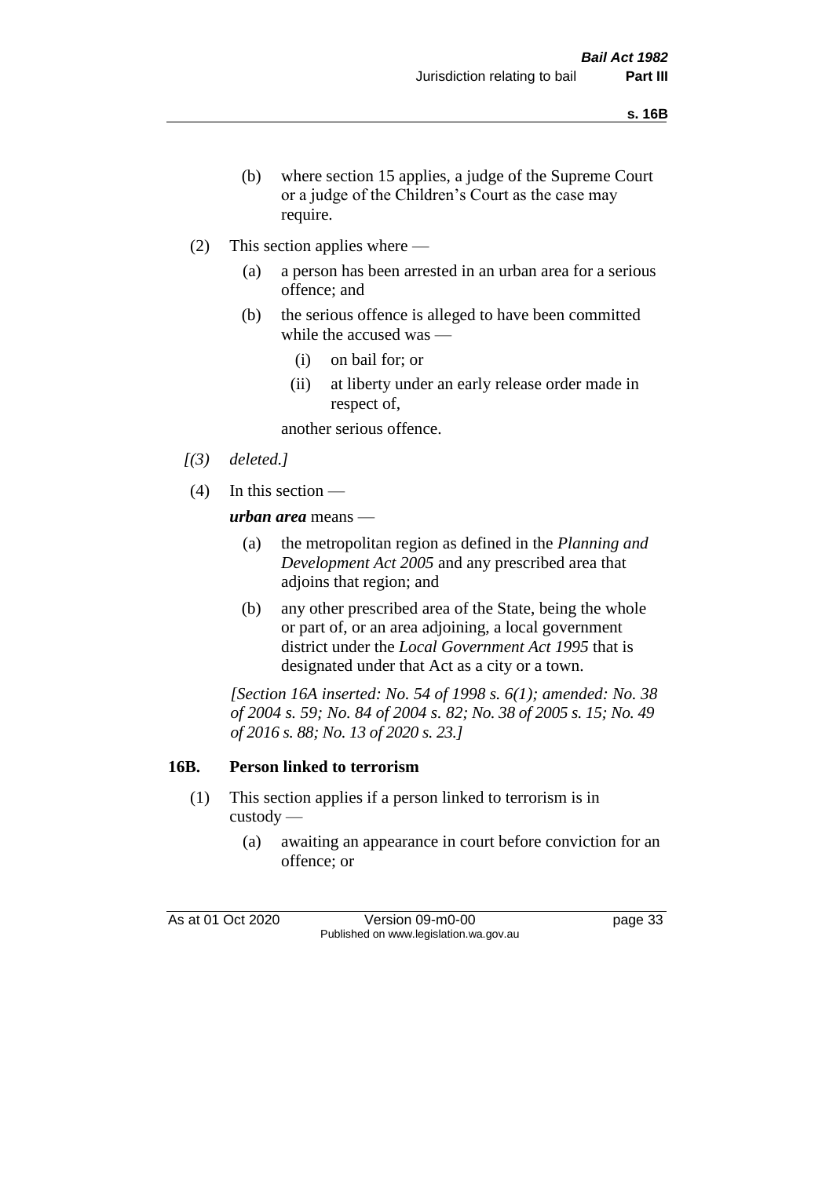(b) where section 15 applies, a judge of the Supreme Court or a judge of the Children's Court as the case may require.

(2) This section applies where —

(a) a person has been arrested in an urban area for a serious offence; and

(b) the serious offence is alleged to have been committed while the accused was —

(i) on bail for; or

(ii) at liberty under an early release order made in respect of,

another serious offence.

*[(3) deleted.]*

(4) In this section —

***urban area*** means —

(a) the metropolitan region as defined in the *Planning and Development Act 2005* and any prescribed area that adjoins that region; and

(b) any other prescribed area of the State, being the whole or part of, or an area adjoining, a local government district under the *Local Government Act 1995* that is designated under that Act as a city or a town.

*[Section 16A inserted: No. 54 of 1998 s. 6(1); amended: No. 38 of 2004 s. 59; No. 84 of 2004 s. 82; No. 38 of 2005 s. 15; No. 49 of 2016 s. 88; No. 13 of 2020 s. 23.]*

## 16B. Person linked to terrorism

(1) This section applies if a person linked to terrorism is in custody —

(a) awaiting an appearance in court before conviction for an offence; or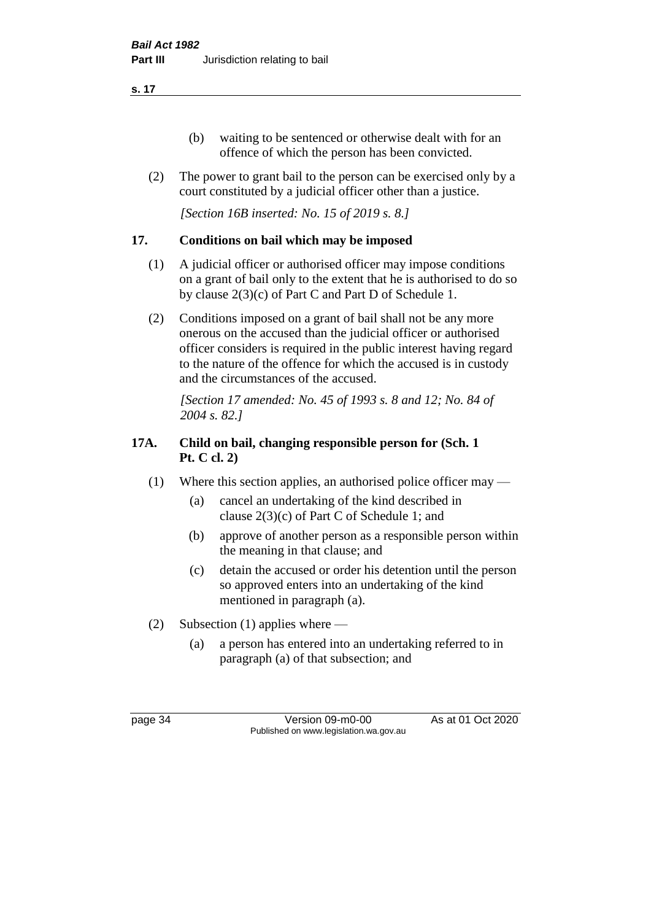(b) waiting to be sentenced or otherwise dealt with for an offence of which the person has been convicted.

(2) The power to grant bail to the person can be exercised only by a court constituted by a judicial officer other than a justice.

*[Section 16B inserted: No. 15 of 2019 s. 8.]*

## 17. Conditions on bail which may be imposed

(1) A judicial officer or authorised officer may impose conditions on a grant of bail only to the extent that he is authorised to do so by clause 2(3)(c) of Part C and Part D of Schedule 1.

(2) Conditions imposed on a grant of bail shall not be any more onerous on the accused than the judicial officer or authorised officer considers is required in the public interest having regard to the nature of the offence for which the accused is in custody and the circumstances of the accused.

*[Section 17 amended: No. 45 of 1993 s. 8 and 12; No. 84 of 2004 s. 82.]*

## 17A. Child on bail, changing responsible person for (Sch. 1 Pt. C cl. 2)

(1) Where this section applies, an authorised police officer may —

(a) cancel an undertaking of the kind described in clause 2(3)(c) of Part C of Schedule 1; and

(b) approve of another person as a responsible person within the meaning in that clause; and

(c) detain the accused or order his detention until the person so approved enters into an undertaking of the kind mentioned in paragraph (a).

(2) Subsection (1) applies where —

(a) a person has entered into an undertaking referred to in paragraph (a) of that subsection; and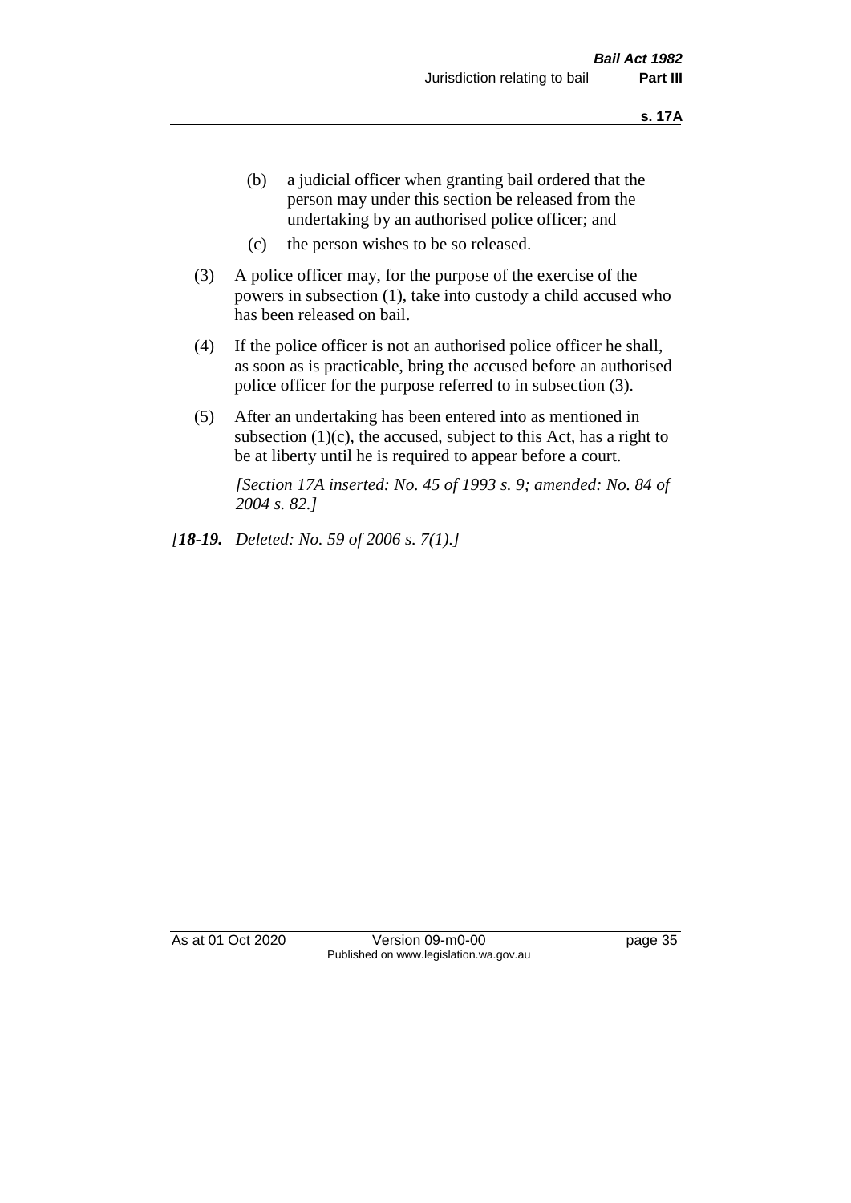(b) a judicial officer when granting bail ordered that the person may under this section be released from the undertaking by an authorised police officer; and

(c) the person wishes to be so released.

(3) A police officer may, for the purpose of the exercise of the powers in subsection (1), take into custody a child accused who has been released on bail.

(4) If the police officer is not an authorised police officer he shall, as soon as is practicable, bring the accused before an authorised police officer for the purpose referred to in subsection (3).

(5) After an undertaking has been entered into as mentioned in subsection (1)(c), the accused, subject to this Act, has a right to be at liberty until he is required to appear before a court.

*[Section 17A inserted: No. 45 of 1993 s. 9; amended: No. 84 of 2004 s. 82.]*

*[**18-19.** Deleted: No. 59 of 2006 s. 7(1).]*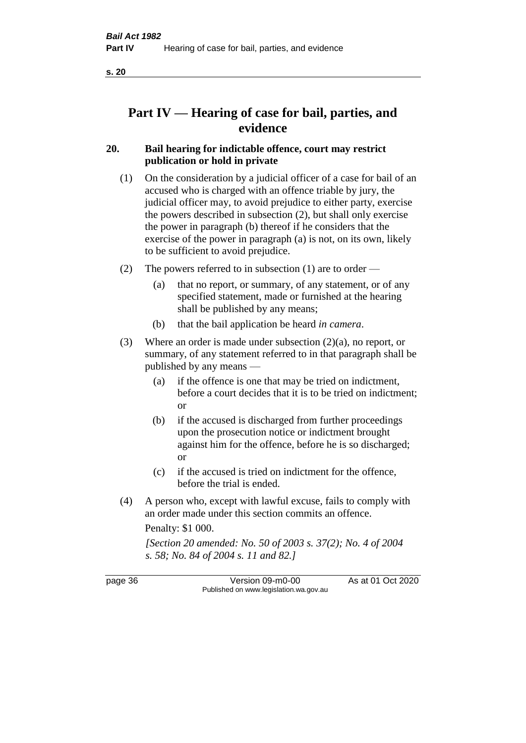# Part IV — Hearing of case for bail, parties, and evidence

## 20. Bail hearing for indictable offence, court may restrict publication or hold in private

(1) On the consideration by a judicial officer of a case for bail of an accused who is charged with an offence triable by jury, the judicial officer may, to avoid prejudice to either party, exercise the powers described in subsection (2), but shall only exercise the power in paragraph (b) thereof if he considers that the exercise of the power in paragraph (a) is not, on its own, likely to be sufficient to avoid prejudice.

(2) The powers referred to in subsection (1) are to order —

(a) that no report, or summary, of any statement, or of any specified statement, made or furnished at the hearing shall be published by any means;

(b) that the bail application be heard *in camera*.

(3) Where an order is made under subsection (2)(a), no report, or summary, of any statement referred to in that paragraph shall be published by any means —

(a) if the offence is one that may be tried on indictment, before a court decides that it is to be tried on indictment; or

(b) if the accused is discharged from further proceedings upon the prosecution notice or indictment brought against him for the offence, before he is so discharged; or

(c) if the accused is tried on indictment for the offence, before the trial is ended.

(4) A person who, except with lawful excuse, fails to comply with an order made under this section commits an offence.

Penalty: $1 000.

*[Section 20 amended: No. 50 of 2003 s. 37(2); No. 4 of 2004 s. 58; No. 84 of 2004 s. 11 and 82.]*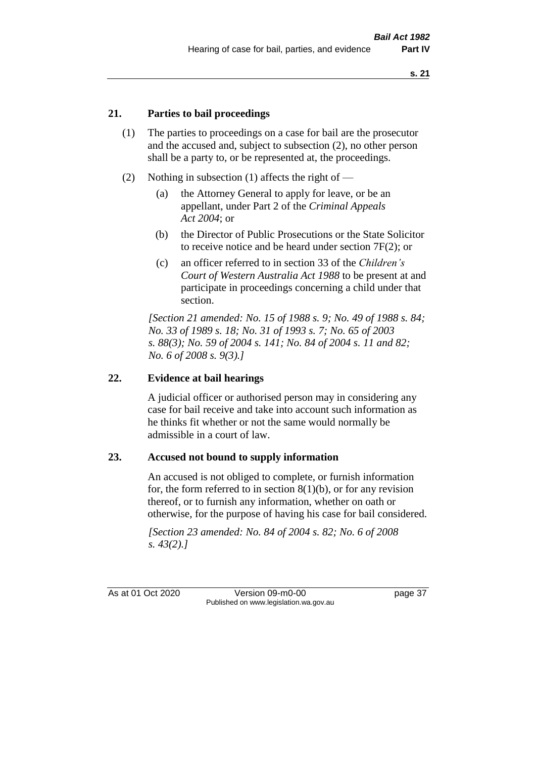## 21. Parties to bail proceedings

(1) The parties to proceedings on a case for bail are the prosecutor and the accused and, subject to subsection (2), no other person shall be a party to, or be represented at, the proceedings.

(2) Nothing in subsection (1) affects the right of —

(a) the Attorney General to apply for leave, or be an appellant, under Part 2 of the *Criminal Appeals Act 2004*; or

(b) the Director of Public Prosecutions or the State Solicitor to receive notice and be heard under section 7F(2); or

(c) an officer referred to in section 33 of the *Children's Court of Western Australia Act 1988* to be present at and participate in proceedings concerning a child under that section.

*[Section 21 amended: No. 15 of 1988 s. 9; No. 49 of 1988 s. 84; No. 33 of 1989 s. 18; No. 31 of 1993 s. 7; No. 65 of 2003 s. 88(3); No. 59 of 2004 s. 141; No. 84 of 2004 s. 11 and 82; No. 6 of 2008 s. 9(3).]*

## 22. Evidence at bail hearings

A judicial officer or authorised person may in considering any case for bail receive and take into account such information as he thinks fit whether or not the same would normally be admissible in a court of law.

## 23. Accused not bound to supply information

An accused is not obliged to complete, or furnish information for, the form referred to in section 8(1)(b), or for any revision thereof, or to furnish any information, whether on oath or otherwise, for the purpose of having his case for bail considered.

*[Section 23 amended: No. 84 of 2004 s. 82; No. 6 of 2008 s. 43(2).]*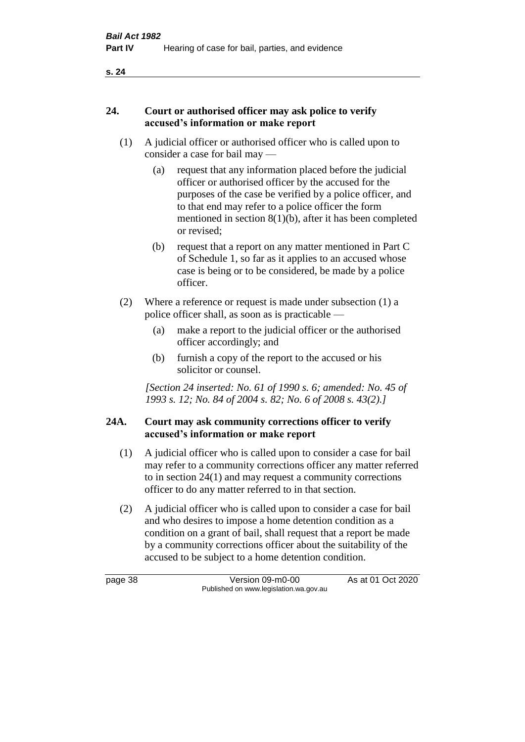## 24. Court or authorised officer may ask police to verify accused's information or make report

(1) A judicial officer or authorised officer who is called upon to consider a case for bail may —

(a) request that any information placed before the judicial officer or authorised officer by the accused for the purposes of the case be verified by a police officer, and to that end may refer to a police officer the form mentioned in section 8(1)(b), after it has been completed or revised;

(b) request that a report on any matter mentioned in Part C of Schedule 1, so far as it applies to an accused whose case is being or to be considered, be made by a police officer.

(2) Where a reference or request is made under subsection (1) a police officer shall, as soon as is practicable —

(a) make a report to the judicial officer or the authorised officer accordingly; and

(b) furnish a copy of the report to the accused or his solicitor or counsel.

*[Section 24 inserted: No. 61 of 1990 s. 6; amended: No. 45 of 1993 s. 12; No. 84 of 2004 s. 82; No. 6 of 2008 s. 43(2).]*

## 24A. Court may ask community corrections officer to verify accused's information or make report

(1) A judicial officer who is called upon to consider a case for bail may refer to a community corrections officer any matter referred to in section 24(1) and may request a community corrections officer to do any matter referred to in that section.

(2) A judicial officer who is called upon to consider a case for bail and who desires to impose a home detention condition as a condition on a grant of bail, shall request that a report be made by a community corrections officer about the suitability of the accused to be subject to a home detention condition.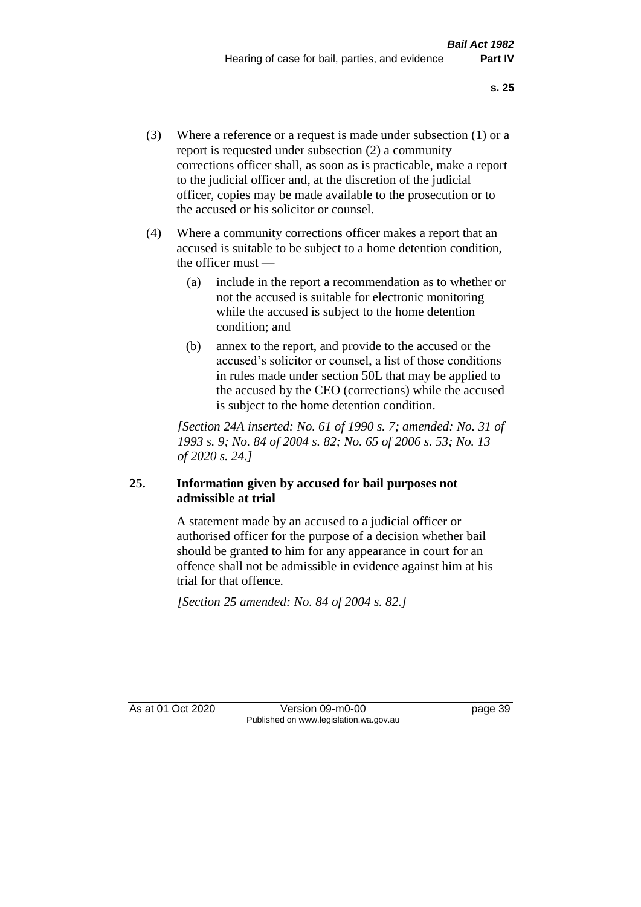(3) Where a reference or a request is made under subsection (1) or a report is requested under subsection (2) a community corrections officer shall, as soon as is practicable, make a report to the judicial officer and, at the discretion of the judicial officer, copies may be made available to the prosecution or to the accused or his solicitor or counsel.

(4) Where a community corrections officer makes a report that an accused is suitable to be subject to a home detention condition, the officer must —

(a) include in the report a recommendation as to whether or not the accused is suitable for electronic monitoring while the accused is subject to the home detention condition; and

(b) annex to the report, and provide to the accused or the accused's solicitor or counsel, a list of those conditions in rules made under section 50L that may be applied to the accused by the CEO (corrections) while the accused is subject to the home detention condition.

*[Section 24A inserted: No. 61 of 1990 s. 7; amended: No. 31 of 1993 s. 9; No. 84 of 2004 s. 82; No. 65 of 2006 s. 53; No. 13 of 2020 s. 24.]*

## 25. Information given by accused for bail purposes not admissible at trial

A statement made by an accused to a judicial officer or authorised officer for the purpose of a decision whether bail should be granted to him for any appearance in court for an offence shall not be admissible in evidence against him at his trial for that offence.

*[Section 25 amended: No. 84 of 2004 s. 82.]*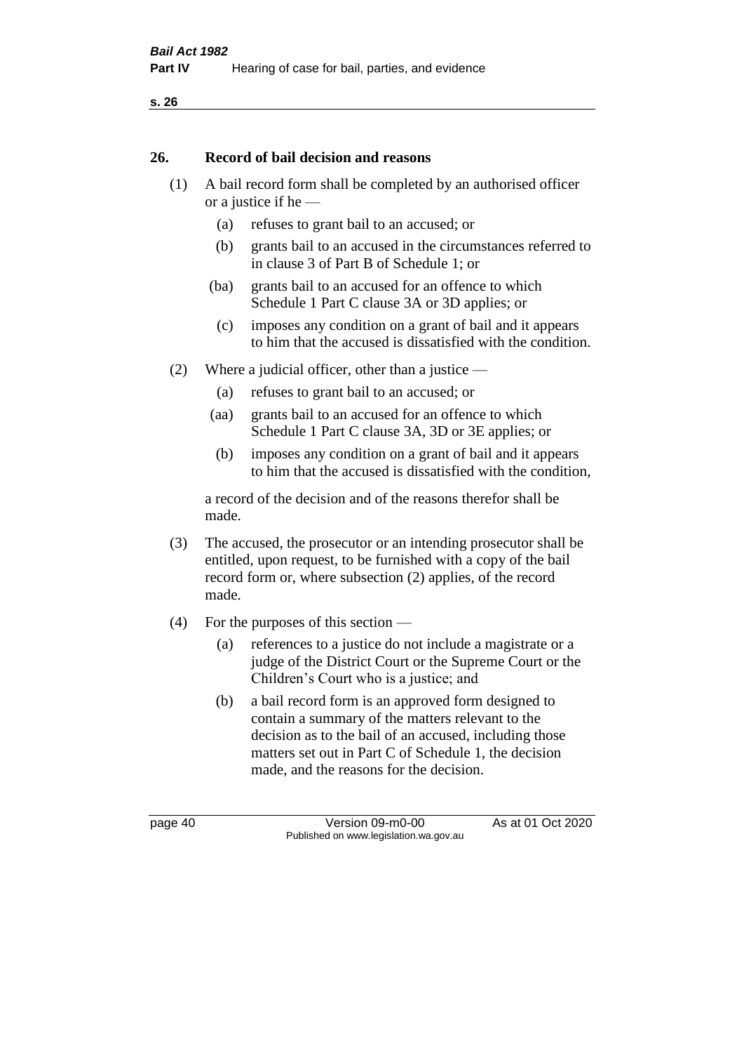## 26. Record of bail decision and reasons

(1) A bail record form shall be completed by an authorised officer or a justice if he —

(a) refuses to grant bail to an accused; or

(b) grants bail to an accused in the circumstances referred to in clause 3 of Part B of Schedule 1; or

(ba) grants bail to an accused for an offence to which Schedule 1 Part C clause 3A or 3D applies; or

(c) imposes any condition on a grant of bail and it appears to him that the accused is dissatisfied with the condition.

(2) Where a judicial officer, other than a justice —

(a) refuses to grant bail to an accused; or

(aa) grants bail to an accused for an offence to which Schedule 1 Part C clause 3A, 3D or 3E applies; or

(b) imposes any condition on a grant of bail and it appears to him that the accused is dissatisfied with the condition,

a record of the decision and of the reasons therefor shall be made.

(3) The accused, the prosecutor or an intending prosecutor shall be entitled, upon request, to be furnished with a copy of the bail record form or, where subsection (2) applies, of the record made.

(4) For the purposes of this section —

(a) references to a justice do not include a magistrate or a judge of the District Court or the Supreme Court or the Children's Court who is a justice; and

(b) a bail record form is an approved form designed to contain a summary of the matters relevant to the decision as to the bail of an accused, including those matters set out in Part C of Schedule 1, the decision made, and the reasons for the decision.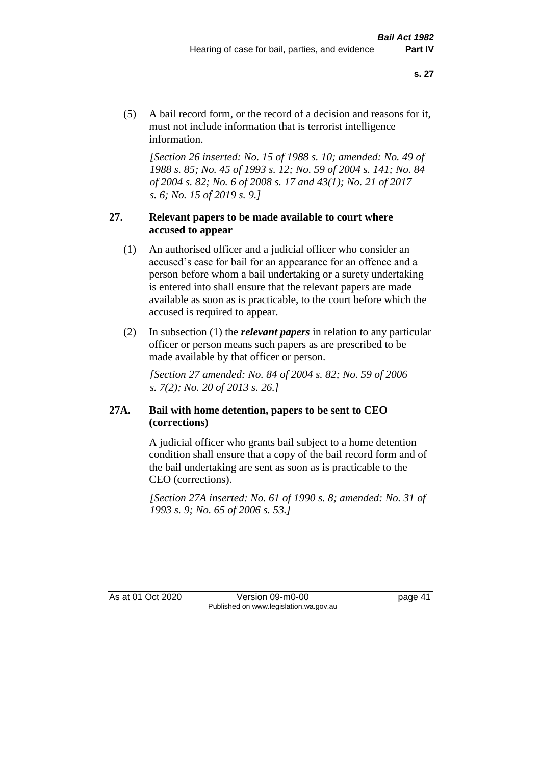(5) A bail record form, or the record of a decision and reasons for it, must not include information that is terrorist intelligence information.

*[Section 26 inserted: No. 15 of 1988 s. 10; amended: No. 49 of 1988 s. 85; No. 45 of 1993 s. 12; No. 59 of 2004 s. 141; No. 84 of 2004 s. 82; No. 6 of 2008 s. 17 and 43(1); No. 21 of 2017 s. 6; No. 15 of 2019 s. 9.]*

### 27. Relevant papers to be made available to court where accused to appear

(1) An authorised officer and a judicial officer who consider an accused's case for bail for an appearance for an offence and a person before whom a bail undertaking or a surety undertaking is entered into shall ensure that the relevant papers are made available as soon as is practicable, to the court before which the accused is required to appear.

(2) In subsection (1) the ***relevant papers*** in relation to any particular officer or person means such papers as are prescribed to be made available by that officer or person.

*[Section 27 amended: No. 84 of 2004 s. 82; No. 59 of 2006 s. 7(2); No. 20 of 2013 s. 26.]*

### 27A. Bail with home detention, papers to be sent to CEO (corrections)

A judicial officer who grants bail subject to a home detention condition shall ensure that a copy of the bail record form and of the bail undertaking are sent as soon as is practicable to the CEO (corrections).

*[Section 27A inserted: No. 61 of 1990 s. 8; amended: No. 31 of 1993 s. 9; No. 65 of 2006 s. 53.]*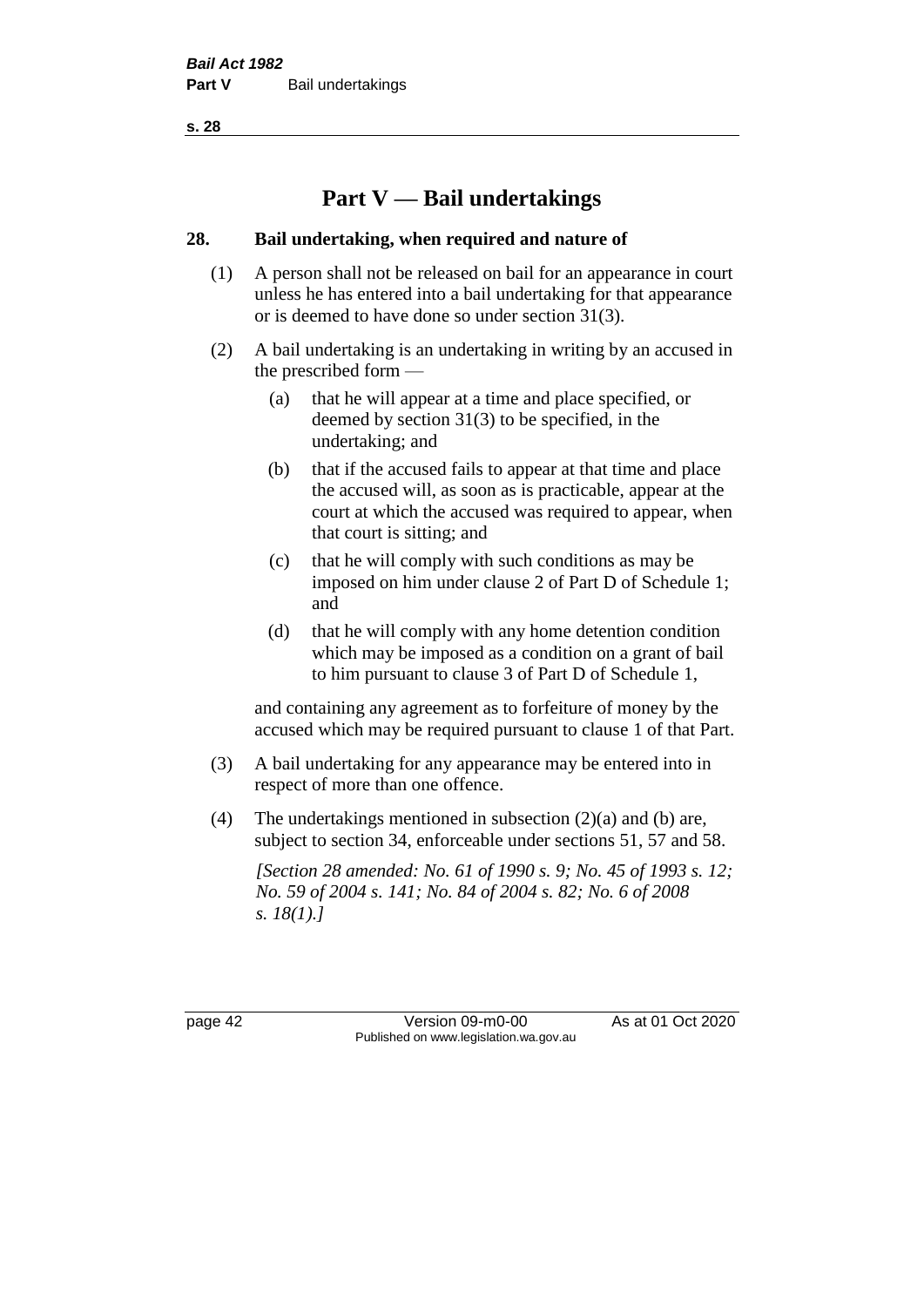# Part V — Bail undertakings

## 28. Bail undertaking, when required and nature of

(1) A person shall not be released on bail for an appearance in court unless he has entered into a bail undertaking for that appearance or is deemed to have done so under section 31(3).

(2) A bail undertaking is an undertaking in writing by an accused in the prescribed form —

   (a) that he will appear at a time and place specified, or deemed by section 31(3) to be specified, in the undertaking; and

   (b) that if the accused fails to appear at that time and place the accused will, as soon as is practicable, appear at the court at which the accused was required to appear, when that court is sitting; and

   (c) that he will comply with such conditions as may be imposed on him under clause 2 of Part D of Schedule 1; and

   (d) that he will comply with any home detention condition which may be imposed as a condition on a grant of bail to him pursuant to clause 3 of Part D of Schedule 1,

and containing any agreement as to forfeiture of money by the accused which may be required pursuant to clause 1 of that Part.

(3) A bail undertaking for any appearance may be entered into in respect of more than one offence.

(4) The undertakings mentioned in subsection (2)(a) and (b) are, subject to section 34, enforceable under sections 51, 57 and 58.

*[Section 28 amended: No. 61 of 1990 s. 9; No. 45 of 1993 s. 12; No. 59 of 2004 s. 141; No. 84 of 2004 s. 82; No. 6 of 2008 s. 18(1).]*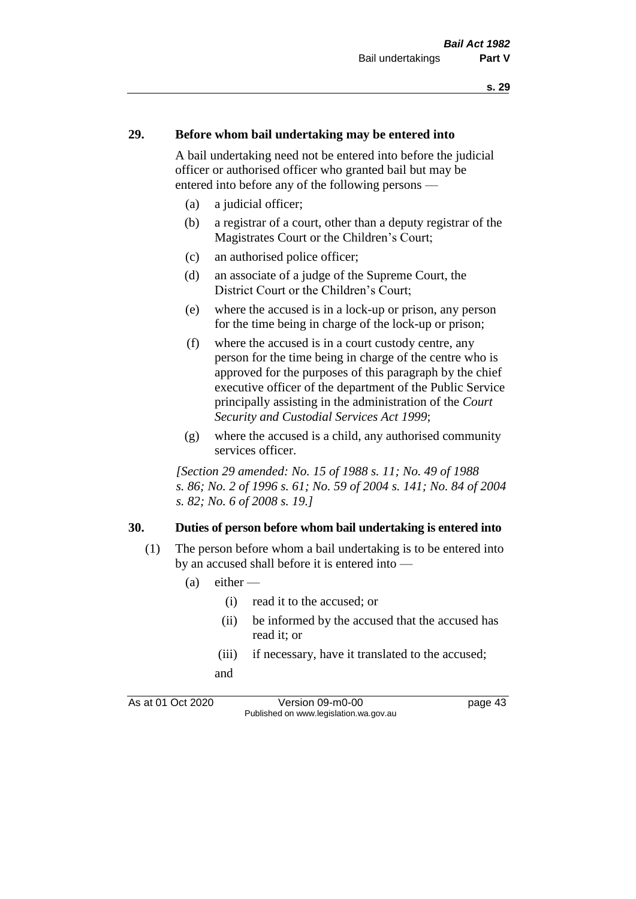## 29. Before whom bail undertaking may be entered into

A bail undertaking need not be entered into before the judicial officer or authorised officer who granted bail but may be entered into before any of the following persons —

- (a) a judicial officer;
- (b) a registrar of a court, other than a deputy registrar of the Magistrates Court or the Children's Court;
- (c) an authorised police officer;
- (d) an associate of a judge of the Supreme Court, the District Court or the Children's Court;
- (e) where the accused is in a lock-up or prison, any person for the time being in charge of the lock-up or prison;
- (f) where the accused is in a court custody centre, any person for the time being in charge of the centre who is approved for the purposes of this paragraph by the chief executive officer of the department of the Public Service principally assisting in the administration of the *Court Security and Custodial Services Act 1999*;
- (g) where the accused is a child, any authorised community services officer.

*[Section 29 amended: No. 15 of 1988 s. 11; No. 49 of 1988 s. 86; No. 2 of 1996 s. 61; No. 59 of 2004 s. 141; No. 84 of 2004 s. 82; No. 6 of 2008 s. 19.]*

## 30. Duties of person before whom bail undertaking is entered into

(1) The person before whom a bail undertaking is to be entered into by an accused shall before it is entered into —

- (a) either —
  - (i) read it to the accused; or
  - (ii) be informed by the accused that the accused has read it; or
  - (iii) if necessary, have it translated to the accused;

  and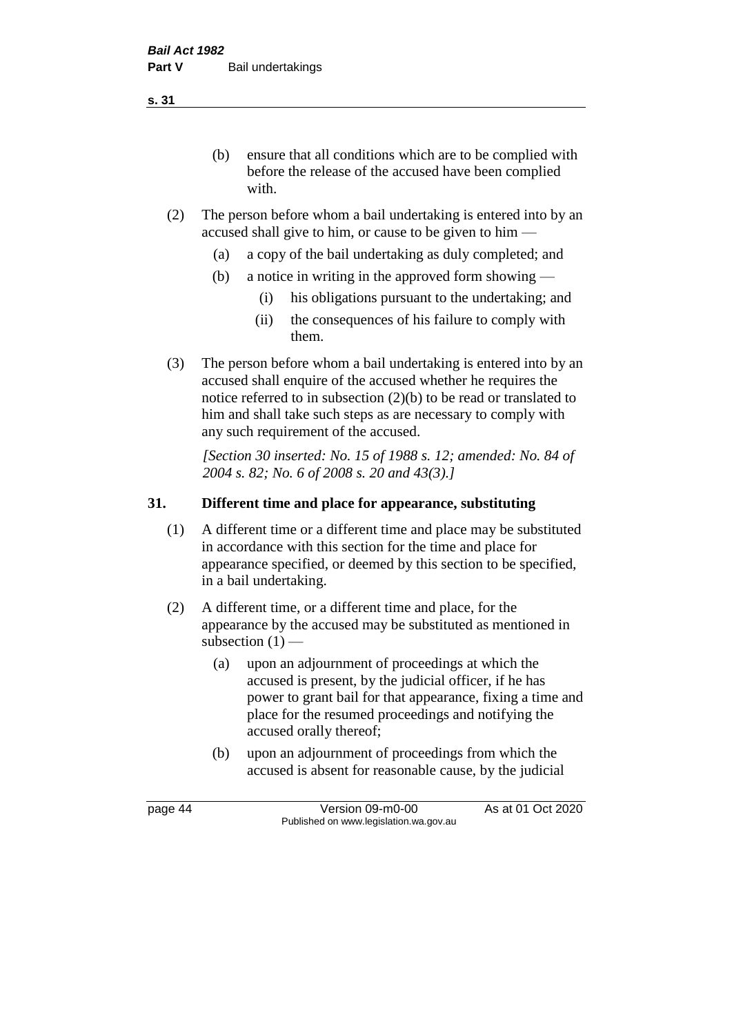(b) ensure that all conditions which are to be complied with before the release of the accused have been complied with.

(2) The person before whom a bail undertaking is entered into by an accused shall give to him, or cause to be given to him —

(a) a copy of the bail undertaking as duly completed; and

(b) a notice in writing in the approved form showing —

(i) his obligations pursuant to the undertaking; and

(ii) the consequences of his failure to comply with them.

(3) The person before whom a bail undertaking is entered into by an accused shall enquire of the accused whether he requires the notice referred to in subsection (2)(b) to be read or translated to him and shall take such steps as are necessary to comply with any such requirement of the accused.

*[Section 30 inserted: No. 15 of 1988 s. 12; amended: No. 84 of 2004 s. 82; No. 6 of 2008 s. 20 and 43(3).]*

## 31. Different time and place for appearance, substituting

(1) A different time or a different time and place may be substituted in accordance with this section for the time and place for appearance specified, or deemed by this section to be specified, in a bail undertaking.

(2) A different time, or a different time and place, for the appearance by the accused may be substituted as mentioned in subsection (1) —

(a) upon an adjournment of proceedings at which the accused is present, by the judicial officer, if he has power to grant bail for that appearance, fixing a time and place for the resumed proceedings and notifying the accused orally thereof;

(b) upon an adjournment of proceedings from which the accused is absent for reasonable cause, by the judicial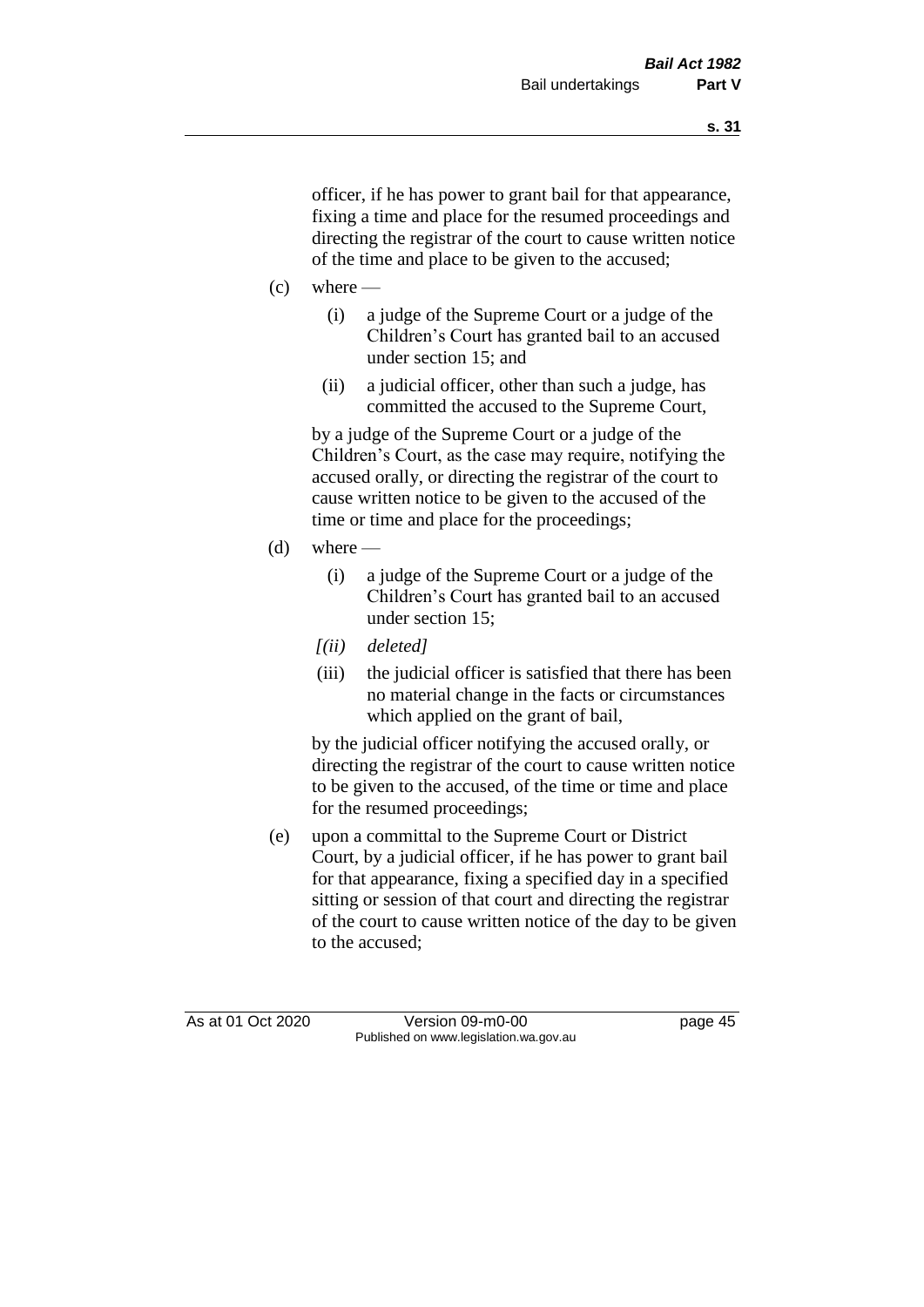officer, if he has power to grant bail for that appearance, fixing a time and place for the resumed proceedings and directing the registrar of the court to cause written notice of the time and place to be given to the accused;

(c) where —

(i) a judge of the Supreme Court or a judge of the Children's Court has granted bail to an accused under section 15; and

(ii) a judicial officer, other than such a judge, has committed the accused to the Supreme Court,

by a judge of the Supreme Court or a judge of the Children's Court, as the case may require, notifying the accused orally, or directing the registrar of the court to cause written notice to be given to the accused of the time or time and place for the proceedings;

(d) where —

(i) a judge of the Supreme Court or a judge of the Children's Court has granted bail to an accused under section 15;

*[(ii) deleted]*

(iii) the judicial officer is satisfied that there has been no material change in the facts or circumstances which applied on the grant of bail,

by the judicial officer notifying the accused orally, or directing the registrar of the court to cause written notice to be given to the accused, of the time or time and place for the resumed proceedings;

(e) upon a committal to the Supreme Court or District Court, by a judicial officer, if he has power to grant bail for that appearance, fixing a specified day in a specified sitting or session of that court and directing the registrar of the court to cause written notice of the day to be given to the accused;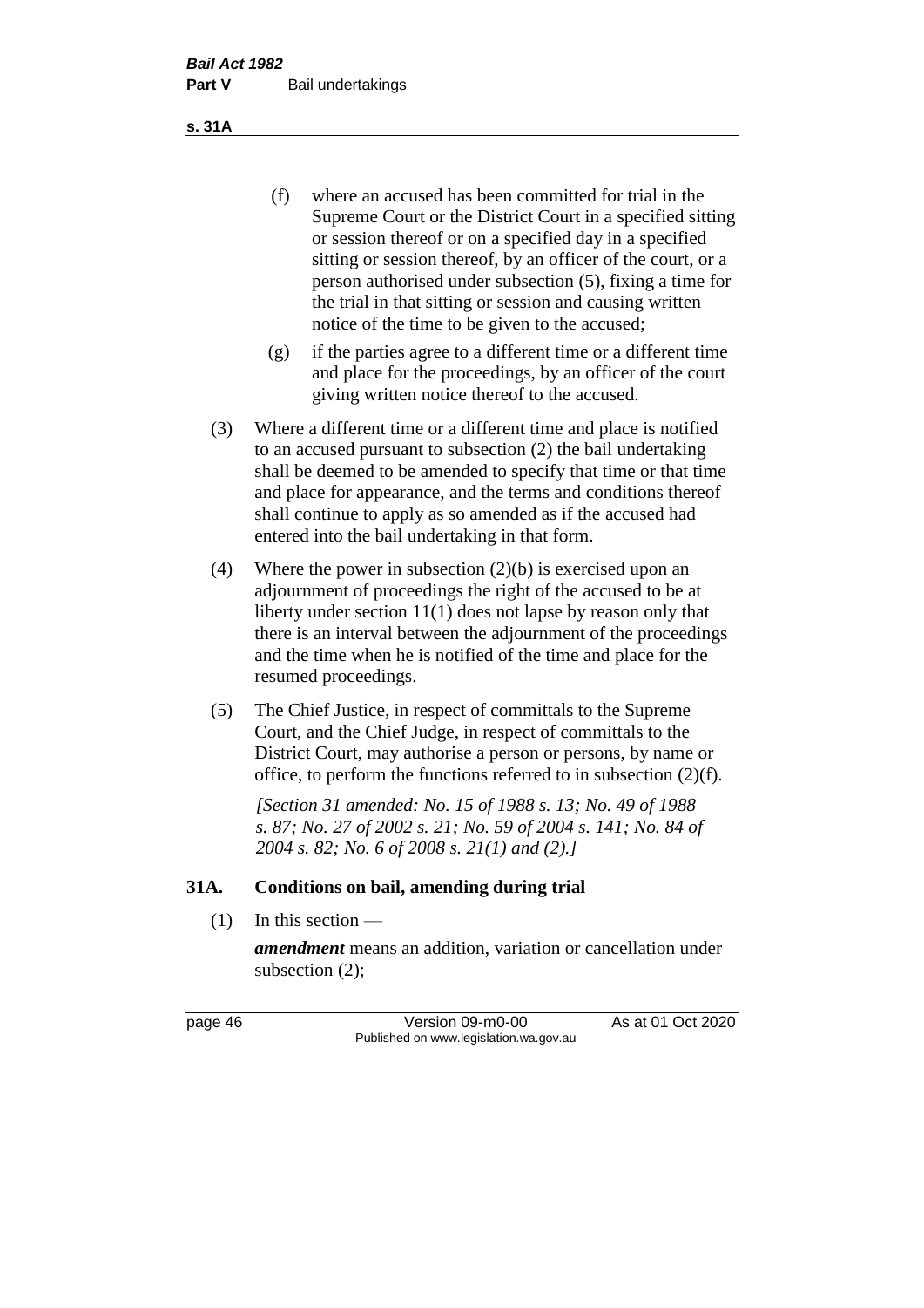(f) where an accused has been committed for trial in the Supreme Court or the District Court in a specified sitting or session thereof or on a specified day in a specified sitting or session thereof, by an officer of the court, or a person authorised under subsection (5), fixing a time for the trial in that sitting or session and causing written notice of the time to be given to the accused;

(g) if the parties agree to a different time or a different time and place for the proceedings, by an officer of the court giving written notice thereof to the accused.

(3) Where a different time or a different time and place is notified to an accused pursuant to subsection (2) the bail undertaking shall be deemed to be amended to specify that time or that time and place for appearance, and the terms and conditions thereof shall continue to apply as so amended as if the accused had entered into the bail undertaking in that form.

(4) Where the power in subsection (2)(b) is exercised upon an adjournment of proceedings the right of the accused to be at liberty under section 11(1) does not lapse by reason only that there is an interval between the adjournment of the proceedings and the time when he is notified of the time and place for the resumed proceedings.

(5) The Chief Justice, in respect of committals to the Supreme Court, and the Chief Judge, in respect of committals to the District Court, may authorise a person or persons, by name or office, to perform the functions referred to in subsection (2)(f).

*[Section 31 amended: No. 15 of 1988 s. 13; No. 49 of 1988 s. 87; No. 27 of 2002 s. 21; No. 59 of 2004 s. 141; No. 84 of 2004 s. 82; No. 6 of 2008 s. 21(1) and (2).]*

## 31A. Conditions on bail, amending during trial

(1) In this section —

***amendment*** means an addition, variation or cancellation under subsection (2);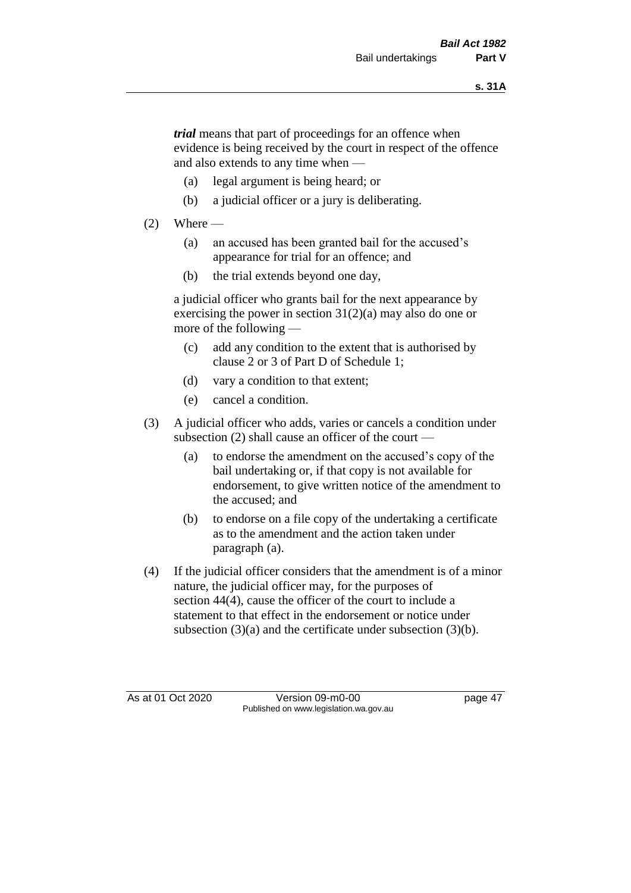***trial*** means that part of proceedings for an offence when evidence is being received by the court in respect of the offence and also extends to any time when —

(a) legal argument is being heard; or

(b) a judicial officer or a jury is deliberating.

(2) Where —

(a) an accused has been granted bail for the accused's appearance for trial for an offence; and

(b) the trial extends beyond one day,

a judicial officer who grants bail for the next appearance by exercising the power in section 31(2)(a) may also do one or more of the following —

(c) add any condition to the extent that is authorised by clause 2 or 3 of Part D of Schedule 1;

(d) vary a condition to that extent;

(e) cancel a condition.

(3) A judicial officer who adds, varies or cancels a condition under subsection (2) shall cause an officer of the court —

(a) to endorse the amendment on the accused's copy of the bail undertaking or, if that copy is not available for endorsement, to give written notice of the amendment to the accused; and

(b) to endorse on a file copy of the undertaking a certificate as to the amendment and the action taken under paragraph (a).

(4) If the judicial officer considers that the amendment is of a minor nature, the judicial officer may, for the purposes of section 44(4), cause the officer of the court to include a statement to that effect in the endorsement or notice under subsection (3)(a) and the certificate under subsection (3)(b).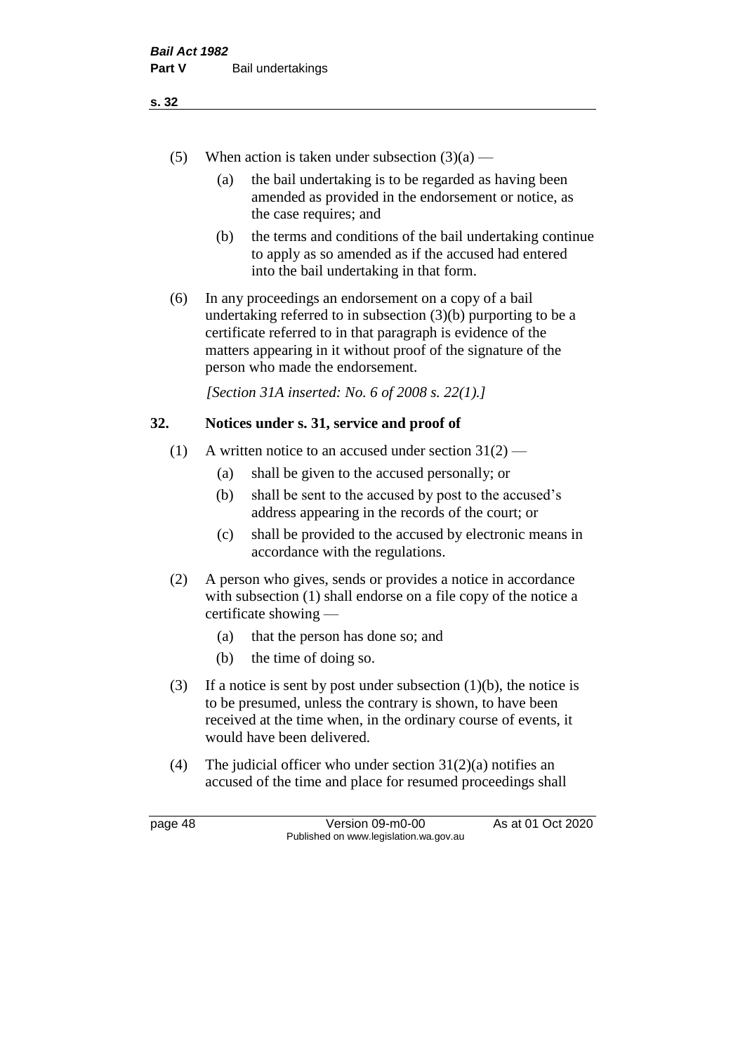(5) When action is taken under subsection (3)(a) —

  (a) the bail undertaking is to be regarded as having been amended as provided in the endorsement or notice, as the case requires; and

  (b) the terms and conditions of the bail undertaking continue to apply as so amended as if the accused had entered into the bail undertaking in that form.

(6) In any proceedings an endorsement on a copy of a bail undertaking referred to in subsection (3)(b) purporting to be a certificate referred to in that paragraph is evidence of the matters appearing in it without proof of the signature of the person who made the endorsement.

*[Section 31A inserted: No. 6 of 2008 s. 22(1).]*

## 32. Notices under s. 31, service and proof of

(1) A written notice to an accused under section 31(2) —

  (a) shall be given to the accused personally; or

  (b) shall be sent to the accused by post to the accused's address appearing in the records of the court; or

  (c) shall be provided to the accused by electronic means in accordance with the regulations.

(2) A person who gives, sends or provides a notice in accordance with subsection (1) shall endorse on a file copy of the notice a certificate showing —

  (a) that the person has done so; and

  (b) the time of doing so.

(3) If a notice is sent by post under subsection (1)(b), the notice is to be presumed, unless the contrary is shown, to have been received at the time when, in the ordinary course of events, it would have been delivered.

(4) The judicial officer who under section 31(2)(a) notifies an accused of the time and place for resumed proceedings shall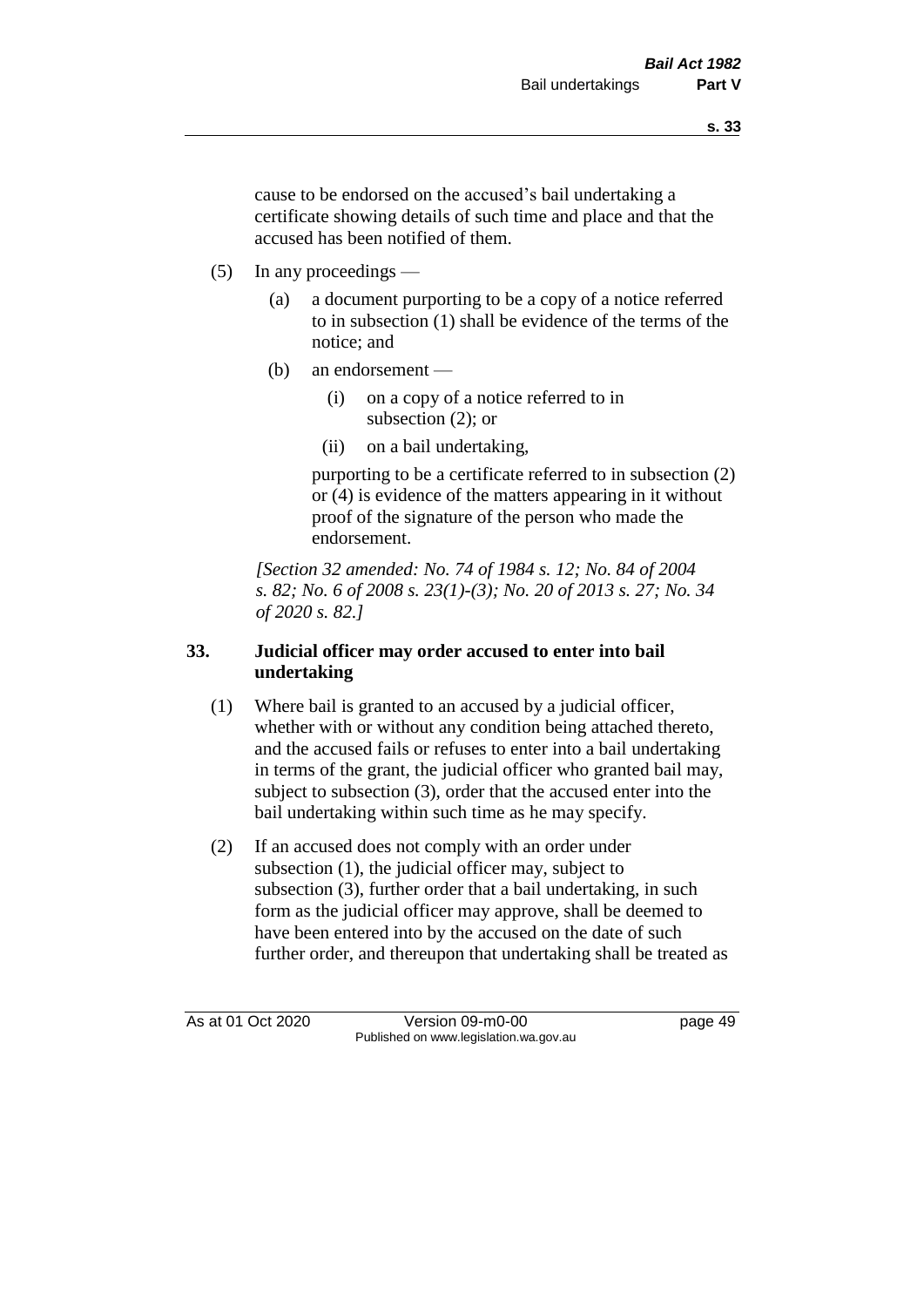cause to be endorsed on the accused's bail undertaking a certificate showing details of such time and place and that the accused has been notified of them.

(5) In any proceedings —

(a) a document purporting to be a copy of a notice referred to in subsection (1) shall be evidence of the terms of the notice; and

(b) an endorsement —

(i) on a copy of a notice referred to in subsection (2); or

(ii) on a bail undertaking,

purporting to be a certificate referred to in subsection (2) or (4) is evidence of the matters appearing in it without proof of the signature of the person who made the endorsement.

*[Section 32 amended: No. 74 of 1984 s. 12; No. 84 of 2004 s. 82; No. 6 of 2008 s. 23(1)-(3); No. 20 of 2013 s. 27; No. 34 of 2020 s. 82.]*

## 33. Judicial officer may order accused to enter into bail undertaking

(1) Where bail is granted to an accused by a judicial officer, whether with or without any condition being attached thereto, and the accused fails or refuses to enter into a bail undertaking in terms of the grant, the judicial officer who granted bail may, subject to subsection (3), order that the accused enter into the bail undertaking within such time as he may specify.

(2) If an accused does not comply with an order under subsection (1), the judicial officer may, subject to subsection (3), further order that a bail undertaking, in such form as the judicial officer may approve, shall be deemed to have been entered into by the accused on the date of such further order, and thereupon that undertaking shall be treated as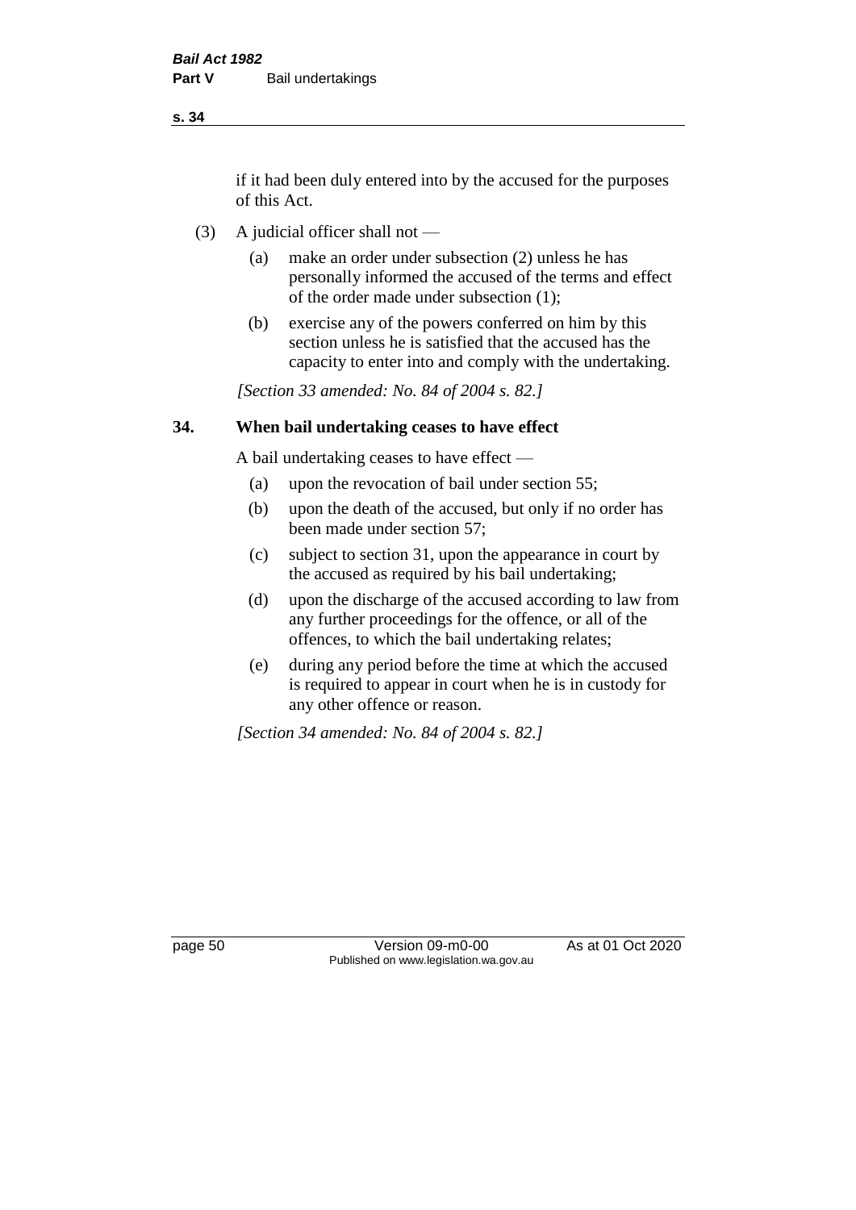if it had been duly entered into by the accused for the purposes of this Act.

(3) A judicial officer shall not —

(a) make an order under subsection (2) unless he has personally informed the accused of the terms and effect of the order made under subsection (1);

(b) exercise any of the powers conferred on him by this section unless he is satisfied that the accused has the capacity to enter into and comply with the undertaking.

*[Section 33 amended: No. 84 of 2004 s. 82.]*

## 34. When bail undertaking ceases to have effect

A bail undertaking ceases to have effect —

(a) upon the revocation of bail under section 55;

(b) upon the death of the accused, but only if no order has been made under section 57;

(c) subject to section 31, upon the appearance in court by the accused as required by his bail undertaking;

(d) upon the discharge of the accused according to law from any further proceedings for the offence, or all of the offences, to which the bail undertaking relates;

(e) during any period before the time at which the accused is required to appear in court when he is in custody for any other offence or reason.

*[Section 34 amended: No. 84 of 2004 s. 82.]*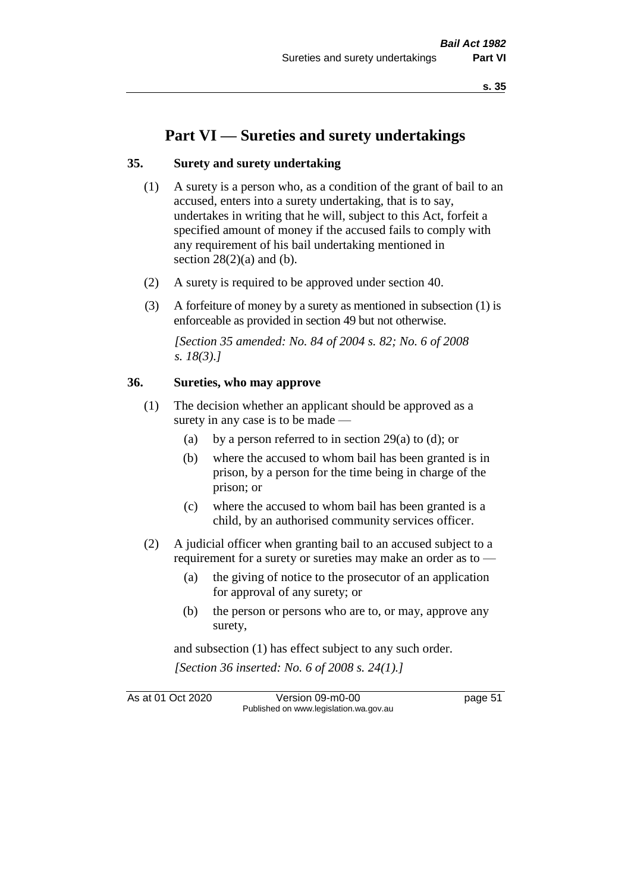# Part VI — Sureties and surety undertakings

## 35. Surety and surety undertaking

(1) A surety is a person who, as a condition of the grant of bail to an accused, enters into a surety undertaking, that is to say, undertakes in writing that he will, subject to this Act, forfeit a specified amount of money if the accused fails to comply with any requirement of his bail undertaking mentioned in section 28(2)(a) and (b).

(2) A surety is required to be approved under section 40.

(3) A forfeiture of money by a surety as mentioned in subsection (1) is enforceable as provided in section 49 but not otherwise.

*[Section 35 amended: No. 84 of 2004 s. 82; No. 6 of 2008 s. 18(3).]*

## 36. Sureties, who may approve

(1) The decision whether an applicant should be approved as a surety in any case is to be made —

- (a) by a person referred to in section 29(a) to (d); or
- (b) where the accused to whom bail has been granted is in prison, by a person for the time being in charge of the prison; or
- (c) where the accused to whom bail has been granted is a child, by an authorised community services officer.

(2) A judicial officer when granting bail to an accused subject to a requirement for a surety or sureties may make an order as to —

- (a) the giving of notice to the prosecutor of an application for approval of any surety; or
- (b) the person or persons who are to, or may, approve any surety,

and subsection (1) has effect subject to any such order.

*[Section 36 inserted: No. 6 of 2008 s. 24(1).]*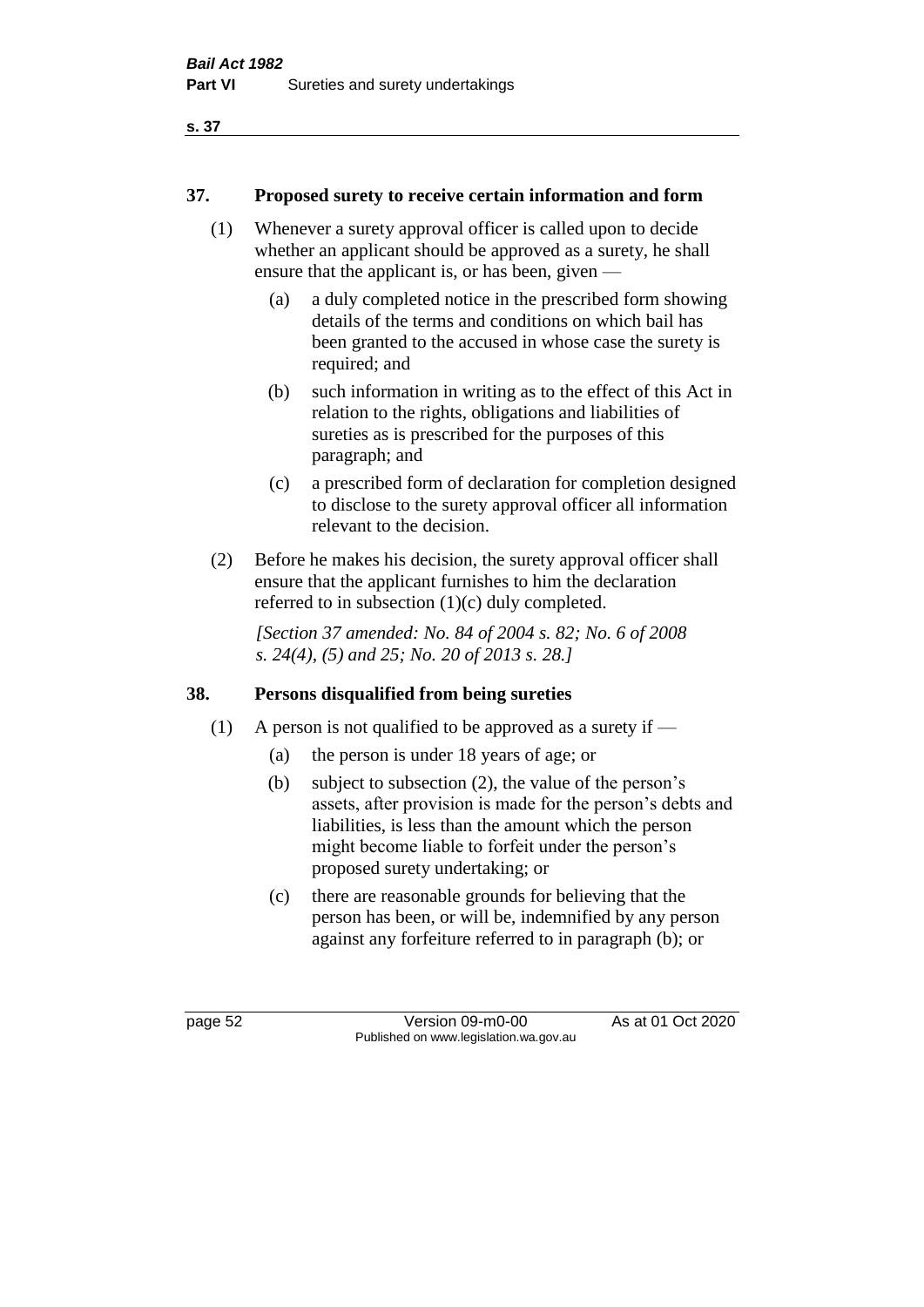## 37. Proposed surety to receive certain information and form

(1) Whenever a surety approval officer is called upon to decide whether an applicant should be approved as a surety, he shall ensure that the applicant is, or has been, given —

(a) a duly completed notice in the prescribed form showing details of the terms and conditions on which bail has been granted to the accused in whose case the surety is required; and

(b) such information in writing as to the effect of this Act in relation to the rights, obligations and liabilities of sureties as is prescribed for the purposes of this paragraph; and

(c) a prescribed form of declaration for completion designed to disclose to the surety approval officer all information relevant to the decision.

(2) Before he makes his decision, the surety approval officer shall ensure that the applicant furnishes to him the declaration referred to in subsection (1)(c) duly completed.

*[Section 37 amended: No. 84 of 2004 s. 82; No. 6 of 2008 s. 24(4), (5) and 25; No. 20 of 2013 s. 28.]*

## 38. Persons disqualified from being sureties

(1) A person is not qualified to be approved as a surety if —

(a) the person is under 18 years of age; or

(b) subject to subsection (2), the value of the person's assets, after provision is made for the person's debts and liabilities, is less than the amount which the person might become liable to forfeit under the person's proposed surety undertaking; or

(c) there are reasonable grounds for believing that the person has been, or will be, indemnified by any person against any forfeiture referred to in paragraph (b); or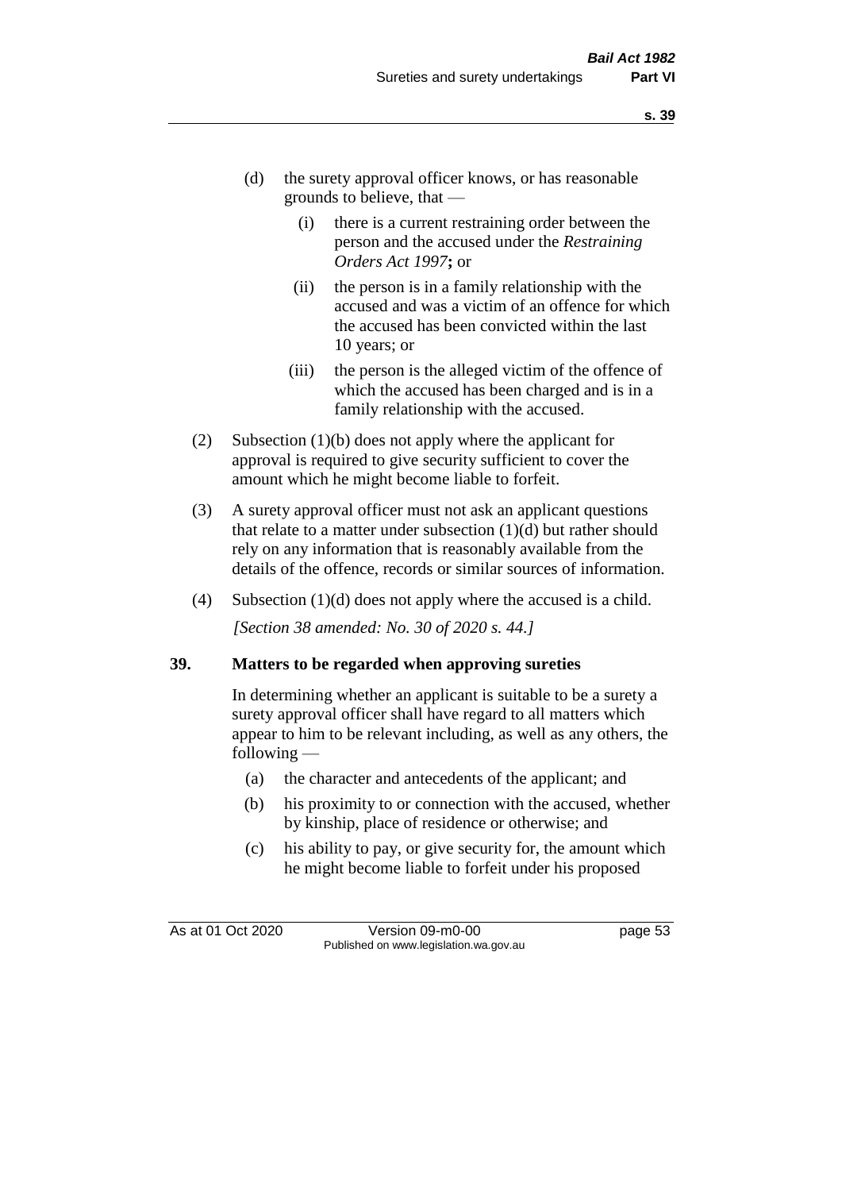(d) the surety approval officer knows, or has reasonable grounds to believe, that —

   (i) there is a current restraining order between the person and the accused under the *Restraining Orders Act 1997***;** or

   (ii) the person is in a family relationship with the accused and was a victim of an offence for which the accused has been convicted within the last 10 years; or

   (iii) the person is the alleged victim of the offence of which the accused has been charged and is in a family relationship with the accused.

(2) Subsection (1)(b) does not apply where the applicant for approval is required to give security sufficient to cover the amount which he might become liable to forfeit.

(3) A surety approval officer must not ask an applicant questions that relate to a matter under subsection (1)(d) but rather should rely on any information that is reasonably available from the details of the offence, records or similar sources of information.

(4) Subsection (1)(d) does not apply where the accused is a child.

*[Section 38 amended: No. 30 of 2020 s. 44.]*

**39. Matters to be regarded when approving sureties**

In determining whether an applicant is suitable to be a surety a surety approval officer shall have regard to all matters which appear to him to be relevant including, as well as any others, the following —

(a) the character and antecedents of the applicant; and

(b) his proximity to or connection with the accused, whether by kinship, place of residence or otherwise; and

(c) his ability to pay, or give security for, the amount which he might become liable to forfeit under his proposed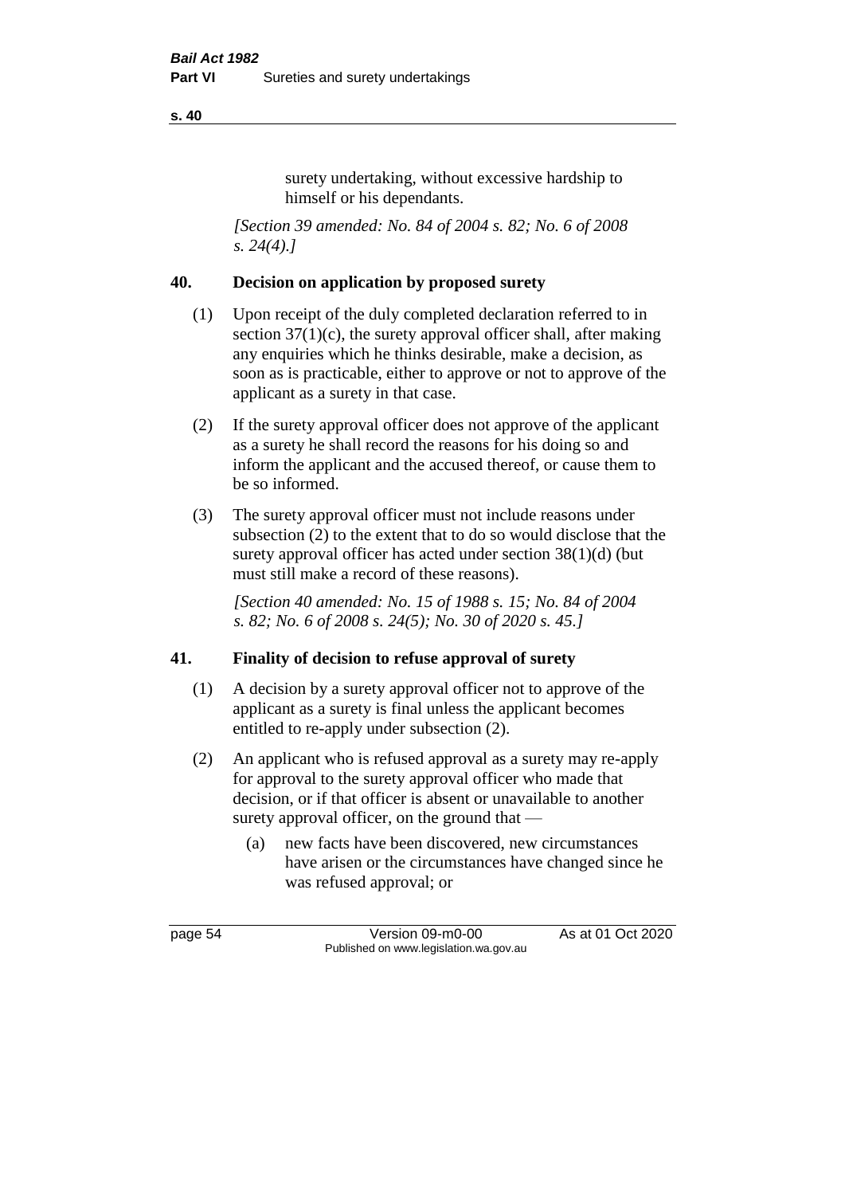surety undertaking, without excessive hardship to himself or his dependants.

*[Section 39 amended: No. 84 of 2004 s. 82; No. 6 of 2008 s. 24(4).]*

## 40. Decision on application by proposed surety

(1) Upon receipt of the duly completed declaration referred to in section 37(1)(c), the surety approval officer shall, after making any enquiries which he thinks desirable, make a decision, as soon as is practicable, either to approve or not to approve of the applicant as a surety in that case.

(2) If the surety approval officer does not approve of the applicant as a surety he shall record the reasons for his doing so and inform the applicant and the accused thereof, or cause them to be so informed.

(3) The surety approval officer must not include reasons under subsection (2) to the extent that to do so would disclose that the surety approval officer has acted under section 38(1)(d) (but must still make a record of these reasons).

*[Section 40 amended: No. 15 of 1988 s. 15; No. 84 of 2004 s. 82; No. 6 of 2008 s. 24(5); No. 30 of 2020 s. 45.]*

## 41. Finality of decision to refuse approval of surety

(1) A decision by a surety approval officer not to approve of the applicant as a surety is final unless the applicant becomes entitled to re-apply under subsection (2).

(2) An applicant who is refused approval as a surety may re-apply for approval to the surety approval officer who made that decision, or if that officer is absent or unavailable to another surety approval officer, on the ground that —

(a) new facts have been discovered, new circumstances have arisen or the circumstances have changed since he was refused approval; or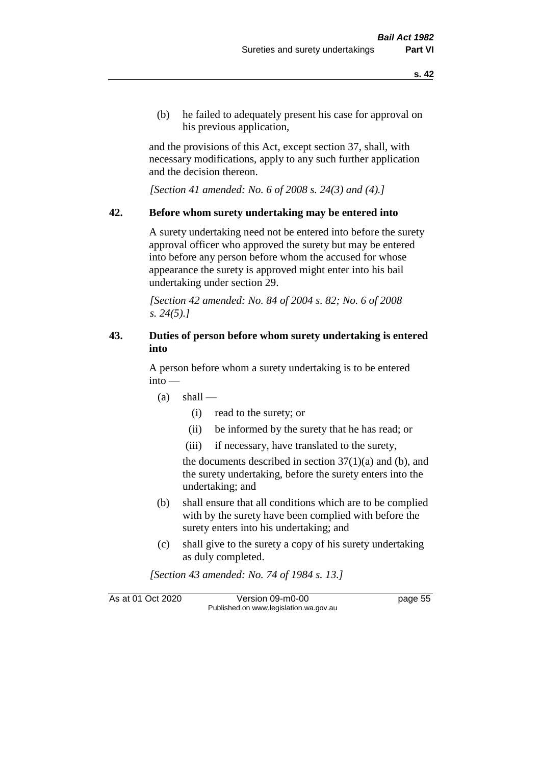(b) he failed to adequately present his case for approval on his previous application,

and the provisions of this Act, except section 37, shall, with necessary modifications, apply to any such further application and the decision thereon.

*[Section 41 amended: No. 6 of 2008 s. 24(3) and (4).]*

## 42. Before whom surety undertaking may be entered into

A surety undertaking need not be entered into before the surety approval officer who approved the surety but may be entered into before any person before whom the accused for whose appearance the surety is approved might enter into his bail undertaking under section 29.

*[Section 42 amended: No. 84 of 2004 s. 82; No. 6 of 2008 s. 24(5).]*

## 43. Duties of person before whom surety undertaking is entered into

A person before whom a surety undertaking is to be entered into —

- (a) shall —
  - (i) read to the surety; or
  - (ii) be informed by the surety that he has read; or
  - (iii) if necessary, have translated to the surety,

  the documents described in section 37(1)(a) and (b), and the surety undertaking, before the surety enters into the undertaking; and
- (b) shall ensure that all conditions which are to be complied with by the surety have been complied with before the surety enters into his undertaking; and
- (c) shall give to the surety a copy of his surety undertaking as duly completed.

*[Section 43 amended: No. 74 of 1984 s. 13.]*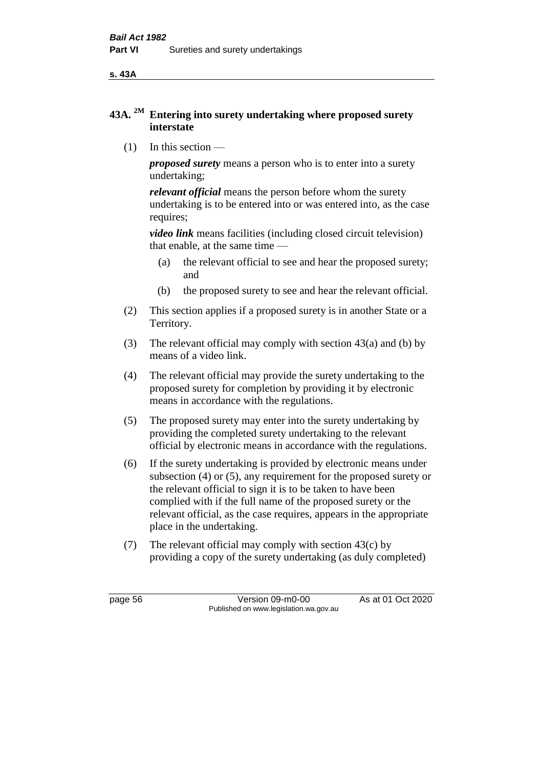## 43A. [2M] Entering into surety undertaking where proposed surety interstate

(1) In this section —

***proposed surety*** means a person who is to enter into a surety undertaking;

***relevant official*** means the person before whom the surety undertaking is to be entered into or was entered into, as the case requires;

***video link*** means facilities (including closed circuit television) that enable, at the same time —

(a) the relevant official to see and hear the proposed surety; and

(b) the proposed surety to see and hear the relevant official.

(2) This section applies if a proposed surety is in another State or a Territory.

(3) The relevant official may comply with section 43(a) and (b) by means of a video link.

(4) The relevant official may provide the surety undertaking to the proposed surety for completion by providing it by electronic means in accordance with the regulations.

(5) The proposed surety may enter into the surety undertaking by providing the completed surety undertaking to the relevant official by electronic means in accordance with the regulations.

(6) If the surety undertaking is provided by electronic means under subsection (4) or (5), any requirement for the proposed surety or the relevant official to sign it is to be taken to have been complied with if the full name of the proposed surety or the relevant official, as the case requires, appears in the appropriate place in the undertaking.

(7) The relevant official may comply with section 43(c) by providing a copy of the surety undertaking (as duly completed)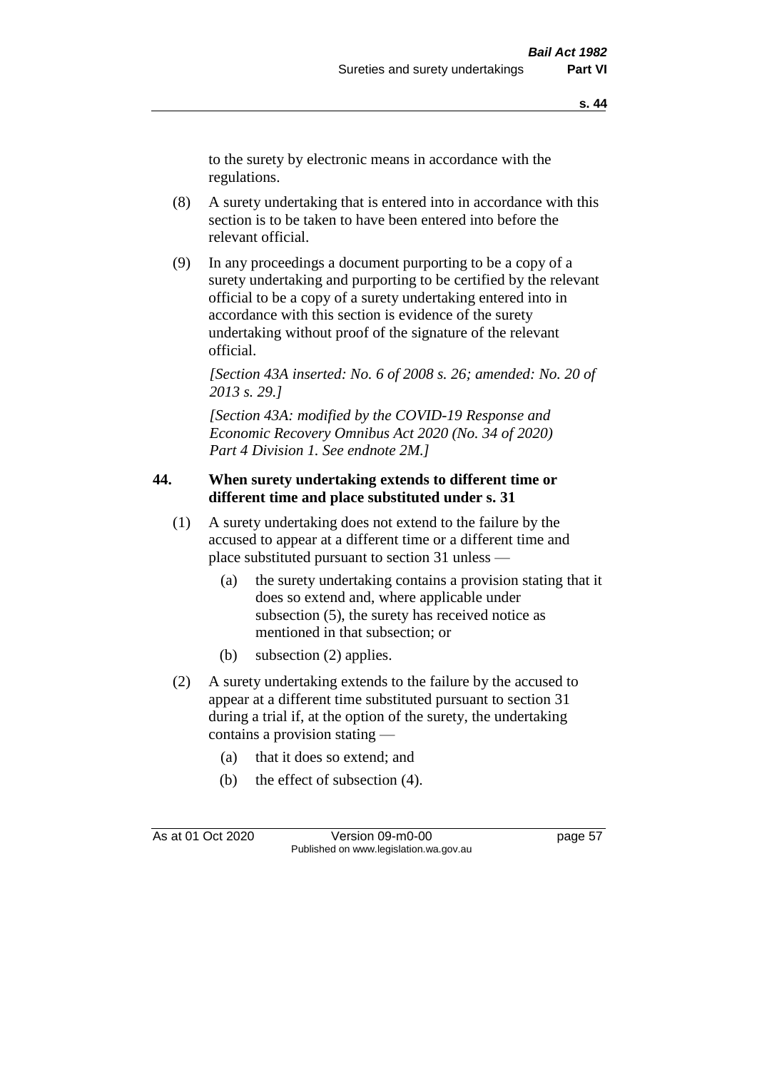to the surety by electronic means in accordance with the regulations.

(8) A surety undertaking that is entered into in accordance with this section is to be taken to have been entered into before the relevant official.

(9) In any proceedings a document purporting to be a copy of a surety undertaking and purporting to be certified by the relevant official to be a copy of a surety undertaking entered into in accordance with this section is evidence of the surety undertaking without proof of the signature of the relevant official.

*[Section 43A inserted: No. 6 of 2008 s. 26; amended: No. 20 of 2013 s. 29.]*

*[Section 43A: modified by the COVID-19 Response and Economic Recovery Omnibus Act 2020 (No. 34 of 2020) Part 4 Division 1. See endnote 2M.]*

**44. When surety undertaking extends to different time or different time and place substituted under s. 31**

(1) A surety undertaking does not extend to the failure by the accused to appear at a different time or a different time and place substituted pursuant to section 31 unless —

(a) the surety undertaking contains a provision stating that it does so extend and, where applicable under subsection (5), the surety has received notice as mentioned in that subsection; or

(b) subsection (2) applies.

(2) A surety undertaking extends to the failure by the accused to appear at a different time substituted pursuant to section 31 during a trial if, at the option of the surety, the undertaking contains a provision stating —

(a) that it does so extend; and

(b) the effect of subsection (4).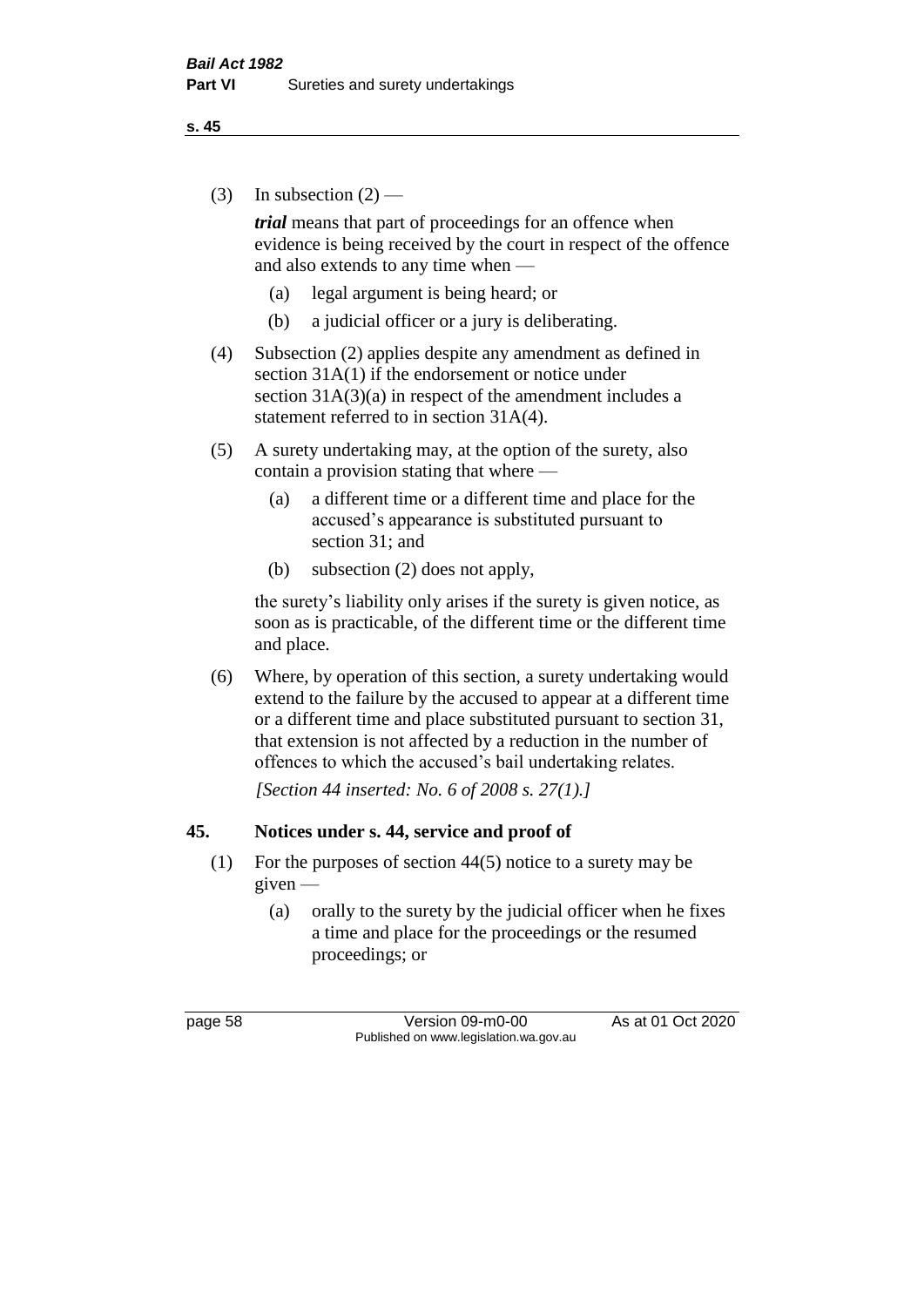(3) In subsection (2) —

***trial*** means that part of proceedings for an offence when evidence is being received by the court in respect of the offence and also extends to any time when —

- (a) legal argument is being heard; or
- (b) a judicial officer or a jury is deliberating.

(4) Subsection (2) applies despite any amendment as defined in section 31A(1) if the endorsement or notice under section 31A(3)(a) in respect of the amendment includes a statement referred to in section 31A(4).

(5) A surety undertaking may, at the option of the surety, also contain a provision stating that where —

- (a) a different time or a different time and place for the accused's appearance is substituted pursuant to section 31; and
- (b) subsection (2) does not apply,

the surety's liability only arises if the surety is given notice, as soon as is practicable, of the different time or the different time and place.

(6) Where, by operation of this section, a surety undertaking would extend to the failure by the accused to appear at a different time or a different time and place substituted pursuant to section 31, that extension is not affected by a reduction in the number of offences to which the accused's bail undertaking relates.

*[Section 44 inserted: No. 6 of 2008 s. 27(1).]*

## 45. Notices under s. 44, service and proof of

(1) For the purposes of section 44(5) notice to a surety may be given —

- (a) orally to the surety by the judicial officer when he fixes a time and place for the proceedings or the resumed proceedings; or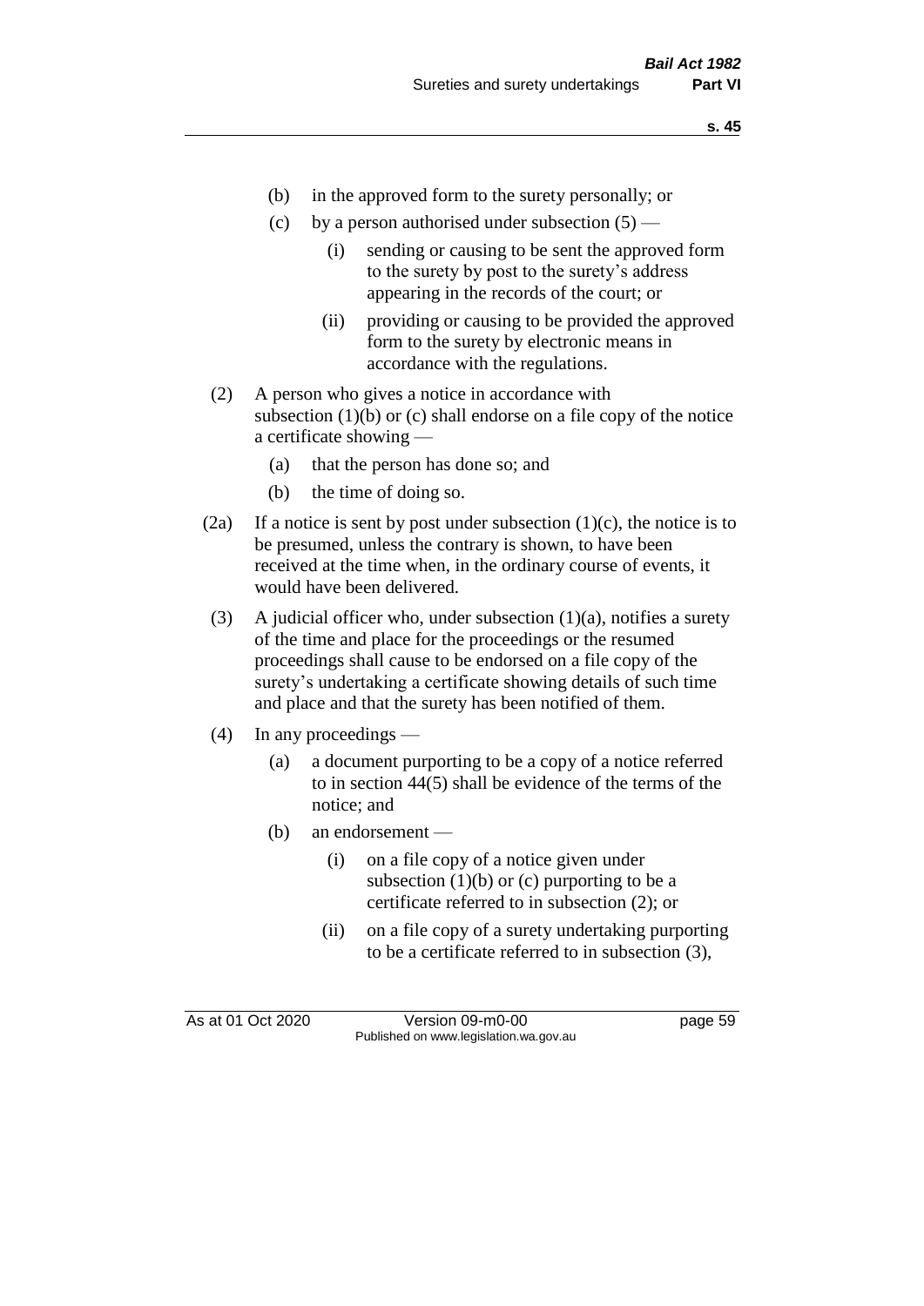(b) in the approved form to the surety personally; or

(c) by a person authorised under subsection (5) —

(i) sending or causing to be sent the approved form to the surety by post to the surety's address appearing in the records of the court; or

(ii) providing or causing to be provided the approved form to the surety by electronic means in accordance with the regulations.

(2) A person who gives a notice in accordance with subsection (1)(b) or (c) shall endorse on a file copy of the notice a certificate showing —

(a) that the person has done so; and

(b) the time of doing so.

(2a) If a notice is sent by post under subsection (1)(c), the notice is to be presumed, unless the contrary is shown, to have been received at the time when, in the ordinary course of events, it would have been delivered.

(3) A judicial officer who, under subsection (1)(a), notifies a surety of the time and place for the proceedings or the resumed proceedings shall cause to be endorsed on a file copy of the surety's undertaking a certificate showing details of such time and place and that the surety has been notified of them.

(4) In any proceedings —

(a) a document purporting to be a copy of a notice referred to in section 44(5) shall be evidence of the terms of the notice; and

(b) an endorsement —

(i) on a file copy of a notice given under subsection (1)(b) or (c) purporting to be a certificate referred to in subsection (2); or

(ii) on a file copy of a surety undertaking purporting to be a certificate referred to in subsection (3),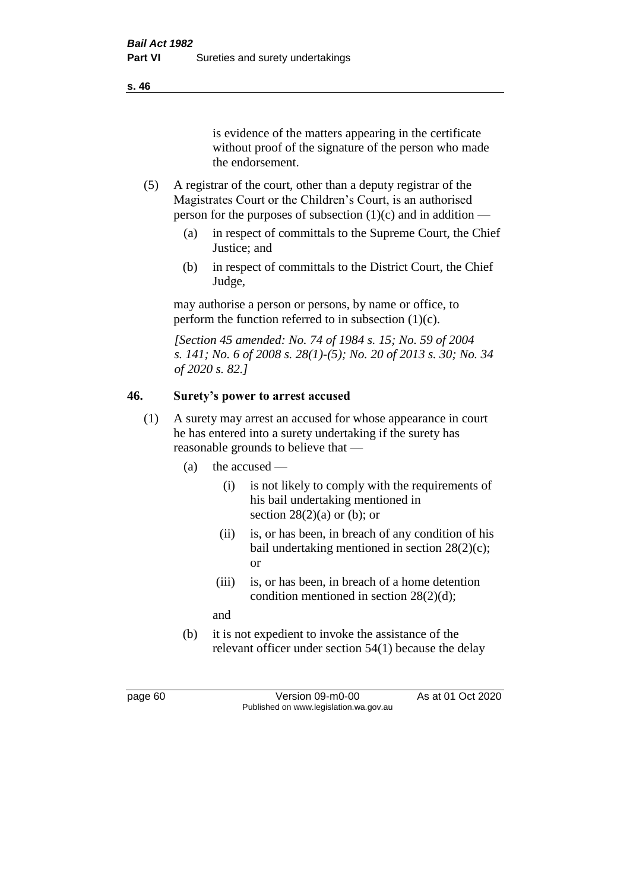is evidence of the matters appearing in the certificate without proof of the signature of the person who made the endorsement.

(5) A registrar of the court, other than a deputy registrar of the Magistrates Court or the Children's Court, is an authorised person for the purposes of subsection (1)(c) and in addition —

(a) in respect of committals to the Supreme Court, the Chief Justice; and

(b) in respect of committals to the District Court, the Chief Judge,

may authorise a person or persons, by name or office, to perform the function referred to in subsection (1)(c).

*[Section 45 amended: No. 74 of 1984 s. 15; No. 59 of 2004 s. 141; No. 6 of 2008 s. 28(1)-(5); No. 20 of 2013 s. 30; No. 34 of 2020 s. 82.]*

### 46. Surety's power to arrest accused

(1) A surety may arrest an accused for whose appearance in court he has entered into a surety undertaking if the surety has reasonable grounds to believe that —

(a) the accused —

(i) is not likely to comply with the requirements of his bail undertaking mentioned in section 28(2)(a) or (b); or

(ii) is, or has been, in breach of any condition of his bail undertaking mentioned in section 28(2)(c); or

(iii) is, or has been, in breach of a home detention condition mentioned in section 28(2)(d);

and

(b) it is not expedient to invoke the assistance of the relevant officer under section 54(1) because the delay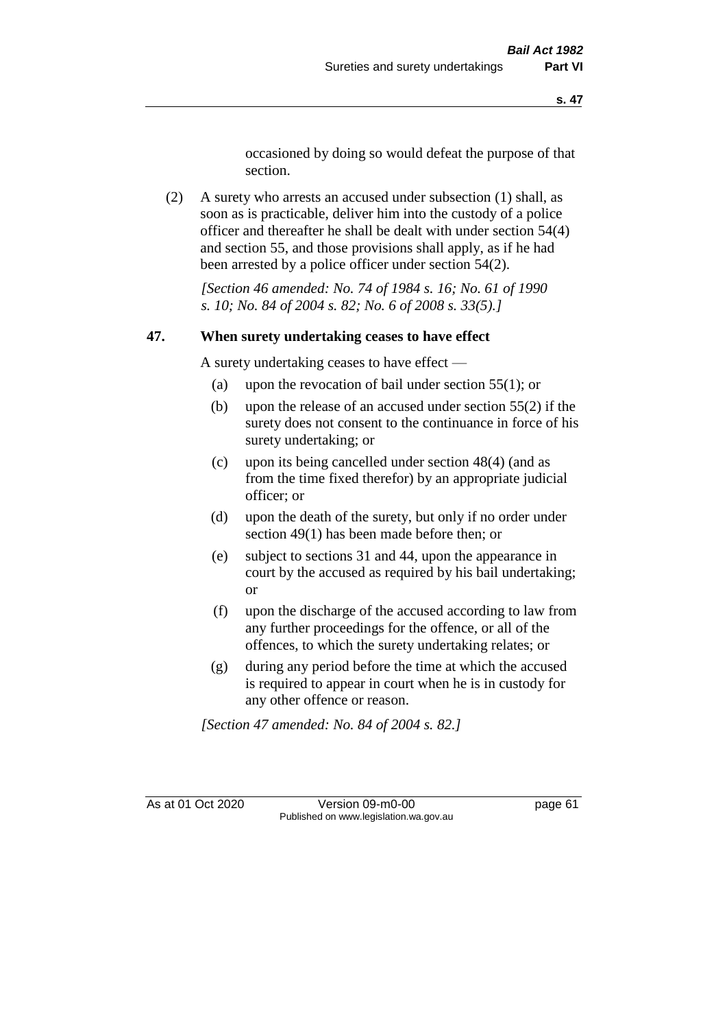occasioned by doing so would defeat the purpose of that section.

(2) A surety who arrests an accused under subsection (1) shall, as soon as is practicable, deliver him into the custody of a police officer and thereafter he shall be dealt with under section 54(4) and section 55, and those provisions shall apply, as if he had been arrested by a police officer under section 54(2).

*[Section 46 amended: No. 74 of 1984 s. 16; No. 61 of 1990 s. 10; No. 84 of 2004 s. 82; No. 6 of 2008 s. 33(5).]*

### 47. When surety undertaking ceases to have effect

A surety undertaking ceases to have effect —

(a) upon the revocation of bail under section 55(1); or

(b) upon the release of an accused under section 55(2) if the surety does not consent to the continuance in force of his surety undertaking; or

(c) upon its being cancelled under section 48(4) (and as from the time fixed therefor) by an appropriate judicial officer; or

(d) upon the death of the surety, but only if no order under section 49(1) has been made before then; or

(e) subject to sections 31 and 44, upon the appearance in court by the accused as required by his bail undertaking; or

(f) upon the discharge of the accused according to law from any further proceedings for the offence, or all of the offences, to which the surety undertaking relates; or

(g) during any period before the time at which the accused is required to appear in court when he is in custody for any other offence or reason.

*[Section 47 amended: No. 84 of 2004 s. 82.]*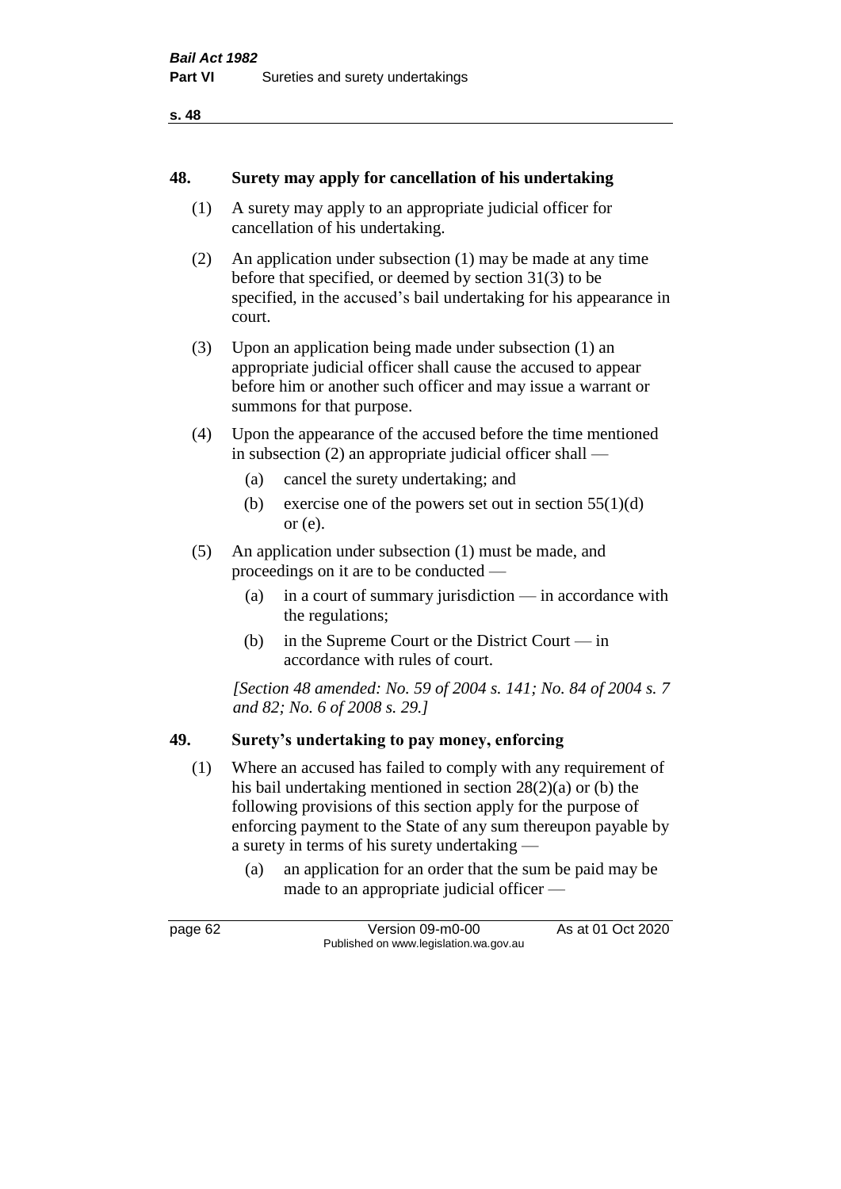## 48. Surety may apply for cancellation of his undertaking

(1) A surety may apply to an appropriate judicial officer for cancellation of his undertaking.

(2) An application under subsection (1) may be made at any time before that specified, or deemed by section 31(3) to be specified, in the accused's bail undertaking for his appearance in court.

(3) Upon an application being made under subsection (1) an appropriate judicial officer shall cause the accused to appear before him or another such officer and may issue a warrant or summons for that purpose.

(4) Upon the appearance of the accused before the time mentioned in subsection (2) an appropriate judicial officer shall —

- (a) cancel the surety undertaking; and
- (b) exercise one of the powers set out in section 55(1)(d) or (e).

(5) An application under subsection (1) must be made, and proceedings on it are to be conducted —

- (a) in a court of summary jurisdiction — in accordance with the regulations;
- (b) in the Supreme Court or the District Court — in accordance with rules of court.

*[Section 48 amended: No. 59 of 2004 s. 141; No. 84 of 2004 s. 7 and 82; No. 6 of 2008 s. 29.]*

## 49. Surety's undertaking to pay money, enforcing

(1) Where an accused has failed to comply with any requirement of his bail undertaking mentioned in section 28(2)(a) or (b) the following provisions of this section apply for the purpose of enforcing payment to the State of any sum thereupon payable by a surety in terms of his surety undertaking —

- (a) an application for an order that the sum be paid may be made to an appropriate judicial officer —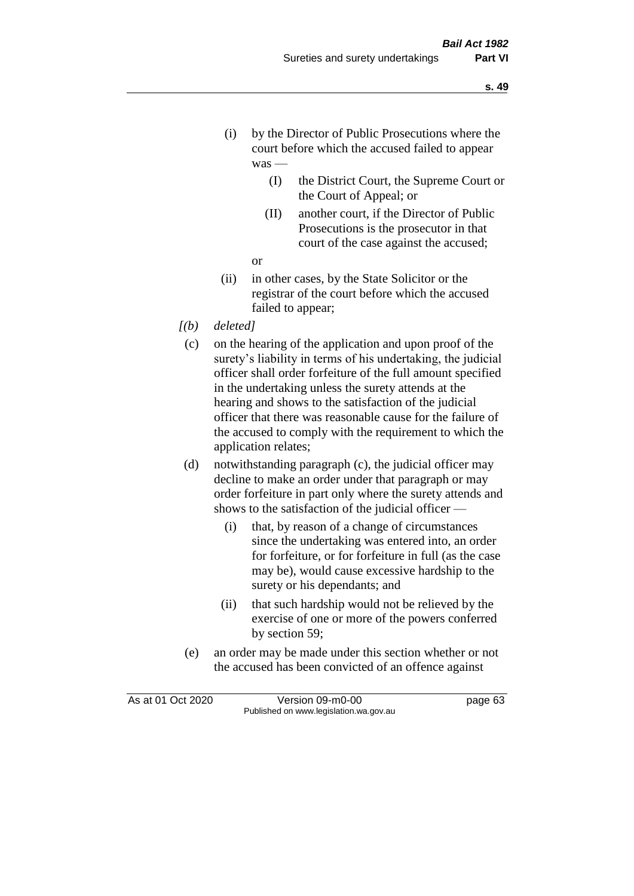(i) by the Director of Public Prosecutions where the court before which the accused failed to appear was —

   (I) the District Court, the Supreme Court or the Court of Appeal; or

   (II) another court, if the Director of Public Prosecutions is the prosecutor in that court of the case against the accused;

   or

(ii) in other cases, by the State Solicitor or the registrar of the court before which the accused failed to appear;

*[(b) deleted]*

(c) on the hearing of the application and upon proof of the surety's liability in terms of his undertaking, the judicial officer shall order forfeiture of the full amount specified in the undertaking unless the surety attends at the hearing and shows to the satisfaction of the judicial officer that there was reasonable cause for the failure of the accused to comply with the requirement to which the application relates;

(d) notwithstanding paragraph (c), the judicial officer may decline to make an order under that paragraph or may order forfeiture in part only where the surety attends and shows to the satisfaction of the judicial officer —

   (i) that, by reason of a change of circumstances since the undertaking was entered into, an order for forfeiture, or for forfeiture in full (as the case may be), would cause excessive hardship to the surety or his dependants; and

   (ii) that such hardship would not be relieved by the exercise of one or more of the powers conferred by section 59;

(e) an order may be made under this section whether or not the accused has been convicted of an offence against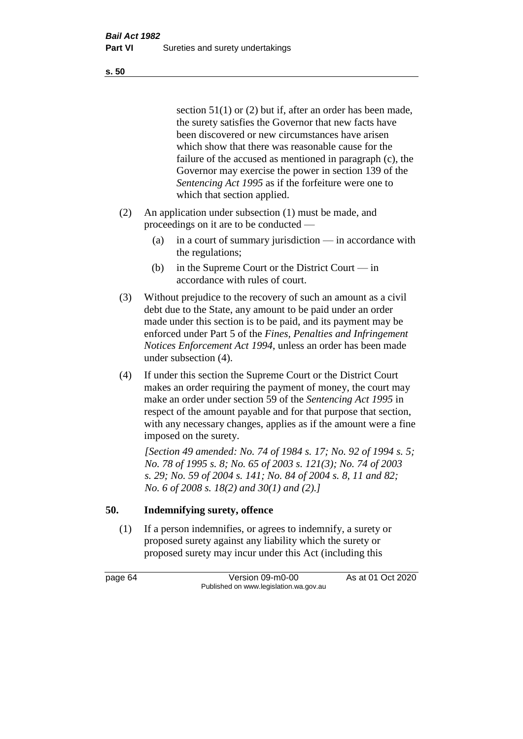section 51(1) or (2) but if, after an order has been made, the surety satisfies the Governor that new facts have been discovered or new circumstances have arisen which show that there was reasonable cause for the failure of the accused as mentioned in paragraph (c), the Governor may exercise the power in section 139 of the *Sentencing Act 1995* as if the forfeiture were one to which that section applied.

(2) An application under subsection (1) must be made, and proceedings on it are to be conducted —

(a) in a court of summary jurisdiction — in accordance with the regulations;

(b) in the Supreme Court or the District Court — in accordance with rules of court.

(3) Without prejudice to the recovery of such an amount as a civil debt due to the State, any amount to be paid under an order made under this section is to be paid, and its payment may be enforced under Part 5 of the *Fines, Penalties and Infringement Notices Enforcement Act 1994*, unless an order has been made under subsection (4).

(4) If under this section the Supreme Court or the District Court makes an order requiring the payment of money, the court may make an order under section 59 of the *Sentencing Act 1995* in respect of the amount payable and for that purpose that section, with any necessary changes, applies as if the amount were a fine imposed on the surety.

*[Section 49 amended: No. 74 of 1984 s. 17; No. 92 of 1994 s. 5; No. 78 of 1995 s. 8; No. 65 of 2003 s. 121(3); No. 74 of 2003 s. 29; No. 59 of 2004 s. 141; No. 84 of 2004 s. 8, 11 and 82; No. 6 of 2008 s. 18(2) and 30(1) and (2).]*

## 50. Indemnifying surety, offence

(1) If a person indemnifies, or agrees to indemnify, a surety or proposed surety against any liability which the surety or proposed surety may incur under this Act (including this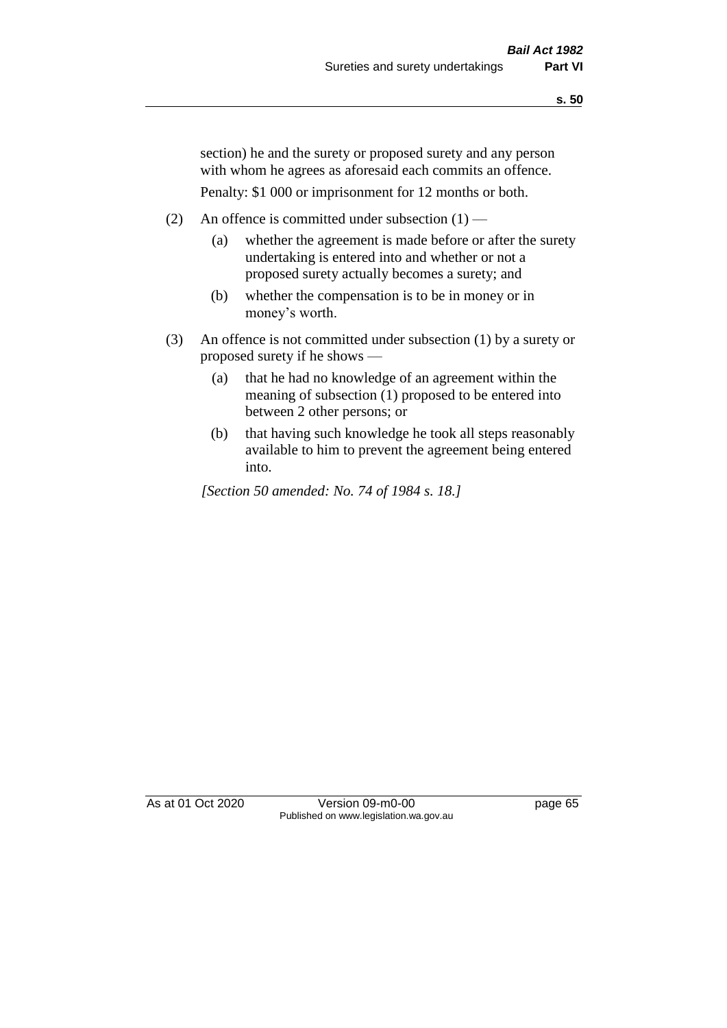section) he and the surety or proposed surety and any person with whom he agrees as aforesaid each commits an offence.

Penalty: $1 000 or imprisonment for 12 months or both.

(2) An offence is committed under subsection (1) —

(a) whether the agreement is made before or after the surety undertaking is entered into and whether or not a proposed surety actually becomes a surety; and

(b) whether the compensation is to be in money or in money's worth.

(3) An offence is not committed under subsection (1) by a surety or proposed surety if he shows —

(a) that he had no knowledge of an agreement within the meaning of subsection (1) proposed to be entered into between 2 other persons; or

(b) that having such knowledge he took all steps reasonably available to him to prevent the agreement being entered into.

*[Section 50 amended: No. 74 of 1984 s. 18.]*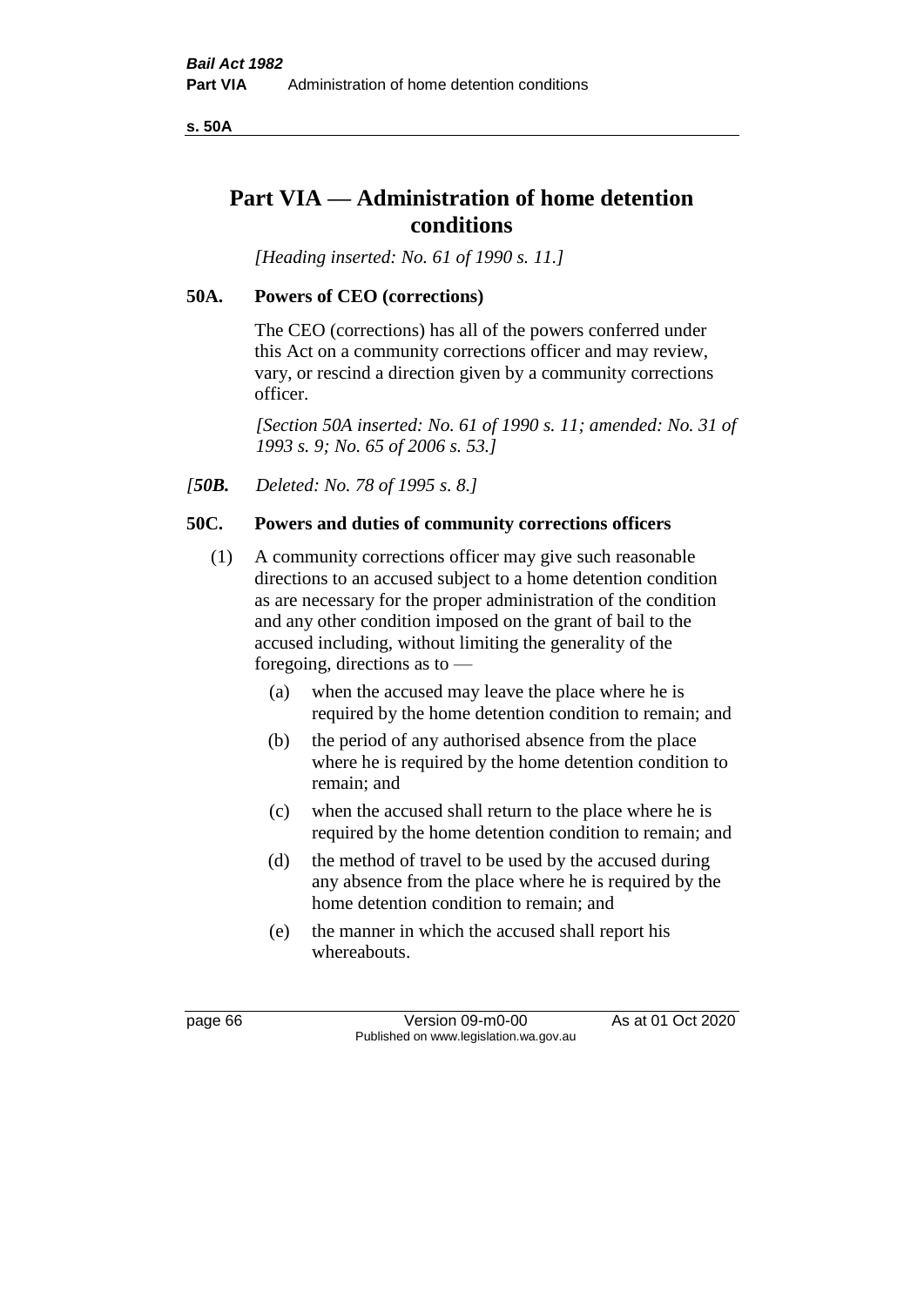# Part VIA — Administration of home detention conditions

*[Heading inserted: No. 61 of 1990 s. 11.]*

## 50A. Powers of CEO (corrections)

The CEO (corrections) has all of the powers conferred under this Act on a community corrections officer and may review, vary, or rescind a direction given by a community corrections officer.

*[Section 50A inserted: No. 61 of 1990 s. 11; amended: No. 31 of 1993 s. 9; No. 65 of 2006 s. 53.]*

*[**50B.** Deleted: No. 78 of 1995 s. 8.]*

## 50C. Powers and duties of community corrections officers

(1) A community corrections officer may give such reasonable directions to an accused subject to a home detention condition as are necessary for the proper administration of the condition and any other condition imposed on the grant of bail to the accused including, without limiting the generality of the foregoing, directions as to —

- (a) when the accused may leave the place where he is required by the home detention condition to remain; and
- (b) the period of any authorised absence from the place where he is required by the home detention condition to remain; and
- (c) when the accused shall return to the place where he is required by the home detention condition to remain; and
- (d) the method of travel to be used by the accused during any absence from the place where he is required by the home detention condition to remain; and
- (e) the manner in which the accused shall report his whereabouts.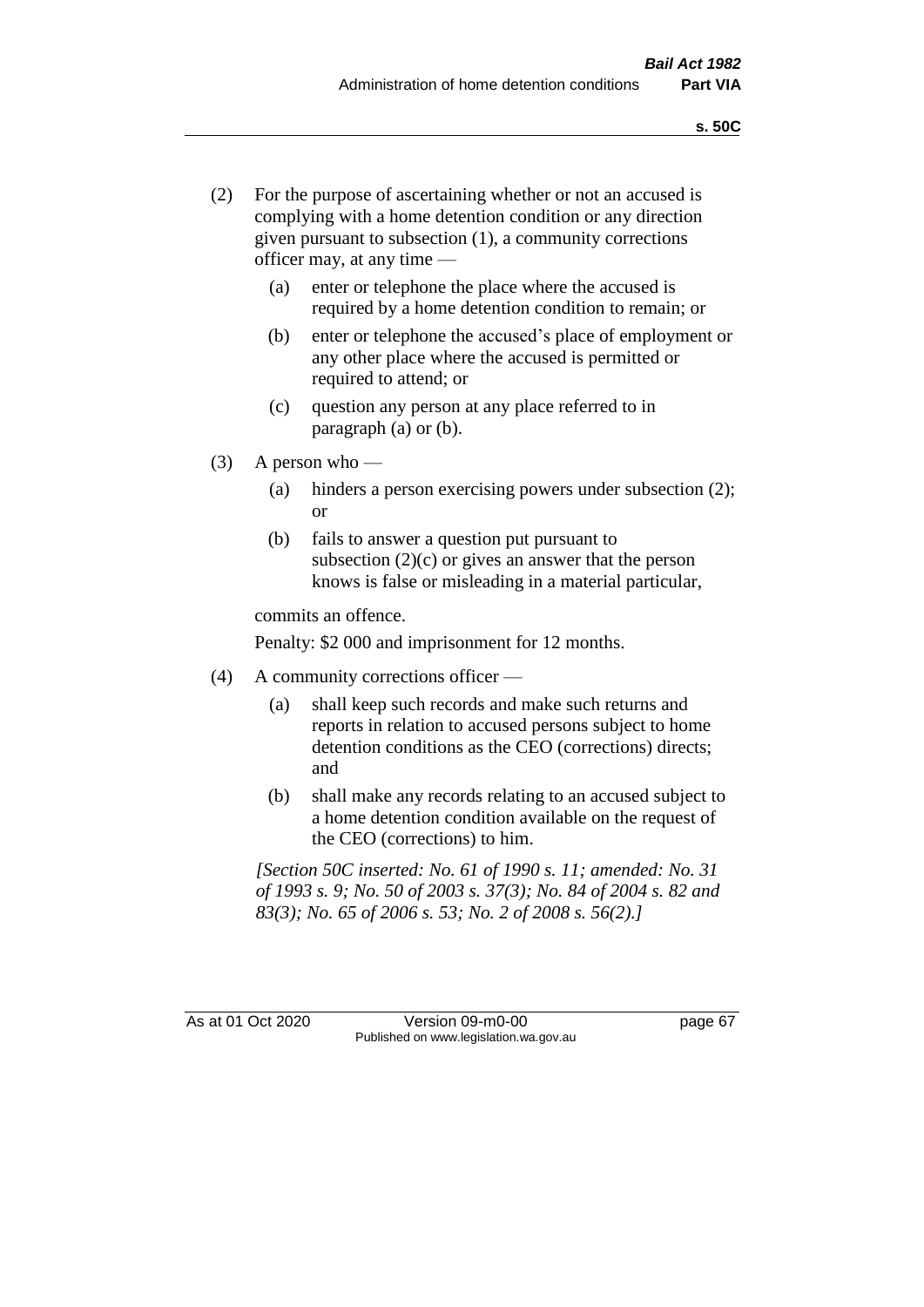(2) For the purpose of ascertaining whether or not an accused is complying with a home detention condition or any direction given pursuant to subsection (1), a community corrections officer may, at any time —

  (a) enter or telephone the place where the accused is required by a home detention condition to remain; or

  (b) enter or telephone the accused's place of employment or any other place where the accused is permitted or required to attend; or

  (c) question any person at any place referred to in paragraph (a) or (b).

(3) A person who —

  (a) hinders a person exercising powers under subsection (2); or

  (b) fails to answer a question put pursuant to subsection (2)(c) or gives an answer that the person knows is false or misleading in a material particular,

commits an offence.

Penalty: $2 000 and imprisonment for 12 months.

(4) A community corrections officer —

  (a) shall keep such records and make such returns and reports in relation to accused persons subject to home detention conditions as the CEO (corrections) directs; and

  (b) shall make any records relating to an accused subject to a home detention condition available on the request of the CEO (corrections) to him.

*[Section 50C inserted: No. 61 of 1990 s. 11; amended: No. 31 of 1993 s. 9; No. 50 of 2003 s. 37(3); No. 84 of 2004 s. 82 and 83(3); No. 65 of 2006 s. 53; No. 2 of 2008 s. 56(2).]*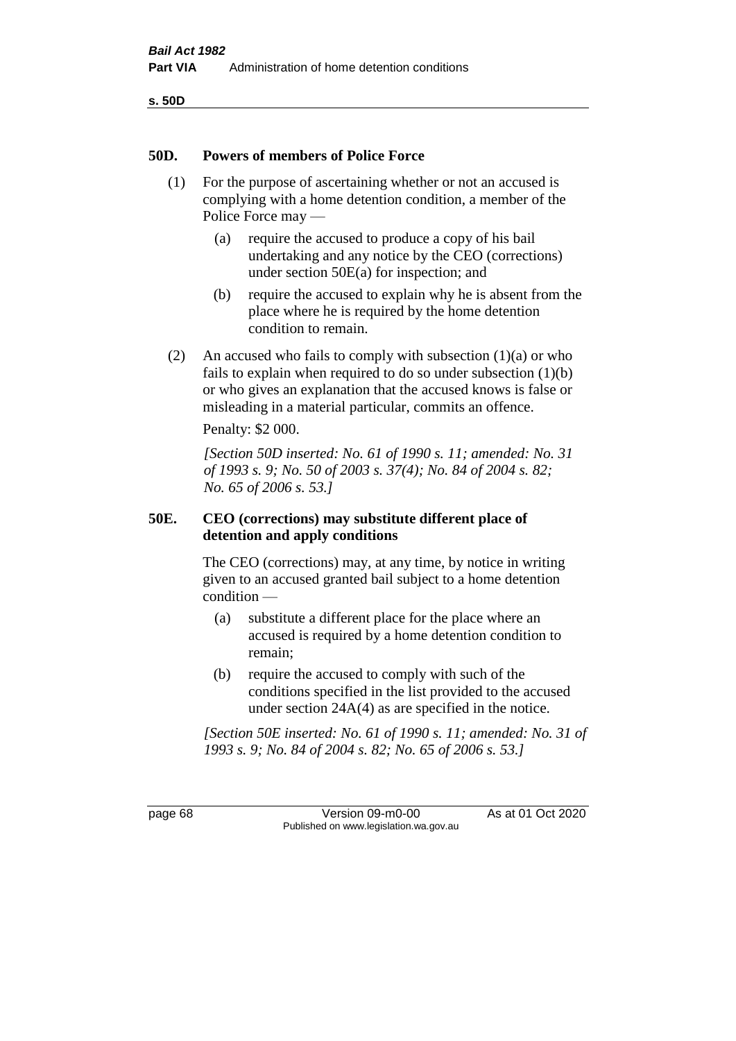## 50D. Powers of members of Police Force

(1) For the purpose of ascertaining whether or not an accused is complying with a home detention condition, a member of the Police Force may —

   (a) require the accused to produce a copy of his bail undertaking and any notice by the CEO (corrections) under section 50E(a) for inspection; and

   (b) require the accused to explain why he is absent from the place where he is required by the home detention condition to remain.

(2) An accused who fails to comply with subsection (1)(a) or who fails to explain when required to do so under subsection (1)(b) or who gives an explanation that the accused knows is false or misleading in a material particular, commits an offence.

Penalty: $2 000.

*[Section 50D inserted: No. 61 of 1990 s. 11; amended: No. 31 of 1993 s. 9; No. 50 of 2003 s. 37(4); No. 84 of 2004 s. 82; No. 65 of 2006 s. 53.]*

## 50E. CEO (corrections) may substitute different place of detention and apply conditions

The CEO (corrections) may, at any time, by notice in writing given to an accused granted bail subject to a home detention condition —

   (a) substitute a different place for the place where an accused is required by a home detention condition to remain;

   (b) require the accused to comply with such of the conditions specified in the list provided to the accused under section 24A(4) as are specified in the notice.

*[Section 50E inserted: No. 61 of 1990 s. 11; amended: No. 31 of 1993 s. 9; No. 84 of 2004 s. 82; No. 65 of 2006 s. 53.]*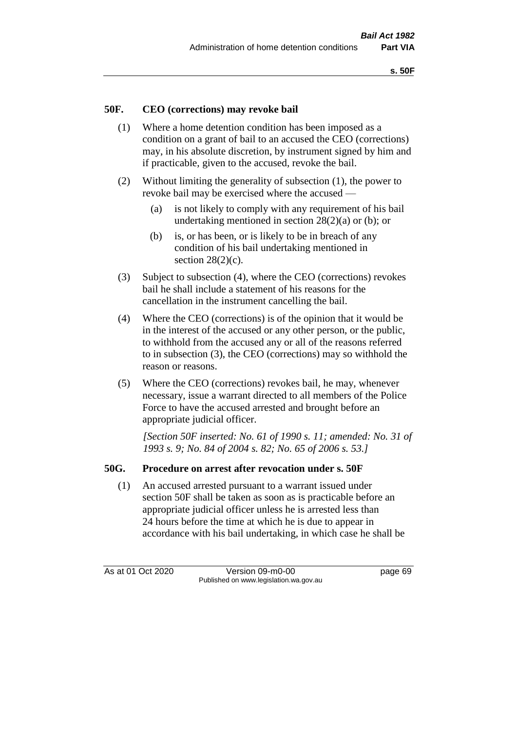## 50F. CEO (corrections) may revoke bail

(1) Where a home detention condition has been imposed as a condition on a grant of bail to an accused the CEO (corrections) may, in his absolute discretion, by instrument signed by him and if practicable, given to the accused, revoke the bail.

(2) Without limiting the generality of subsection (1), the power to revoke bail may be exercised where the accused —

- (a) is not likely to comply with any requirement of his bail undertaking mentioned in section 28(2)(a) or (b); or
- (b) is, or has been, or is likely to be in breach of any condition of his bail undertaking mentioned in section 28(2)(c).

(3) Subject to subsection (4), where the CEO (corrections) revokes bail he shall include a statement of his reasons for the cancellation in the instrument cancelling the bail.

(4) Where the CEO (corrections) is of the opinion that it would be in the interest of the accused or any other person, or the public, to withhold from the accused any or all of the reasons referred to in subsection (3), the CEO (corrections) may so withhold the reason or reasons.

(5) Where the CEO (corrections) revokes bail, he may, whenever necessary, issue a warrant directed to all members of the Police Force to have the accused arrested and brought before an appropriate judicial officer.

*[Section 50F inserted: No. 61 of 1990 s. 11; amended: No. 31 of 1993 s. 9; No. 84 of 2004 s. 82; No. 65 of 2006 s. 53.]*

## 50G. Procedure on arrest after revocation under s. 50F

(1) An accused arrested pursuant to a warrant issued under section 50F shall be taken as soon as is practicable before an appropriate judicial officer unless he is arrested less than 24 hours before the time at which he is due to appear in accordance with his bail undertaking, in which case he shall be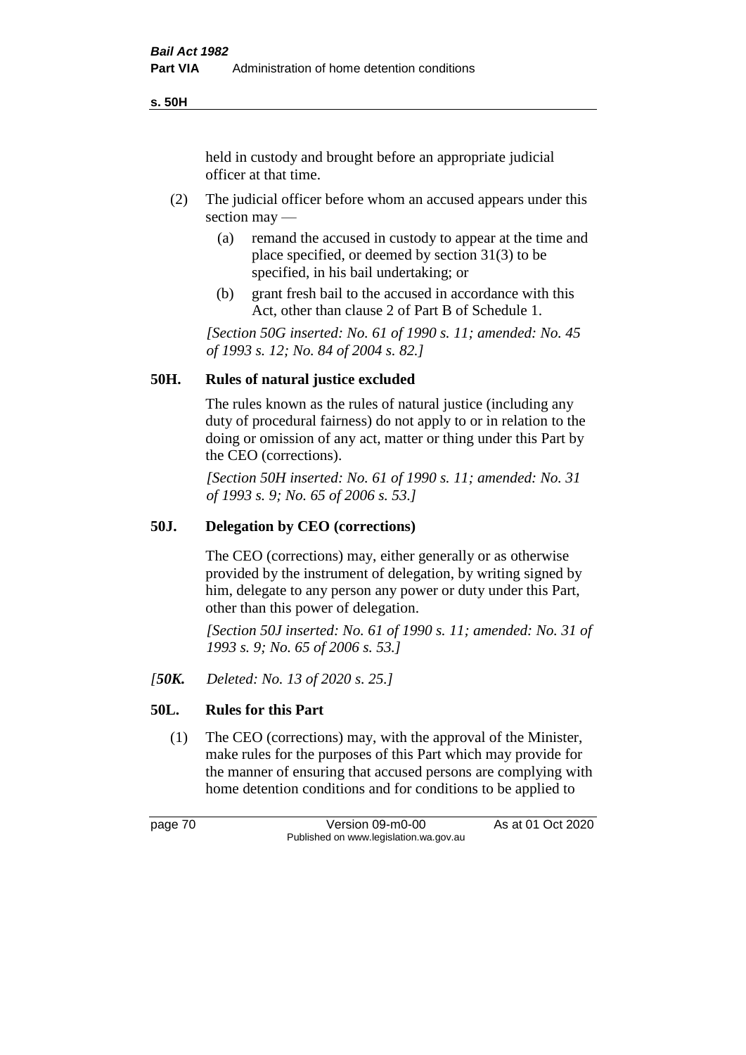held in custody and brought before an appropriate judicial officer at that time.

(2) The judicial officer before whom an accused appears under this section may —

(a) remand the accused in custody to appear at the time and place specified, or deemed by section 31(3) to be specified, in his bail undertaking; or

(b) grant fresh bail to the accused in accordance with this Act, other than clause 2 of Part B of Schedule 1.

*[Section 50G inserted: No. 61 of 1990 s. 11; amended: No. 45 of 1993 s. 12; No. 84 of 2004 s. 82.]*

## 50H. Rules of natural justice excluded

The rules known as the rules of natural justice (including any duty of procedural fairness) do not apply to or in relation to the doing or omission of any act, matter or thing under this Part by the CEO (corrections).

*[Section 50H inserted: No. 61 of 1990 s. 11; amended: No. 31 of 1993 s. 9; No. 65 of 2006 s. 53.]*

## 50J. Delegation by CEO (corrections)

The CEO (corrections) may, either generally or as otherwise provided by the instrument of delegation, by writing signed by him, delegate to any person any power or duty under this Part, other than this power of delegation.

*[Section 50J inserted: No. 61 of 1990 s. 11; amended: No. 31 of 1993 s. 9; No. 65 of 2006 s. 53.]*

*[**50K.** Deleted: No. 13 of 2020 s. 25.]*

## 50L. Rules for this Part

(1) The CEO (corrections) may, with the approval of the Minister, make rules for the purposes of this Part which may provide for the manner of ensuring that accused persons are complying with home detention conditions and for conditions to be applied to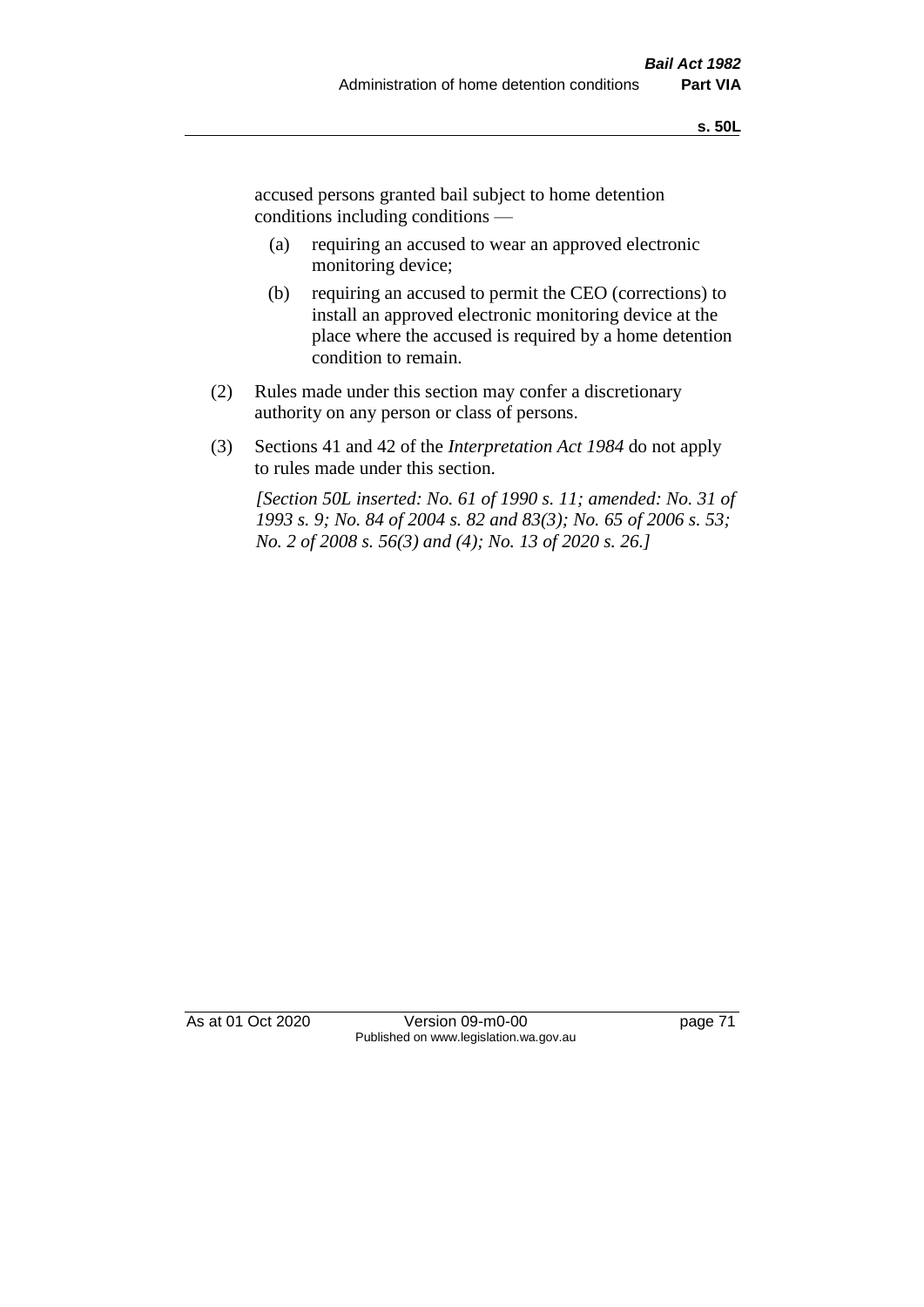accused persons granted bail subject to home detention conditions including conditions —

(a) requiring an accused to wear an approved electronic monitoring device;

(b) requiring an accused to permit the CEO (corrections) to install an approved electronic monitoring device at the place where the accused is required by a home detention condition to remain.

(2) Rules made under this section may confer a discretionary authority on any person or class of persons.

(3) Sections 41 and 42 of the *Interpretation Act 1984* do not apply to rules made under this section.

*[Section 50L inserted: No. 61 of 1990 s. 11; amended: No. 31 of 1993 s. 9; No. 84 of 2004 s. 82 and 83(3); No. 65 of 2006 s. 53; No. 2 of 2008 s. 56(3) and (4); No. 13 of 2020 s. 26.]*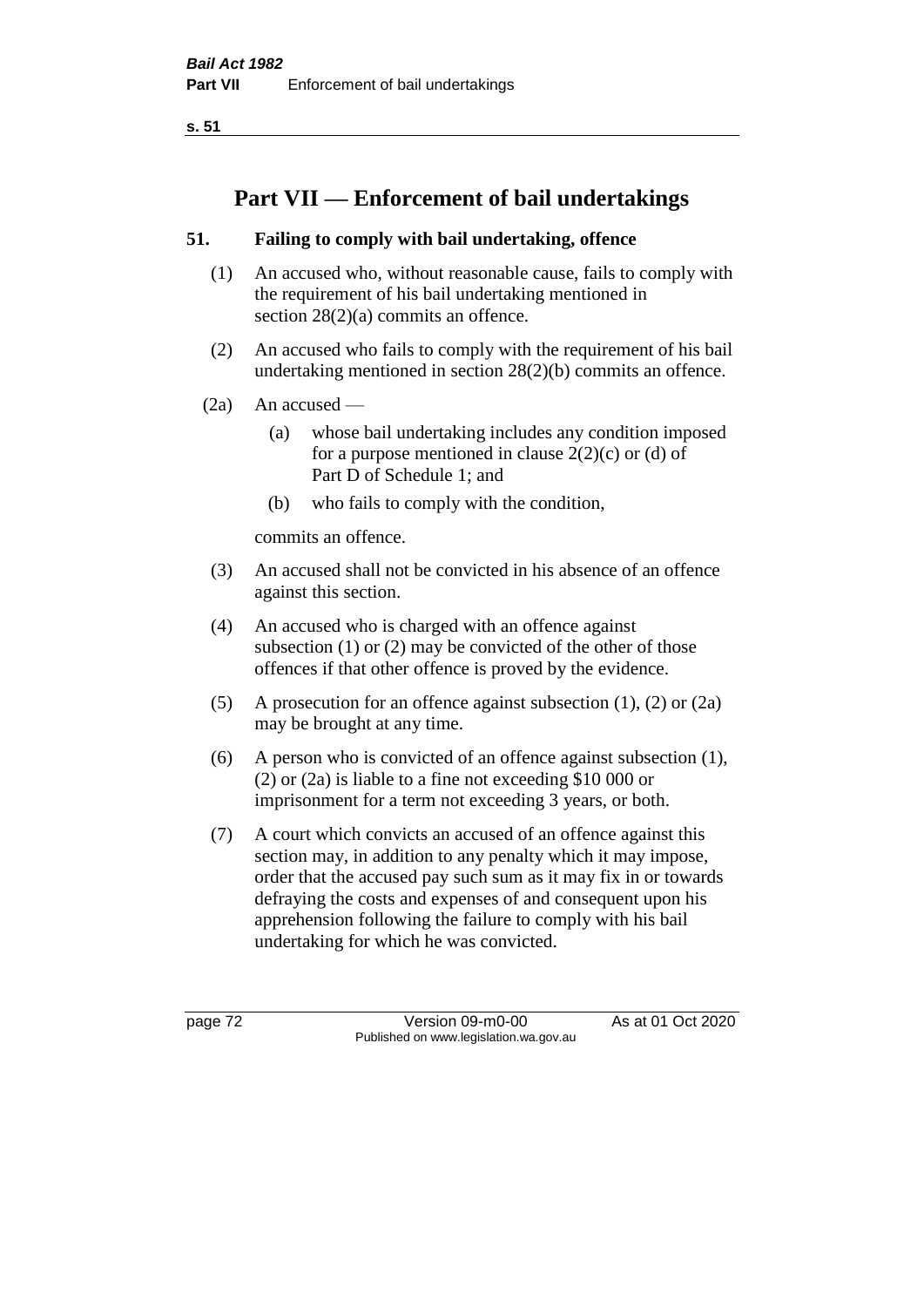# Part VII — Enforcement of bail undertakings

## 51. Failing to comply with bail undertaking, offence

(1) An accused who, without reasonable cause, fails to comply with the requirement of his bail undertaking mentioned in section 28(2)(a) commits an offence.

(2) An accused who fails to comply with the requirement of his bail undertaking mentioned in section 28(2)(b) commits an offence.

(2a) An accused —

- (a) whose bail undertaking includes any condition imposed for a purpose mentioned in clause 2(2)(c) or (d) of Part D of Schedule 1; and
- (b) who fails to comply with the condition,

commits an offence.

(3) An accused shall not be convicted in his absence of an offence against this section.

(4) An accused who is charged with an offence against subsection (1) or (2) may be convicted of the other of those offences if that other offence is proved by the evidence.

(5) A prosecution for an offence against subsection (1), (2) or (2a) may be brought at any time.

(6) A person who is convicted of an offence against subsection (1), (2) or (2a) is liable to a fine not exceeding $10 000 or imprisonment for a term not exceeding 3 years, or both.

(7) A court which convicts an accused of an offence against this section may, in addition to any penalty which it may impose, order that the accused pay such sum as it may fix in or towards defraying the costs and expenses of and consequent upon his apprehension following the failure to comply with his bail undertaking for which he was convicted.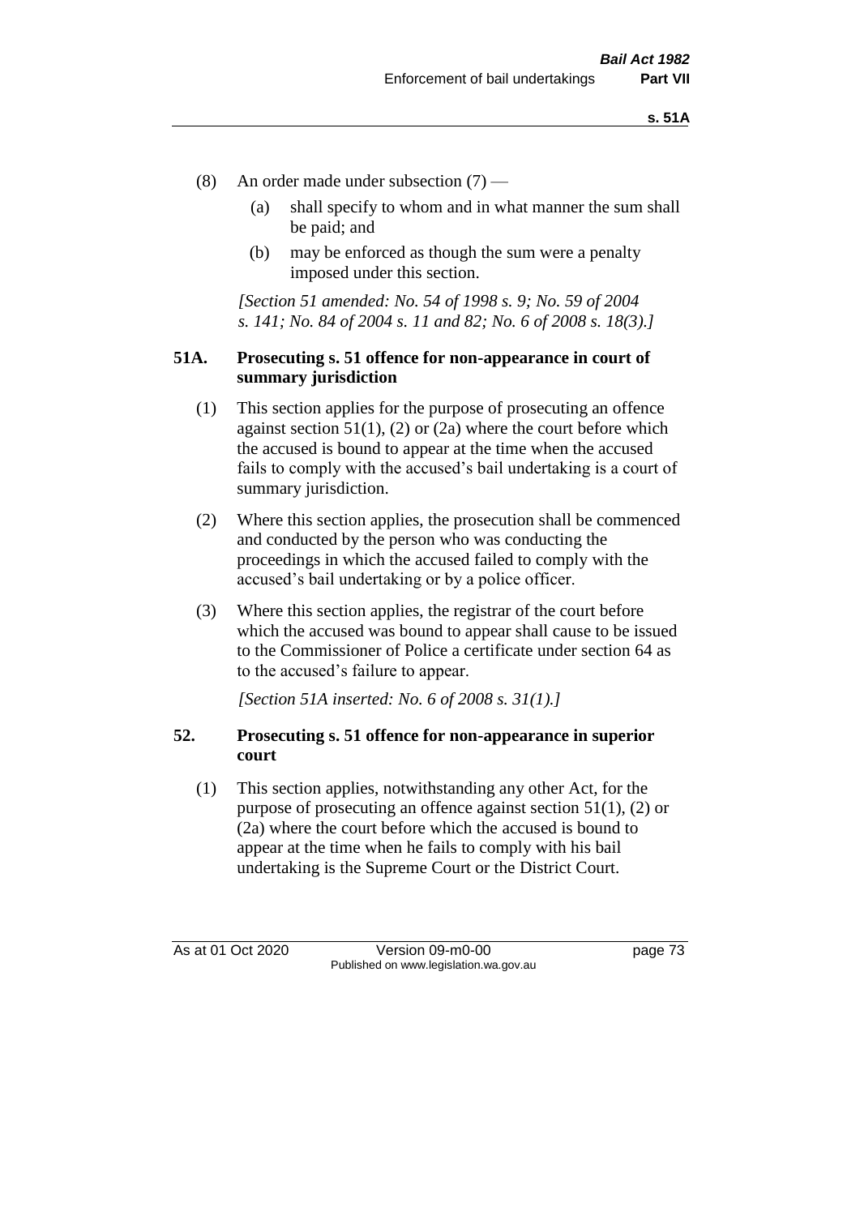(8) An order made under subsection (7) —

  (a) shall specify to whom and in what manner the sum shall be paid; and

  (b) may be enforced as though the sum were a penalty imposed under this section.

*[Section 51 amended: No. 54 of 1998 s. 9; No. 59 of 2004 s. 141; No. 84 of 2004 s. 11 and 82; No. 6 of 2008 s. 18(3).]*

### 51A. Prosecuting s. 51 offence for non-appearance in court of summary jurisdiction

(1) This section applies for the purpose of prosecuting an offence against section 51(1), (2) or (2a) where the court before which the accused is bound to appear at the time when the accused fails to comply with the accused's bail undertaking is a court of summary jurisdiction.

(2) Where this section applies, the prosecution shall be commenced and conducted by the person who was conducting the proceedings in which the accused failed to comply with the accused's bail undertaking or by a police officer.

(3) Where this section applies, the registrar of the court before which the accused was bound to appear shall cause to be issued to the Commissioner of Police a certificate under section 64 as to the accused's failure to appear.

*[Section 51A inserted: No. 6 of 2008 s. 31(1).]*

### 52. Prosecuting s. 51 offence for non-appearance in superior court

(1) This section applies, notwithstanding any other Act, for the purpose of prosecuting an offence against section 51(1), (2) or (2a) where the court before which the accused is bound to appear at the time when he fails to comply with his bail undertaking is the Supreme Court or the District Court.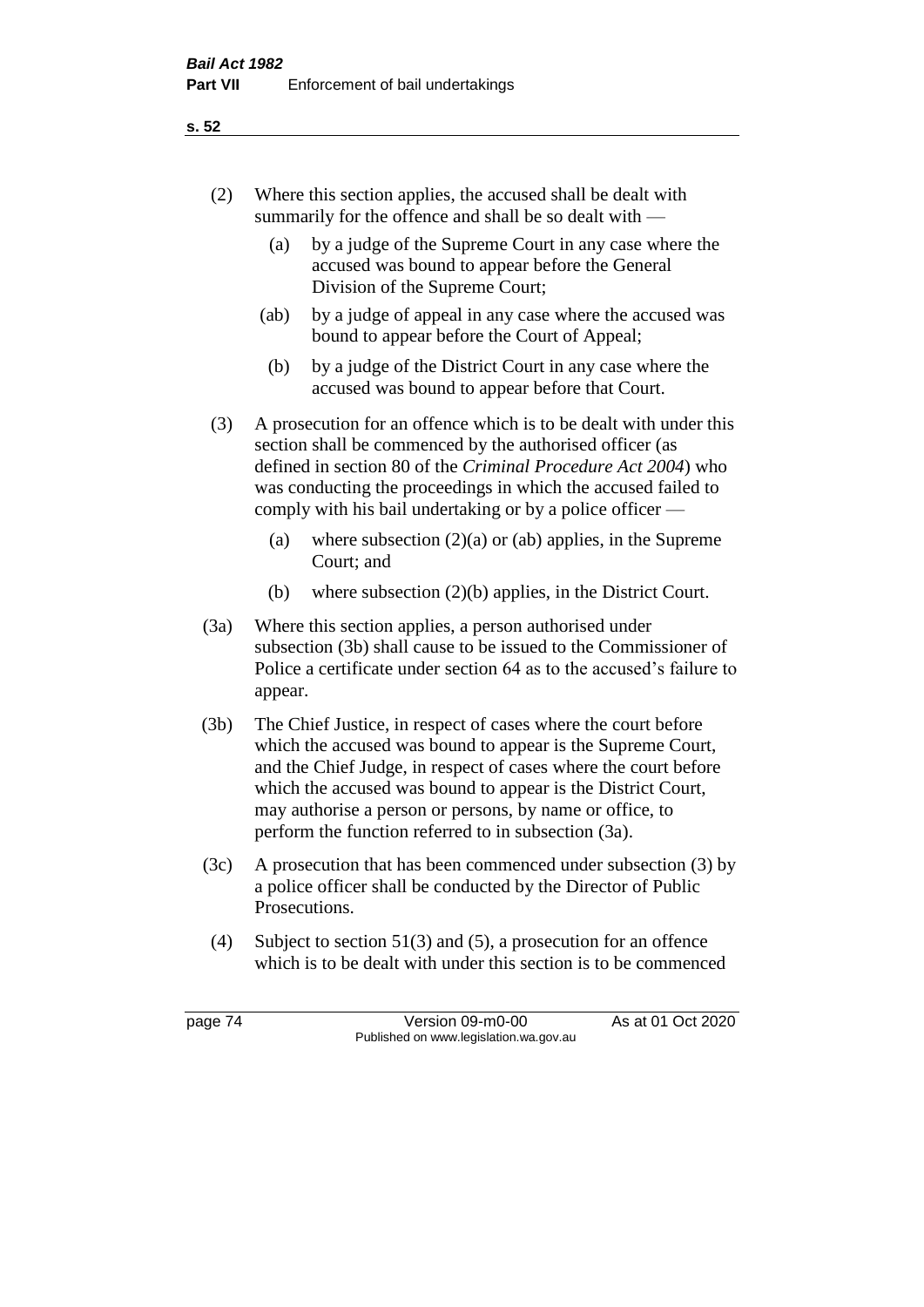(2) Where this section applies, the accused shall be dealt with summarily for the offence and shall be so dealt with —

 (a) by a judge of the Supreme Court in any case where the accused was bound to appear before the General Division of the Supreme Court;

 (ab) by a judge of appeal in any case where the accused was bound to appear before the Court of Appeal;

 (b) by a judge of the District Court in any case where the accused was bound to appear before that Court.

(3) A prosecution for an offence which is to be dealt with under this section shall be commenced by the authorised officer (as defined in section 80 of the *Criminal Procedure Act 2004*) who was conducting the proceedings in which the accused failed to comply with his bail undertaking or by a police officer —

 (a) where subsection (2)(a) or (ab) applies, in the Supreme Court; and

 (b) where subsection (2)(b) applies, in the District Court.

(3a) Where this section applies, a person authorised under subsection (3b) shall cause to be issued to the Commissioner of Police a certificate under section 64 as to the accused's failure to appear.

(3b) The Chief Justice, in respect of cases where the court before which the accused was bound to appear is the Supreme Court, and the Chief Judge, in respect of cases where the court before which the accused was bound to appear is the District Court, may authorise a person or persons, by name or office, to perform the function referred to in subsection (3a).

(3c) A prosecution that has been commenced under subsection (3) by a police officer shall be conducted by the Director of Public Prosecutions.

(4) Subject to section 51(3) and (5), a prosecution for an offence which is to be dealt with under this section is to be commenced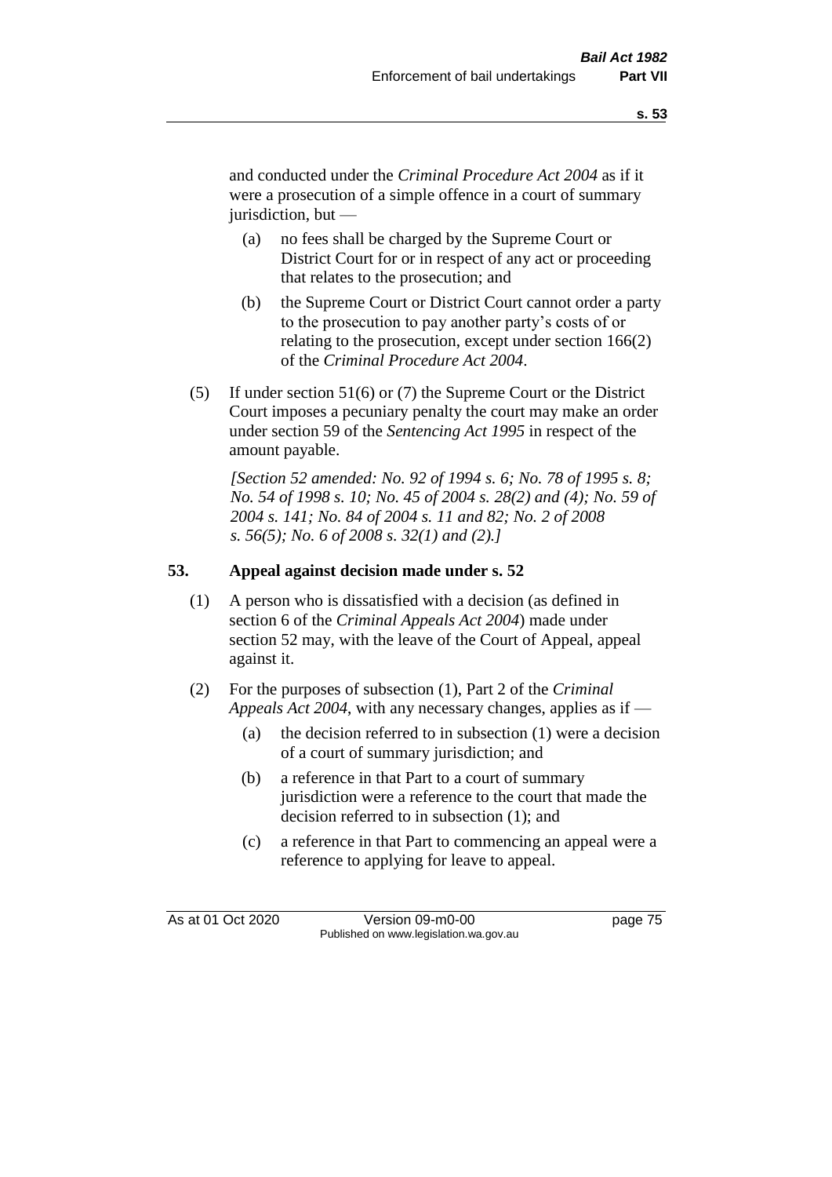and conducted under the *Criminal Procedure Act 2004* as if it were a prosecution of a simple offence in a court of summary jurisdiction, but —

(a) no fees shall be charged by the Supreme Court or District Court for or in respect of any act or proceeding that relates to the prosecution; and

(b) the Supreme Court or District Court cannot order a party to the prosecution to pay another party's costs of or relating to the prosecution, except under section 166(2) of the *Criminal Procedure Act 2004*.

(5) If under section 51(6) or (7) the Supreme Court or the District Court imposes a pecuniary penalty the court may make an order under section 59 of the *Sentencing Act 1995* in respect of the amount payable.

*[Section 52 amended: No. 92 of 1994 s. 6; No. 78 of 1995 s. 8; No. 54 of 1998 s. 10; No. 45 of 2004 s. 28(2) and (4); No. 59 of 2004 s. 141; No. 84 of 2004 s. 11 and 82; No. 2 of 2008 s. 56(5); No. 6 of 2008 s. 32(1) and (2).]*

## 53. Appeal against decision made under s. 52

(1) A person who is dissatisfied with a decision (as defined in section 6 of the *Criminal Appeals Act 2004*) made under section 52 may, with the leave of the Court of Appeal, appeal against it.

(2) For the purposes of subsection (1), Part 2 of the *Criminal Appeals Act 2004*, with any necessary changes, applies as if —

(a) the decision referred to in subsection (1) were a decision of a court of summary jurisdiction; and

(b) a reference in that Part to a court of summary jurisdiction were a reference to the court that made the decision referred to in subsection (1); and

(c) a reference in that Part to commencing an appeal were a reference to applying for leave to appeal.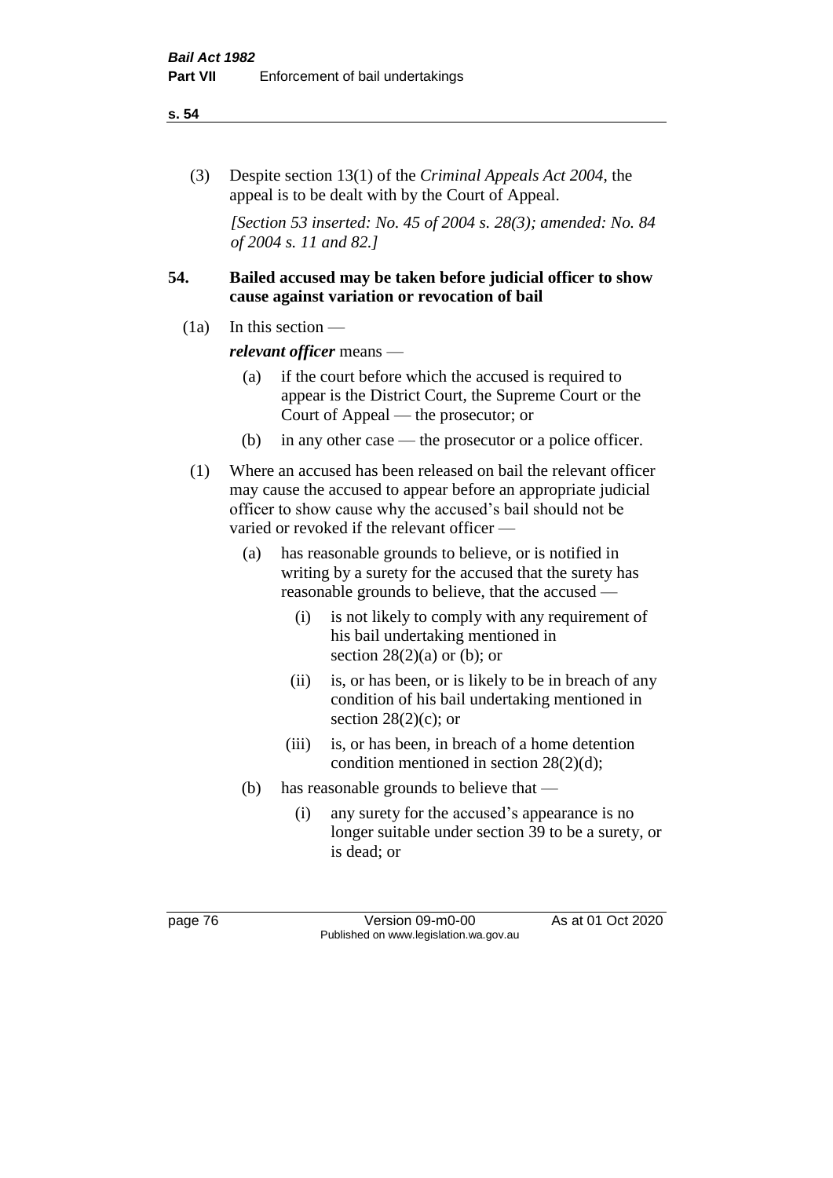(3) Despite section 13(1) of the *Criminal Appeals Act 2004*, the appeal is to be dealt with by the Court of Appeal.

*[Section 53 inserted: No. 45 of 2004 s. 28(3); amended: No. 84 of 2004 s. 11 and 82.]*

### 54. Bailed accused may be taken before judicial officer to show cause against variation or revocation of bail

(1a) In this section —

***relevant officer*** means —

(a) if the court before which the accused is required to appear is the District Court, the Supreme Court or the Court of Appeal — the prosecutor; or

(b) in any other case — the prosecutor or a police officer.

(1) Where an accused has been released on bail the relevant officer may cause the accused to appear before an appropriate judicial officer to show cause why the accused's bail should not be varied or revoked if the relevant officer —

(a) has reasonable grounds to believe, or is notified in writing by a surety for the accused that the surety has reasonable grounds to believe, that the accused —

(i) is not likely to comply with any requirement of his bail undertaking mentioned in section 28(2)(a) or (b); or

(ii) is, or has been, or is likely to be in breach of any condition of his bail undertaking mentioned in section 28(2)(c); or

(iii) is, or has been, in breach of a home detention condition mentioned in section 28(2)(d);

(b) has reasonable grounds to believe that —

(i) any surety for the accused's appearance is no longer suitable under section 39 to be a surety, or is dead; or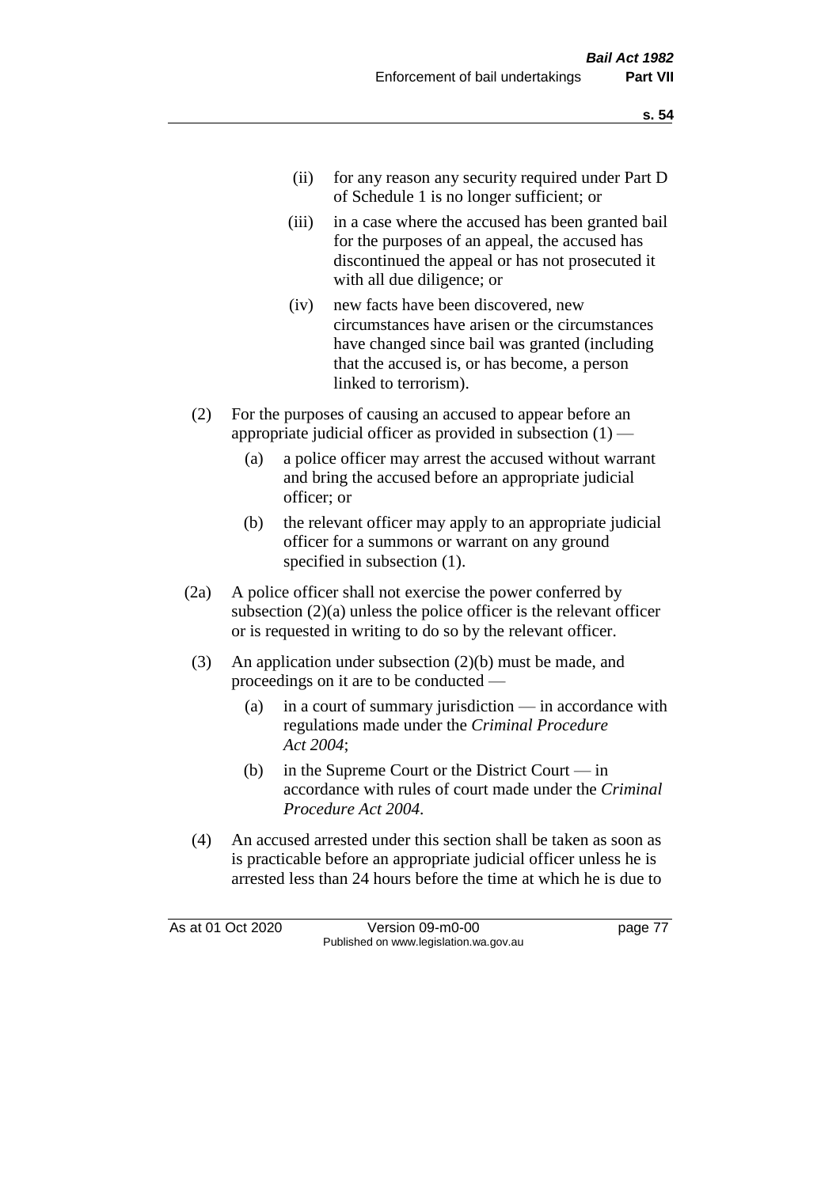(ii) for any reason any security required under Part D of Schedule 1 is no longer sufficient; or

(iii) in a case where the accused has been granted bail for the purposes of an appeal, the accused has discontinued the appeal or has not prosecuted it with all due diligence; or

(iv) new facts have been discovered, new circumstances have arisen or the circumstances have changed since bail was granted (including that the accused is, or has become, a person linked to terrorism).

(2) For the purposes of causing an accused to appear before an appropriate judicial officer as provided in subsection (1) —

(a) a police officer may arrest the accused without warrant and bring the accused before an appropriate judicial officer; or

(b) the relevant officer may apply to an appropriate judicial officer for a summons or warrant on any ground specified in subsection (1).

(2a) A police officer shall not exercise the power conferred by subsection (2)(a) unless the police officer is the relevant officer or is requested in writing to do so by the relevant officer.

(3) An application under subsection (2)(b) must be made, and proceedings on it are to be conducted —

(a) in a court of summary jurisdiction — in accordance with regulations made under the *Criminal Procedure Act 2004*;

(b) in the Supreme Court or the District Court — in accordance with rules of court made under the *Criminal Procedure Act 2004*.

(4) An accused arrested under this section shall be taken as soon as is practicable before an appropriate judicial officer unless he is arrested less than 24 hours before the time at which he is due to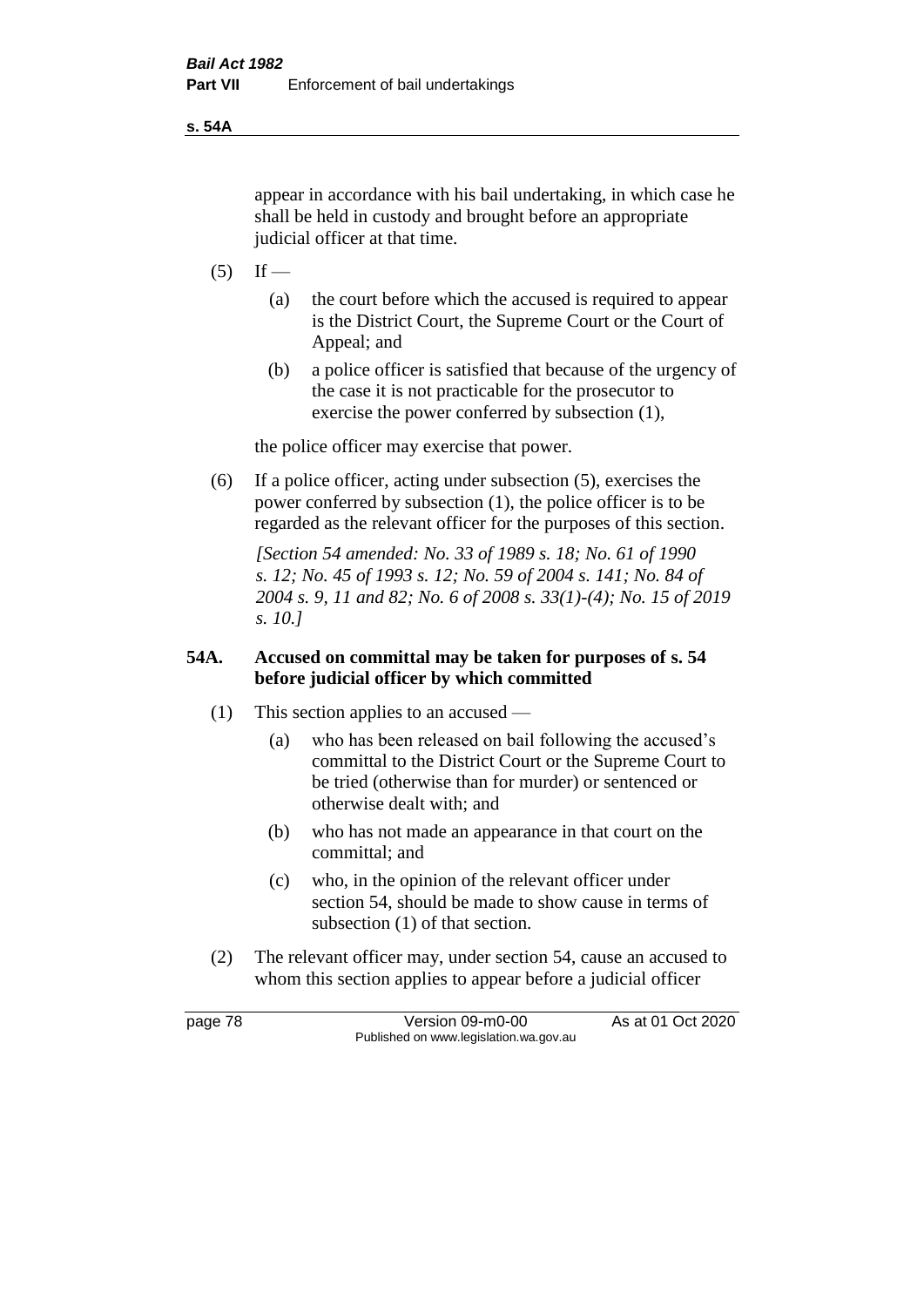appear in accordance with his bail undertaking, in which case he shall be held in custody and brought before an appropriate judicial officer at that time.

(5) If —

(a) the court before which the accused is required to appear is the District Court, the Supreme Court or the Court of Appeal; and

(b) a police officer is satisfied that because of the urgency of the case it is not practicable for the prosecutor to exercise the power conferred by subsection (1),

the police officer may exercise that power.

(6) If a police officer, acting under subsection (5), exercises the power conferred by subsection (1), the police officer is to be regarded as the relevant officer for the purposes of this section.

*[Section 54 amended: No. 33 of 1989 s. 18; No. 61 of 1990 s. 12; No. 45 of 1993 s. 12; No. 59 of 2004 s. 141; No. 84 of 2004 s. 9, 11 and 82; No. 6 of 2008 s. 33(1)-(4); No. 15 of 2019 s. 10.]*

## 54A. Accused on committal may be taken for purposes of s. 54 before judicial officer by which committed

(1) This section applies to an accused —

(a) who has been released on bail following the accused's committal to the District Court or the Supreme Court to be tried (otherwise than for murder) or sentenced or otherwise dealt with; and

(b) who has not made an appearance in that court on the committal; and

(c) who, in the opinion of the relevant officer under section 54, should be made to show cause in terms of subsection (1) of that section.

(2) The relevant officer may, under section 54, cause an accused to whom this section applies to appear before a judicial officer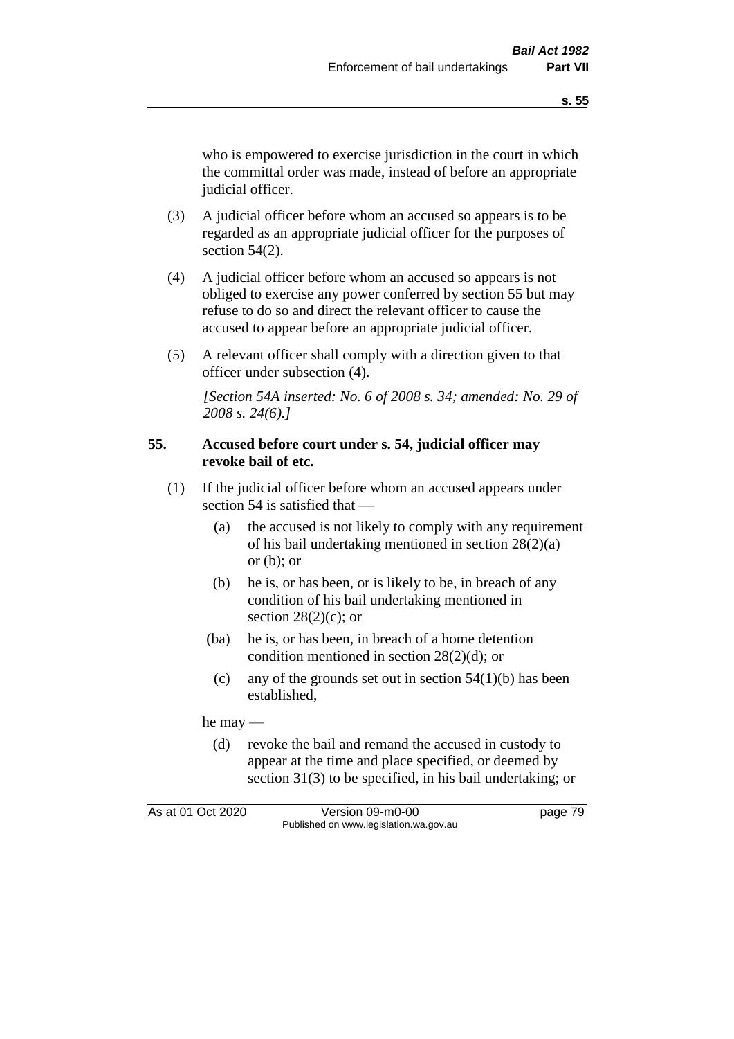who is empowered to exercise jurisdiction in the court in which the committal order was made, instead of before an appropriate judicial officer.

(3) A judicial officer before whom an accused so appears is to be regarded as an appropriate judicial officer for the purposes of section 54(2).

(4) A judicial officer before whom an accused so appears is not obliged to exercise any power conferred by section 55 but may refuse to do so and direct the relevant officer to cause the accused to appear before an appropriate judicial officer.

(5) A relevant officer shall comply with a direction given to that officer under subsection (4).

*[Section 54A inserted: No. 6 of 2008 s. 34; amended: No. 29 of 2008 s. 24(6).]*

**55. Accused before court under s. 54, judicial officer may revoke bail of etc.**

(1) If the judicial officer before whom an accused appears under section 54 is satisfied that —

(a) the accused is not likely to comply with any requirement of his bail undertaking mentioned in section 28(2)(a) or (b); or

(b) he is, or has been, or is likely to be, in breach of any condition of his bail undertaking mentioned in section 28(2)(c); or

(ba) he is, or has been, in breach of a home detention condition mentioned in section 28(2)(d); or

(c) any of the grounds set out in section 54(1)(b) has been established,

he may —

(d) revoke the bail and remand the accused in custody to appear at the time and place specified, or deemed by section 31(3) to be specified, in his bail undertaking; or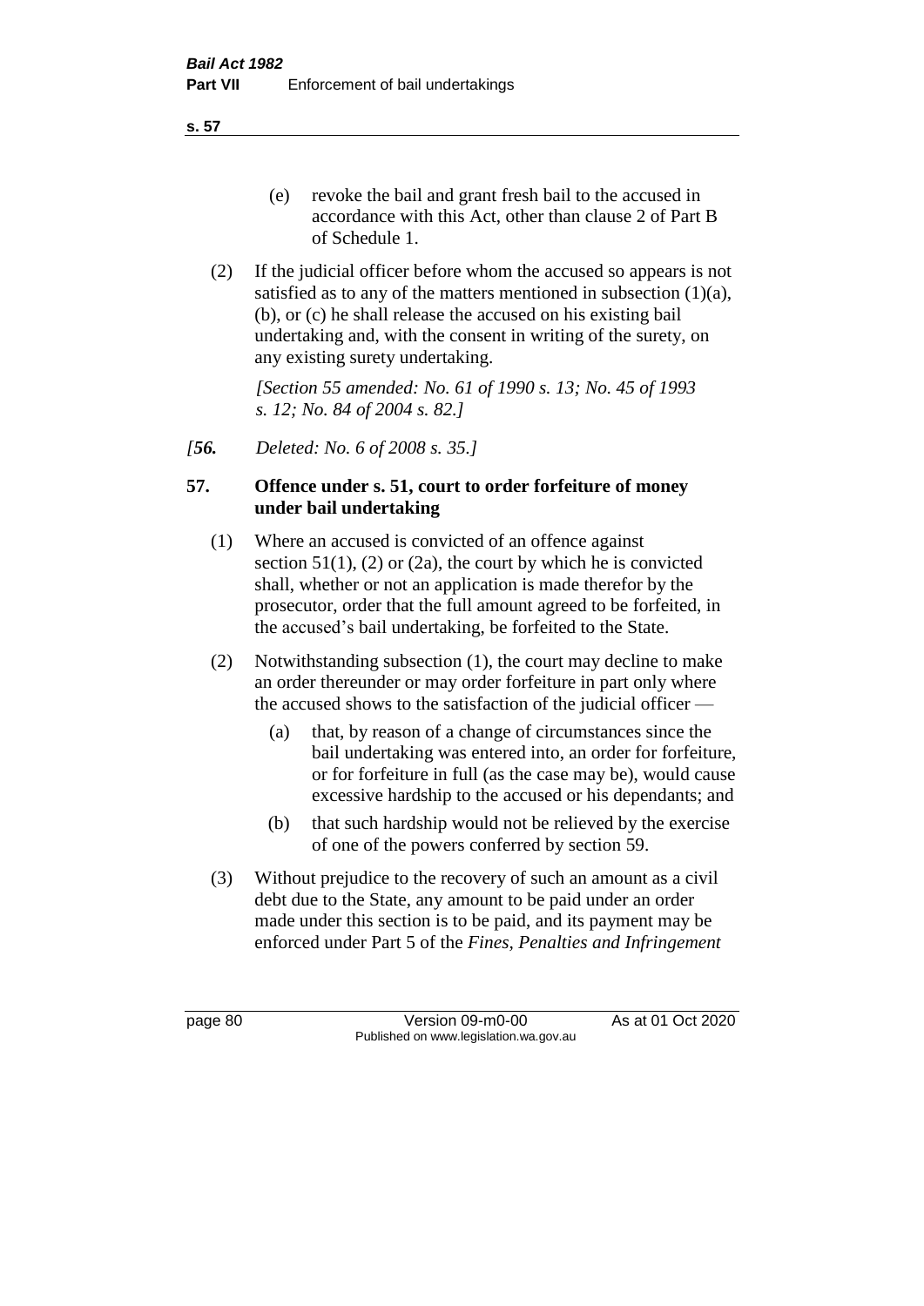(e) revoke the bail and grant fresh bail to the accused in accordance with this Act, other than clause 2 of Part B of Schedule 1.

(2) If the judicial officer before whom the accused so appears is not satisfied as to any of the matters mentioned in subsection (1)(a), (b), or (c) he shall release the accused on his existing bail undertaking and, with the consent in writing of the surety, on any existing surety undertaking.

*[Section 55 amended: No. 61 of 1990 s. 13; No. 45 of 1993 s. 12; No. 84 of 2004 s. 82.]*

*[**56.** Deleted: No. 6 of 2008 s. 35.]*

**57. Offence under s. 51, court to order forfeiture of money under bail undertaking**

(1) Where an accused is convicted of an offence against section 51(1), (2) or (2a), the court by which he is convicted shall, whether or not an application is made therefor by the prosecutor, order that the full amount agreed to be forfeited, in the accused's bail undertaking, be forfeited to the State.

(2) Notwithstanding subsection (1), the court may decline to make an order thereunder or may order forfeiture in part only where the accused shows to the satisfaction of the judicial officer —

(a) that, by reason of a change of circumstances since the bail undertaking was entered into, an order for forfeiture, or for forfeiture in full (as the case may be), would cause excessive hardship to the accused or his dependants; and

(b) that such hardship would not be relieved by the exercise of one of the powers conferred by section 59.

(3) Without prejudice to the recovery of such an amount as a civil debt due to the State, any amount to be paid under an order made under this section is to be paid, and its payment may be enforced under Part 5 of the *Fines, Penalties and Infringement*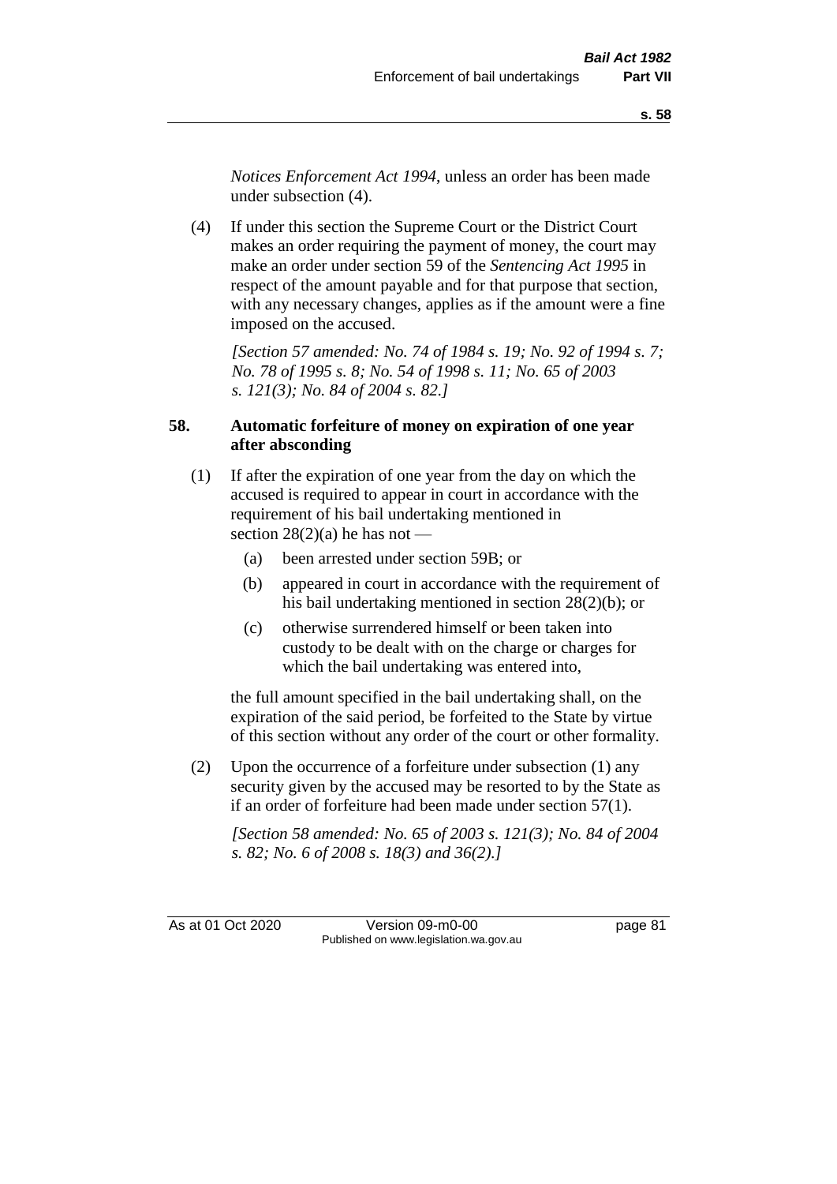*Notices Enforcement Act 1994*, unless an order has been made under subsection (4).

(4) If under this section the Supreme Court or the District Court makes an order requiring the payment of money, the court may make an order under section 59 of the *Sentencing Act 1995* in respect of the amount payable and for that purpose that section, with any necessary changes, applies as if the amount were a fine imposed on the accused.

*[Section 57 amended: No. 74 of 1984 s. 19; No. 92 of 1994 s. 7; No. 78 of 1995 s. 8; No. 54 of 1998 s. 11; No. 65 of 2003 s. 121(3); No. 84 of 2004 s. 82.]*

**58. Automatic forfeiture of money on expiration of one year after absconding**

(1) If after the expiration of one year from the day on which the accused is required to appear in court in accordance with the requirement of his bail undertaking mentioned in section 28(2)(a) he has not —

(a) been arrested under section 59B; or

(b) appeared in court in accordance with the requirement of his bail undertaking mentioned in section 28(2)(b); or

(c) otherwise surrendered himself or been taken into custody to be dealt with on the charge or charges for which the bail undertaking was entered into,

the full amount specified in the bail undertaking shall, on the expiration of the said period, be forfeited to the State by virtue of this section without any order of the court or other formality.

(2) Upon the occurrence of a forfeiture under subsection (1) any security given by the accused may be resorted to by the State as if an order of forfeiture had been made under section 57(1).

*[Section 58 amended: No. 65 of 2003 s. 121(3); No. 84 of 2004 s. 82; No. 6 of 2008 s. 18(3) and 36(2).]*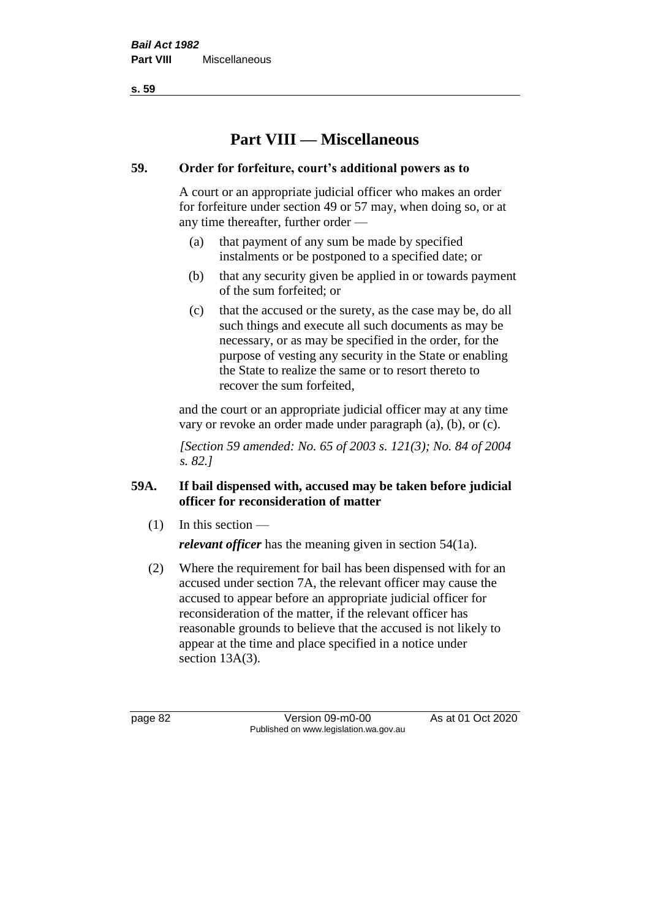# Part VIII — Miscellaneous

## 59. Order for forfeiture, court's additional powers as to

A court or an appropriate judicial officer who makes an order for forfeiture under section 49 or 57 may, when doing so, or at any time thereafter, further order —

(a) that payment of any sum be made by specified instalments or be postponed to a specified date; or

(b) that any security given be applied in or towards payment of the sum forfeited; or

(c) that the accused or the surety, as the case may be, do all such things and execute all such documents as may be necessary, or as may be specified in the order, for the purpose of vesting any security in the State or enabling the State to realize the same or to resort thereto to recover the sum forfeited,

and the court or an appropriate judicial officer may at any time vary or revoke an order made under paragraph (a), (b), or (c).

*[Section 59 amended: No. 65 of 2003 s. 121(3); No. 84 of 2004 s. 82.]*

## 59A. If bail dispensed with, accused may be taken before judicial officer for reconsideration of matter

(1) In this section —

***relevant officer*** has the meaning given in section 54(1a).

(2) Where the requirement for bail has been dispensed with for an accused under section 7A, the relevant officer may cause the accused to appear before an appropriate judicial officer for reconsideration of the matter, if the relevant officer has reasonable grounds to believe that the accused is not likely to appear at the time and place specified in a notice under section 13A(3).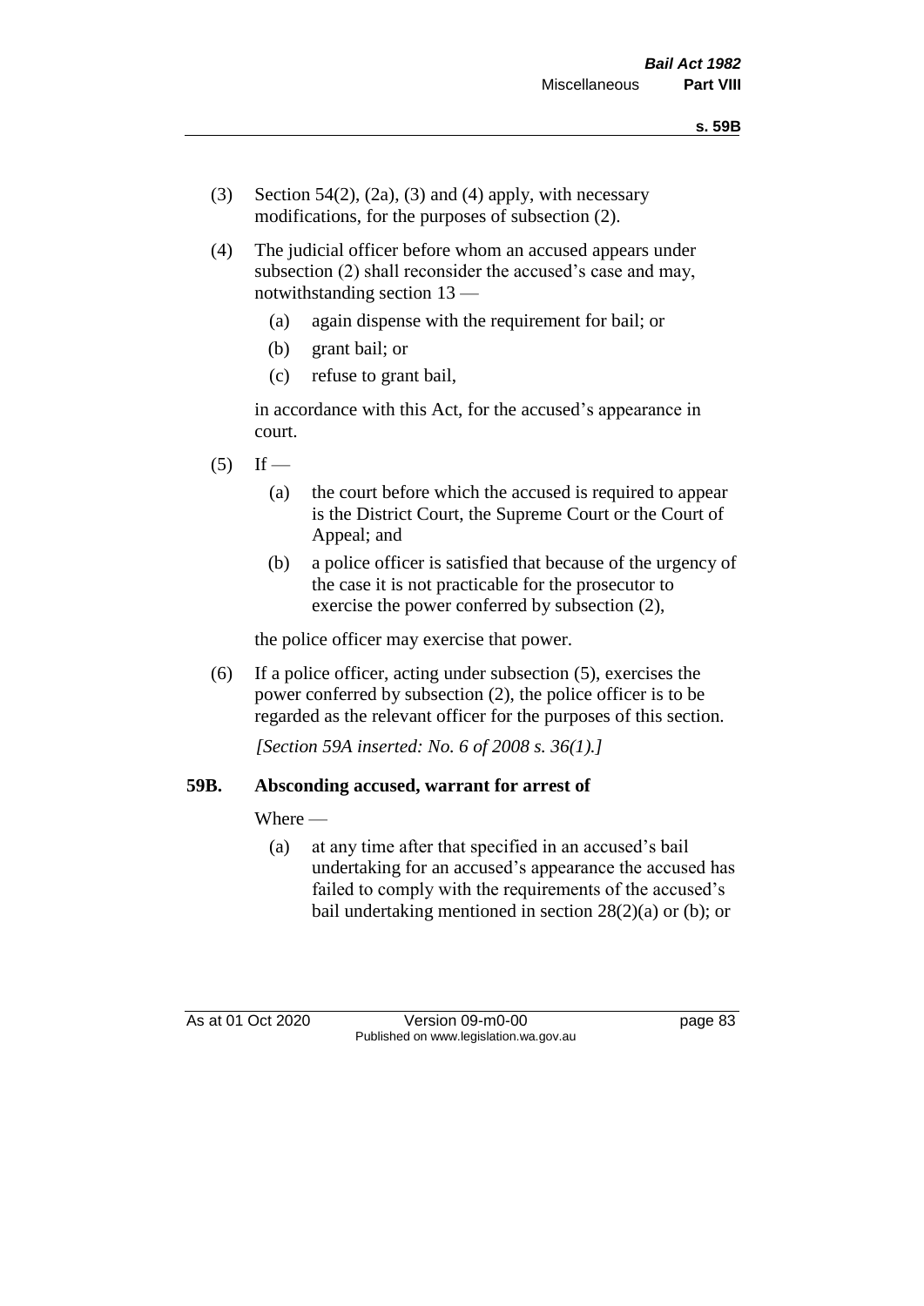(3) Section 54(2), (2a), (3) and (4) apply, with necessary modifications, for the purposes of subsection (2).

(4) The judicial officer before whom an accused appears under subsection (2) shall reconsider the accused's case and may, notwithstanding section 13 —

   (a) again dispense with the requirement for bail; or

   (b) grant bail; or

   (c) refuse to grant bail,

   in accordance with this Act, for the accused's appearance in court.

(5) If —

   (a) the court before which the accused is required to appear is the District Court, the Supreme Court or the Court of Appeal; and

   (b) a police officer is satisfied that because of the urgency of the case it is not practicable for the prosecutor to exercise the power conferred by subsection (2),

   the police officer may exercise that power.

(6) If a police officer, acting under subsection (5), exercises the power conferred by subsection (2), the police officer is to be regarded as the relevant officer for the purposes of this section.

*[Section 59A inserted: No. 6 of 2008 s. 36(1).]*

## 59B. Absconding accused, warrant for arrest of

Where —

   (a) at any time after that specified in an accused's bail undertaking for an accused's appearance the accused has failed to comply with the requirements of the accused's bail undertaking mentioned in section 28(2)(a) or (b); or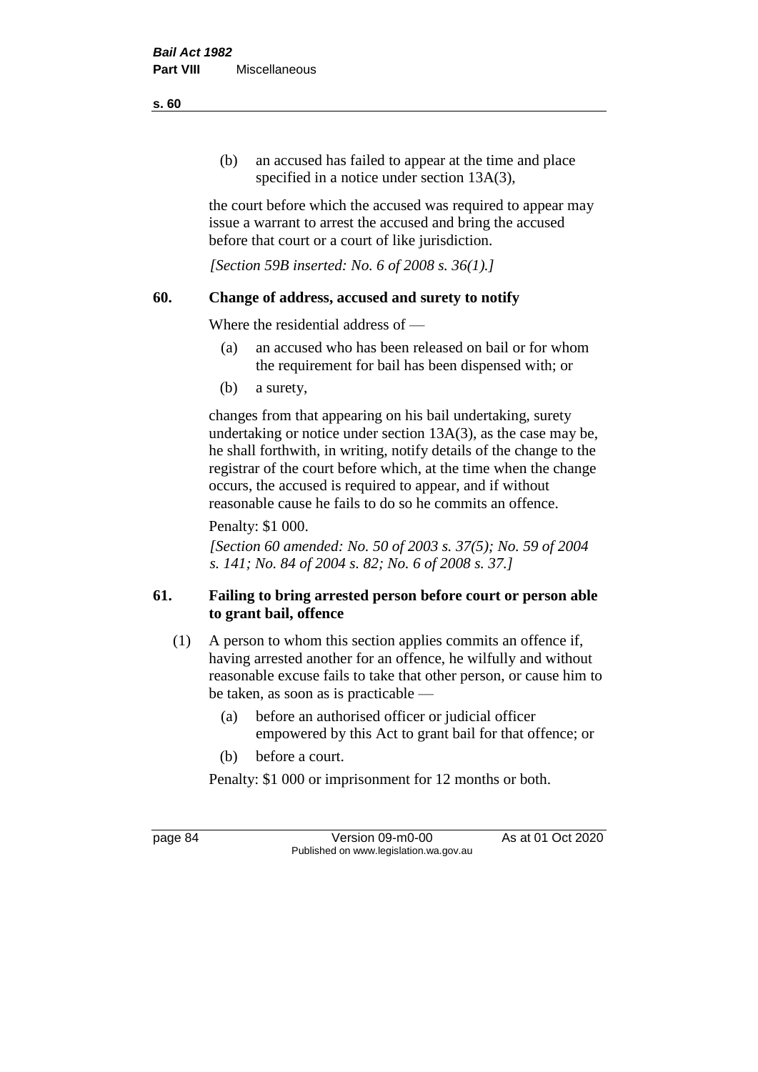(b) an accused has failed to appear at the time and place specified in a notice under section 13A(3),

the court before which the accused was required to appear may issue a warrant to arrest the accused and bring the accused before that court or a court of like jurisdiction.

*[Section 59B inserted: No. 6 of 2008 s. 36(1).]*

## 60. Change of address, accused and surety to notify

Where the residential address of —

(a) an accused who has been released on bail or for whom the requirement for bail has been dispensed with; or

(b) a surety,

changes from that appearing on his bail undertaking, surety undertaking or notice under section 13A(3), as the case may be, he shall forthwith, in writing, notify details of the change to the registrar of the court before which, at the time when the change occurs, the accused is required to appear, and if without reasonable cause he fails to do so he commits an offence.

Penalty: $1 000.

*[Section 60 amended: No. 50 of 2003 s. 37(5); No. 59 of 2004 s. 141; No. 84 of 2004 s. 82; No. 6 of 2008 s. 37.]*

## 61. Failing to bring arrested person before court or person able to grant bail, offence

(1) A person to whom this section applies commits an offence if, having arrested another for an offence, he wilfully and without reasonable excuse fails to take that other person, or cause him to be taken, as soon as is practicable —

(a) before an authorised officer or judicial officer empowered by this Act to grant bail for that offence; or

(b) before a court.

Penalty: $1 000 or imprisonment for 12 months or both.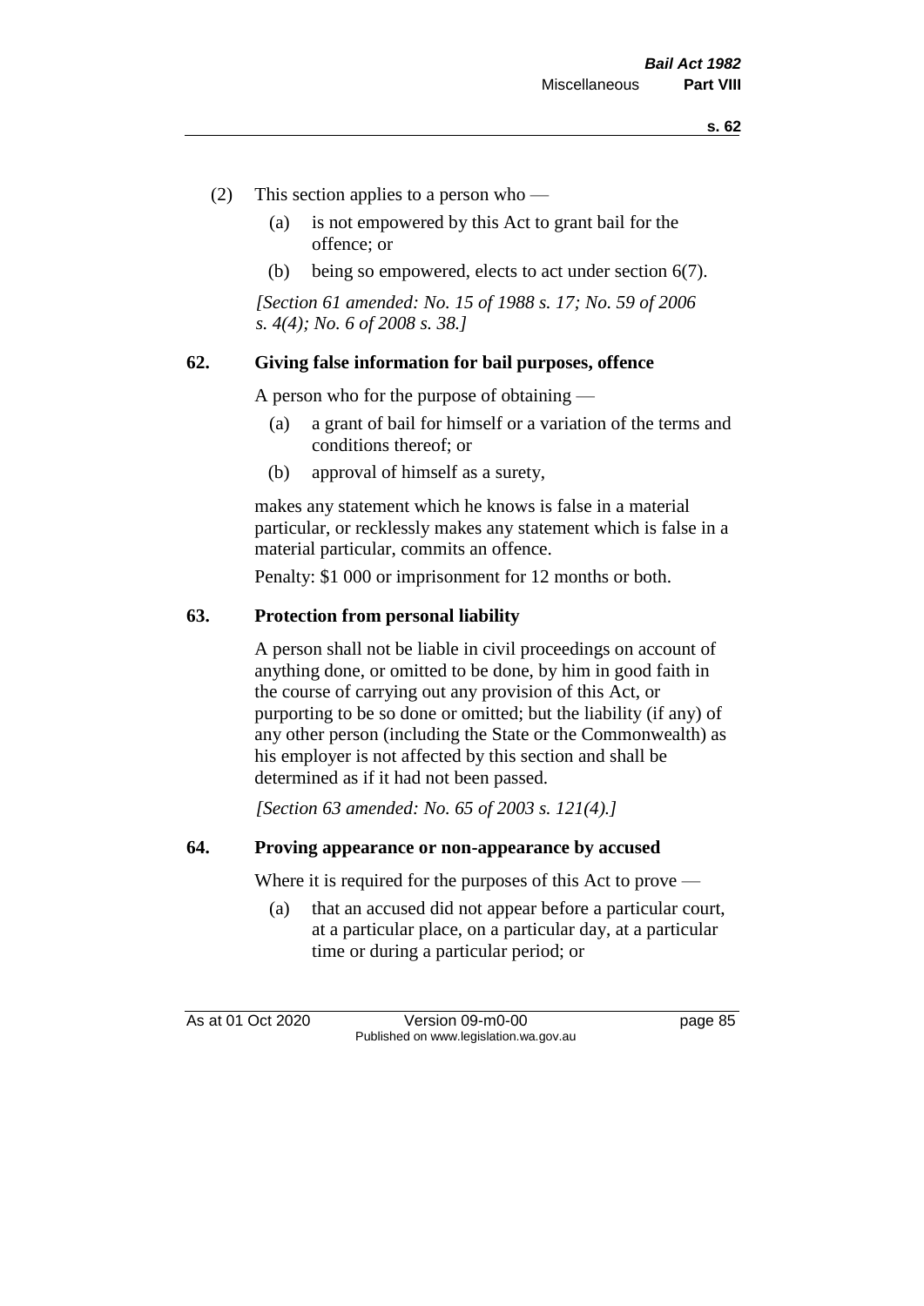(2) This section applies to a person who —

(a) is not empowered by this Act to grant bail for the offence; or

(b) being so empowered, elects to act under section 6(7).

*[Section 61 amended: No. 15 of 1988 s. 17; No. 59 of 2006 s. 4(4); No. 6 of 2008 s. 38.]*

## 62. Giving false information for bail purposes, offence

A person who for the purpose of obtaining —

(a) a grant of bail for himself or a variation of the terms and conditions thereof; or

(b) approval of himself as a surety,

makes any statement which he knows is false in a material particular, or recklessly makes any statement which is false in a material particular, commits an offence.

Penalty: $1 000 or imprisonment for 12 months or both.

## 63. Protection from personal liability

A person shall not be liable in civil proceedings on account of anything done, or omitted to be done, by him in good faith in the course of carrying out any provision of this Act, or purporting to be so done or omitted; but the liability (if any) of any other person (including the State or the Commonwealth) as his employer is not affected by this section and shall be determined as if it had not been passed.

*[Section 63 amended: No. 65 of 2003 s. 121(4).]*

## 64. Proving appearance or non-appearance by accused

Where it is required for the purposes of this Act to prove —

(a) that an accused did not appear before a particular court, at a particular place, on a particular day, at a particular time or during a particular period; or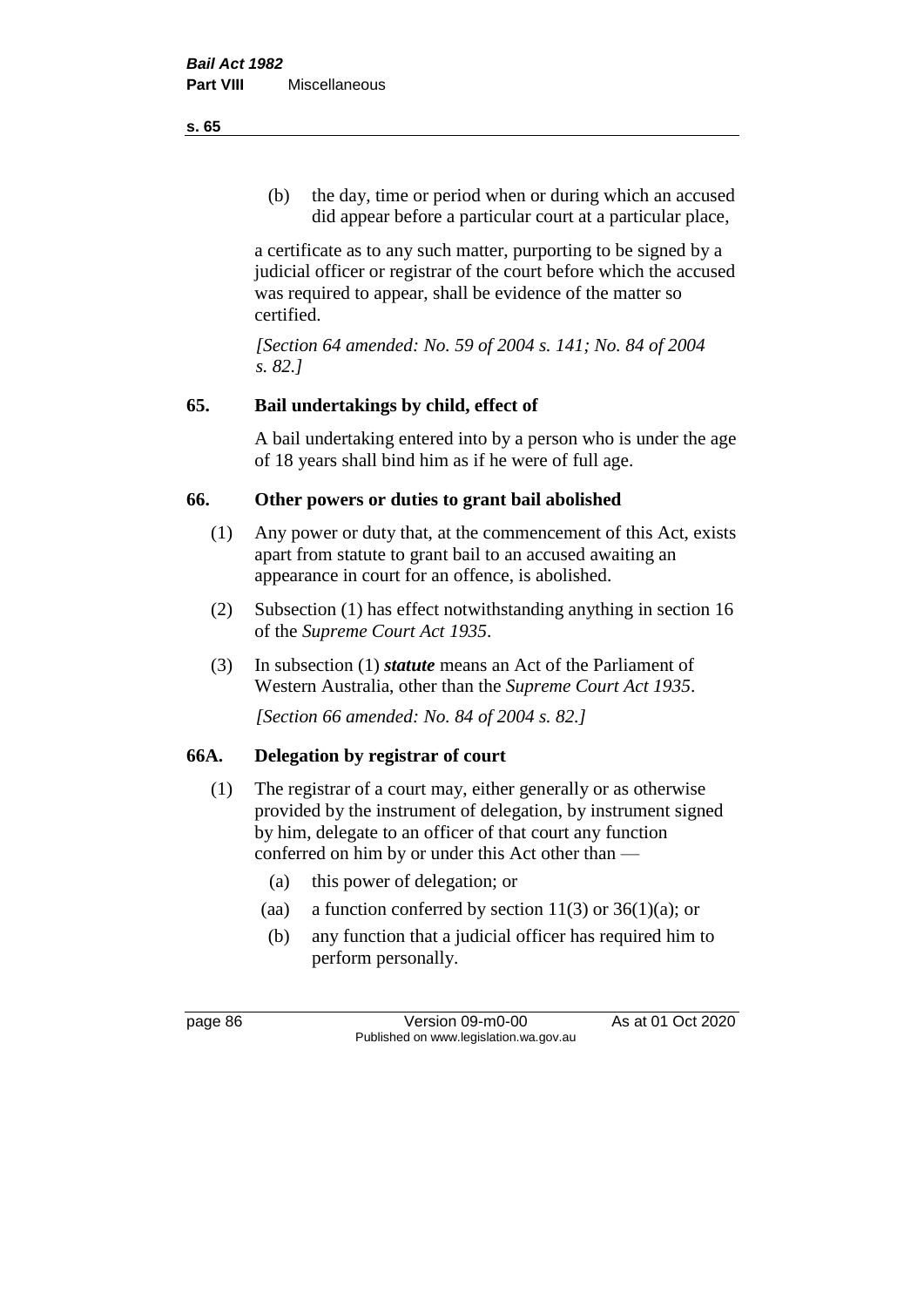(b) the day, time or period when or during which an accused did appear before a particular court at a particular place,

a certificate as to any such matter, purporting to be signed by a judicial officer or registrar of the court before which the accused was required to appear, shall be evidence of the matter so certified.

*[Section 64 amended: No. 59 of 2004 s. 141; No. 84 of 2004 s. 82.]*

## 65. Bail undertakings by child, effect of

A bail undertaking entered into by a person who is under the age of 18 years shall bind him as if he were of full age.

## 66. Other powers or duties to grant bail abolished

(1) Any power or duty that, at the commencement of this Act, exists apart from statute to grant bail to an accused awaiting an appearance in court for an offence, is abolished.

(2) Subsection (1) has effect notwithstanding anything in section 16 of the *Supreme Court Act 1935*.

(3) In subsection (1) ***statute*** means an Act of the Parliament of Western Australia, other than the *Supreme Court Act 1935*.

*[Section 66 amended: No. 84 of 2004 s. 82.]*

## 66A. Delegation by registrar of court

(1) The registrar of a court may, either generally or as otherwise provided by the instrument of delegation, by instrument signed by him, delegate to an officer of that court any function conferred on him by or under this Act other than —

(a) this power of delegation; or

(aa) a function conferred by section 11(3) or 36(1)(a); or

(b) any function that a judicial officer has required him to perform personally.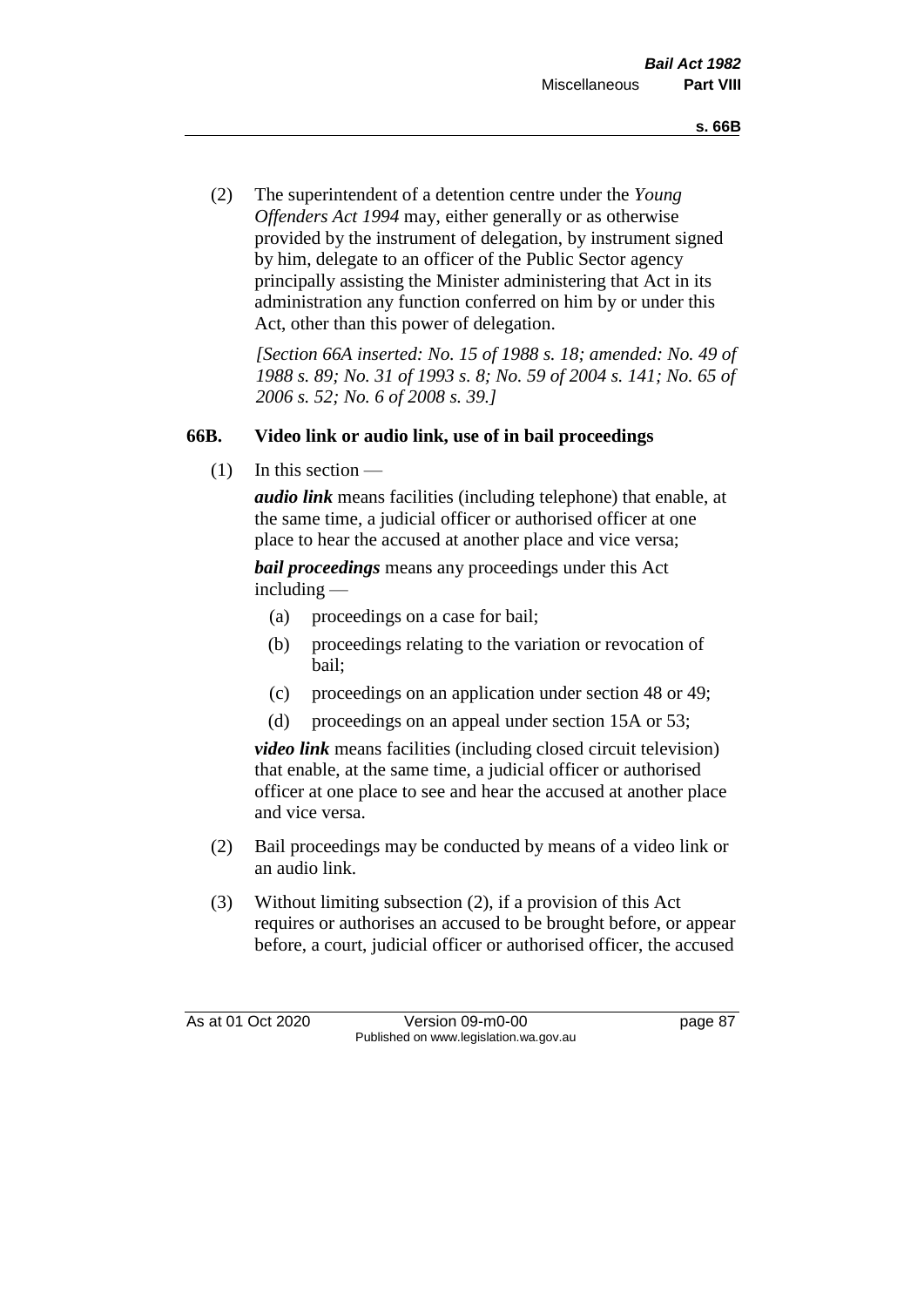(2) The superintendent of a detention centre under the *Young Offenders Act 1994* may, either generally or as otherwise provided by the instrument of delegation, by instrument signed by him, delegate to an officer of the Public Sector agency principally assisting the Minister administering that Act in its administration any function conferred on him by or under this Act, other than this power of delegation.

*[Section 66A inserted: No. 15 of 1988 s. 18; amended: No. 49 of 1988 s. 89; No. 31 of 1993 s. 8; No. 59 of 2004 s. 141; No. 65 of 2006 s. 52; No. 6 of 2008 s. 39.]*

### 66B. Video link or audio link, use of in bail proceedings

(1) In this section —

***audio link*** means facilities (including telephone) that enable, at the same time, a judicial officer or authorised officer at one place to hear the accused at another place and vice versa;

***bail proceedings*** means any proceedings under this Act including —

- (a) proceedings on a case for bail;
- (b) proceedings relating to the variation or revocation of bail;
- (c) proceedings on an application under section 48 or 49;
- (d) proceedings on an appeal under section 15A or 53;

***video link*** means facilities (including closed circuit television) that enable, at the same time, a judicial officer or authorised officer at one place to see and hear the accused at another place and vice versa.

(2) Bail proceedings may be conducted by means of a video link or an audio link.

(3) Without limiting subsection (2), if a provision of this Act requires or authorises an accused to be brought before, or appear before, a court, judicial officer or authorised officer, the accused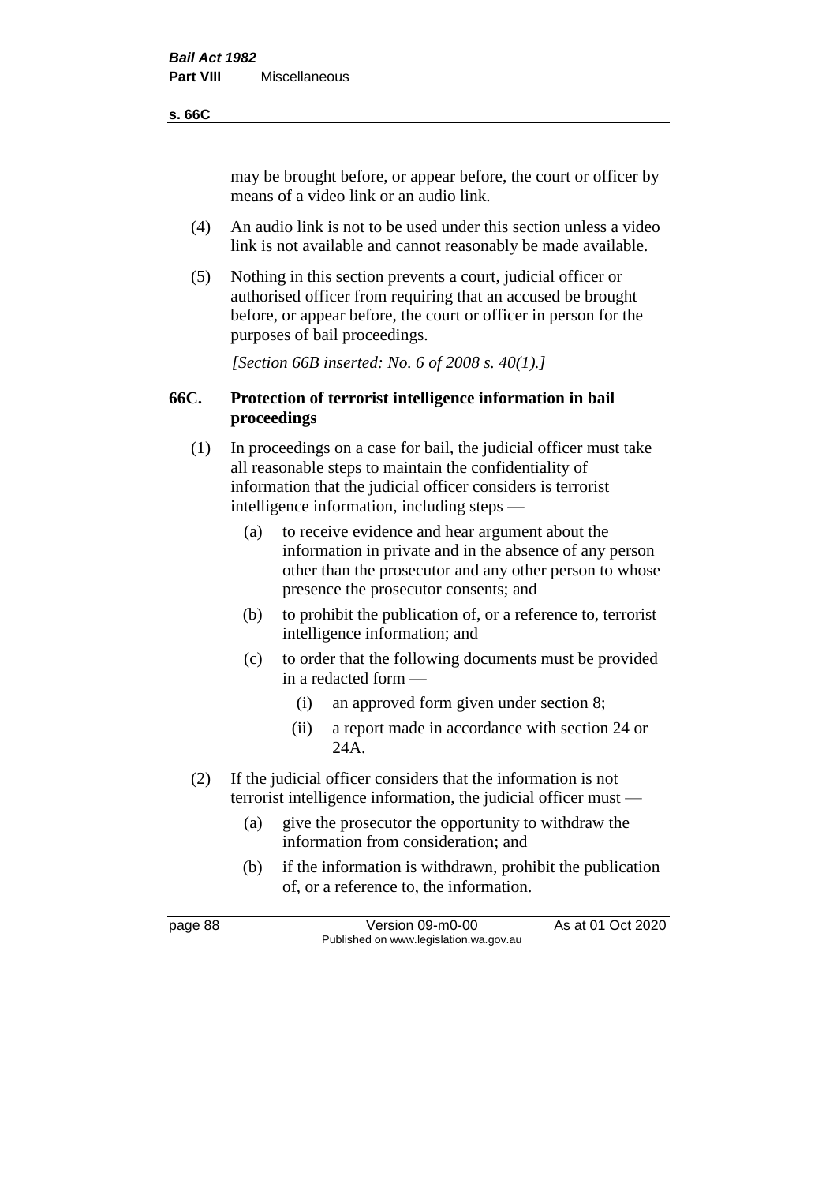may be brought before, or appear before, the court or officer by means of a video link or an audio link.

(4) An audio link is not to be used under this section unless a video link is not available and cannot reasonably be made available.

(5) Nothing in this section prevents a court, judicial officer or authorised officer from requiring that an accused be brought before, or appear before, the court or officer in person for the purposes of bail proceedings.

*[Section 66B inserted: No. 6 of 2008 s. 40(1).]*

### 66C. Protection of terrorist intelligence information in bail proceedings

(1) In proceedings on a case for bail, the judicial officer must take all reasonable steps to maintain the confidentiality of information that the judicial officer considers is terrorist intelligence information, including steps —

(a) to receive evidence and hear argument about the information in private and in the absence of any person other than the prosecutor and any other person to whose presence the prosecutor consents; and

(b) to prohibit the publication of, or a reference to, terrorist intelligence information; and

(c) to order that the following documents must be provided in a redacted form —

(i) an approved form given under section 8;

(ii) a report made in accordance with section 24 or 24A.

(2) If the judicial officer considers that the information is not terrorist intelligence information, the judicial officer must —

(a) give the prosecutor the opportunity to withdraw the information from consideration; and

(b) if the information is withdrawn, prohibit the publication of, or a reference to, the information.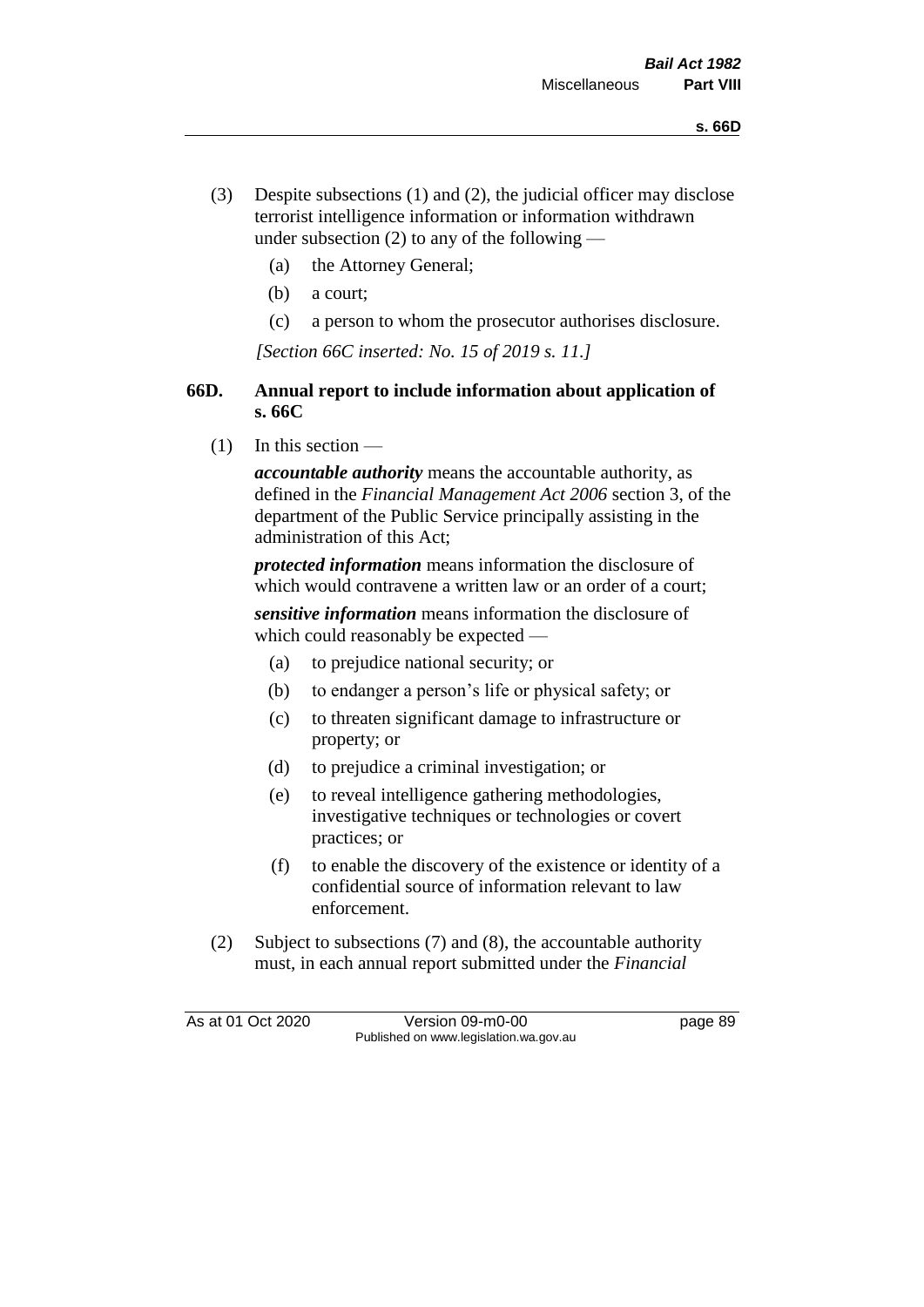(3) Despite subsections (1) and (2), the judicial officer may disclose terrorist intelligence information or information withdrawn under subsection (2) to any of the following —

  (a) the Attorney General;

  (b) a court;

  (c) a person to whom the prosecutor authorises disclosure.

*[Section 66C inserted: No. 15 of 2019 s. 11.]*

### 66D. Annual report to include information about application of s. 66C

(1) In this section —

***accountable authority*** means the accountable authority, as defined in the *Financial Management Act 2006* section 3, of the department of the Public Service principally assisting in the administration of this Act;

***protected information*** means information the disclosure of which would contravene a written law or an order of a court;

***sensitive information*** means information the disclosure of which could reasonably be expected —

  (a) to prejudice national security; or

  (b) to endanger a person's life or physical safety; or

  (c) to threaten significant damage to infrastructure or property; or

  (d) to prejudice a criminal investigation; or

  (e) to reveal intelligence gathering methodologies, investigative techniques or technologies or covert practices; or

  (f) to enable the discovery of the existence or identity of a confidential source of information relevant to law enforcement.

(2) Subject to subsections (7) and (8), the accountable authority must, in each annual report submitted under the *Financial*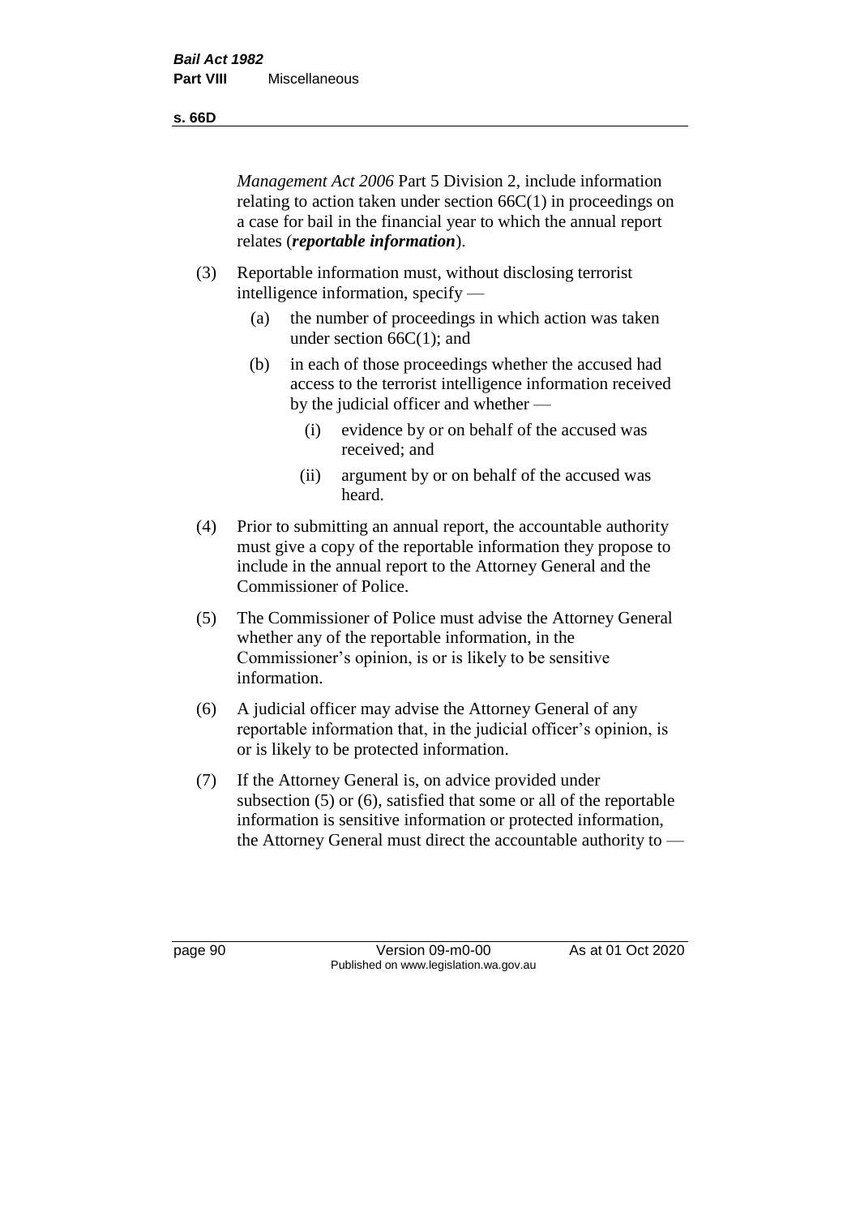*Management Act 2006* Part 5 Division 2, include information relating to action taken under section 66C(1) in proceedings on a case for bail in the financial year to which the annual report relates (***reportable information***).

(3) Reportable information must, without disclosing terrorist intelligence information, specify —

- (a) the number of proceedings in which action was taken under section 66C(1); and
- (b) in each of those proceedings whether the accused had access to the terrorist intelligence information received by the judicial officer and whether —
  - (i) evidence by or on behalf of the accused was received; and
  - (ii) argument by or on behalf of the accused was heard.

(4) Prior to submitting an annual report, the accountable authority must give a copy of the reportable information they propose to include in the annual report to the Attorney General and the Commissioner of Police.

(5) The Commissioner of Police must advise the Attorney General whether any of the reportable information, in the Commissioner's opinion, is or is likely to be sensitive information.

(6) A judicial officer may advise the Attorney General of any reportable information that, in the judicial officer's opinion, is or is likely to be protected information.

(7) If the Attorney General is, on advice provided under subsection (5) or (6), satisfied that some or all of the reportable information is sensitive information or protected information, the Attorney General must direct the accountable authority to —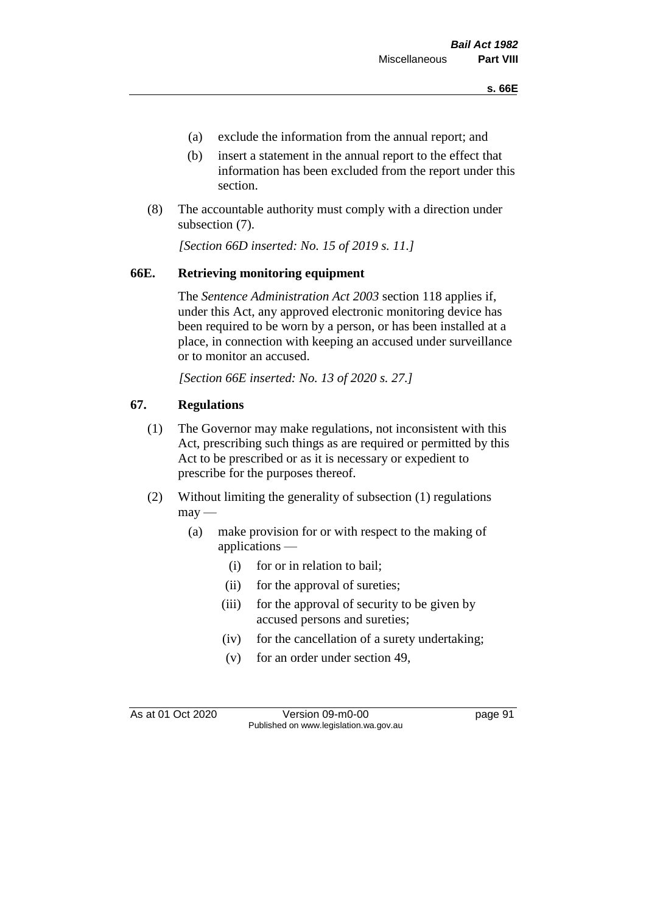(a) exclude the information from the annual report; and

(b) insert a statement in the annual report to the effect that information has been excluded from the report under this section.

(8) The accountable authority must comply with a direction under subsection (7).

*[Section 66D inserted: No. 15 of 2019 s. 11.]*

## 66E. Retrieving monitoring equipment

The *Sentence Administration Act 2003* section 118 applies if, under this Act, any approved electronic monitoring device has been required to be worn by a person, or has been installed at a place, in connection with keeping an accused under surveillance or to monitor an accused.

*[Section 66E inserted: No. 13 of 2020 s. 27.]*

## 67. Regulations

(1) The Governor may make regulations, not inconsistent with this Act, prescribing such things as are required or permitted by this Act to be prescribed or as it is necessary or expedient to prescribe for the purposes thereof.

(2) Without limiting the generality of subsection (1) regulations may —

(a) make provision for or with respect to the making of applications —

(i) for or in relation to bail;

(ii) for the approval of sureties;

(iii) for the approval of security to be given by accused persons and sureties;

(iv) for the cancellation of a surety undertaking;

(v) for an order under section 49,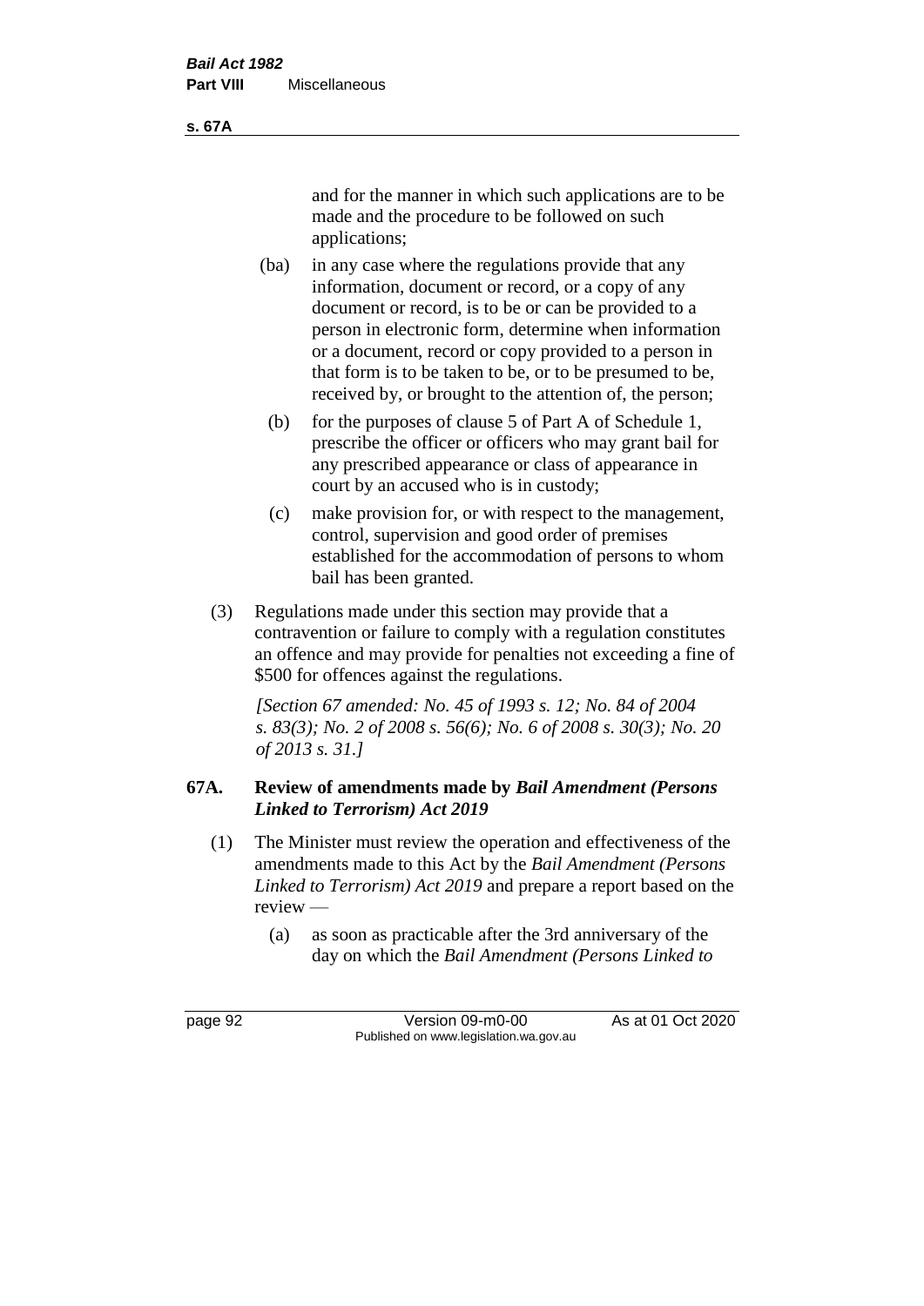and for the manner in which such applications are to be made and the procedure to be followed on such applications;

(ba) in any case where the regulations provide that any information, document or record, or a copy of any document or record, is to be or can be provided to a person in electronic form, determine when information or a document, record or copy provided to a person in that form is to be taken to be, or to be presumed to be, received by, or brought to the attention of, the person;

(b) for the purposes of clause 5 of Part A of Schedule 1, prescribe the officer or officers who may grant bail for any prescribed appearance or class of appearance in court by an accused who is in custody;

(c) make provision for, or with respect to the management, control, supervision and good order of premises established for the accommodation of persons to whom bail has been granted.

(3) Regulations made under this section may provide that a contravention or failure to comply with a regulation constitutes an offence and may provide for penalties not exceeding a fine of $500 for offences against the regulations.

*[Section 67 amended: No. 45 of 1993 s. 12; No. 84 of 2004 s. 83(3); No. 2 of 2008 s. 56(6); No. 6 of 2008 s. 30(3); No. 20 of 2013 s. 31.]*

## 67A. Review of amendments made by *Bail Amendment (Persons Linked to Terrorism) Act 2019*

(1) The Minister must review the operation and effectiveness of the amendments made to this Act by the *Bail Amendment (Persons Linked to Terrorism) Act 2019* and prepare a report based on the review —

(a) as soon as practicable after the 3rd anniversary of the day on which the *Bail Amendment (Persons Linked to*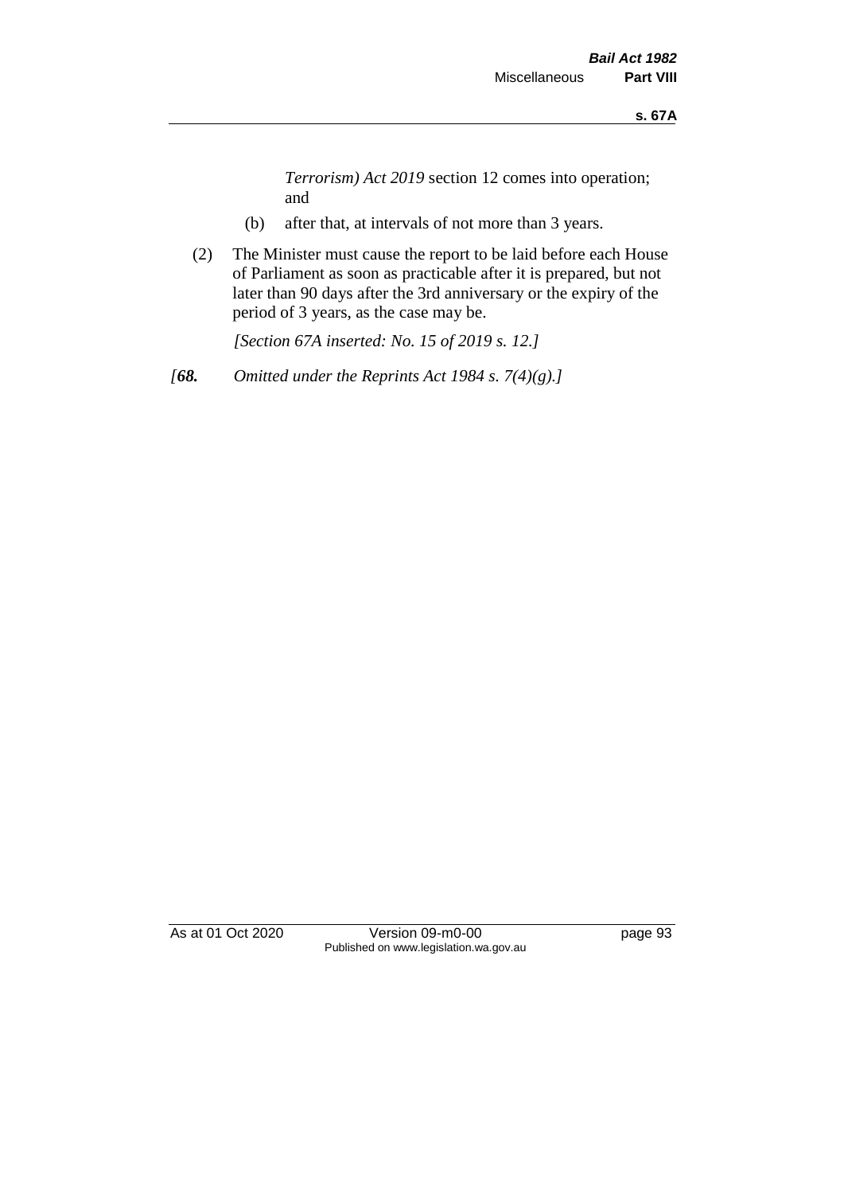*Terrorism) Act 2019* section 12 comes into operation; and

(b) after that, at intervals of not more than 3 years.

(2) The Minister must cause the report to be laid before each House of Parliament as soon as practicable after it is prepared, but not later than 90 days after the 3rd anniversary or the expiry of the period of 3 years, as the case may be.

*[Section 67A inserted: No. 15 of 2019 s. 12.]*

*[**68.** Omitted under the Reprints Act 1984 s. 7(4)(g).]*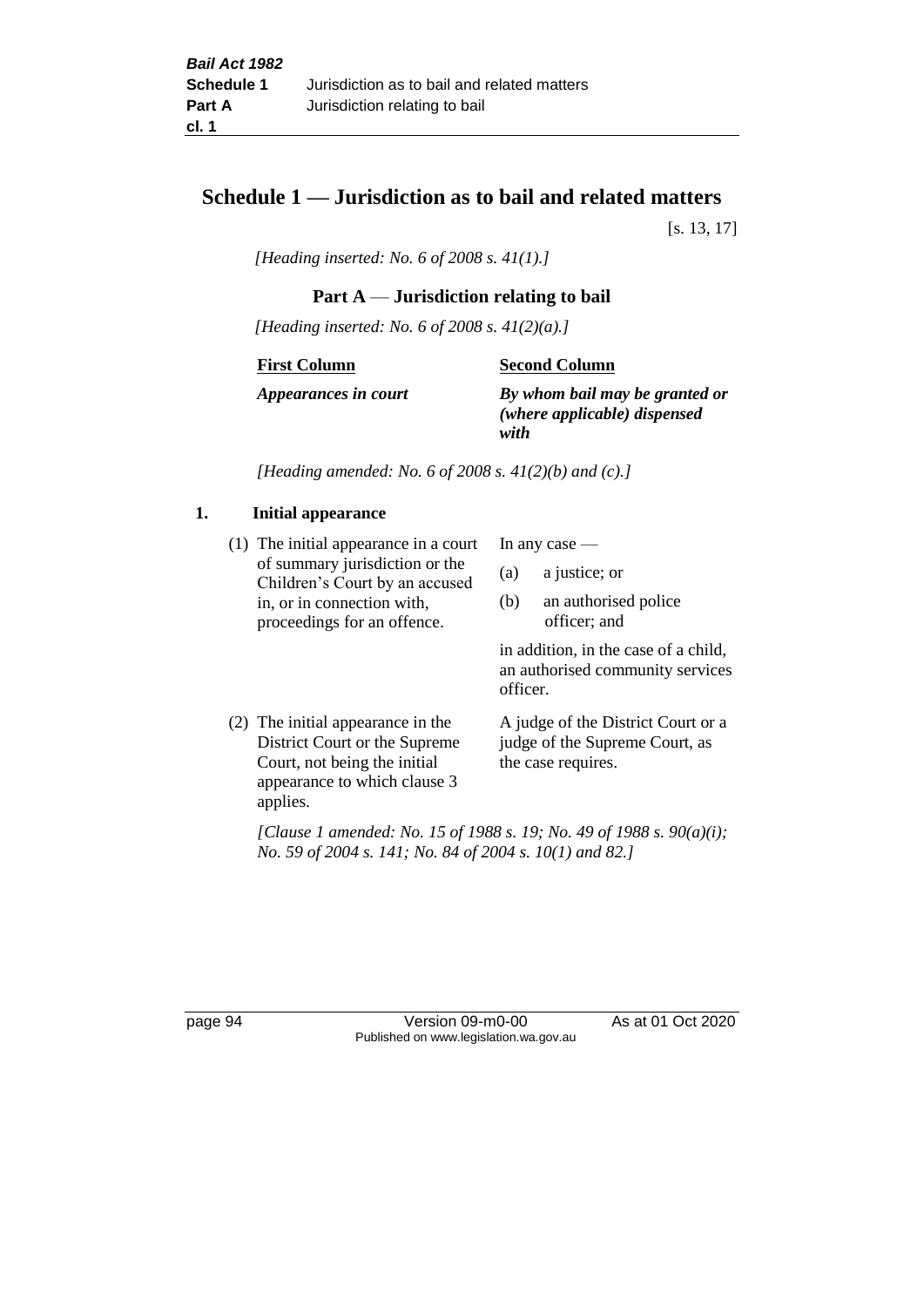# Schedule 1 — Jurisdiction as to bail and related matters

[s. 13, 17]

*[Heading inserted: No. 6 of 2008 s. 41(1).]*

## Part A — Jurisdiction relating to bail

*[Heading inserted: No. 6 of 2008 s. 41(2)(a).]*

| **First Column** | **Second Column** |
|---|---|
| ***Appearances in court*** | ***By whom bail may be granted or (where applicable) dispensed with*** |

*[Heading amended: No. 6 of 2008 s. 41(2)(b) and (c).]*

### 1. Initial appearance

| | |
|---|---|
| (1) The initial appearance in a court of summary jurisdiction or the Children's Court by an accused in, or in connection with, proceedings for an offence. | In any case —<br>(a) a justice; or<br>(b) an authorised police officer; and<br><br>in addition, in the case of a child, an authorised community services officer. |
| (2) The initial appearance in the District Court or the Supreme Court, not being the initial appearance to which clause 3 applies. | A judge of the District Court or a judge of the Supreme Court, as the case requires. |

*[Clause 1 amended: No. 15 of 1988 s. 19; No. 49 of 1988 s. 90(a)(i); No. 59 of 2004 s. 141; No. 84 of 2004 s. 10(1) and 82.]*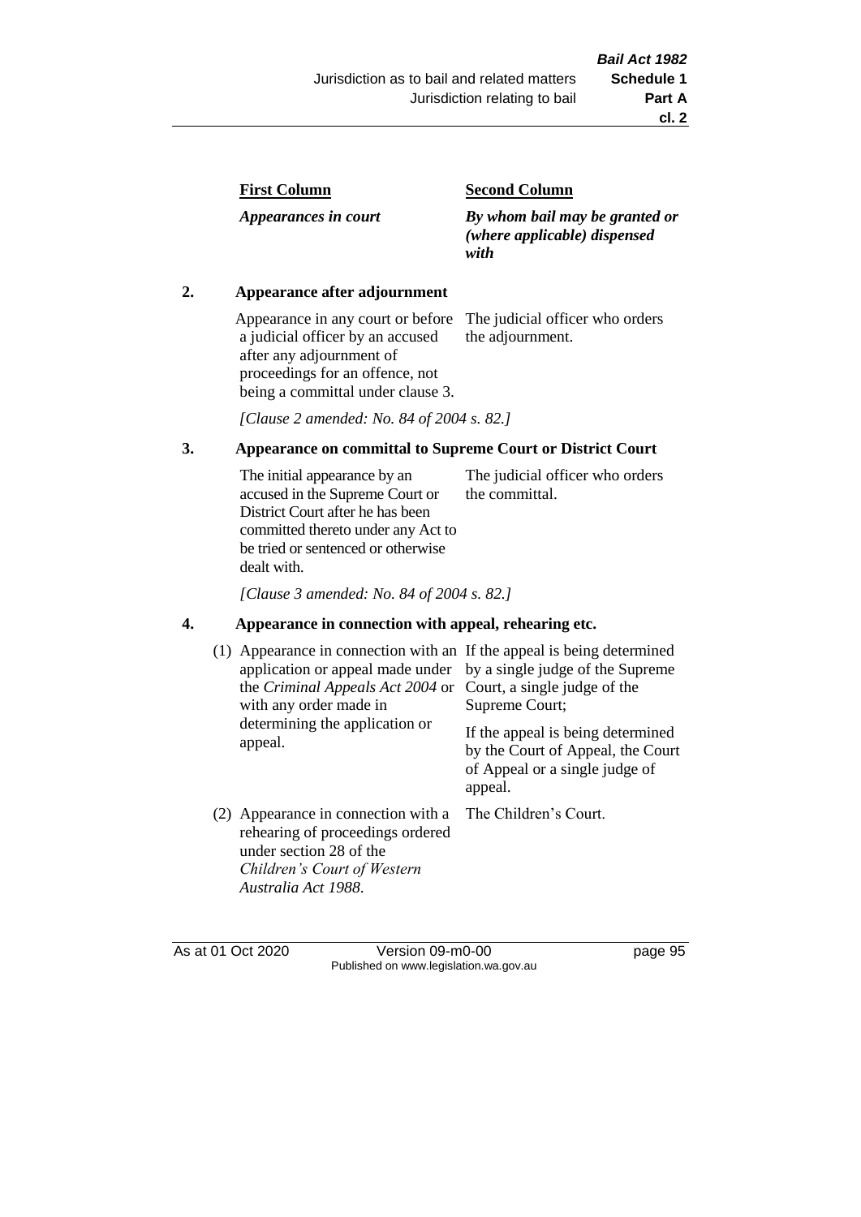| First Column | Second Column |
|---|---|
| *Appearances in court* | *By whom bail may be granted or (where applicable) dispensed with* |

**2. Appearance after adjournment**

| | |
|---|---|
| Appearance in any court or before a judicial officer by an accused after any adjournment of proceedings for an offence, not being a committal under clause 3. | The judicial officer who orders the adjournment. |

*[Clause 2 amended: No. 84 of 2004 s. 82.]*

**3. Appearance on committal to Supreme Court or District Court**

| | |
|---|---|
| The initial appearance by an accused in the Supreme Court or District Court after he has been committed thereto under any Act to be tried or sentenced or otherwise dealt with. | The judicial officer who orders the committal. |

*[Clause 3 amended: No. 84 of 2004 s. 82.]*

**4. Appearance in connection with appeal, rehearing etc.**

| | |
|---|---|
| (1) Appearance in connection with an application or appeal made under the *Criminal Appeals Act 2004* or with any order made in determining the application or appeal. | If the appeal is being determined by a single judge of the Supreme Court, a single judge of the Supreme Court;<br><br>If the appeal is being determined by the Court of Appeal, the Court of Appeal or a single judge of appeal. |
| (2) Appearance in connection with a rehearing of proceedings ordered under section 28 of the *Children's Court of Western Australia Act 1988*. | The Children's Court. |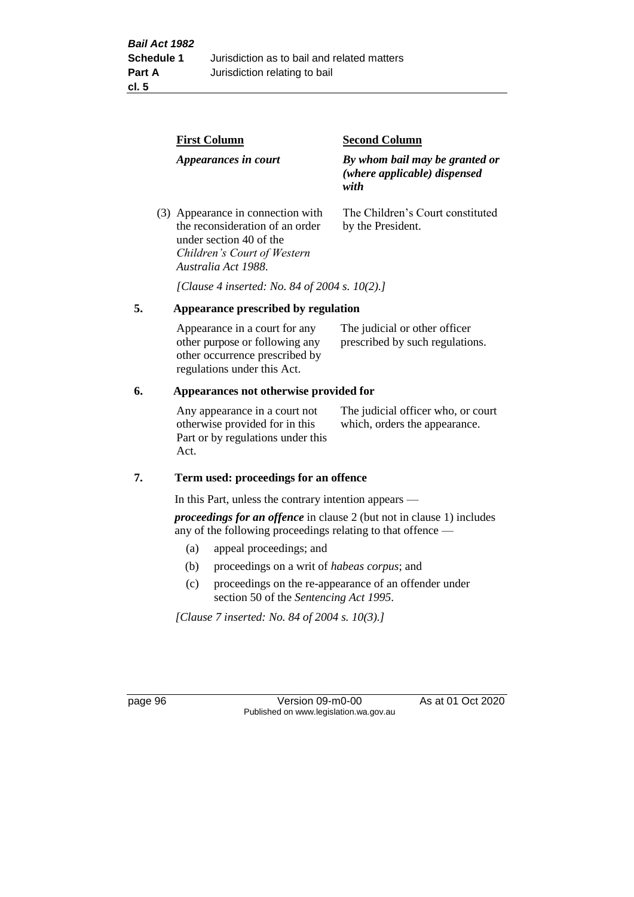| First Column | Second Column |
|---|---|
| *Appearances in court* | *By whom bail may be granted or (where applicable) dispensed with* |
| (3) Appearance in connection with the reconsideration of an order under section 40 of the *Children's Court of Western Australia Act 1988*. | The Children's Court constituted by the President. |

*[Clause 4 inserted: No. 84 of 2004 s. 10(2).]*

## 5. Appearance prescribed by regulation

| | |
|---|---|
| Appearance in a court for any other purpose or following any other occurrence prescribed by regulations under this Act. | The judicial or other officer prescribed by such regulations. |

## 6. Appearances not otherwise provided for

| | |
|---|---|
| Any appearance in a court not otherwise provided for in this Part or by regulations under this Act. | The judicial officer who, or court which, orders the appearance. |

## 7. Term used: proceedings for an offence

In this Part, unless the contrary intention appears —

***proceedings for an offence*** in clause 2 (but not in clause 1) includes any of the following proceedings relating to that offence —

(a) appeal proceedings; and

(b) proceedings on a writ of *habeas corpus*; and

(c) proceedings on the re-appearance of an offender under section 50 of the *Sentencing Act 1995*.

*[Clause 7 inserted: No. 84 of 2004 s. 10(3).]*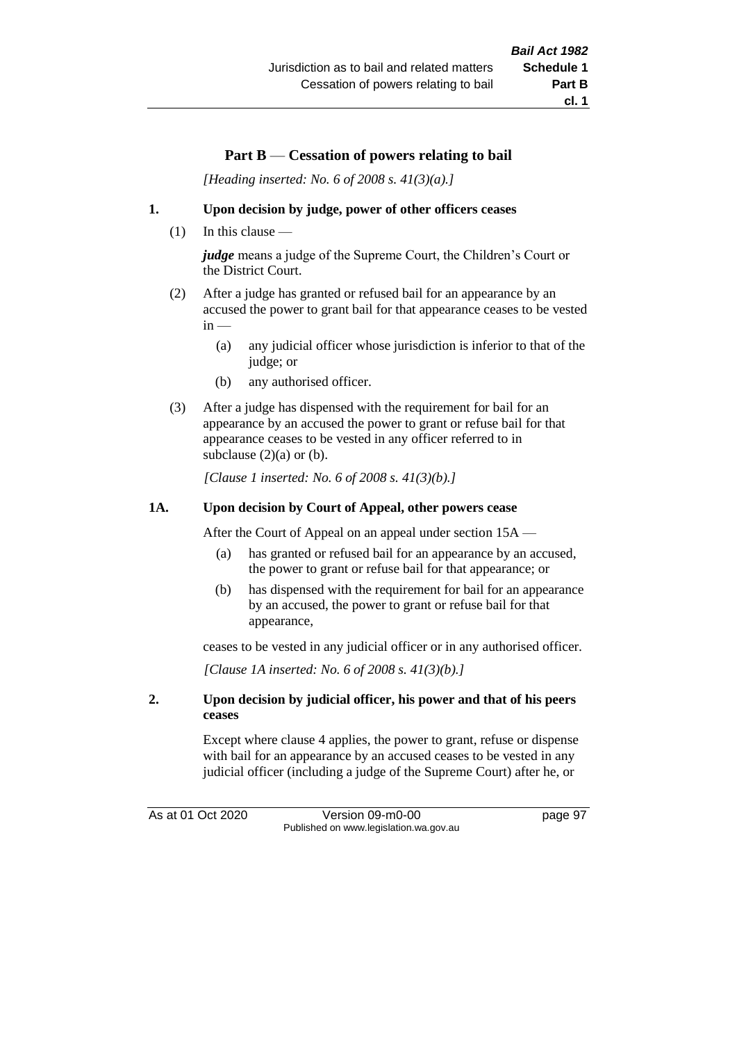## Part B — Cessation of powers relating to bail

*[Heading inserted: No. 6 of 2008 s. 41(3)(a).]*

### 1. Upon decision by judge, power of other officers ceases

(1) In this clause —

***judge*** means a judge of the Supreme Court, the Children's Court or the District Court.

(2) After a judge has granted or refused bail for an appearance by an accused the power to grant bail for that appearance ceases to be vested in —

- (a) any judicial officer whose jurisdiction is inferior to that of the judge; or
- (b) any authorised officer.

(3) After a judge has dispensed with the requirement for bail for an appearance by an accused the power to grant or refuse bail for that appearance ceases to be vested in any officer referred to in subclause (2)(a) or (b).

*[Clause 1 inserted: No. 6 of 2008 s. 41(3)(b).]*

### 1A. Upon decision by Court of Appeal, other powers cease

After the Court of Appeal on an appeal under section 15A —

- (a) has granted or refused bail for an appearance by an accused, the power to grant or refuse bail for that appearance; or
- (b) has dispensed with the requirement for bail for an appearance by an accused, the power to grant or refuse bail for that appearance,

ceases to be vested in any judicial officer or in any authorised officer.

*[Clause 1A inserted: No. 6 of 2008 s. 41(3)(b).]*

### 2. Upon decision by judicial officer, his power and that of his peers ceases

Except where clause 4 applies, the power to grant, refuse or dispense with bail for an appearance by an accused ceases to be vested in any judicial officer (including a judge of the Supreme Court) after he, or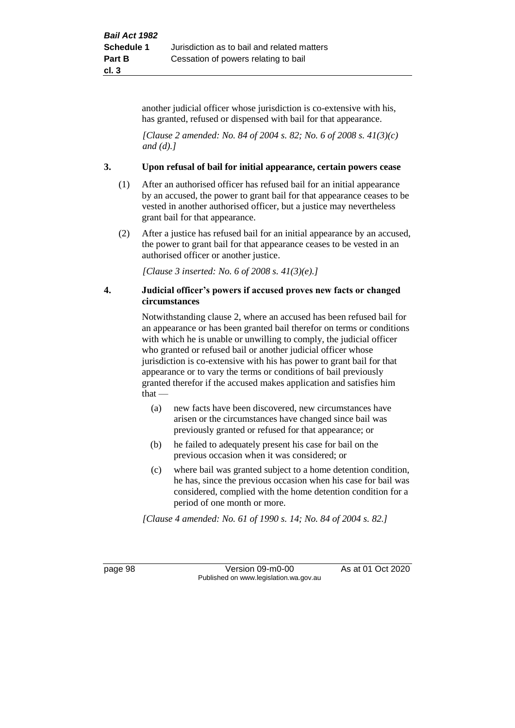another judicial officer whose jurisdiction is co-extensive with his, has granted, refused or dispensed with bail for that appearance.

*[Clause 2 amended: No. 84 of 2004 s. 82; No. 6 of 2008 s. 41(3)(c) and (d).]*

**3. Upon refusal of bail for initial appearance, certain powers cease**

(1) After an authorised officer has refused bail for an initial appearance by an accused, the power to grant bail for that appearance ceases to be vested in another authorised officer, but a justice may nevertheless grant bail for that appearance.

(2) After a justice has refused bail for an initial appearance by an accused, the power to grant bail for that appearance ceases to be vested in an authorised officer or another justice.

*[Clause 3 inserted: No. 6 of 2008 s. 41(3)(e).]*

**4. Judicial officer's powers if accused proves new facts or changed circumstances**

Notwithstanding clause 2, where an accused has been refused bail for an appearance or has been granted bail therefor on terms or conditions with which he is unable or unwilling to comply, the judicial officer who granted or refused bail or another judicial officer whose jurisdiction is co-extensive with his has power to grant bail for that appearance or to vary the terms or conditions of bail previously granted therefor if the accused makes application and satisfies him that —

(a) new facts have been discovered, new circumstances have arisen or the circumstances have changed since bail was previously granted or refused for that appearance; or

(b) he failed to adequately present his case for bail on the previous occasion when it was considered; or

(c) where bail was granted subject to a home detention condition, he has, since the previous occasion when his case for bail was considered, complied with the home detention condition for a period of one month or more.

*[Clause 4 amended: No. 61 of 1990 s. 14; No. 84 of 2004 s. 82.]*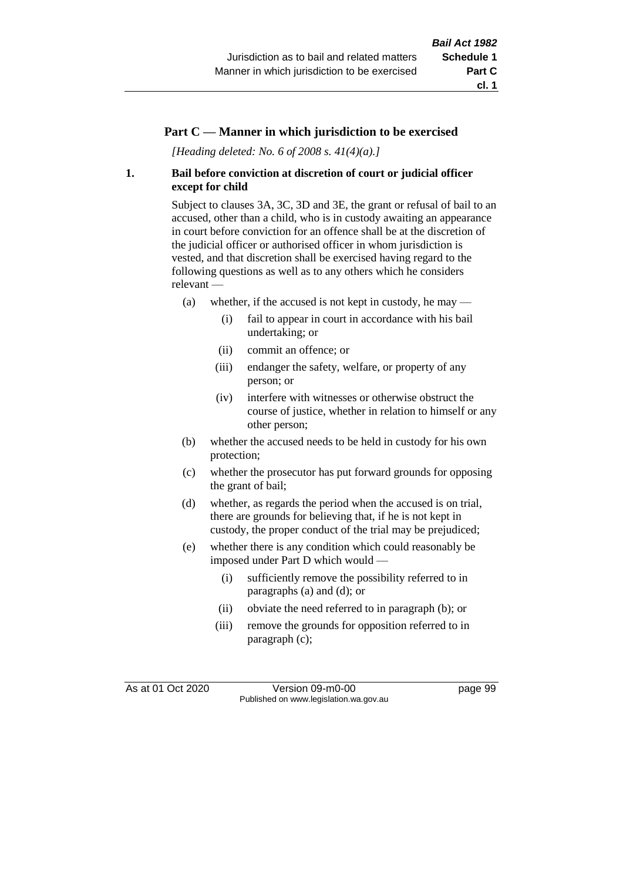## Part C — Manner in which jurisdiction to be exercised

*[Heading deleted: No. 6 of 2008 s. 41(4)(a).]*

### 1. Bail before conviction at discretion of court or judicial officer except for child

Subject to clauses 3A, 3C, 3D and 3E, the grant or refusal of bail to an accused, other than a child, who is in custody awaiting an appearance in court before conviction for an offence shall be at the discretion of the judicial officer or authorised officer in whom jurisdiction is vested, and that discretion shall be exercised having regard to the following questions as well as to any others which he considers relevant —

- (a) whether, if the accused is not kept in custody, he may —
  - (i) fail to appear in court in accordance with his bail undertaking; or
  - (ii) commit an offence; or
  - (iii) endanger the safety, welfare, or property of any person; or
  - (iv) interfere with witnesses or otherwise obstruct the course of justice, whether in relation to himself or any other person;
- (b) whether the accused needs to be held in custody for his own protection;
- (c) whether the prosecutor has put forward grounds for opposing the grant of bail;
- (d) whether, as regards the period when the accused is on trial, there are grounds for believing that, if he is not kept in custody, the proper conduct of the trial may be prejudiced;
- (e) whether there is any condition which could reasonably be imposed under Part D which would —
  - (i) sufficiently remove the possibility referred to in paragraphs (a) and (d); or
  - (ii) obviate the need referred to in paragraph (b); or
  - (iii) remove the grounds for opposition referred to in paragraph (c);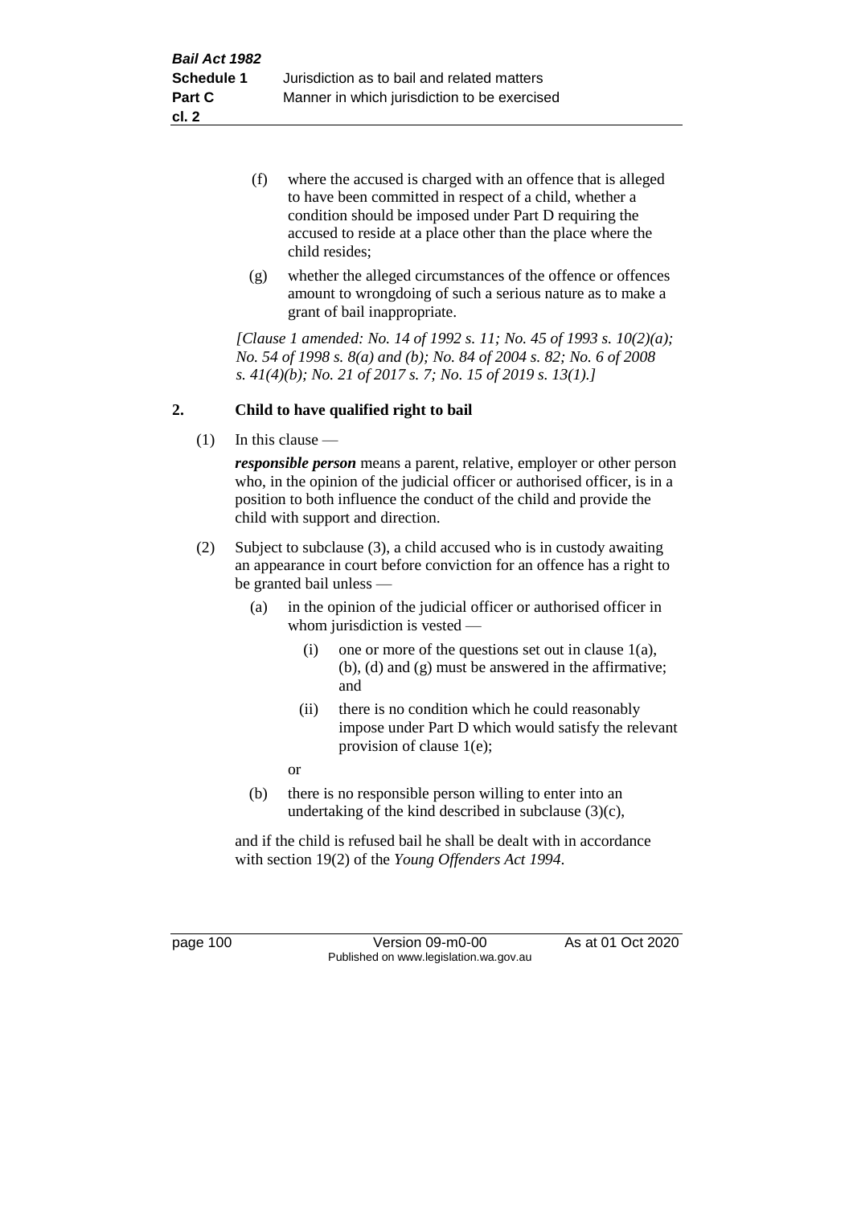(f) where the accused is charged with an offence that is alleged to have been committed in respect of a child, whether a condition should be imposed under Part D requiring the accused to reside at a place other than the place where the child resides;

(g) whether the alleged circumstances of the offence or offences amount to wrongdoing of such a serious nature as to make a grant of bail inappropriate.

*[Clause 1 amended: No. 14 of 1992 s. 11; No. 45 of 1993 s. 10(2)(a); No. 54 of 1998 s. 8(a) and (b); No. 84 of 2004 s. 82; No. 6 of 2008 s. 41(4)(b); No. 21 of 2017 s. 7; No. 15 of 2019 s. 13(1).]*

## 2. Child to have qualified right to bail

(1) In this clause —

***responsible person*** means a parent, relative, employer or other person who, in the opinion of the judicial officer or authorised officer, is in a position to both influence the conduct of the child and provide the child with support and direction.

(2) Subject to subclause (3), a child accused who is in custody awaiting an appearance in court before conviction for an offence has a right to be granted bail unless —

(a) in the opinion of the judicial officer or authorised officer in whom jurisdiction is vested —

(i) one or more of the questions set out in clause 1(a), (b), (d) and (g) must be answered in the affirmative; and

(ii) there is no condition which he could reasonably impose under Part D which would satisfy the relevant provision of clause 1(e);

or

(b) there is no responsible person willing to enter into an undertaking of the kind described in subclause (3)(c),

and if the child is refused bail he shall be dealt with in accordance with section 19(2) of the *Young Offenders Act 1994*.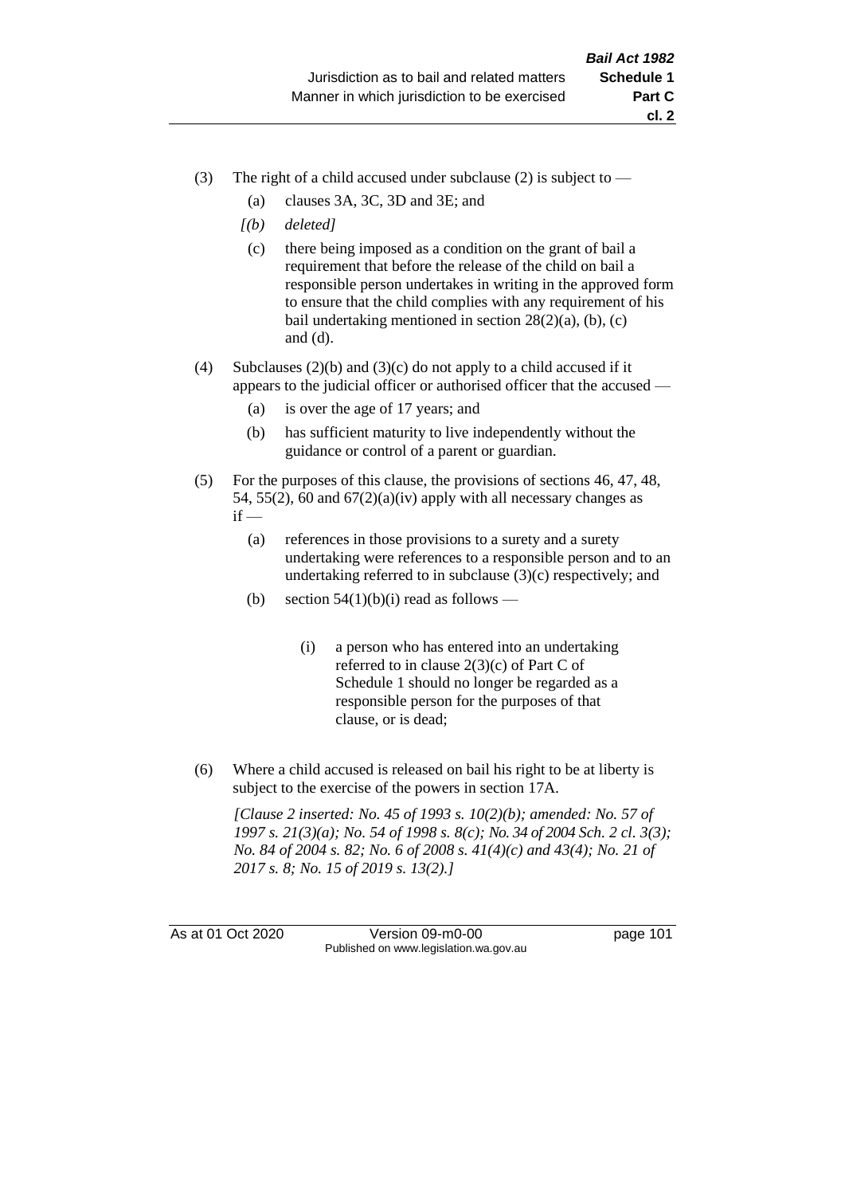(3) The right of a child accused under subclause (2) is subject to —

  (a) clauses 3A, 3C, 3D and 3E; and

  *[(b) deleted]*

  (c) there being imposed as a condition on the grant of bail a requirement that before the release of the child on bail a responsible person undertakes in writing in the approved form to ensure that the child complies with any requirement of his bail undertaking mentioned in section 28(2)(a), (b), (c) and (d).

(4) Subclauses (2)(b) and (3)(c) do not apply to a child accused if it appears to the judicial officer or authorised officer that the accused —

  (a) is over the age of 17 years; and

  (b) has sufficient maturity to live independently without the guidance or control of a parent or guardian.

(5) For the purposes of this clause, the provisions of sections 46, 47, 48, 54, 55(2), 60 and 67(2)(a)(iv) apply with all necessary changes as if —

  (a) references in those provisions to a surety and a surety undertaking were references to a responsible person and to an undertaking referred to in subclause (3)(c) respectively; and

  (b) section 54(1)(b)(i) read as follows —

    (i) a person who has entered into an undertaking referred to in clause 2(3)(c) of Part C of Schedule 1 should no longer be regarded as a responsible person for the purposes of that clause, or is dead;

(6) Where a child accused is released on bail his right to be at liberty is subject to the exercise of the powers in section 17A.

*[Clause 2 inserted: No. 45 of 1993 s. 10(2)(b); amended: No. 57 of 1997 s. 21(3)(a); No. 54 of 1998 s. 8(c); No. 34 of 2004 Sch. 2 cl. 3(3); No. 84 of 2004 s. 82; No. 6 of 2008 s. 41(4)(c) and 43(4); No. 21 of 2017 s. 8; No. 15 of 2019 s. 13(2).]*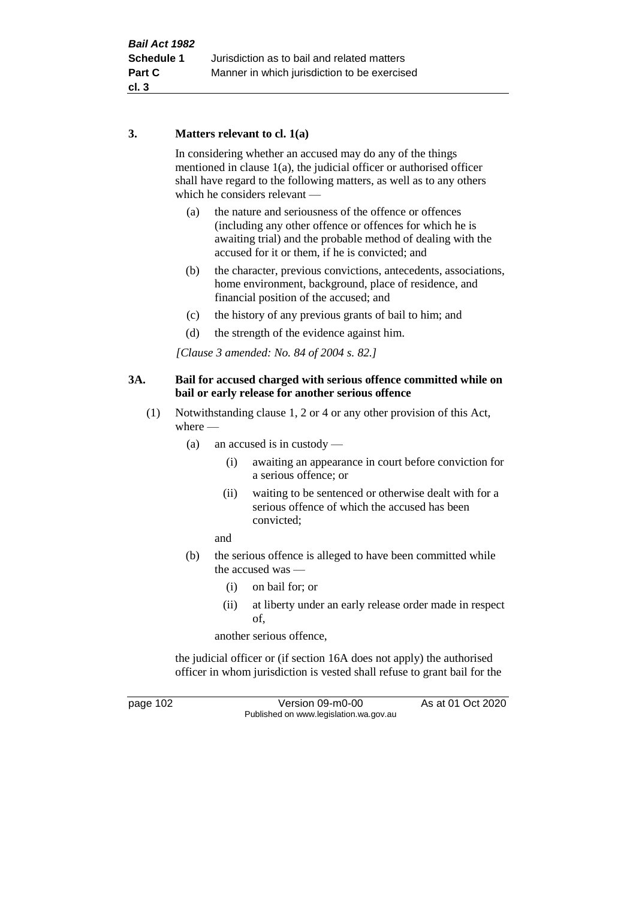### 3. Matters relevant to cl. 1(a)

In considering whether an accused may do any of the things mentioned in clause 1(a), the judicial officer or authorised officer shall have regard to the following matters, as well as to any others which he considers relevant —

- (a) the nature and seriousness of the offence or offences (including any other offence or offences for which he is awaiting trial) and the probable method of dealing with the accused for it or them, if he is convicted; and
- (b) the character, previous convictions, antecedents, associations, home environment, background, place of residence, and financial position of the accused; and
- (c) the history of any previous grants of bail to him; and
- (d) the strength of the evidence against him.

*[Clause 3 amended: No. 84 of 2004 s. 82.]*

### 3A. Bail for accused charged with serious offence committed while on bail or early release for another serious offence

(1) Notwithstanding clause 1, 2 or 4 or any other provision of this Act, where —

- (a) an accused is in custody —
  - (i) awaiting an appearance in court before conviction for a serious offence; or
  - (ii) waiting to be sentenced or otherwise dealt with for a serious offence of which the accused has been convicted;

  and
- (b) the serious offence is alleged to have been committed while the accused was —
  - (i) on bail for; or
  - (ii) at liberty under an early release order made in respect of,

  another serious offence,

the judicial officer or (if section 16A does not apply) the authorised officer in whom jurisdiction is vested shall refuse to grant bail for the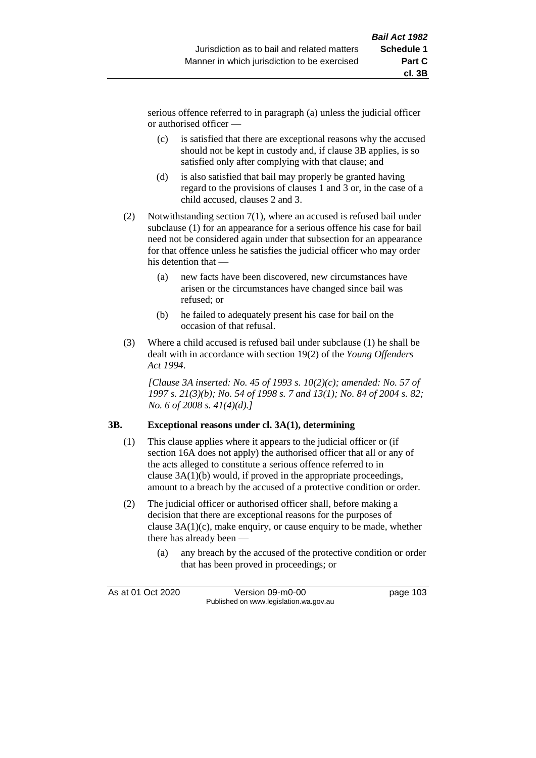serious offence referred to in paragraph (a) unless the judicial officer or authorised officer —

(c) is satisfied that there are exceptional reasons why the accused should not be kept in custody and, if clause 3B applies, is so satisfied only after complying with that clause; and

(d) is also satisfied that bail may properly be granted having regard to the provisions of clauses 1 and 3 or, in the case of a child accused, clauses 2 and 3.

(2) Notwithstanding section 7(1), where an accused is refused bail under subclause (1) for an appearance for a serious offence his case for bail need not be considered again under that subsection for an appearance for that offence unless he satisfies the judicial officer who may order his detention that —

(a) new facts have been discovered, new circumstances have arisen or the circumstances have changed since bail was refused; or

(b) he failed to adequately present his case for bail on the occasion of that refusal.

(3) Where a child accused is refused bail under subclause (1) he shall be dealt with in accordance with section 19(2) of the *Young Offenders Act 1994*.

*[Clause 3A inserted: No. 45 of 1993 s. 10(2)(c); amended: No. 57 of 1997 s. 21(3)(b); No. 54 of 1998 s. 7 and 13(1); No. 84 of 2004 s. 82; No. 6 of 2008 s. 41(4)(d).]*

**3B. Exceptional reasons under cl. 3A(1), determining**

(1) This clause applies where it appears to the judicial officer or (if section 16A does not apply) the authorised officer that all or any of the acts alleged to constitute a serious offence referred to in clause 3A(1)(b) would, if proved in the appropriate proceedings, amount to a breach by the accused of a protective condition or order.

(2) The judicial officer or authorised officer shall, before making a decision that there are exceptional reasons for the purposes of clause 3A(1)(c), make enquiry, or cause enquiry to be made, whether there has already been —

(a) any breach by the accused of the protective condition or order that has been proved in proceedings; or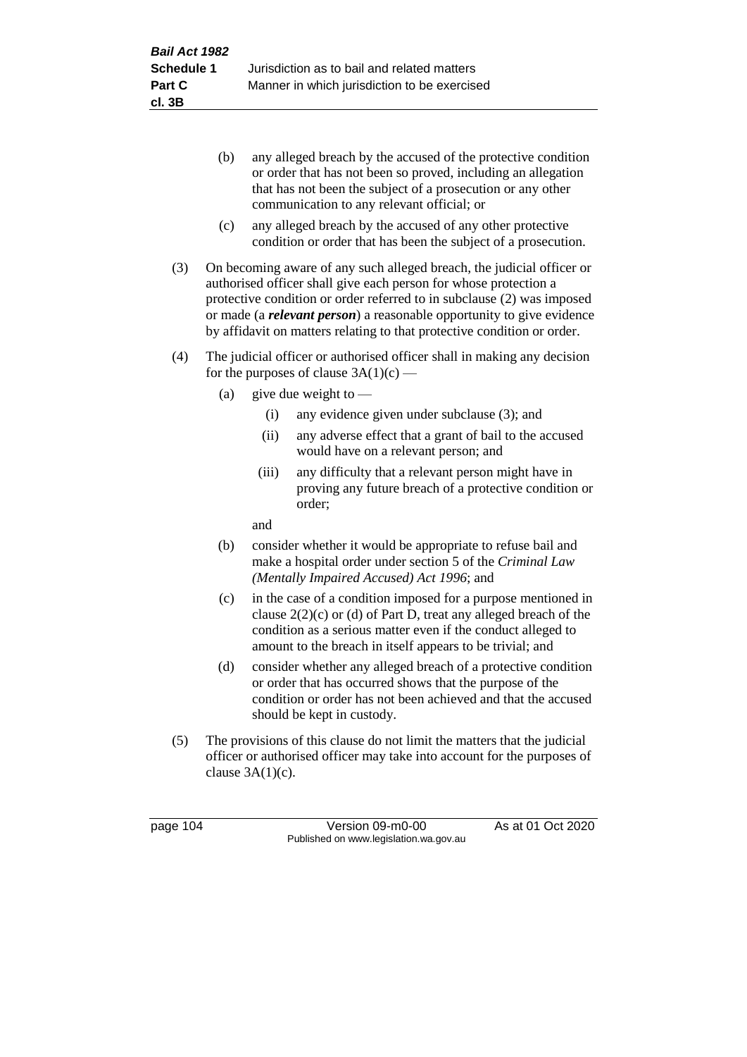(b) any alleged breach by the accused of the protective condition or order that has not been so proved, including an allegation that has not been the subject of a prosecution or any other communication to any relevant official; or

(c) any alleged breach by the accused of any other protective condition or order that has been the subject of a prosecution.

(3) On becoming aware of any such alleged breach, the judicial officer or authorised officer shall give each person for whose protection a protective condition or order referred to in subclause (2) was imposed or made (a ***relevant person***) a reasonable opportunity to give evidence by affidavit on matters relating to that protective condition or order.

(4) The judicial officer or authorised officer shall in making any decision for the purposes of clause 3A(1)(c) —

(a) give due weight to —

(i) any evidence given under subclause (3); and

(ii) any adverse effect that a grant of bail to the accused would have on a relevant person; and

(iii) any difficulty that a relevant person might have in proving any future breach of a protective condition or order;

and

(b) consider whether it would be appropriate to refuse bail and make a hospital order under section 5 of the *Criminal Law (Mentally Impaired Accused) Act 1996*; and

(c) in the case of a condition imposed for a purpose mentioned in clause 2(2)(c) or (d) of Part D, treat any alleged breach of the condition as a serious matter even if the conduct alleged to amount to the breach in itself appears to be trivial; and

(d) consider whether any alleged breach of a protective condition or order that has occurred shows that the purpose of the condition or order has not been achieved and that the accused should be kept in custody.

(5) The provisions of this clause do not limit the matters that the judicial officer or authorised officer may take into account for the purposes of clause 3A(1)(c).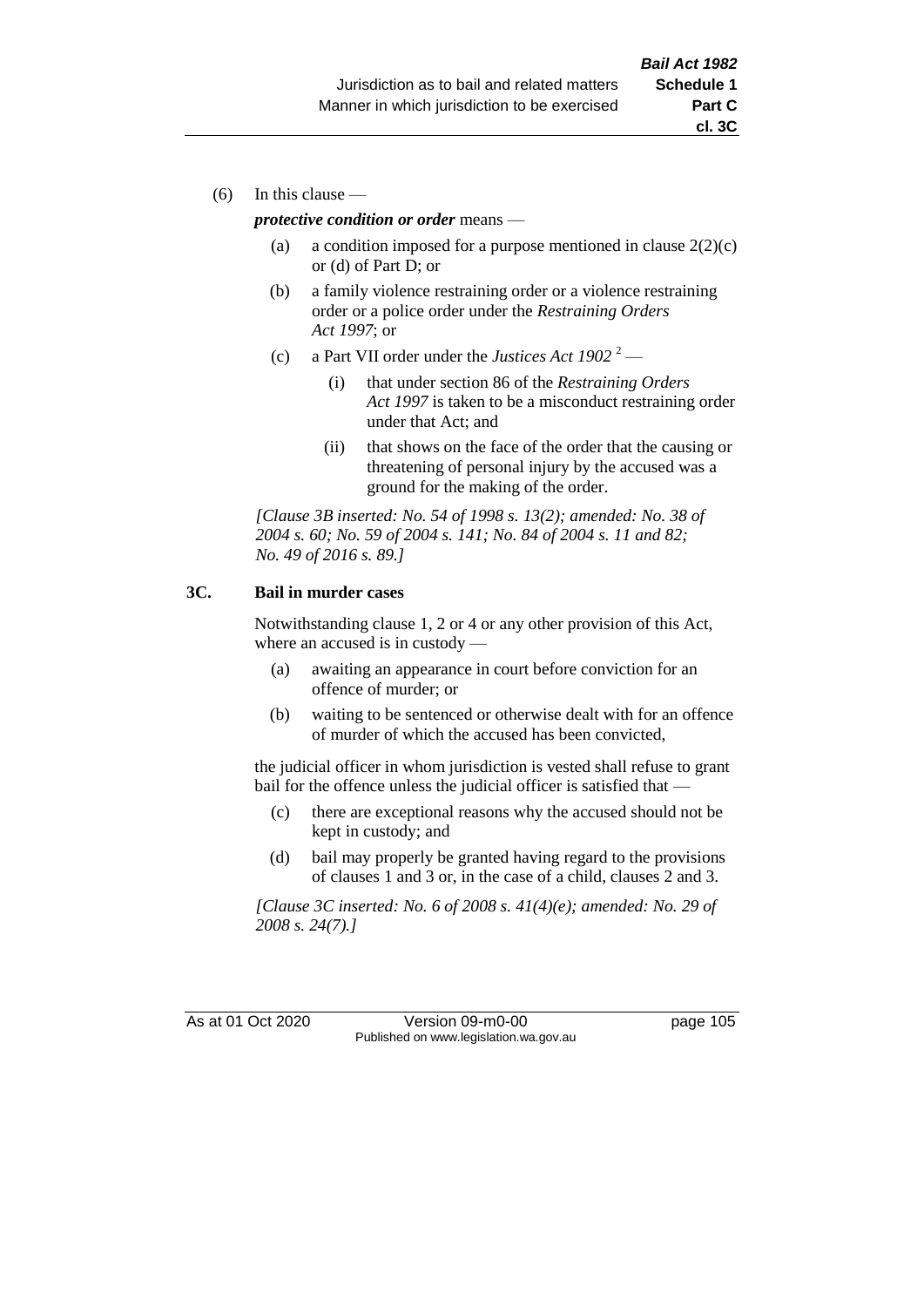(6) In this clause —

***protective condition or order*** means —

(a) a condition imposed for a purpose mentioned in clause 2(2)(c) or (d) of Part D; or

(b) a family violence restraining order or a violence restraining order or a police order under the *Restraining Orders Act 1997*; or

(c) a Part VII order under the *Justices Act 1902* [2] —

(i) that under section 86 of the *Restraining Orders Act 1997* is taken to be a misconduct restraining order under that Act; and

(ii) that shows on the face of the order that the causing or threatening of personal injury by the accused was a ground for the making of the order.

*[Clause 3B inserted: No. 54 of 1998 s. 13(2); amended: No. 38 of 2004 s. 60; No. 59 of 2004 s. 141; No. 84 of 2004 s. 11 and 82; No. 49 of 2016 s. 89.]*

**3C. Bail in murder cases**

Notwithstanding clause 1, 2 or 4 or any other provision of this Act, where an accused is in custody —

(a) awaiting an appearance in court before conviction for an offence of murder; or

(b) waiting to be sentenced or otherwise dealt with for an offence of murder of which the accused has been convicted,

the judicial officer in whom jurisdiction is vested shall refuse to grant bail for the offence unless the judicial officer is satisfied that —

(c) there are exceptional reasons why the accused should not be kept in custody; and

(d) bail may properly be granted having regard to the provisions of clauses 1 and 3 or, in the case of a child, clauses 2 and 3.

*[Clause 3C inserted: No. 6 of 2008 s. 41(4)(e); amended: No. 29 of 2008 s. 24(7).]*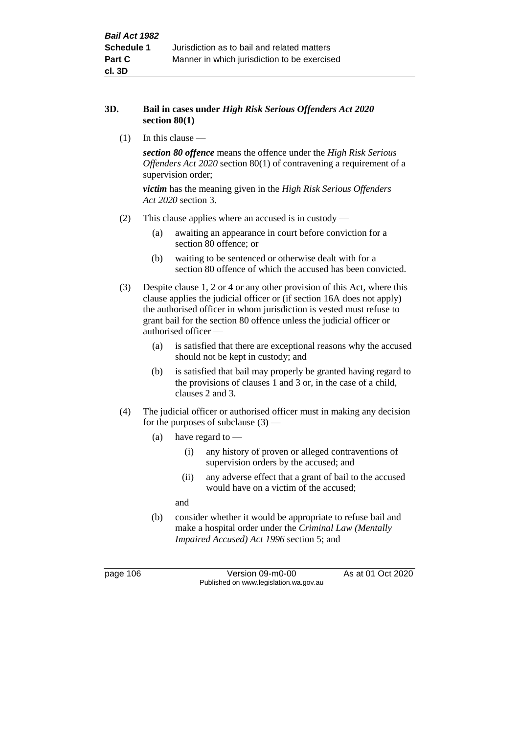### 3D. Bail in cases under *High Risk Serious Offenders Act 2020* section 80(1)

(1) In this clause —

***section 80 offence*** means the offence under the *High Risk Serious Offenders Act 2020* section 80(1) of contravening a requirement of a supervision order;

***victim*** has the meaning given in the *High Risk Serious Offenders Act 2020* section 3.

(2) This clause applies where an accused is in custody —

(a) awaiting an appearance in court before conviction for a section 80 offence; or

(b) waiting to be sentenced or otherwise dealt with for a section 80 offence of which the accused has been convicted.

(3) Despite clause 1, 2 or 4 or any other provision of this Act, where this clause applies the judicial officer or (if section 16A does not apply) the authorised officer in whom jurisdiction is vested must refuse to grant bail for the section 80 offence unless the judicial officer or authorised officer —

(a) is satisfied that there are exceptional reasons why the accused should not be kept in custody; and

(b) is satisfied that bail may properly be granted having regard to the provisions of clauses 1 and 3 or, in the case of a child, clauses 2 and 3.

(4) The judicial officer or authorised officer must in making any decision for the purposes of subclause (3) —

(a) have regard to —

(i) any history of proven or alleged contraventions of supervision orders by the accused; and

(ii) any adverse effect that a grant of bail to the accused would have on a victim of the accused;

and

(b) consider whether it would be appropriate to refuse bail and make a hospital order under the *Criminal Law (Mentally Impaired Accused) Act 1996* section 5; and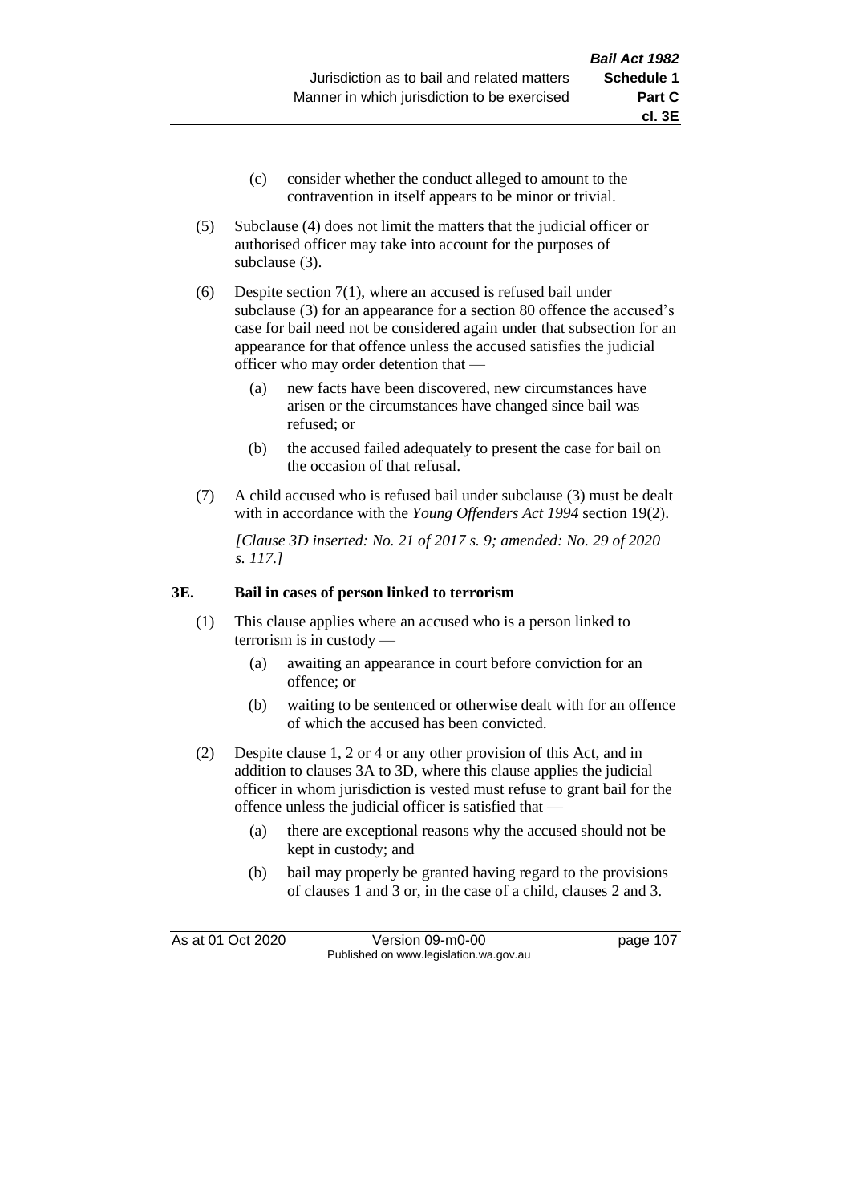(c) consider whether the conduct alleged to amount to the contravention in itself appears to be minor or trivial.

(5) Subclause (4) does not limit the matters that the judicial officer or authorised officer may take into account for the purposes of subclause (3).

(6) Despite section 7(1), where an accused is refused bail under subclause (3) for an appearance for a section 80 offence the accused's case for bail need not be considered again under that subsection for an appearance for that offence unless the accused satisfies the judicial officer who may order detention that —

(a) new facts have been discovered, new circumstances have arisen or the circumstances have changed since bail was refused; or

(b) the accused failed adequately to present the case for bail on the occasion of that refusal.

(7) A child accused who is refused bail under subclause (3) must be dealt with in accordance with the *Young Offenders Act 1994* section 19(2).

*[Clause 3D inserted: No. 21 of 2017 s. 9; amended: No. 29 of 2020 s. 117.]*

### 3E. Bail in cases of person linked to terrorism

(1) This clause applies where an accused who is a person linked to terrorism is in custody —

(a) awaiting an appearance in court before conviction for an offence; or

(b) waiting to be sentenced or otherwise dealt with for an offence of which the accused has been convicted.

(2) Despite clause 1, 2 or 4 or any other provision of this Act, and in addition to clauses 3A to 3D, where this clause applies the judicial officer in whom jurisdiction is vested must refuse to grant bail for the offence unless the judicial officer is satisfied that —

(a) there are exceptional reasons why the accused should not be kept in custody; and

(b) bail may properly be granted having regard to the provisions of clauses 1 and 3 or, in the case of a child, clauses 2 and 3.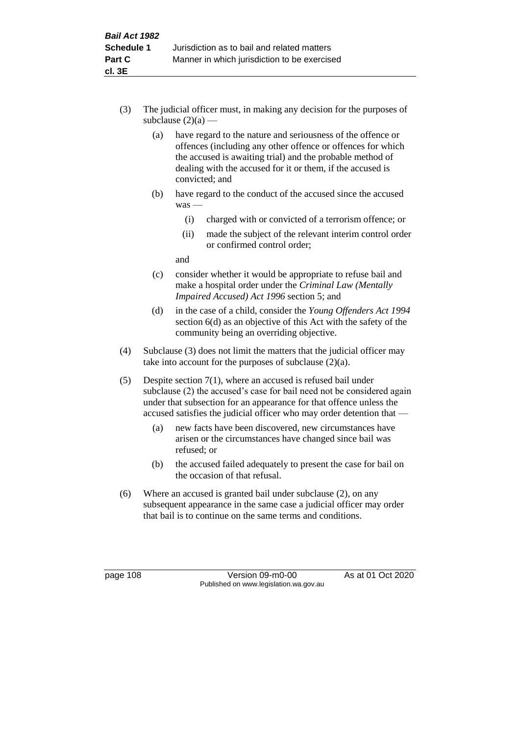(3) The judicial officer must, in making any decision for the purposes of subclause (2)(a) —

   (a) have regard to the nature and seriousness of the offence or offences (including any other offence or offences for which the accused is awaiting trial) and the probable method of dealing with the accused for it or them, if the accused is convicted; and

   (b) have regard to the conduct of the accused since the accused was —

      (i) charged with or convicted of a terrorism offence; or

      (ii) made the subject of the relevant interim control order or confirmed control order;

   and

   (c) consider whether it would be appropriate to refuse bail and make a hospital order under the *Criminal Law (Mentally Impaired Accused) Act 1996* section 5; and

   (d) in the case of a child, consider the *Young Offenders Act 1994* section 6(d) as an objective of this Act with the safety of the community being an overriding objective.

(4) Subclause (3) does not limit the matters that the judicial officer may take into account for the purposes of subclause (2)(a).

(5) Despite section 7(1), where an accused is refused bail under subclause (2) the accused's case for bail need not be considered again under that subsection for an appearance for that offence unless the accused satisfies the judicial officer who may order detention that —

   (a) new facts have been discovered, new circumstances have arisen or the circumstances have changed since bail was refused; or

   (b) the accused failed adequately to present the case for bail on the occasion of that refusal.

(6) Where an accused is granted bail under subclause (2), on any subsequent appearance in the same case a judicial officer may order that bail is to continue on the same terms and conditions.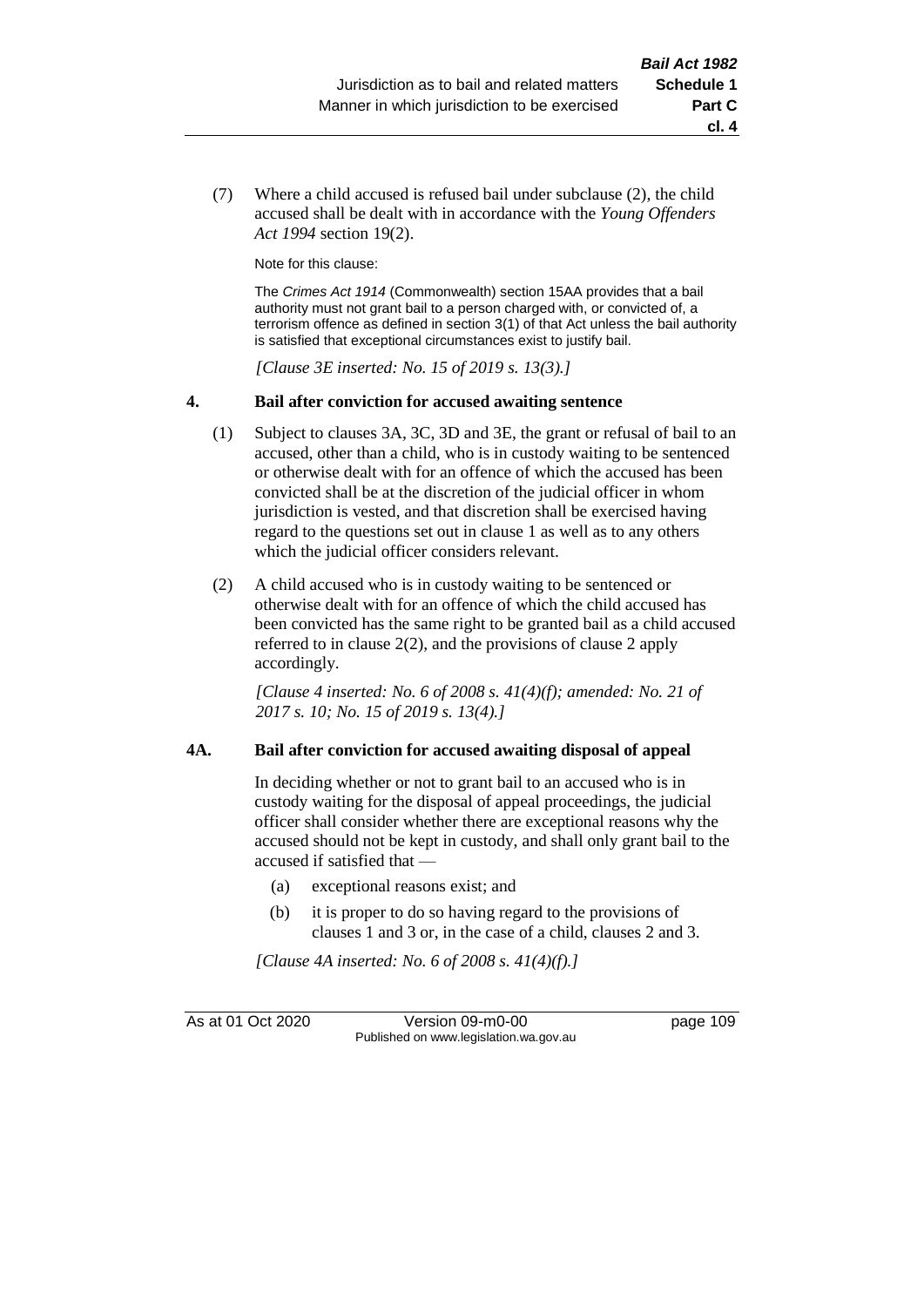(7) Where a child accused is refused bail under subclause (2), the child accused shall be dealt with in accordance with the *Young Offenders Act 1994* section 19(2).

Note for this clause:

The *Crimes Act 1914* (Commonwealth) section 15AA provides that a bail authority must not grant bail to a person charged with, or convicted of, a terrorism offence as defined in section 3(1) of that Act unless the bail authority is satisfied that exceptional circumstances exist to justify bail.

*[Clause 3E inserted: No. 15 of 2019 s. 13(3).]*

### 4. Bail after conviction for accused awaiting sentence

(1) Subject to clauses 3A, 3C, 3D and 3E, the grant or refusal of bail to an accused, other than a child, who is in custody waiting to be sentenced or otherwise dealt with for an offence of which the accused has been convicted shall be at the discretion of the judicial officer in whom jurisdiction is vested, and that discretion shall be exercised having regard to the questions set out in clause 1 as well as to any others which the judicial officer considers relevant.

(2) A child accused who is in custody waiting to be sentenced or otherwise dealt with for an offence of which the child accused has been convicted has the same right to be granted bail as a child accused referred to in clause 2(2), and the provisions of clause 2 apply accordingly.

*[Clause 4 inserted: No. 6 of 2008 s. 41(4)(f); amended: No. 21 of 2017 s. 10; No. 15 of 2019 s. 13(4).]*

### 4A. Bail after conviction for accused awaiting disposal of appeal

In deciding whether or not to grant bail to an accused who is in custody waiting for the disposal of appeal proceedings, the judicial officer shall consider whether there are exceptional reasons why the accused should not be kept in custody, and shall only grant bail to the accused if satisfied that —

(a) exceptional reasons exist; and

(b) it is proper to do so having regard to the provisions of clauses 1 and 3 or, in the case of a child, clauses 2 and 3.

*[Clause 4A inserted: No. 6 of 2008 s. 41(4)(f).]*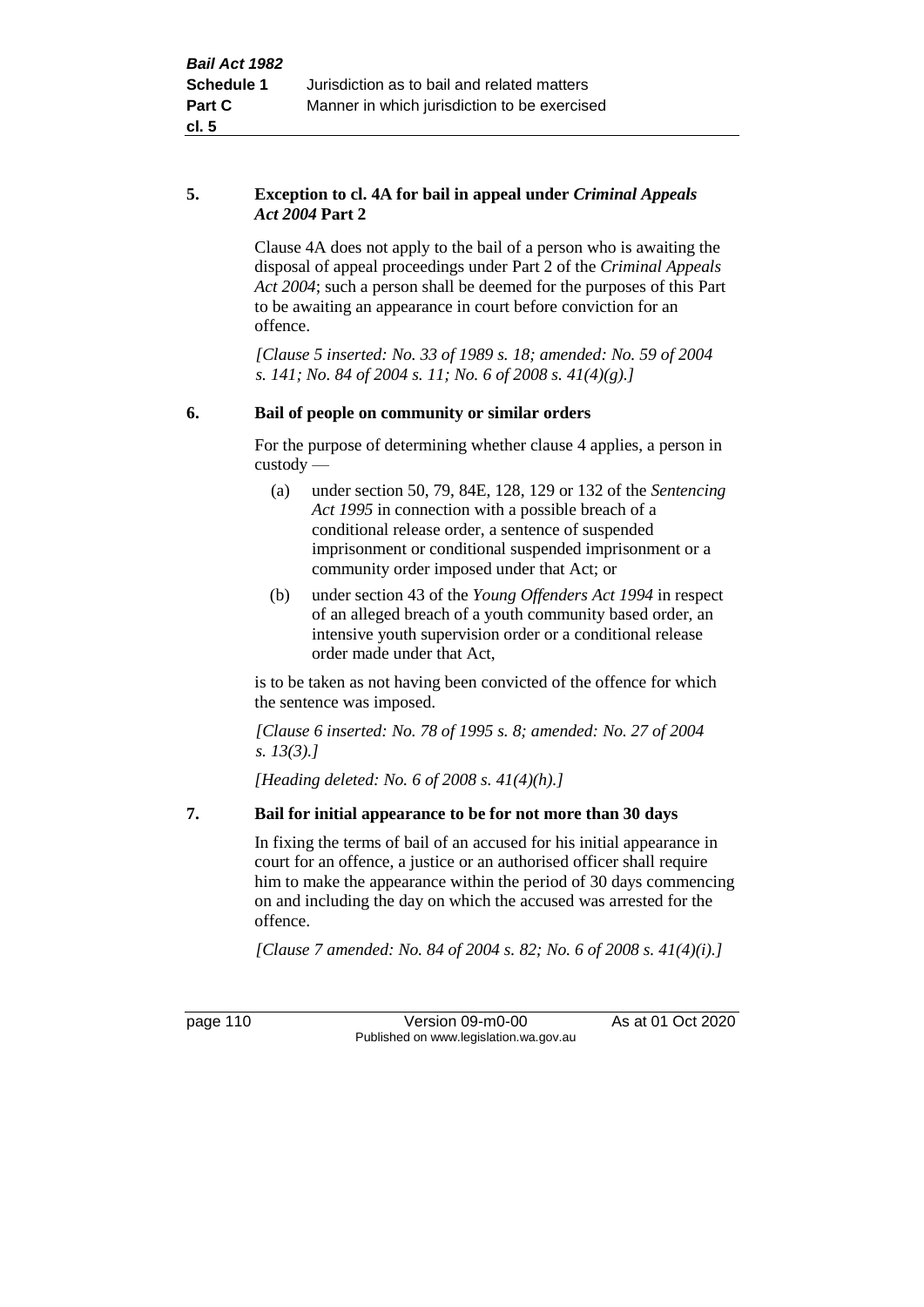**5. Exception to cl. 4A for bail in appeal under *Criminal Appeals Act 2004* Part 2**

Clause 4A does not apply to the bail of a person who is awaiting the disposal of appeal proceedings under Part 2 of the *Criminal Appeals Act 2004*; such a person shall be deemed for the purposes of this Part to be awaiting an appearance in court before conviction for an offence.

*[Clause 5 inserted: No. 33 of 1989 s. 18; amended: No. 59 of 2004 s. 141; No. 84 of 2004 s. 11; No. 6 of 2008 s. 41(4)(g).]*

**6. Bail of people on community or similar orders**

For the purpose of determining whether clause 4 applies, a person in custody —

(a) under section 50, 79, 84E, 128, 129 or 132 of the *Sentencing Act 1995* in connection with a possible breach of a conditional release order, a sentence of suspended imprisonment or conditional suspended imprisonment or a community order imposed under that Act; or

(b) under section 43 of the *Young Offenders Act 1994* in respect of an alleged breach of a youth community based order, an intensive youth supervision order or a conditional release order made under that Act,

is to be taken as not having been convicted of the offence for which the sentence was imposed.

*[Clause 6 inserted: No. 78 of 1995 s. 8; amended: No. 27 of 2004 s. 13(3).]*

*[Heading deleted: No. 6 of 2008 s. 41(4)(h).]*

**7. Bail for initial appearance to be for not more than 30 days**

In fixing the terms of bail of an accused for his initial appearance in court for an offence, a justice or an authorised officer shall require him to make the appearance within the period of 30 days commencing on and including the day on which the accused was arrested for the offence.

*[Clause 7 amended: No. 84 of 2004 s. 82; No. 6 of 2008 s. 41(4)(i).]*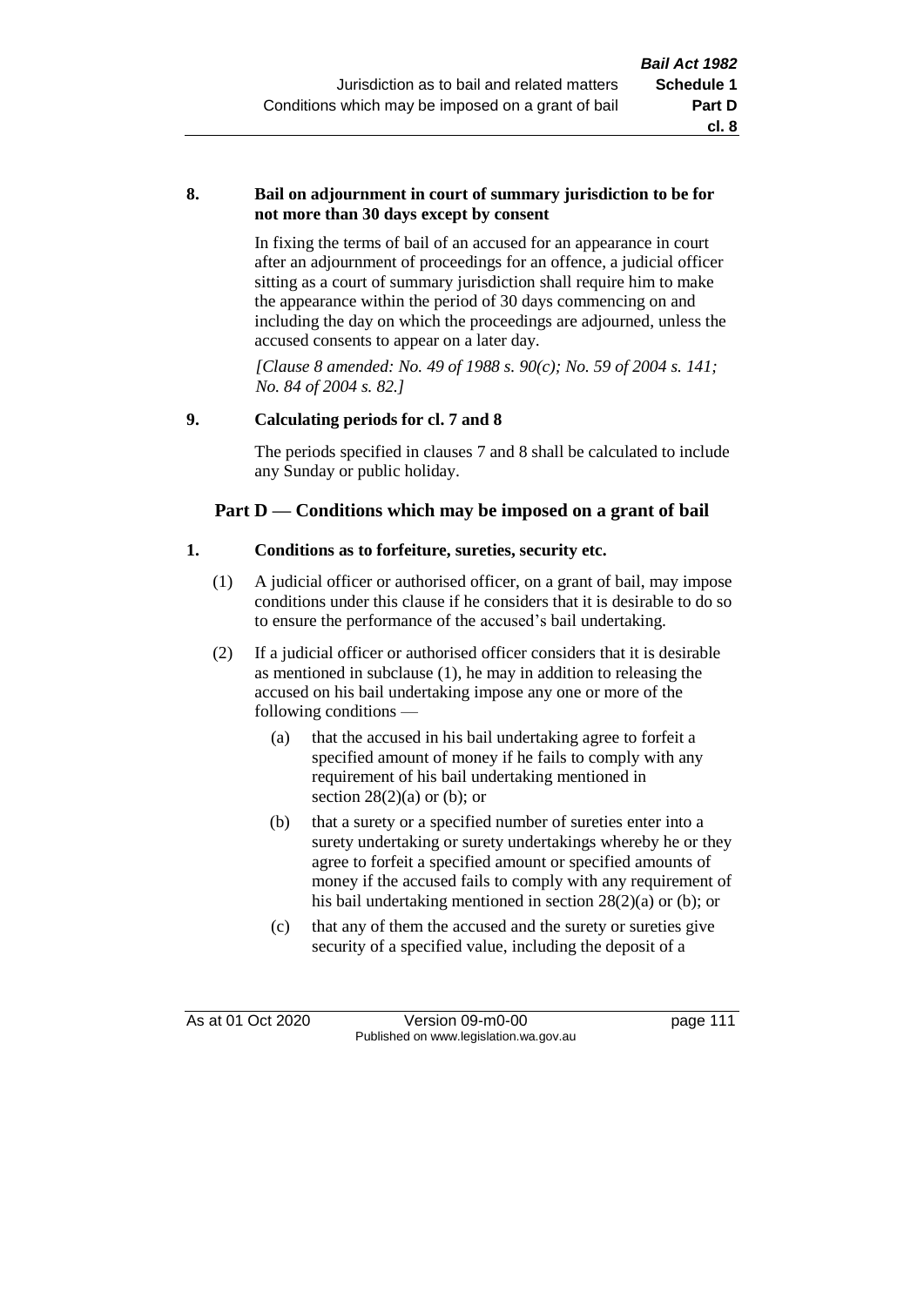**8. Bail on adjournment in court of summary jurisdiction to be for not more than 30 days except by consent**

In fixing the terms of bail of an accused for an appearance in court after an adjournment of proceedings for an offence, a judicial officer sitting as a court of summary jurisdiction shall require him to make the appearance within the period of 30 days commencing on and including the day on which the proceedings are adjourned, unless the accused consents to appear on a later day.

*[Clause 8 amended: No. 49 of 1988 s. 90(c); No. 59 of 2004 s. 141; No. 84 of 2004 s. 82.]*

**9. Calculating periods for cl. 7 and 8**

The periods specified in clauses 7 and 8 shall be calculated to include any Sunday or public holiday.

## Part D — Conditions which may be imposed on a grant of bail

**1. Conditions as to forfeiture, sureties, security etc.**

(1) A judicial officer or authorised officer, on a grant of bail, may impose conditions under this clause if he considers that it is desirable to do so to ensure the performance of the accused's bail undertaking.

(2) If a judicial officer or authorised officer considers that it is desirable as mentioned in subclause (1), he may in addition to releasing the accused on his bail undertaking impose any one or more of the following conditions —

(a) that the accused in his bail undertaking agree to forfeit a specified amount of money if he fails to comply with any requirement of his bail undertaking mentioned in section 28(2)(a) or (b); or

(b) that a surety or a specified number of sureties enter into a surety undertaking or surety undertakings whereby he or they agree to forfeit a specified amount or specified amounts of money if the accused fails to comply with any requirement of his bail undertaking mentioned in section 28(2)(a) or (b); or

(c) that any of them the accused and the surety or sureties give security of a specified value, including the deposit of a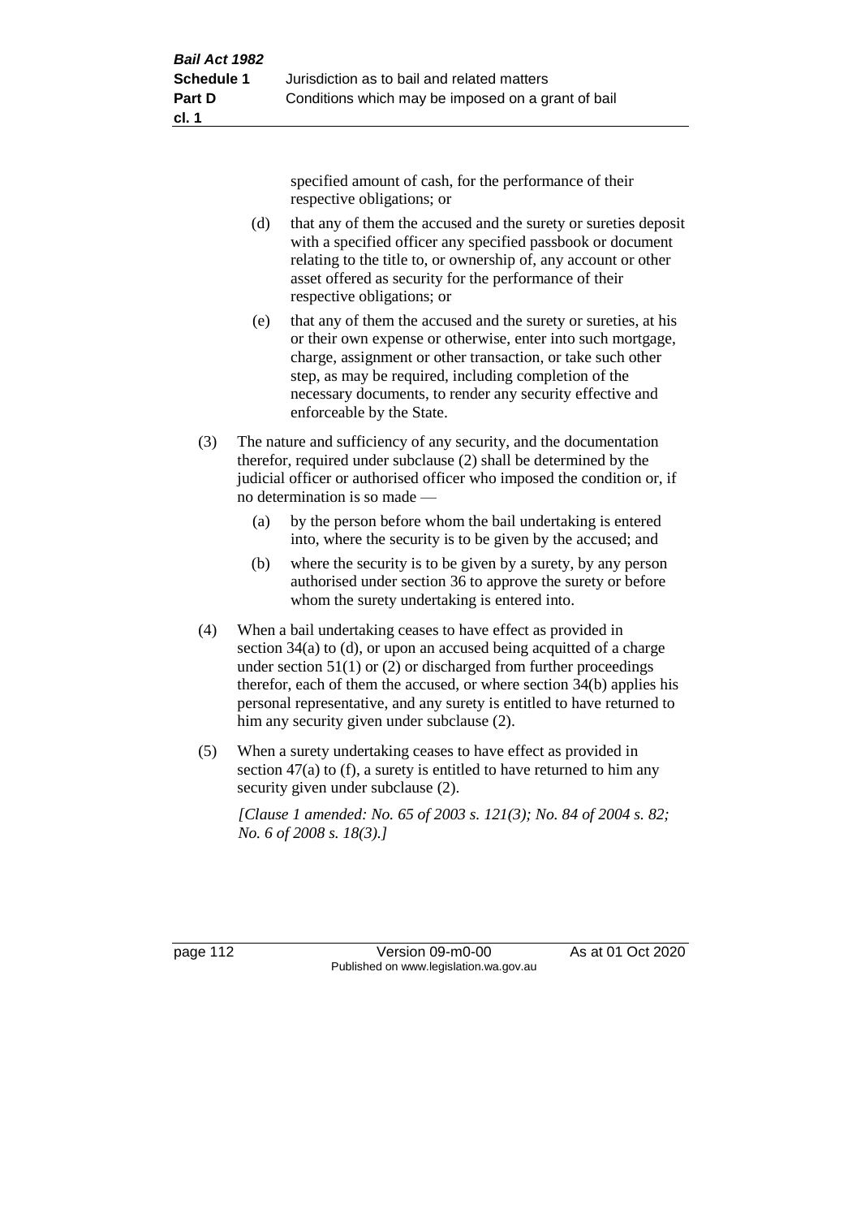specified amount of cash, for the performance of their respective obligations; or

(d) that any of them the accused and the surety or sureties deposit with a specified officer any specified passbook or document relating to the title to, or ownership of, any account or other asset offered as security for the performance of their respective obligations; or

(e) that any of them the accused and the surety or sureties, at his or their own expense or otherwise, enter into such mortgage, charge, assignment or other transaction, or take such other step, as may be required, including completion of the necessary documents, to render any security effective and enforceable by the State.

(3) The nature and sufficiency of any security, and the documentation therefor, required under subclause (2) shall be determined by the judicial officer or authorised officer who imposed the condition or, if no determination is so made —

(a) by the person before whom the bail undertaking is entered into, where the security is to be given by the accused; and

(b) where the security is to be given by a surety, by any person authorised under section 36 to approve the surety or before whom the surety undertaking is entered into.

(4) When a bail undertaking ceases to have effect as provided in section 34(a) to (d), or upon an accused being acquitted of a charge under section 51(1) or (2) or discharged from further proceedings therefor, each of them the accused, or where section 34(b) applies his personal representative, and any surety is entitled to have returned to him any security given under subclause (2).

(5) When a surety undertaking ceases to have effect as provided in section 47(a) to (f), a surety is entitled to have returned to him any security given under subclause (2).

*[Clause 1 amended: No. 65 of 2003 s. 121(3); No. 84 of 2004 s. 82; No. 6 of 2008 s. 18(3).]*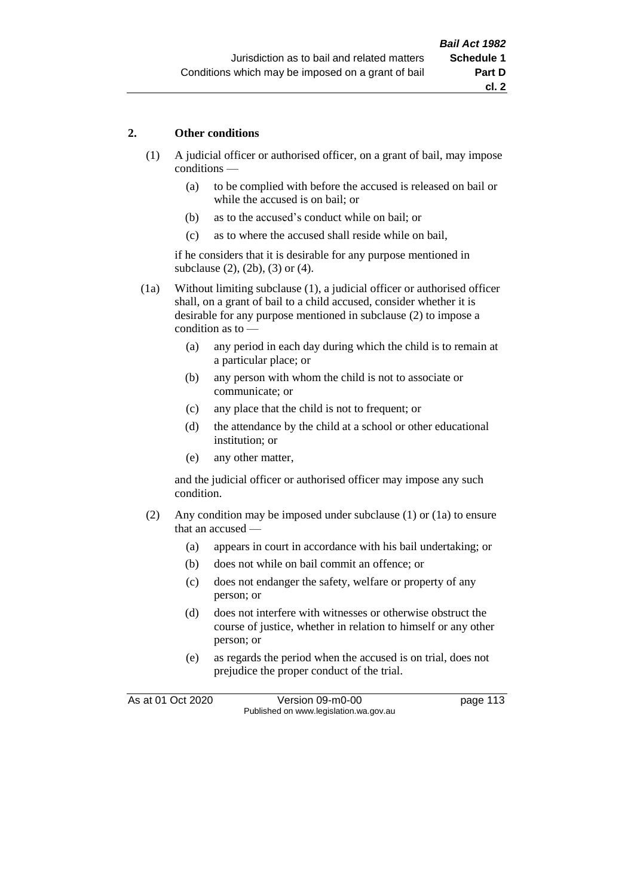## 2. Other conditions

(1) A judicial officer or authorised officer, on a grant of bail, may impose conditions —

  (a) to be complied with before the accused is released on bail or while the accused is on bail; or

  (b) as to the accused's conduct while on bail; or

  (c) as to where the accused shall reside while on bail,

if he considers that it is desirable for any purpose mentioned in subclause (2), (2b), (3) or (4).

(1a) Without limiting subclause (1), a judicial officer or authorised officer shall, on a grant of bail to a child accused, consider whether it is desirable for any purpose mentioned in subclause (2) to impose a condition as to —

  (a) any period in each day during which the child is to remain at a particular place; or

  (b) any person with whom the child is not to associate or communicate; or

  (c) any place that the child is not to frequent; or

  (d) the attendance by the child at a school or other educational institution; or

  (e) any other matter,

and the judicial officer or authorised officer may impose any such condition.

(2) Any condition may be imposed under subclause (1) or (1a) to ensure that an accused —

  (a) appears in court in accordance with his bail undertaking; or

  (b) does not while on bail commit an offence; or

  (c) does not endanger the safety, welfare or property of any person; or

  (d) does not interfere with witnesses or otherwise obstruct the course of justice, whether in relation to himself or any other person; or

  (e) as regards the period when the accused is on trial, does not prejudice the proper conduct of the trial.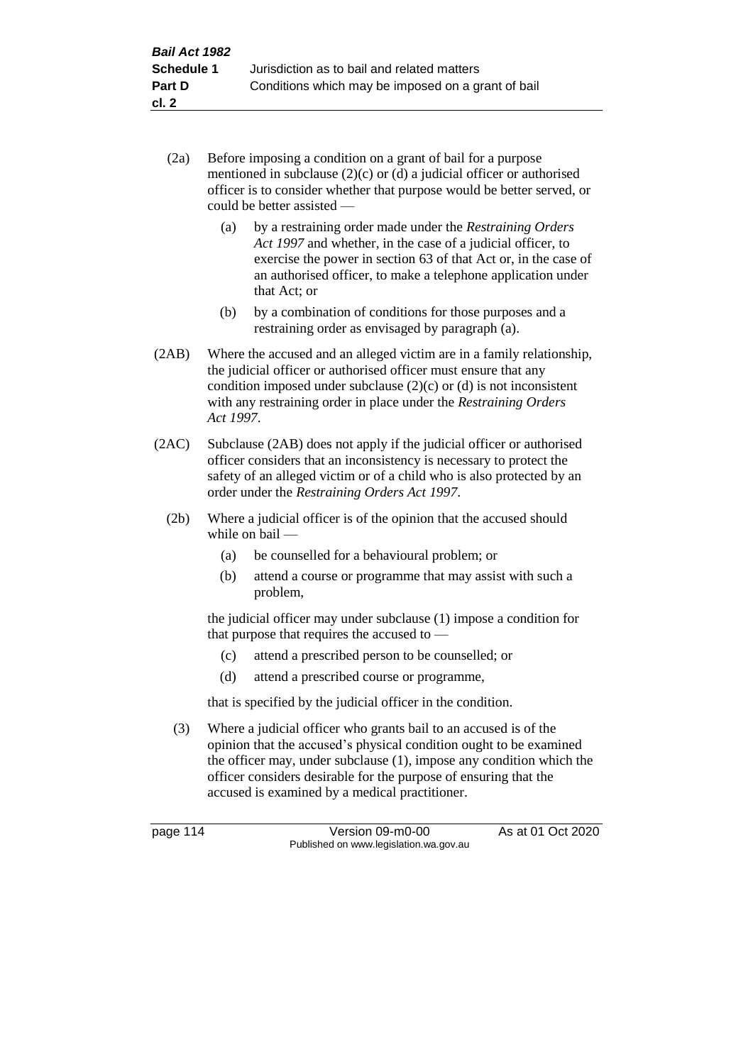(2a) Before imposing a condition on a grant of bail for a purpose mentioned in subclause (2)(c) or (d) a judicial officer or authorised officer is to consider whether that purpose would be better served, or could be better assisted —

(a) by a restraining order made under the *Restraining Orders Act 1997* and whether, in the case of a judicial officer, to exercise the power in section 63 of that Act or, in the case of an authorised officer, to make a telephone application under that Act; or

(b) by a combination of conditions for those purposes and a restraining order as envisaged by paragraph (a).

(2AB) Where the accused and an alleged victim are in a family relationship, the judicial officer or authorised officer must ensure that any condition imposed under subclause (2)(c) or (d) is not inconsistent with any restraining order in place under the *Restraining Orders Act 1997*.

(2AC) Subclause (2AB) does not apply if the judicial officer or authorised officer considers that an inconsistency is necessary to protect the safety of an alleged victim or of a child who is also protected by an order under the *Restraining Orders Act 1997*.

(2b) Where a judicial officer is of the opinion that the accused should while on bail —

(a) be counselled for a behavioural problem; or

(b) attend a course or programme that may assist with such a problem,

the judicial officer may under subclause (1) impose a condition for that purpose that requires the accused to —

(c) attend a prescribed person to be counselled; or

(d) attend a prescribed course or programme,

that is specified by the judicial officer in the condition.

(3) Where a judicial officer who grants bail to an accused is of the opinion that the accused's physical condition ought to be examined the officer may, under subclause (1), impose any condition which the officer considers desirable for the purpose of ensuring that the accused is examined by a medical practitioner.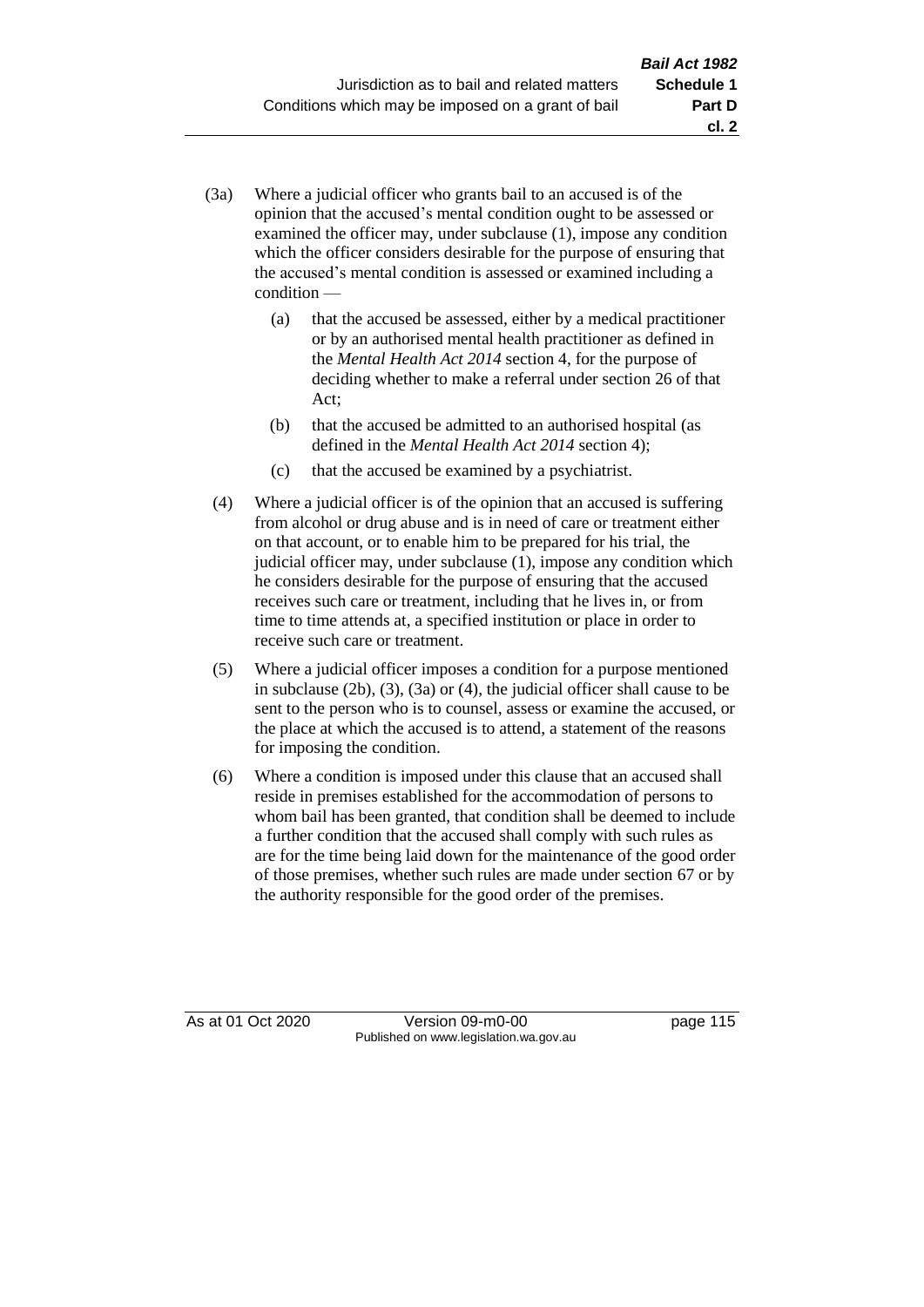(3a) Where a judicial officer who grants bail to an accused is of the opinion that the accused's mental condition ought to be assessed or examined the officer may, under subclause (1), impose any condition which the officer considers desirable for the purpose of ensuring that the accused's mental condition is assessed or examined including a condition —

   (a) that the accused be assessed, either by a medical practitioner or by an authorised mental health practitioner as defined in the *Mental Health Act 2014* section 4, for the purpose of deciding whether to make a referral under section 26 of that Act;

   (b) that the accused be admitted to an authorised hospital (as defined in the *Mental Health Act 2014* section 4);

   (c) that the accused be examined by a psychiatrist.

(4) Where a judicial officer is of the opinion that an accused is suffering from alcohol or drug abuse and is in need of care or treatment either on that account, or to enable him to be prepared for his trial, the judicial officer may, under subclause (1), impose any condition which he considers desirable for the purpose of ensuring that the accused receives such care or treatment, including that he lives in, or from time to time attends at, a specified institution or place in order to receive such care or treatment.

(5) Where a judicial officer imposes a condition for a purpose mentioned in subclause (2b), (3), (3a) or (4), the judicial officer shall cause to be sent to the person who is to counsel, assess or examine the accused, or the place at which the accused is to attend, a statement of the reasons for imposing the condition.

(6) Where a condition is imposed under this clause that an accused shall reside in premises established for the accommodation of persons to whom bail has been granted, that condition shall be deemed to include a further condition that the accused shall comply with such rules as are for the time being laid down for the maintenance of the good order of those premises, whether such rules are made under section 67 or by the authority responsible for the good order of the premises.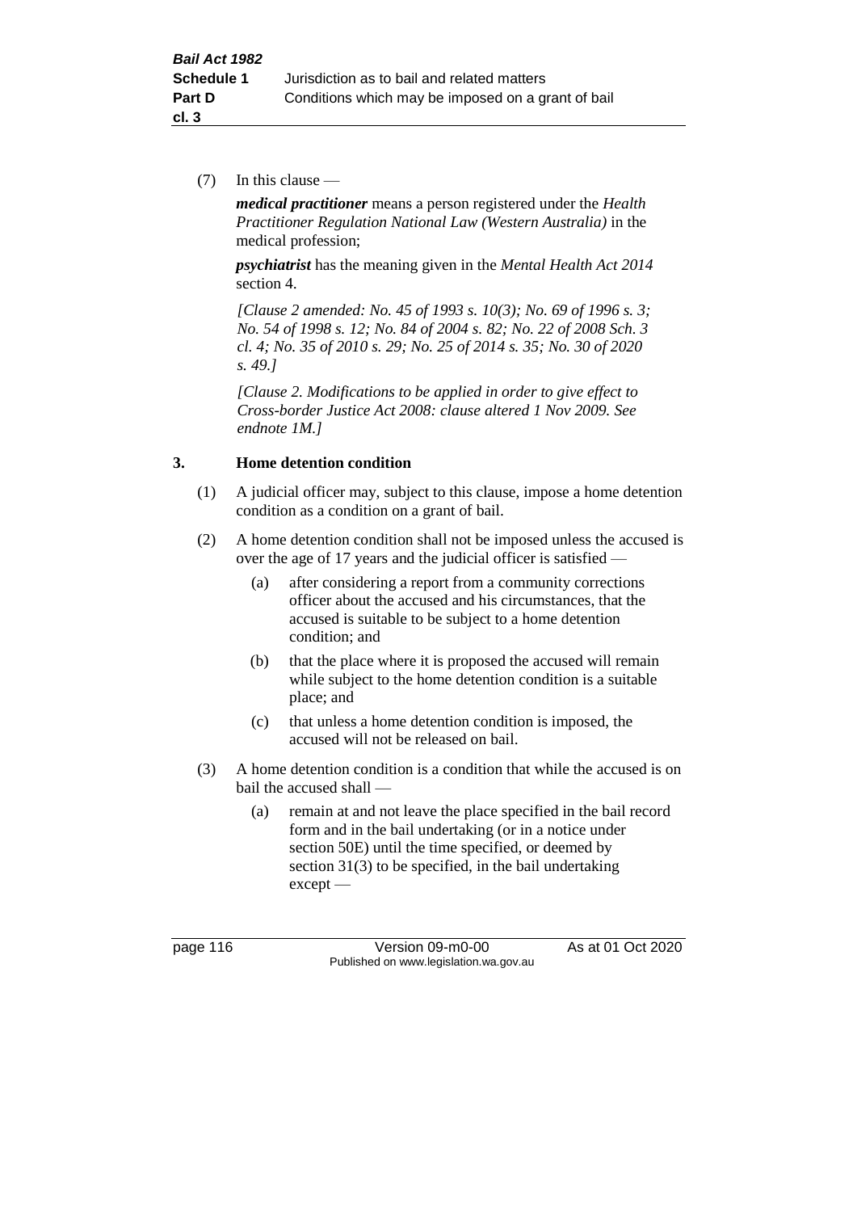(7) In this clause —

***medical practitioner*** means a person registered under the *Health Practitioner Regulation National Law (Western Australia)* in the medical profession;

***psychiatrist*** has the meaning given in the *Mental Health Act 2014* section 4.

*[Clause 2 amended: No. 45 of 1993 s. 10(3); No. 69 of 1996 s. 3; No. 54 of 1998 s. 12; No. 84 of 2004 s. 82; No. 22 of 2008 Sch. 3 cl. 4; No. 35 of 2010 s. 29; No. 25 of 2014 s. 35; No. 30 of 2020 s. 49.]*

*[Clause 2. Modifications to be applied in order to give effect to Cross-border Justice Act 2008: clause altered 1 Nov 2009. See endnote 1M.]*

## 3. Home detention condition

(1) A judicial officer may, subject to this clause, impose a home detention condition as a condition on a grant of bail.

(2) A home detention condition shall not be imposed unless the accused is over the age of 17 years and the judicial officer is satisfied —

- (a) after considering a report from a community corrections officer about the accused and his circumstances, that the accused is suitable to be subject to a home detention condition; and
- (b) that the place where it is proposed the accused will remain while subject to the home detention condition is a suitable place; and
- (c) that unless a home detention condition is imposed, the accused will not be released on bail.

(3) A home detention condition is a condition that while the accused is on bail the accused shall —

- (a) remain at and not leave the place specified in the bail record form and in the bail undertaking (or in a notice under section 50E) until the time specified, or deemed by section 31(3) to be specified, in the bail undertaking except —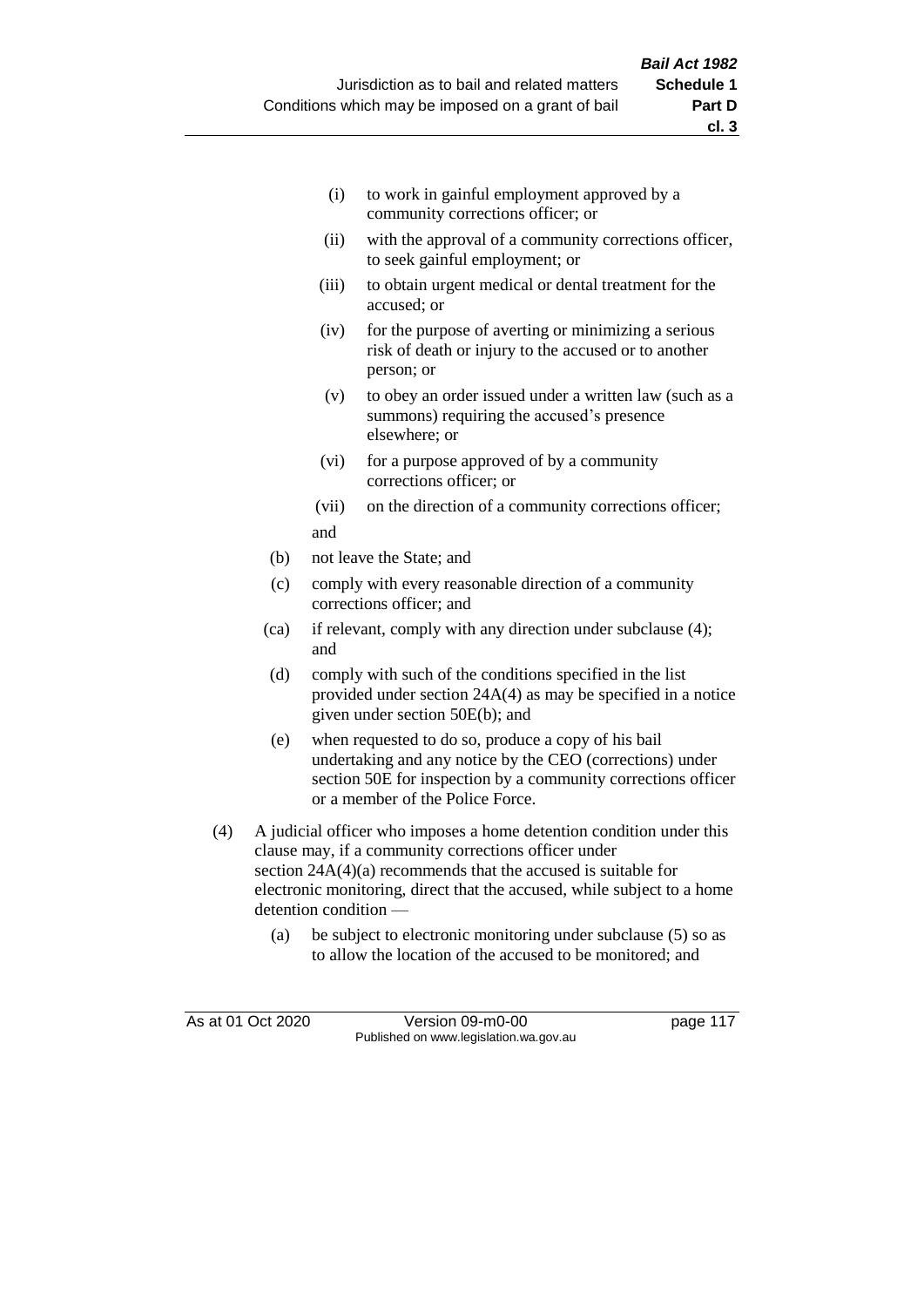(i) to work in gainful employment approved by a community corrections officer; or

(ii) with the approval of a community corrections officer, to seek gainful employment; or

(iii) to obtain urgent medical or dental treatment for the accused; or

(iv) for the purpose of averting or minimizing a serious risk of death or injury to the accused or to another person; or

(v) to obey an order issued under a written law (such as a summons) requiring the accused's presence elsewhere; or

(vi) for a purpose approved of by a community corrections officer; or

(vii) on the direction of a community corrections officer;

and

(b) not leave the State; and

(c) comply with every reasonable direction of a community corrections officer; and

(ca) if relevant, comply with any direction under subclause (4); and

(d) comply with such of the conditions specified in the list provided under section 24A(4) as may be specified in a notice given under section 50E(b); and

(e) when requested to do so, produce a copy of his bail undertaking and any notice by the CEO (corrections) under section 50E for inspection by a community corrections officer or a member of the Police Force.

(4) A judicial officer who imposes a home detention condition under this clause may, if a community corrections officer under section 24A(4)(a) recommends that the accused is suitable for electronic monitoring, direct that the accused, while subject to a home detention condition —

(a) be subject to electronic monitoring under subclause (5) so as to allow the location of the accused to be monitored; and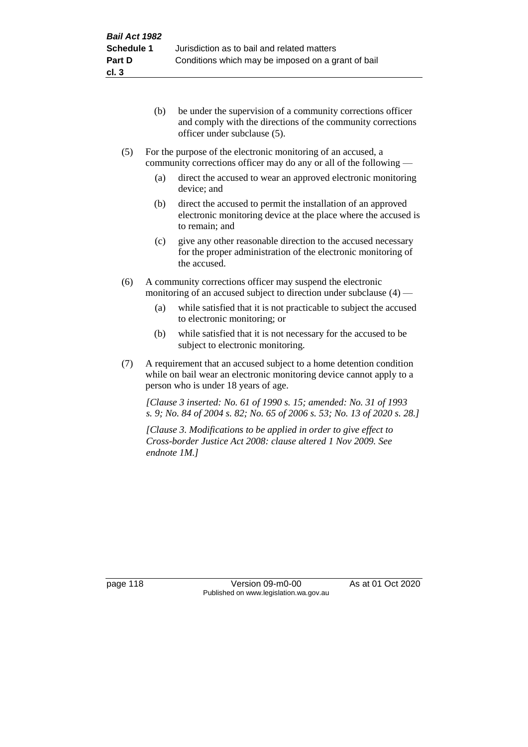(b) be under the supervision of a community corrections officer and comply with the directions of the community corrections officer under subclause (5).

(5) For the purpose of the electronic monitoring of an accused, a community corrections officer may do any or all of the following —

(a) direct the accused to wear an approved electronic monitoring device; and

(b) direct the accused to permit the installation of an approved electronic monitoring device at the place where the accused is to remain; and

(c) give any other reasonable direction to the accused necessary for the proper administration of the electronic monitoring of the accused.

(6) A community corrections officer may suspend the electronic monitoring of an accused subject to direction under subclause (4) —

(a) while satisfied that it is not practicable to subject the accused to electronic monitoring; or

(b) while satisfied that it is not necessary for the accused to be subject to electronic monitoring.

(7) A requirement that an accused subject to a home detention condition while on bail wear an electronic monitoring device cannot apply to a person who is under 18 years of age.

*[Clause 3 inserted: No. 61 of 1990 s. 15; amended: No. 31 of 1993 s. 9; No. 84 of 2004 s. 82; No. 65 of 2006 s. 53; No. 13 of 2020 s. 28.]*

*[Clause 3. Modifications to be applied in order to give effect to Cross-border Justice Act 2008: clause altered 1 Nov 2009. See endnote 1M.]*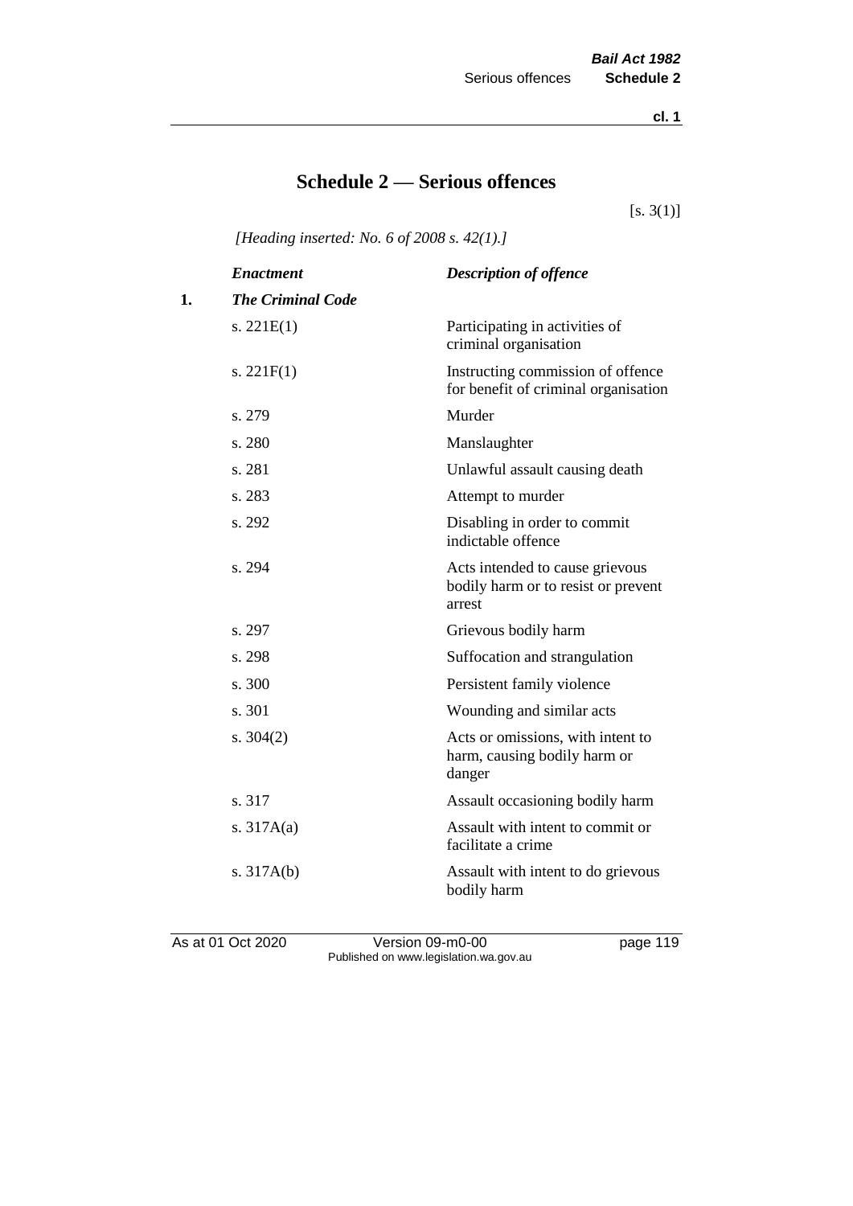# Schedule 2 — Serious offences

[s. 3(1)]

*[Heading inserted: No. 6 of 2008 s. 42(1).]*

| | *Enactment* | *Description of offence* |
|---|---|---|
| **1.** | ***The Criminal Code*** | |
| | s. 221E(1) | Participating in activities of criminal organisation |
| | s. 221F(1) | Instructing commission of offence for benefit of criminal organisation |
| | s. 279 | Murder |
| | s. 280 | Manslaughter |
| | s. 281 | Unlawful assault causing death |
| | s. 283 | Attempt to murder |
| | s. 292 | Disabling in order to commit indictable offence |
| | s. 294 | Acts intended to cause grievous bodily harm or to resist or prevent arrest |
| | s. 297 | Grievous bodily harm |
| | s. 298 | Suffocation and strangulation |
| | s. 300 | Persistent family violence |
| | s. 301 | Wounding and similar acts |
| | s. 304(2) | Acts or omissions, with intent to harm, causing bodily harm or danger |
| | s. 317 | Assault occasioning bodily harm |
| | s. 317A(a) | Assault with intent to commit or facilitate a crime |
| | s. 317A(b) | Assault with intent to do grievous bodily harm |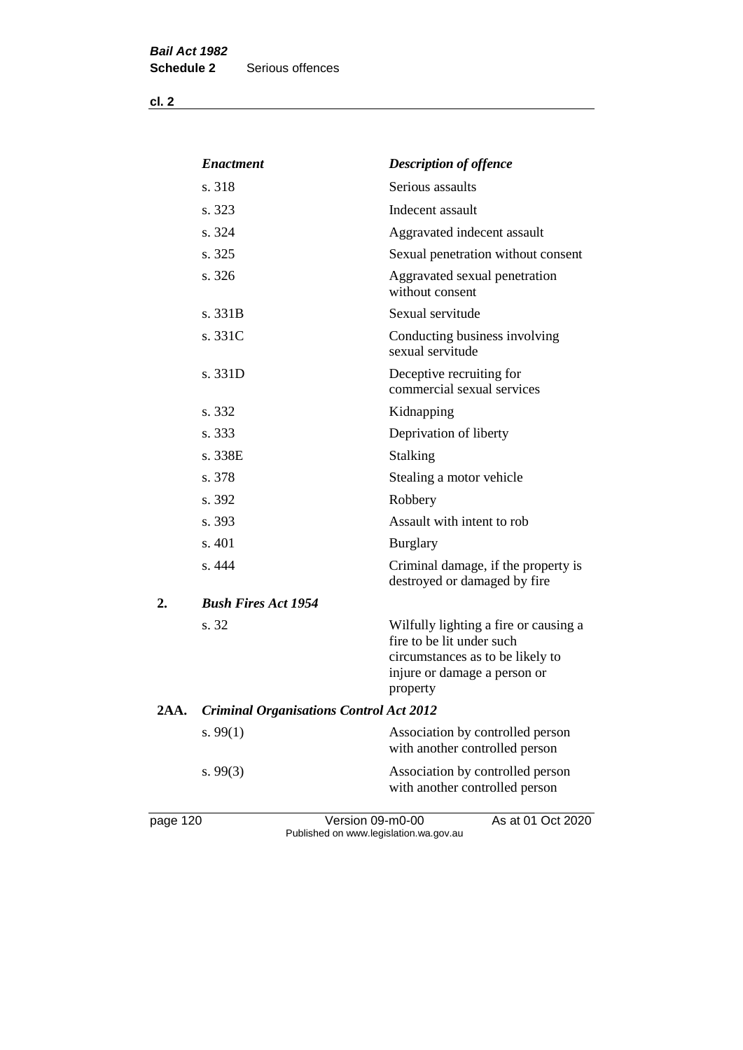| Enactment | Description of offence |
|---|---|
| s. 318 | Serious assaults |
| s. 323 | Indecent assault |
| s. 324 | Aggravated indecent assault |
| s. 325 | Sexual penetration without consent |
| s. 326 | Aggravated sexual penetration without consent |
| s. 331B | Sexual servitude |
| s. 331C | Conducting business involving sexual servitude |
| s. 331D | Deceptive recruiting for commercial sexual services |
| s. 332 | Kidnapping |
| s. 333 | Deprivation of liberty |
| s. 338E | Stalking |
| s. 378 | Stealing a motor vehicle |
| s. 392 | Robbery |
| s. 393 | Assault with intent to rob |
| s. 401 | Burglary |
| s. 444 | Criminal damage, if the property is destroyed or damaged by fire |

**2.** ***Bush Fires Act 1954***

| | |
|---|---|
| s. 32 | Wilfully lighting a fire or causing a fire to be lit under such circumstances as to be likely to injure or damage a person or property |

**2AA.** ***Criminal Organisations Control Act 2012***

| | |
|---|---|
| s. 99(1) | Association by controlled person with another controlled person |
| s. 99(3) | Association by controlled person with another controlled person |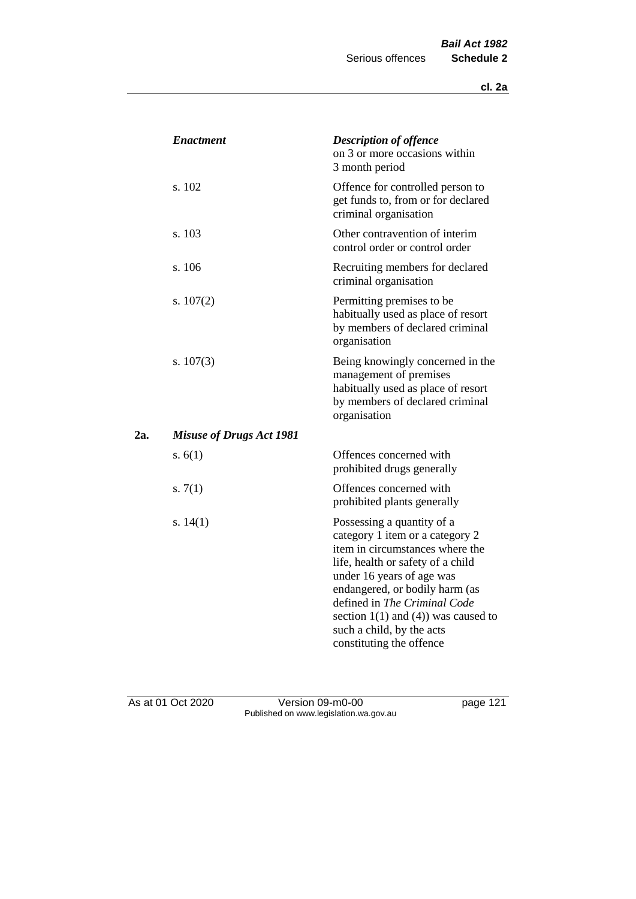| | *Enactment* | *Description of offence* |
|---|---|---|
| | | on 3 or more occasions within 3 month period |
| | s. 102 | Offence for controlled person to get funds to, from or for declared criminal organisation |
| | s. 103 | Other contravention of interim control order or control order |
| | s. 106 | Recruiting members for declared criminal organisation |
| | s. 107(2) | Permitting premises to be habitually used as place of resort by members of declared criminal organisation |
| | s. 107(3) | Being knowingly concerned in the management of premises habitually used as place of resort by members of declared criminal organisation |
| **2a.** | ***Misuse of Drugs Act 1981*** | |
| | s. 6(1) | Offences concerned with prohibited drugs generally |
| | s. 7(1) | Offences concerned with prohibited plants generally |
| | s. 14(1) | Possessing a quantity of a category 1 item or a category 2 item in circumstances where the life, health or safety of a child under 16 years of age was endangered, or bodily harm (as defined in *The Criminal Code* section 1(1) and (4)) was caused to such a child, by the acts constituting the offence |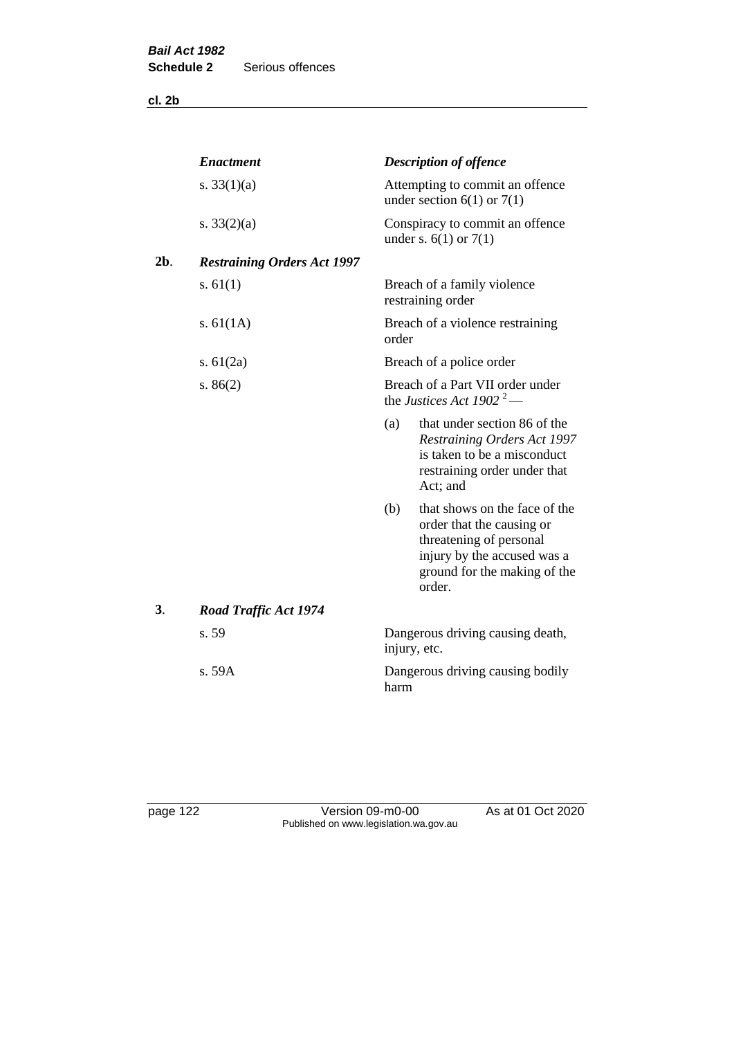| | *Enactment* | *Description of offence* |
|---|---|---|
| | s. 33(1)(a) | Attempting to commit an offence under section 6(1) or 7(1) |
| | s. 33(2)(a) | Conspiracy to commit an offence under s. 6(1) or 7(1) |
| **2b**. | ***Restraining Orders Act 1997*** | |
| | s. 61(1) | Breach of a family violence restraining order |
| | s. 61(1A) | Breach of a violence restraining order |
| | s. 61(2a) | Breach of a police order |
| | s. 86(2) | Breach of a Part VII order under the *Justices Act 1902* [2] — (a) that under section 86 of the *Restraining Orders Act 1997* is taken to be a misconduct restraining order under that Act; and (b) that shows on the face of the order that the causing or threatening of personal injury by the accused was a ground for the making of the order. |
| **3**. | ***Road Traffic Act 1974*** | |
| | s. 59 | Dangerous driving causing death, injury, etc. |
| | s. 59A | Dangerous driving causing bodily harm |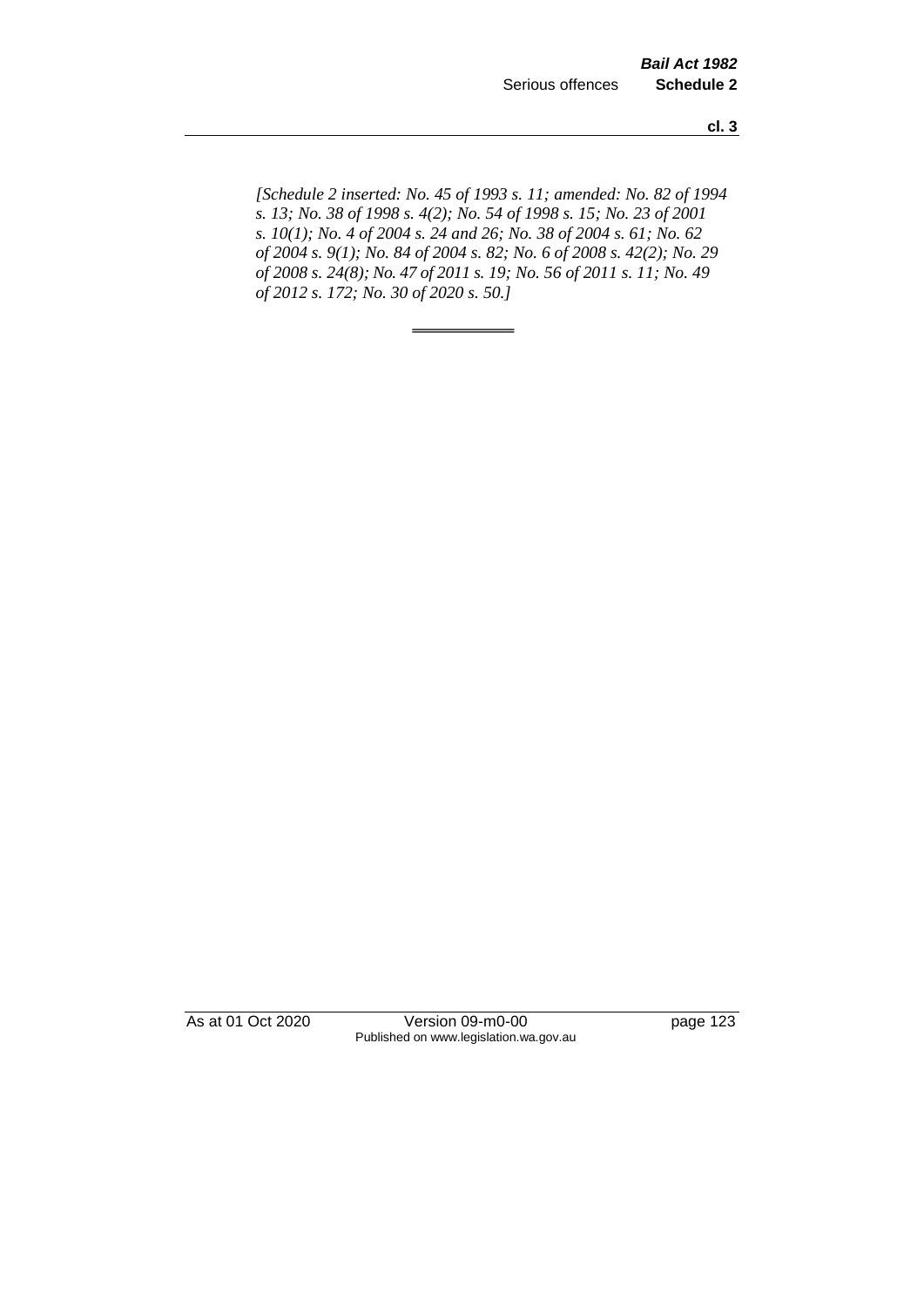*[Schedule 2 inserted: No. 45 of 1993 s. 11; amended: No. 82 of 1994 s. 13; No. 38 of 1998 s. 4(2); No. 54 of 1998 s. 15; No. 23 of 2001 s. 10(1); No. 4 of 2004 s. 24 and 26; No. 38 of 2004 s. 61; No. 62 of 2004 s. 9(1); No. 84 of 2004 s. 82; No. 6 of 2008 s. 42(2); No. 29 of 2008 s. 24(8); No. 47 of 2011 s. 19; No. 56 of 2011 s. 11; No. 49 of 2012 s. 172; No. 30 of 2020 s. 50.]*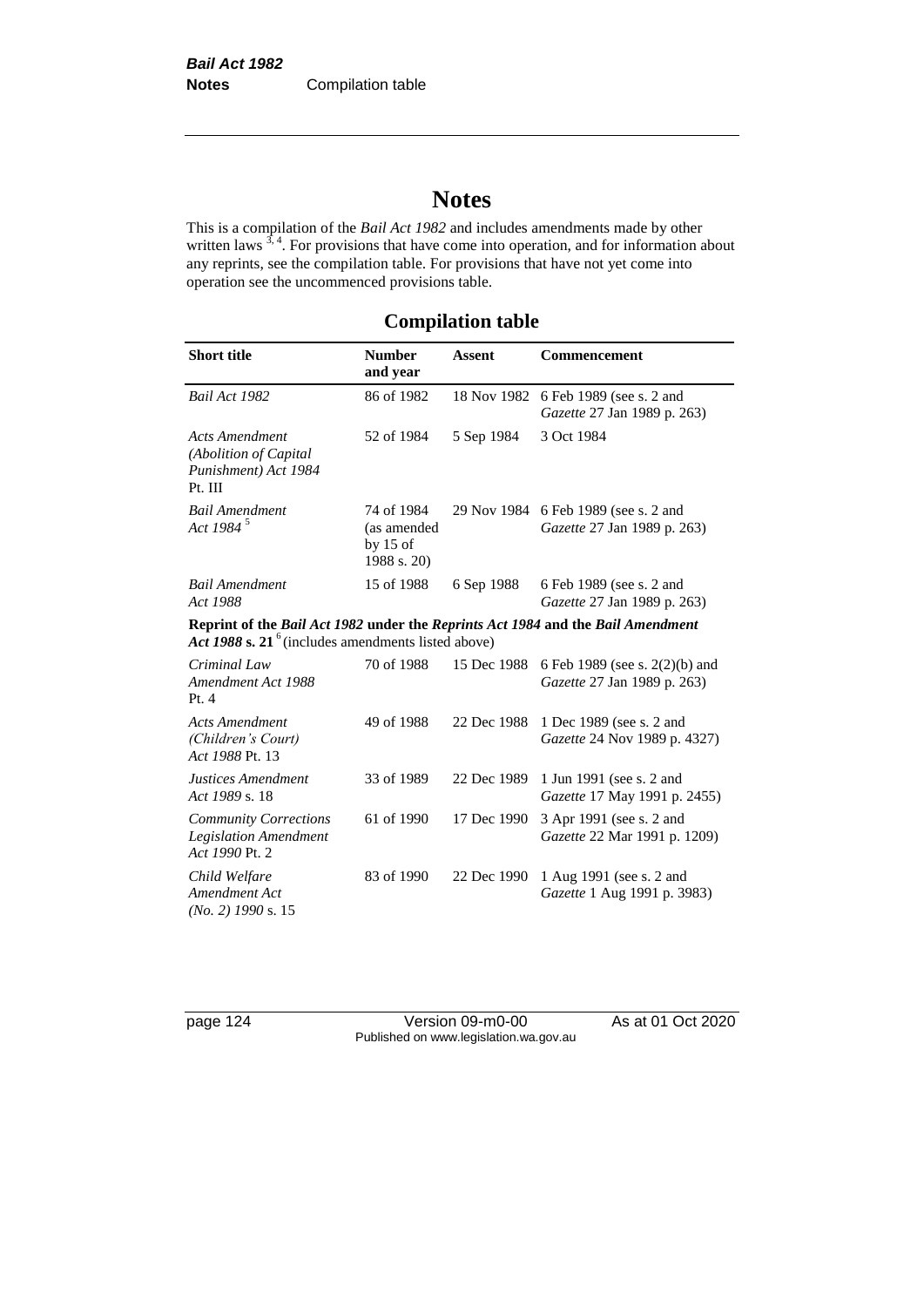# Notes

This is a compilation of the *Bail Act 1982* and includes amendments made by other written laws [3, 4]. For provisions that have come into operation, and for information about any reprints, see the compilation table. For provisions that have not yet come into operation see the uncommenced provisions table.

## Compilation table

| Short title | Number and year | Assent | Commencement |
|---|---|---|---|
| *Bail Act 1982* | 86 of 1982 | 18 Nov 1982 | 6 Feb 1989 (see s. 2 and *Gazette* 27 Jan 1989 p. 263) |
| *Acts Amendment (Abolition of Capital Punishment) Act 1984* Pt. III | 52 of 1984 | 5 Sep 1984 | 3 Oct 1984 |
| *Bail Amendment Act 1984* [5] | 74 of 1984 (as amended by 15 of 1988 s. 20) | 29 Nov 1984 | 6 Feb 1989 (see s. 2 and *Gazette* 27 Jan 1989 p. 263) |
| *Bail Amendment Act 1988* | 15 of 1988 | 6 Sep 1988 | 6 Feb 1989 (see s. 2 and *Gazette* 27 Jan 1989 p. 263) |
| **Reprint of the *Bail Act 1982* under the *Reprints Act 1984* and the *Bail Amendment Act 1988* s. 21** [6] (includes amendments listed above) | | | |
| *Criminal Law Amendment Act 1988* Pt. 4 | 70 of 1988 | 15 Dec 1988 | 6 Feb 1989 (see s. 2(2)(b) and *Gazette* 27 Jan 1989 p. 263) |
| *Acts Amendment (Children's Court) Act 1988* Pt. 13 | 49 of 1988 | 22 Dec 1988 | 1 Dec 1989 (see s. 2 and *Gazette* 24 Nov 1989 p. 4327) |
| *Justices Amendment Act 1989* s. 18 | 33 of 1989 | 22 Dec 1989 | 1 Jun 1991 (see s. 2 and *Gazette* 17 May 1991 p. 2455) |
| *Community Corrections Legislation Amendment Act 1990* Pt. 2 | 61 of 1990 | 17 Dec 1990 | 3 Apr 1991 (see s. 2 and *Gazette* 22 Mar 1991 p. 1209) |
| *Child Welfare Amendment Act (No. 2) 1990* s. 15 | 83 of 1990 | 22 Dec 1990 | 1 Aug 1991 (see s. 2 and *Gazette* 1 Aug 1991 p. 3983) |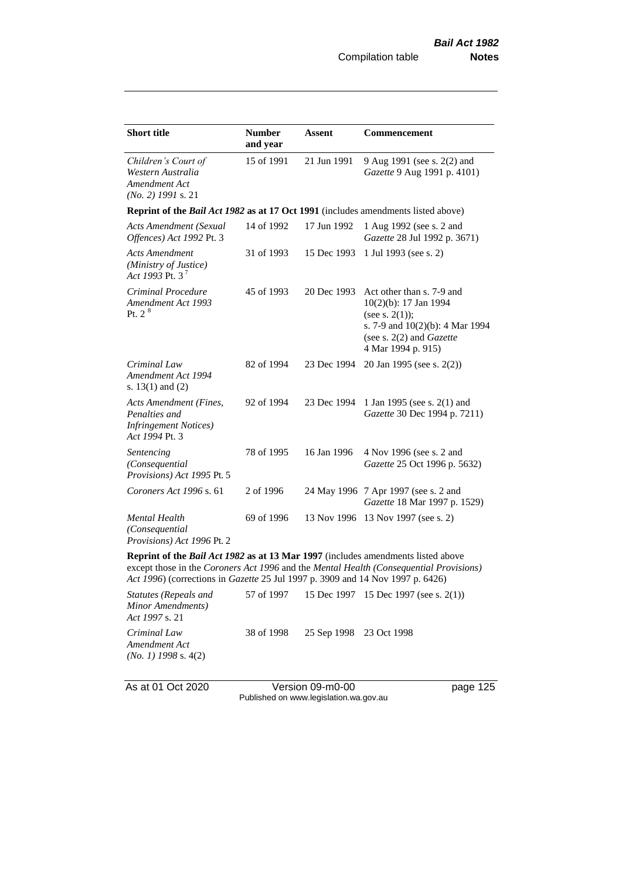| Short title | Number and year | Assent | Commencement |
|---|---|---|---|
| *Children's Court of Western Australia Amendment Act (No. 2) 1991* s. 21 | 15 of 1991 | 21 Jun 1991 | 9 Aug 1991 (see s. 2(2) and *Gazette* 9 Aug 1991 p. 4101) |
| **Reprint of the *Bail Act 1982* as at 17 Oct 1991** (includes amendments listed above) | | | |
| *Acts Amendment (Sexual Offences) Act 1992* Pt. 3 | 14 of 1992 | 17 Jun 1992 | 1 Aug 1992 (see s. 2 and *Gazette* 28 Jul 1992 p. 3671) |
| *Acts Amendment (Ministry of Justice) Act 1993* Pt. 3 [7] | 31 of 1993 | 15 Dec 1993 | 1 Jul 1993 (see s. 2) |
| *Criminal Procedure Amendment Act 1993* Pt. 2 [8] | 45 of 1993 | 20 Dec 1993 | Act other than s. 7-9 and 10(2)(b): 17 Jan 1994 (see s. 2(1)); s. 7-9 and 10(2)(b): 4 Mar 1994 (see s. 2(2) and *Gazette* 4 Mar 1994 p. 915) |
| *Criminal Law Amendment Act 1994* s. 13(1) and (2) | 82 of 1994 | 23 Dec 1994 | 20 Jan 1995 (see s. 2(2)) |
| *Acts Amendment (Fines, Penalties and Infringement Notices) Act 1994* Pt. 3 | 92 of 1994 | 23 Dec 1994 | 1 Jan 1995 (see s. 2(1) and *Gazette* 30 Dec 1994 p. 7211) |
| *Sentencing (Consequential Provisions) Act 1995* Pt. 5 | 78 of 1995 | 16 Jan 1996 | 4 Nov 1996 (see s. 2 and *Gazette* 25 Oct 1996 p. 5632) |
| *Coroners Act 1996* s. 61 | 2 of 1996 | 24 May 1996 | 7 Apr 1997 (see s. 2 and *Gazette* 18 Mar 1997 p. 1529) |
| *Mental Health (Consequential Provisions) Act 1996* Pt. 2 | 69 of 1996 | 13 Nov 1996 | 13 Nov 1997 (see s. 2) |
| **Reprint of the *Bail Act 1982* as at 13 Mar 1997** (includes amendments listed above except those in the *Coroners Act 1996* and the *Mental Health (Consequential Provisions) Act 1996*) (corrections in *Gazette* 25 Jul 1997 p. 3909 and 14 Nov 1997 p. 6426) | | | |
| *Statutes (Repeals and Minor Amendments) Act 1997* s. 21 | 57 of 1997 | 15 Dec 1997 | 15 Dec 1997 (see s. 2(1)) |
| *Criminal Law Amendment Act (No. 1) 1998* s. 4(2) | 38 of 1998 | 25 Sep 1998 | 23 Oct 1998 |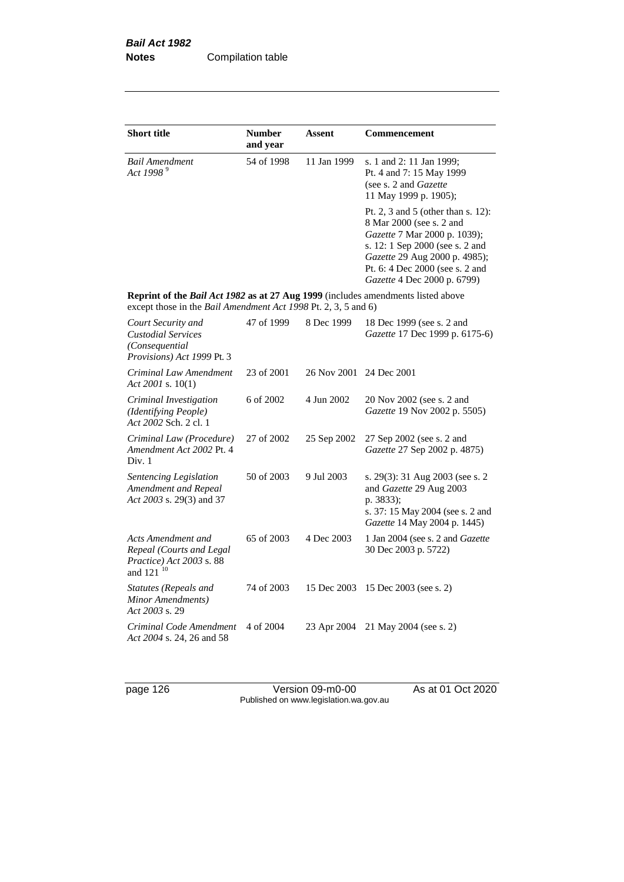| Short title | Number and year | Assent | Commencement |
|---|---|---|---|
| *Bail Amendment Act 1998* [9] | 54 of 1998 | 11 Jan 1999 | s. 1 and 2: 11 Jan 1999; Pt. 4 and 7: 15 May 1999 (see s. 2 and *Gazette* 11 May 1999 p. 1905); Pt. 2, 3 and 5 (other than s. 12): 8 Mar 2000 (see s. 2 and *Gazette* 7 Mar 2000 p. 1039); s. 12: 1 Sep 2000 (see s. 2 and *Gazette* 29 Aug 2000 p. 4985); Pt. 6: 4 Dec 2000 (see s. 2 and *Gazette* 4 Dec 2000 p. 6799) |
| **Reprint of the *Bail Act 1982* as at 27 Aug 1999** (includes amendments listed above except those in the *Bail Amendment Act 1998* Pt. 2, 3, 5 and 6) | | | |
| *Court Security and Custodial Services (Consequential Provisions) Act 1999* Pt. 3 | 47 of 1999 | 8 Dec 1999 | 18 Dec 1999 (see s. 2 and *Gazette* 17 Dec 1999 p. 6175-6) |
| *Criminal Law Amendment Act 2001* s. 10(1) | 23 of 2001 | 26 Nov 2001 | 24 Dec 2001 |
| *Criminal Investigation (Identifying People) Act 2002* Sch. 2 cl. 1 | 6 of 2002 | 4 Jun 2002 | 20 Nov 2002 (see s. 2 and *Gazette* 19 Nov 2002 p. 5505) |
| *Criminal Law (Procedure) Amendment Act 2002* Pt. 4 Div. 1 | 27 of 2002 | 25 Sep 2002 | 27 Sep 2002 (see s. 2 and *Gazette* 27 Sep 2002 p. 4875) |
| *Sentencing Legislation Amendment and Repeal Act 2003* s. 29(3) and 37 | 50 of 2003 | 9 Jul 2003 | s. 29(3): 31 Aug 2003 (see s. 2 and *Gazette* 29 Aug 2003 p. 3833); s. 37: 15 May 2004 (see s. 2 and *Gazette* 14 May 2004 p. 1445) |
| *Acts Amendment and Repeal (Courts and Legal Practice) Act 2003* s. 88 and 121 [10] | 65 of 2003 | 4 Dec 2003 | 1 Jan 2004 (see s. 2 and *Gazette* 30 Dec 2003 p. 5722) |
| *Statutes (Repeals and Minor Amendments) Act 2003* s. 29 | 74 of 2003 | 15 Dec 2003 | 15 Dec 2003 (see s. 2) |
| *Criminal Code Amendment Act 2004* s. 24, 26 and 58 | 4 of 2004 | 23 Apr 2004 | 21 May 2004 (see s. 2) |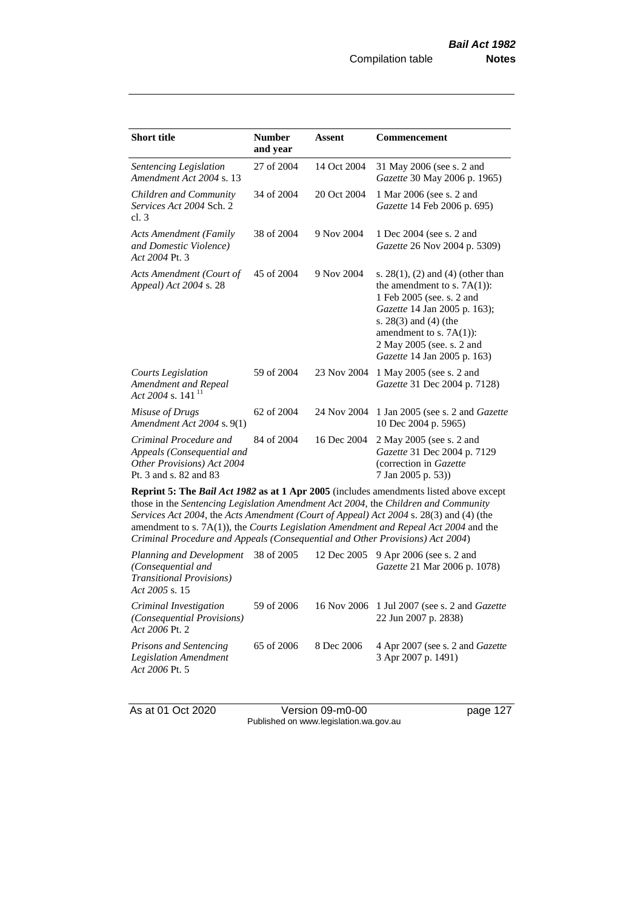| Short title | Number and year | Assent | Commencement |
|---|---|---|---|
| *Sentencing Legislation Amendment Act 2004* s. 13 | 27 of 2004 | 14 Oct 2004 | 31 May 2006 (see s. 2 and *Gazette* 30 May 2006 p. 1965) |
| *Children and Community Services Act 2004* Sch. 2 cl. 3 | 34 of 2004 | 20 Oct 2004 | 1 Mar 2006 (see s. 2 and *Gazette* 14 Feb 2006 p. 695) |
| *Acts Amendment (Family and Domestic Violence) Act 2004* Pt. 3 | 38 of 2004 | 9 Nov 2004 | 1 Dec 2004 (see s. 2 and *Gazette* 26 Nov 2004 p. 5309) |
| *Acts Amendment (Court of Appeal) Act 2004* s. 28 | 45 of 2004 | 9 Nov 2004 | s. 28(1), (2) and (4) (other than the amendment to s. 7A(1)): 1 Feb 2005 (see. s. 2 and *Gazette* 14 Jan 2005 p. 163); s. 28(3) and (4) (the amendment to s. 7A(1)): 2 May 2005 (see. s. 2 and *Gazette* 14 Jan 2005 p. 163) |
| *Courts Legislation Amendment and Repeal Act 2004* s. 141 [11] | 59 of 2004 | 23 Nov 2004 | 1 May 2005 (see s. 2 and *Gazette* 31 Dec 2004 p. 7128) |
| *Misuse of Drugs Amendment Act 2004* s. 9(1) | 62 of 2004 | 24 Nov 2004 | 1 Jan 2005 (see s. 2 and *Gazette* 10 Dec 2004 p. 5965) |
| *Criminal Procedure and Appeals (Consequential and Other Provisions) Act 2004* Pt. 3 and s. 82 and 83 | 84 of 2004 | 16 Dec 2004 | 2 May 2005 (see s. 2 and *Gazette* 31 Dec 2004 p. 7129 (correction in *Gazette* 7 Jan 2005 p. 53)) |
| **Reprint 5: The *Bail Act 1982* as at 1 Apr 2005** (includes amendments listed above except those in the *Sentencing Legislation Amendment Act 2004*, the *Children and Community Services Act 2004*, the *Acts Amendment (Court of Appeal) Act 2004* s. 28(3) and (4) (the amendment to s. 7A(1)), the *Courts Legislation Amendment and Repeal Act 2004* and the *Criminal Procedure and Appeals (Consequential and Other Provisions) Act 2004*) | | | |
| *Planning and Development (Consequential and Transitional Provisions) Act 2005* s. 15 | 38 of 2005 | 12 Dec 2005 | 9 Apr 2006 (see s. 2 and *Gazette* 21 Mar 2006 p. 1078) |
| *Criminal Investigation (Consequential Provisions) Act 2006* Pt. 2 | 59 of 2006 | 16 Nov 2006 | 1 Jul 2007 (see s. 2 and *Gazette* 22 Jun 2007 p. 2838) |
| *Prisons and Sentencing Legislation Amendment Act 2006* Pt. 5 | 65 of 2006 | 8 Dec 2006 | 4 Apr 2007 (see s. 2 and *Gazette* 3 Apr 2007 p. 1491) |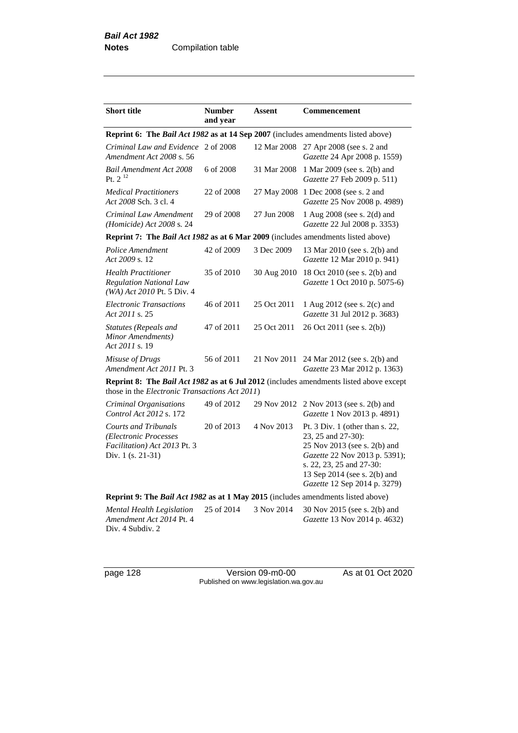| Short title | Number and year | Assent | Commencement |
|---|---|---|---|
| **Reprint 6: The *Bail Act 1982* as at 14 Sep 2007** (includes amendments listed above) | | | |
| *Criminal Law and Evidence Amendment Act 2008* s. 56 | 2 of 2008 | 12 Mar 2008 | 27 Apr 2008 (see s. 2 and *Gazette* 24 Apr 2008 p. 1559) |
| *Bail Amendment Act 2008* Pt. 2 [12] | 6 of 2008 | 31 Mar 2008 | 1 Mar 2009 (see s. 2(b) and *Gazette* 27 Feb 2009 p. 511) |
| *Medical Practitioners Act 2008* Sch. 3 cl. 4 | 22 of 2008 | 27 May 2008 | 1 Dec 2008 (see s. 2 and *Gazette* 25 Nov 2008 p. 4989) |
| *Criminal Law Amendment (Homicide) Act 2008* s. 24 | 29 of 2008 | 27 Jun 2008 | 1 Aug 2008 (see s. 2(d) and *Gazette* 22 Jul 2008 p. 3353) |
| **Reprint 7: The *Bail Act 1982* as at 6 Mar 2009** (includes amendments listed above) | | | |
| *Police Amendment Act 2009* s. 12 | 42 of 2009 | 3 Dec 2009 | 13 Mar 2010 (see s. 2(b) and *Gazette* 12 Mar 2010 p. 941) |
| *Health Practitioner Regulation National Law (WA) Act 2010* Pt. 5 Div. 4 | 35 of 2010 | 30 Aug 2010 | 18 Oct 2010 (see s. 2(b) and *Gazette* 1 Oct 2010 p. 5075-6) |
| *Electronic Transactions Act 2011* s. 25 | 46 of 2011 | 25 Oct 2011 | 1 Aug 2012 (see s. 2(c) and *Gazette* 31 Jul 2012 p. 3683) |
| *Statutes (Repeals and Minor Amendments) Act 2011* s. 19 | 47 of 2011 | 25 Oct 2011 | 26 Oct 2011 (see s. 2(b)) |
| *Misuse of Drugs Amendment Act 2011* Pt. 3 | 56 of 2011 | 21 Nov 2011 | 24 Mar 2012 (see s. 2(b) and *Gazette* 23 Mar 2012 p. 1363) |
| **Reprint 8: The *Bail Act 1982* as at 6 Jul 2012** (includes amendments listed above except those in the *Electronic Transactions Act 2011*) | | | |
| *Criminal Organisations Control Act 2012* s. 172 | 49 of 2012 | 29 Nov 2012 | 2 Nov 2013 (see s. 2(b) and *Gazette* 1 Nov 2013 p. 4891) |
| *Courts and Tribunals (Electronic Processes Facilitation) Act 2013* Pt. 3 Div. 1 (s. 21-31) | 20 of 2013 | 4 Nov 2013 | Pt. 3 Div. 1 (other than s. 22, 23, 25 and 27-30): 25 Nov 2013 (see s. 2(b) and *Gazette* 22 Nov 2013 p. 5391); s. 22, 23, 25 and 27-30: 13 Sep 2014 (see s. 2(b) and *Gazette* 12 Sep 2014 p. 3279) |
| **Reprint 9: The *Bail Act 1982* as at 1 May 2015** (includes amendments listed above) | | | |
| *Mental Health Legislation Amendment Act 2014* Pt. 4 Div. 4 Subdiv. 2 | 25 of 2014 | 3 Nov 2014 | 30 Nov 2015 (see s. 2(b) and *Gazette* 13 Nov 2014 p. 4632) |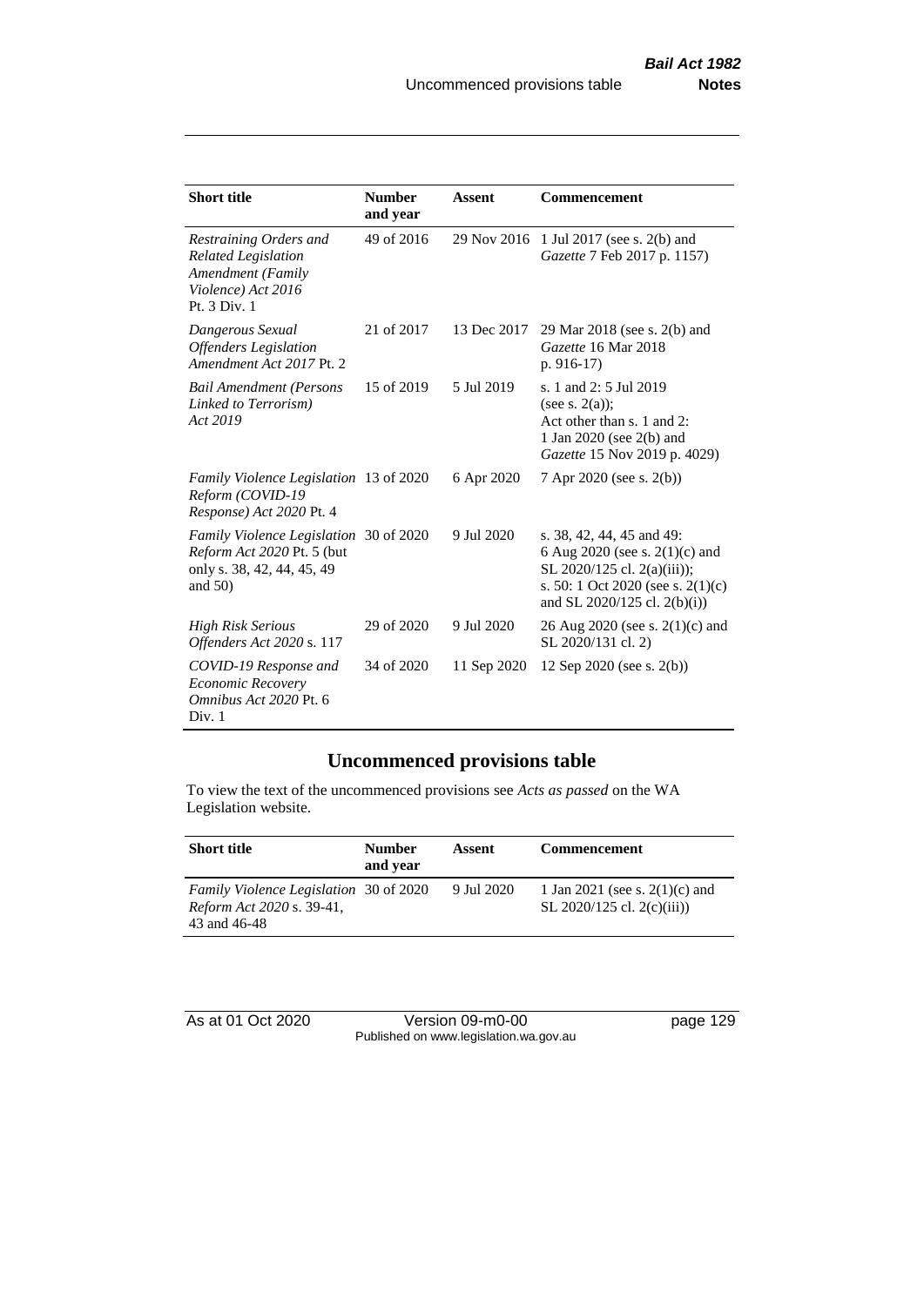| Short title | Number and year | Assent | Commencement |
|---|---|---|---|
| *Restraining Orders and Related Legislation Amendment (Family Violence) Act 2016* Pt. 3 Div. 1 | 49 of 2016 | 29 Nov 2016 | 1 Jul 2017 (see s. 2(b) and *Gazette* 7 Feb 2017 p. 1157) |
| *Dangerous Sexual Offenders Legislation Amendment Act 2017* Pt. 2 | 21 of 2017 | 13 Dec 2017 | 29 Mar 2018 (see s. 2(b) and *Gazette* 16 Mar 2018 p. 916-17) |
| *Bail Amendment (Persons Linked to Terrorism) Act 2019* | 15 of 2019 | 5 Jul 2019 | s. 1 and 2: 5 Jul 2019 (see s. 2(a)); Act other than s. 1 and 2: 1 Jan 2020 (see 2(b) and *Gazette* 15 Nov 2019 p. 4029) |
| *Family Violence Legislation Reform (COVID-19 Response) Act 2020* Pt. 4 | 13 of 2020 | 6 Apr 2020 | 7 Apr 2020 (see s. 2(b)) |
| *Family Violence Legislation Reform Act 2020* Pt. 5 (but only s. 38, 42, 44, 45, 49 and 50) | 30 of 2020 | 9 Jul 2020 | s. 38, 42, 44, 45 and 49: 6 Aug 2020 (see s. 2(1)(c) and SL 2020/125 cl. 2(a)(iii)); s. 50: 1 Oct 2020 (see s. 2(1)(c) and SL 2020/125 cl. 2(b)(i)) |
| *High Risk Serious Offenders Act 2020* s. 117 | 29 of 2020 | 9 Jul 2020 | 26 Aug 2020 (see s. 2(1)(c) and SL 2020/131 cl. 2) |
| *COVID-19 Response and Economic Recovery Omnibus Act 2020* Pt. 6 Div. 1 | 34 of 2020 | 11 Sep 2020 | 12 Sep 2020 (see s. 2(b)) |

## Uncommenced provisions table

To view the text of the uncommenced provisions see *Acts as passed* on the WA Legislation website.

| Short title | Number and year | Assent | Commencement |
|---|---|---|---|
| *Family Violence Legislation Reform Act 2020* s. 39-41, 43 and 46-48 | 30 of 2020 | 9 Jul 2020 | 1 Jan 2021 (see s. 2(1)(c) and SL 2020/125 cl. 2(c)(iii)) |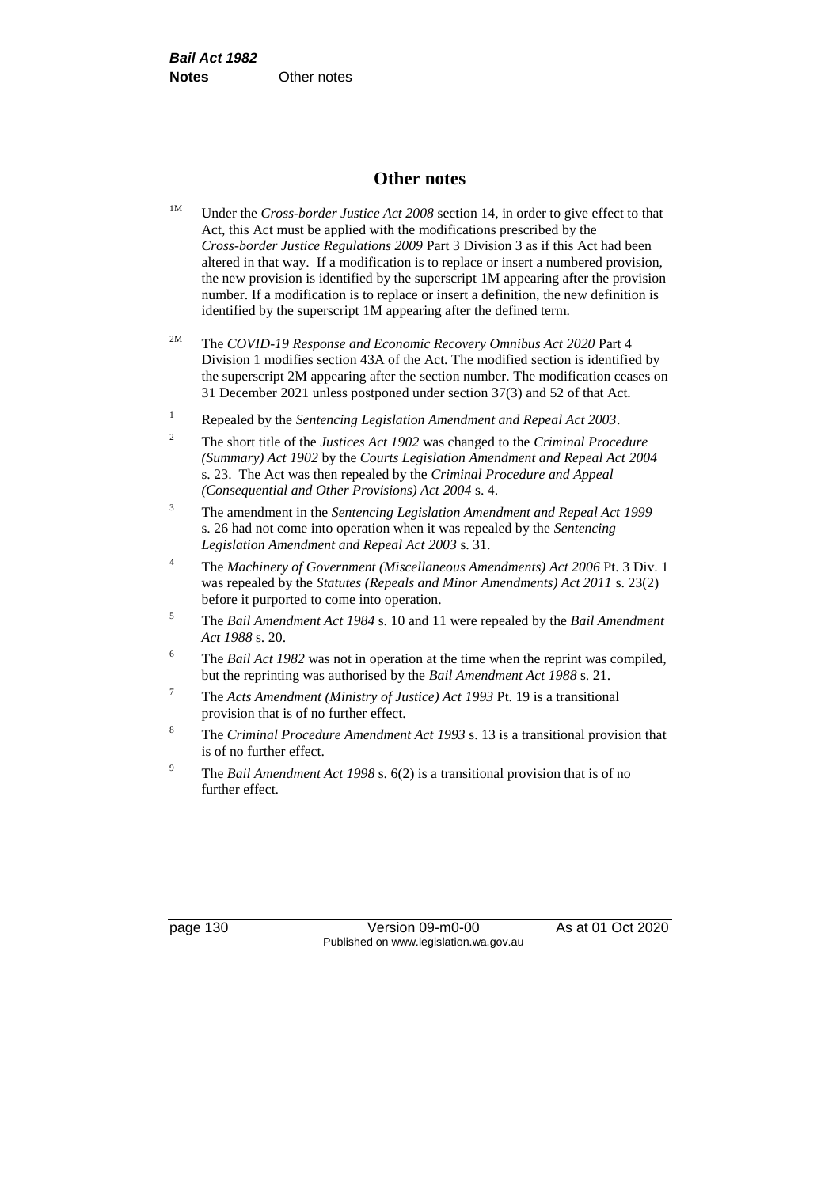## Other notes

[1M] Under the *Cross-border Justice Act 2008* section 14, in order to give effect to that Act, this Act must be applied with the modifications prescribed by the *Cross-border Justice Regulations 2009* Part 3 Division 3 as if this Act had been altered in that way. If a modification is to replace or insert a numbered provision, the new provision is identified by the superscript 1M appearing after the provision number. If a modification is to replace or insert a definition, the new definition is identified by the superscript 1M appearing after the defined term.

[2M] The *COVID-19 Response and Economic Recovery Omnibus Act 2020* Part 4 Division 1 modifies section 43A of the Act. The modified section is identified by the superscript 2M appearing after the section number. The modification ceases on 31 December 2021 unless postponed under section 37(3) and 52 of that Act.

[1] Repealed by the *Sentencing Legislation Amendment and Repeal Act 2003*.

[2] The short title of the *Justices Act 1902* was changed to the *Criminal Procedure (Summary) Act 1902* by the *Courts Legislation Amendment and Repeal Act 2004* s. 23. The Act was then repealed by the *Criminal Procedure and Appeal (Consequential and Other Provisions) Act 2004* s. 4.

[3] The amendment in the *Sentencing Legislation Amendment and Repeal Act 1999* s. 26 had not come into operation when it was repealed by the *Sentencing Legislation Amendment and Repeal Act 2003* s. 31.

[4] The *Machinery of Government (Miscellaneous Amendments) Act 2006* Pt. 3 Div. 1 was repealed by the *Statutes (Repeals and Minor Amendments) Act 2011* s. 23(2) before it purported to come into operation.

[5] The *Bail Amendment Act 1984* s. 10 and 11 were repealed by the *Bail Amendment Act 1988* s. 20.

[6] The *Bail Act 1982* was not in operation at the time when the reprint was compiled, but the reprinting was authorised by the *Bail Amendment Act 1988* s. 21.

[7] The *Acts Amendment (Ministry of Justice) Act 1993* Pt. 19 is a transitional provision that is of no further effect.

[8] The *Criminal Procedure Amendment Act 1993* s. 13 is a transitional provision that is of no further effect.

[9] The *Bail Amendment Act 1998* s. 6(2) is a transitional provision that is of no further effect.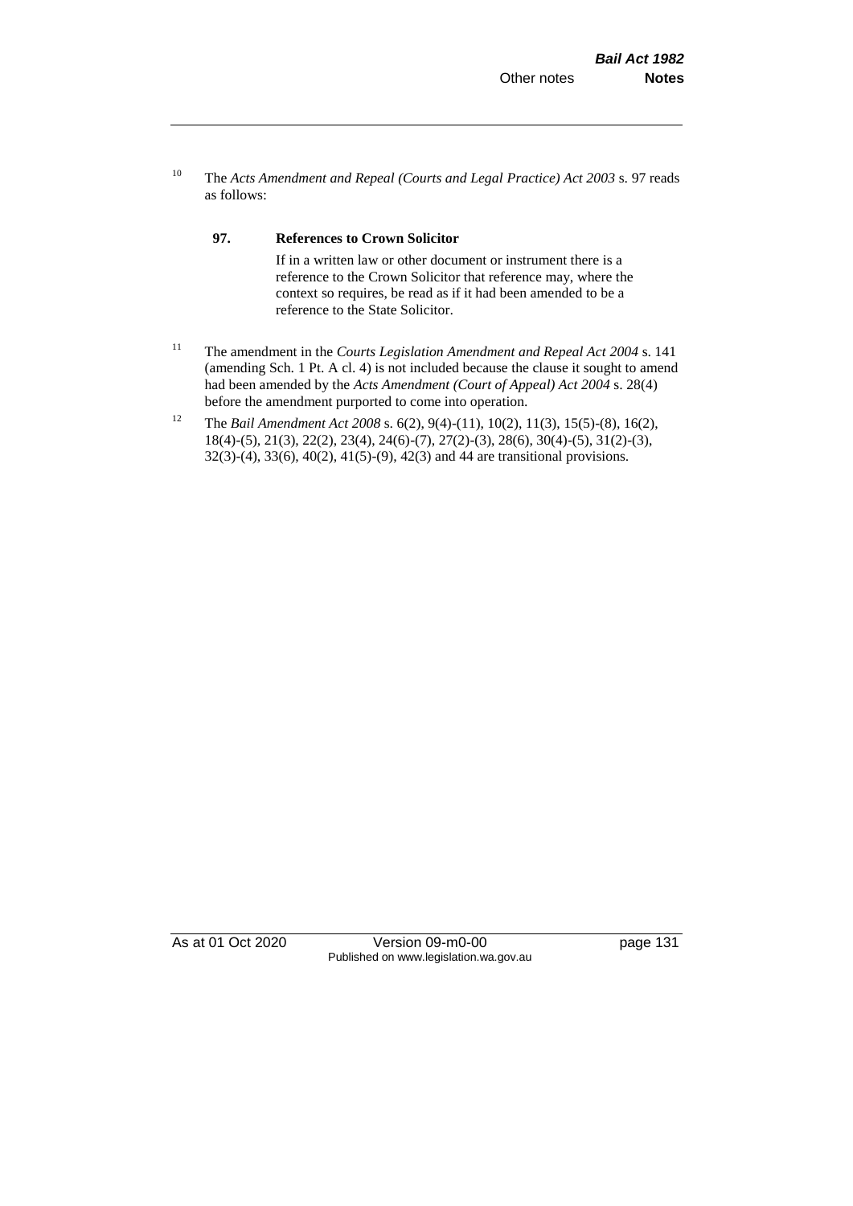[10] The *Acts Amendment and Repeal (Courts and Legal Practice) Act 2003* s. 97 reads as follows:

> **97. References to Crown Solicitor**
>
> If in a written law or other document or instrument there is a reference to the Crown Solicitor that reference may, where the context so requires, be read as if it had been amended to be a reference to the State Solicitor.

[11] The amendment in the *Courts Legislation Amendment and Repeal Act 2004* s. 141 (amending Sch. 1 Pt. A cl. 4) is not included because the clause it sought to amend had been amended by the *Acts Amendment (Court of Appeal) Act 2004* s. 28(4) before the amendment purported to come into operation.

[12] The *Bail Amendment Act 2008* s. 6(2), 9(4)-(11), 10(2), 11(3), 15(5)-(8), 16(2), 18(4)-(5), 21(3), 22(2), 23(4), 24(6)-(7), 27(2)-(3), 28(6), 30(4)-(5), 31(2)-(3), 32(3)-(4), 33(6), 40(2), 41(5)-(9), 42(3) and 44 are transitional provisions.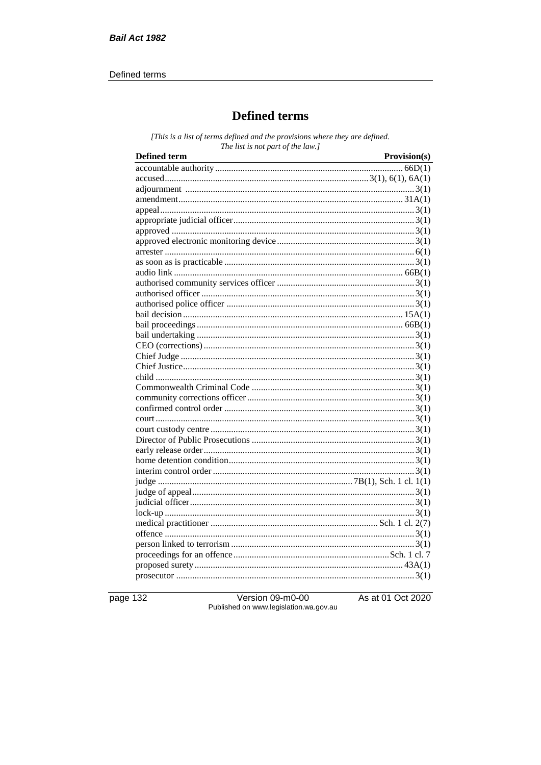# Defined terms

*[This is a list of terms defined and the provisions where they are defined. The list is not part of the law.]*

| Defined term | Provision(s) |
|---|---|
| accountable authority | 66D(1) |
| accused | 3(1), 6(1), 6A(1) |
| adjournment | 3(1) |
| amendment | 31A(1) |
| appeal | 3(1) |
| appropriate judicial officer | 3(1) |
| approved | 3(1) |
| approved electronic monitoring device | 3(1) |
| arrester | 6(1) |
| as soon as is practicable | 3(1) |
| audio link | 66B(1) |
| authorised community services officer | 3(1) |
| authorised officer | 3(1) |
| authorised police officer | 3(1) |
| bail decision | 15A(1) |
| bail proceedings | 66B(1) |
| bail undertaking | 3(1) |
| CEO (corrections) | 3(1) |
| Chief Judge | 3(1) |
| Chief Justice | 3(1) |
| child | 3(1) |
| Commonwealth Criminal Code | 3(1) |
| community corrections officer | 3(1) |
| confirmed control order | 3(1) |
| court | 3(1) |
| court custody centre | 3(1) |
| Director of Public Prosecutions | 3(1) |
| early release order | 3(1) |
| home detention condition | 3(1) |
| interim control order | 3(1) |
| judge | 7B(1), Sch. 1 cl. 1(1) |
| judge of appeal | 3(1) |
| judicial officer | 3(1) |
| lock-up | 3(1) |
| medical practitioner | Sch. 1 cl. 2(7) |
| offence | 3(1) |
| person linked to terrorism | 3(1) |
| proceedings for an offence | Sch. 1 cl. 7 |
| proposed surety | 43A(1) |
| prosecutor | 3(1) |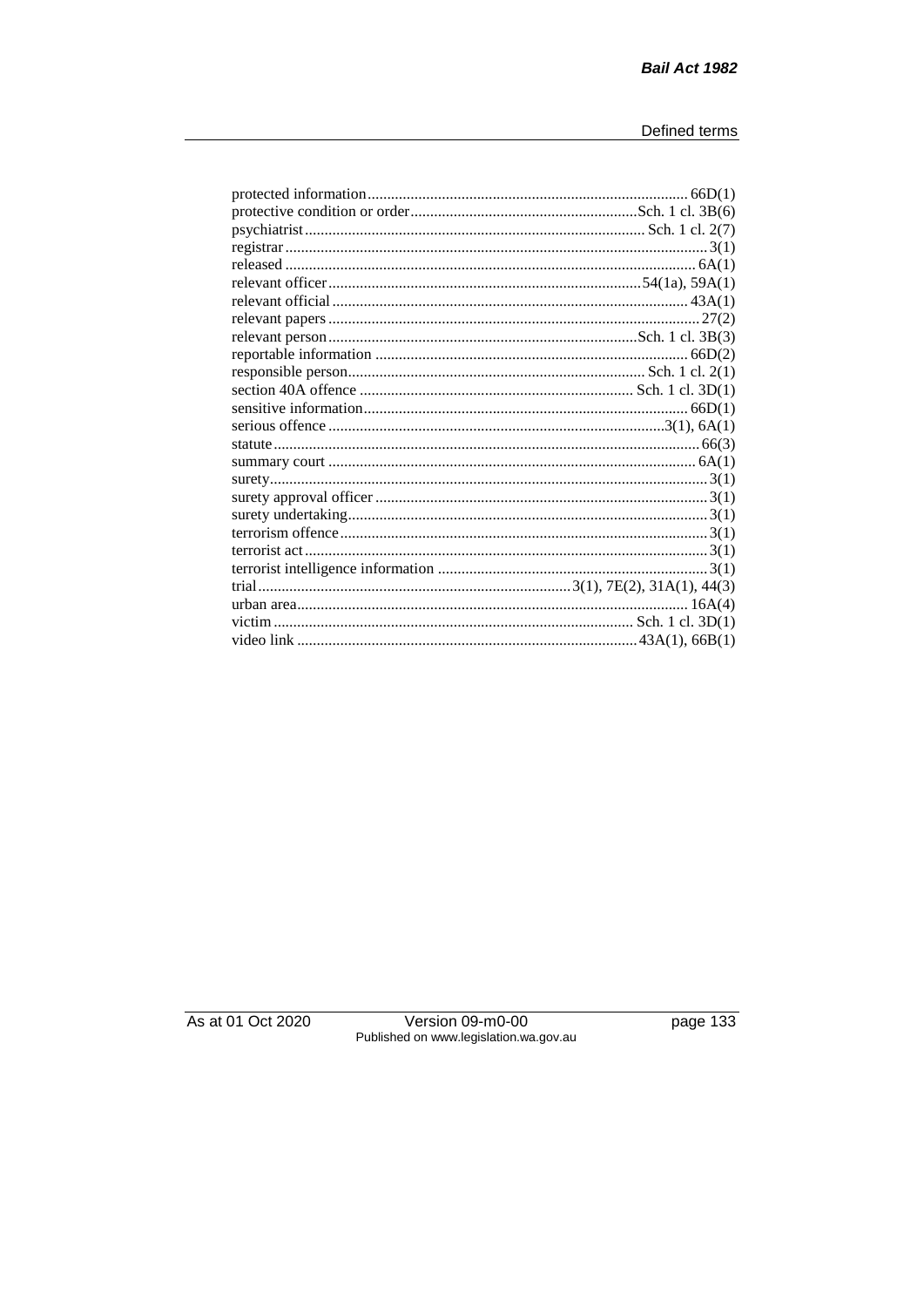| | |
|---|---|
| protected information | 66D(1) |
| protective condition or order | Sch. 1 cl. 3B(6) |
| psychiatrist | Sch. 1 cl. 2(7) |
| registrar | 3(1) |
| released | 6A(1) |
| relevant officer | 54(1a), 59A(1) |
| relevant official | 43A(1) |
| relevant papers | 27(2) |
| relevant person | Sch. 1 cl. 3B(3) |
| reportable information | 66D(2) |
| responsible person | Sch. 1 cl. 2(1) |
| section 40A offence | Sch. 1 cl. 3D(1) |
| sensitive information | 66D(1) |
| serious offence | 3(1), 6A(1) |
| statute | 66(3) |
| summary court | 6A(1) |
| surety | 3(1) |
| surety approval officer | 3(1) |
| surety undertaking | 3(1) |
| terrorism offence | 3(1) |
| terrorist act | 3(1) |
| terrorist intelligence information | 3(1) |
| trial | 3(1), 7E(2), 31A(1), 44(3) |
| urban area | 16A(4) |
| victim | Sch. 1 cl. 3D(1) |
| video link | 43A(1), 66B(1) |